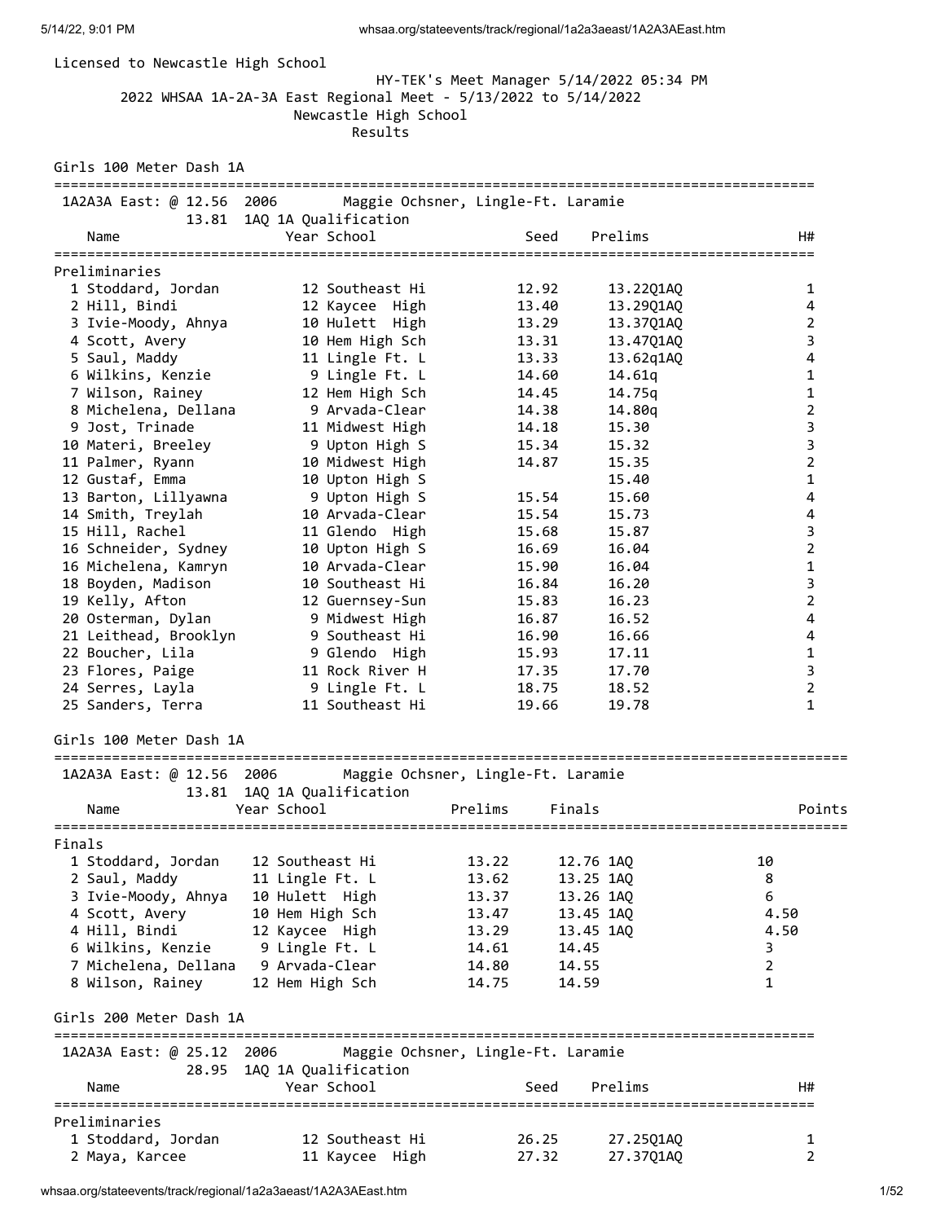Licensed to Newcastle High School

HY-TEK's Meet Manager 5/14/2022 05:34 PM

2022 WHSAA 1A-2A-3A East Regional Meet - 5/13/2022 to 5/14/2022

Newcastle High School

Results

## Girls 100 Meter Dash 1A

1A2A3A East: @ 12.56 2006 Maggie Ochsner, Lingle-Ft. Laramie

13.81 1AQ 1A Qualification

| | Name | Year | School | Seed | Prelims | H# |
|---|---|---|---|---|---|---|
| **Preliminaries** | | | | | | |
| 1 | Stoddard, Jordan | 12 | Southeast Hi | 12.92 | 13.22Q1AQ | 1 |
| 2 | Hill, Bindi | 12 | Kaycee High | 13.40 | 13.29Q1AQ | 4 |
| 3 | Ivie-Moody, Ahnya | 10 | Hulett High | 13.29 | 13.37Q1AQ | 2 |
| 4 | Scott, Avery | 10 | Hem High Sch | 13.31 | 13.47Q1AQ | 3 |
| 5 | Saul, Maddy | 11 | Lingle Ft. L | 13.33 | 13.62q1AQ | 4 |
| 6 | Wilkins, Kenzie | 9 | Lingle Ft. L | 14.60 | 14.61q | 1 |
| 7 | Wilson, Rainey | 12 | Hem High Sch | 14.45 | 14.75q | 1 |
| 8 | Michelena, Dellana | 9 | Arvada-Clear | 14.38 | 14.80q | 2 |
| 9 | Jost, Trinade | 11 | Midwest High | 14.18 | 15.30 | 3 |
| 10 | Materi, Breeley | 9 | Upton High S | 15.34 | 15.32 | 3 |
| 11 | Palmer, Ryann | 10 | Midwest High | 14.87 | 15.35 | 2 |
| 12 | Gustaf, Emma | 10 | Upton High S | | 15.40 | 1 |
| 13 | Barton, Lillyawna | 9 | Upton High S | 15.54 | 15.60 | 4 |
| 14 | Smith, Treylah | 10 | Arvada-Clear | 15.54 | 15.73 | 4 |
| 15 | Hill, Rachel | 11 | Glendo High | 15.68 | 15.87 | 3 |
| 16 | Schneider, Sydney | 10 | Upton High S | 16.69 | 16.04 | 2 |
| 16 | Michelena, Kamryn | 10 | Arvada-Clear | 15.90 | 16.04 | 1 |
| 18 | Boyden, Madison | 10 | Southeast Hi | 16.84 | 16.20 | 3 |
| 19 | Kelly, Afton | 12 | Guernsey-Sun | 15.83 | 16.23 | 2 |
| 20 | Osterman, Dylan | 9 | Midwest High | 16.87 | 16.52 | 4 |
| 21 | Leithead, Brooklyn | 9 | Southeast Hi | 16.90 | 16.66 | 4 |
| 22 | Boucher, Lila | 9 | Glendo High | 15.93 | 17.11 | 1 |
| 23 | Flores, Paige | 11 | Rock River H | 17.35 | 17.70 | 3 |
| 24 | Serres, Layla | 9 | Lingle Ft. L | 18.75 | 18.52 | 2 |
| 25 | Sanders, Terra | 11 | Southeast Hi | 19.66 | 19.78 | 1 |

## Girls 100 Meter Dash 1A

1A2A3A East: @ 12.56 2006 Maggie Ochsner, Lingle-Ft. Laramie

13.81 1AQ 1A Qualification

| | Name | Year | School | Prelims | Finals | Points |
|---|---|---|---|---|---|---|
| **Finals** | | | | | | |
| 1 | Stoddard, Jordan | 12 | Southeast Hi | 13.22 | 12.76 1AQ | 10 |
| 2 | Saul, Maddy | 11 | Lingle Ft. L | 13.62 | 13.25 1AQ | 8 |
| 3 | Ivie-Moody, Ahnya | 10 | Hulett High | 13.37 | 13.26 1AQ | 6 |
| 4 | Scott, Avery | 10 | Hem High Sch | 13.47 | 13.45 1AQ | 4.50 |
| 4 | Hill, Bindi | 12 | Kaycee High | 13.29 | 13.45 1AQ | 4.50 |
| 6 | Wilkins, Kenzie | 9 | Lingle Ft. L | 14.61 | 14.45 | 3 |
| 7 | Michelena, Dellana | 9 | Arvada-Clear | 14.80 | 14.55 | 2 |
| 8 | Wilson, Rainey | 12 | Hem High Sch | 14.75 | 14.59 | 1 |

## Girls 200 Meter Dash 1A

1A2A3A East: @ 25.12 2006 Maggie Ochsner, Lingle-Ft. Laramie

28.95 1AQ 1A Qualification

| | Name | Year | School | Seed | Prelims | H# |
|---|---|---|---|---|---|---|
| **Preliminaries** | | | | | | |
| 1 | Stoddard, Jordan | 12 | Southeast Hi | 26.25 | 27.25Q1AQ | 1 |
| 2 | Maya, Karcee | 11 | Kaycee High | 27.32 | 27.37Q1AQ | 2 |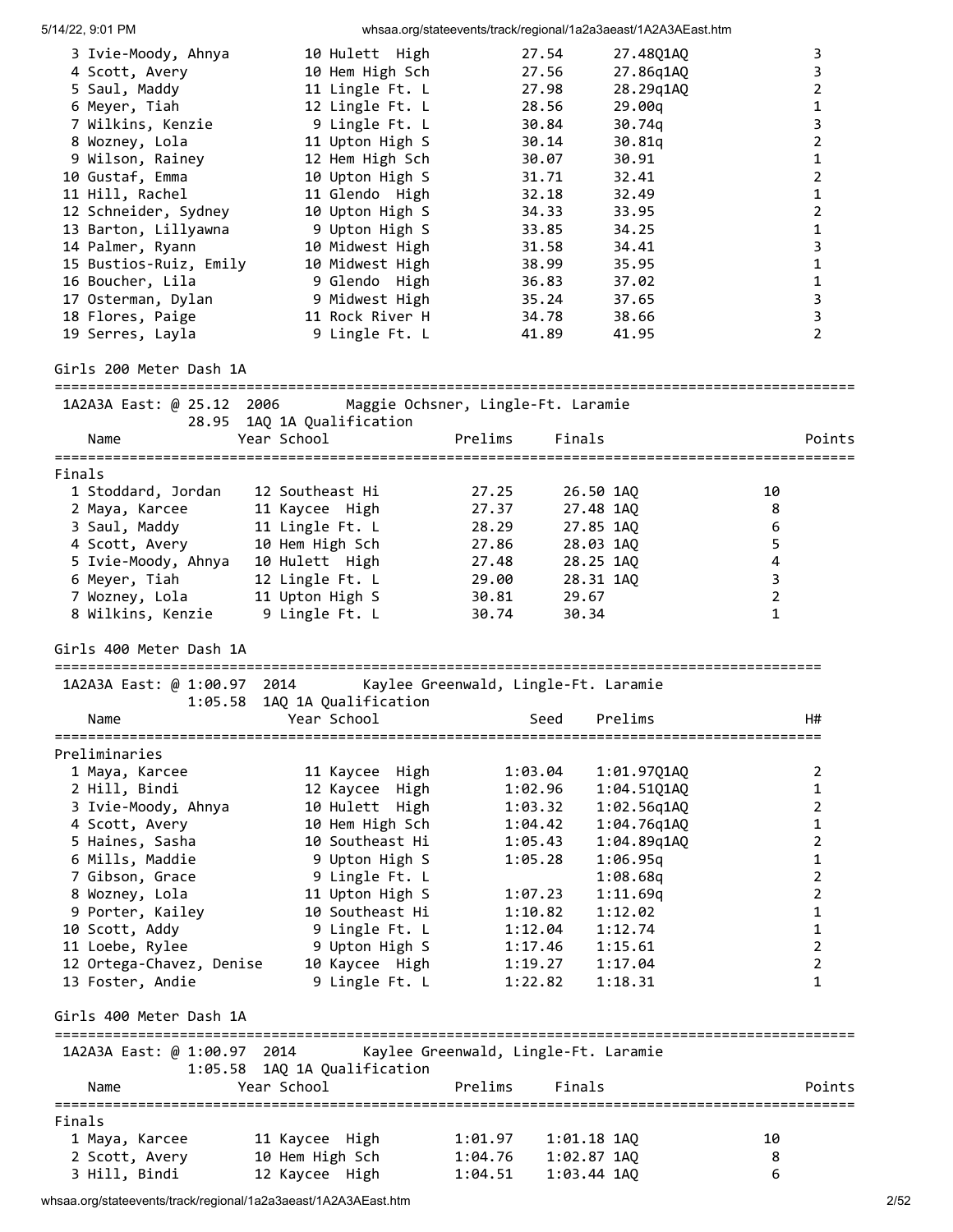| Place | Name | Year | School | Seed | Prelims | H# |
|---|---|---|---|---|---|---|
| 3 | Ivie-Moody, Ahnya | 10 | Hulett High | 27.54 | 27.48Q1AQ | 3 |
| 4 | Scott, Avery | 10 | Hem High Sch | 27.56 | 27.86q1AQ | 3 |
| 5 | Saul, Maddy | 11 | Lingle Ft. L | 27.98 | 28.29q1AQ | 2 |
| 6 | Meyer, Tiah | 12 | Lingle Ft. L | 28.56 | 29.00q | 1 |
| 7 | Wilkins, Kenzie | 9 | Lingle Ft. L | 30.84 | 30.74q | 3 |
| 8 | Wozney, Lola | 11 | Upton High S | 30.14 | 30.81q | 2 |
| 9 | Wilson, Rainey | 12 | Hem High Sch | 30.07 | 30.91 | 1 |
| 10 | Gustaf, Emma | 10 | Upton High S | 31.71 | 32.41 | 2 |
| 11 | Hill, Rachel | 11 | Glendo High | 32.18 | 32.49 | 1 |
| 12 | Schneider, Sydney | 10 | Upton High S | 34.33 | 33.95 | 2 |
| 13 | Barton, Lillyawna | 9 | Upton High S | 33.85 | 34.25 | 1 |
| 14 | Palmer, Ryann | 10 | Midwest High | 31.58 | 34.41 | 3 |
| 15 | Bustios-Ruiz, Emily | 10 | Midwest High | 38.99 | 35.95 | 1 |
| 16 | Boucher, Lila | 9 | Glendo High | 36.83 | 37.02 | 1 |
| 17 | Osterman, Dylan | 9 | Midwest High | 35.24 | 37.65 | 3 |
| 18 | Flores, Paige | 11 | Rock River H | 34.78 | 38.66 | 3 |
| 19 | Serres, Layla | 9 | Lingle Ft. L | 41.89 | 41.95 | 2 |

## Girls 200 Meter Dash 1A

1A2A3A East: @ 25.12 2006 Maggie Ochsner, Lingle-Ft. Laramie
28.95 1AQ 1A Qualification

Finals

| Place | Name | Year | School | Prelims | Finals | Points |
|---|---|---|---|---|---|---|
| 1 | Stoddard, Jordan | 12 | Southeast Hi | 27.25 | 26.50 1AQ | 10 |
| 2 | Maya, Karcee | 11 | Kaycee High | 27.37 | 27.48 1AQ | 8 |
| 3 | Saul, Maddy | 11 | Lingle Ft. L | 28.29 | 27.85 1AQ | 6 |
| 4 | Scott, Avery | 10 | Hem High Sch | 27.86 | 28.03 1AQ | 5 |
| 5 | Ivie-Moody, Ahnya | 10 | Hulett High | 27.48 | 28.25 1AQ | 4 |
| 6 | Meyer, Tiah | 12 | Lingle Ft. L | 29.00 | 28.31 1AQ | 3 |
| 7 | Wozney, Lola | 11 | Upton High S | 30.81 | 29.67 | 2 |
| 8 | Wilkins, Kenzie | 9 | Lingle Ft. L | 30.74 | 30.34 | 1 |

## Girls 400 Meter Dash 1A

1A2A3A East: @ 1:00.97 2014 Kaylee Greenwald, Lingle-Ft. Laramie
1:05.58 1AQ 1A Qualification

Preliminaries

| Place | Name | Year | School | Seed | Prelims | H# |
|---|---|---|---|---|---|---|
| 1 | Maya, Karcee | 11 | Kaycee High | 1:03.04 | 1:01.97Q1AQ | 2 |
| 2 | Hill, Bindi | 12 | Kaycee High | 1:02.96 | 1:04.51Q1AQ | 1 |
| 3 | Ivie-Moody, Ahnya | 10 | Hulett High | 1:03.32 | 1:02.56q1AQ | 2 |
| 4 | Scott, Avery | 10 | Hem High Sch | 1:04.42 | 1:04.76q1AQ | 1 |
| 5 | Haines, Sasha | 10 | Southeast Hi | 1:05.43 | 1:04.89q1AQ | 2 |
| 6 | Mills, Maddie | 9 | Upton High S | 1:05.28 | 1:06.95q | 1 |
| 7 | Gibson, Grace | 9 | Lingle Ft. L | | 1:08.68q | 2 |
| 8 | Wozney, Lola | 11 | Upton High S | 1:07.23 | 1:11.69q | 2 |
| 9 | Porter, Kailey | 10 | Southeast Hi | 1:10.82 | 1:12.02 | 1 |
| 10 | Scott, Addy | 9 | Lingle Ft. L | 1:12.04 | 1:12.74 | 1 |
| 11 | Loebe, Rylee | 9 | Upton High S | 1:17.46 | 1:15.61 | 2 |
| 12 | Ortega-Chavez, Denise | 10 | Kaycee High | 1:19.27 | 1:17.04 | 2 |
| 13 | Foster, Andie | 9 | Lingle Ft. L | 1:22.82 | 1:18.31 | 1 |

## Girls 400 Meter Dash 1A

1A2A3A East: @ 1:00.97 2014 Kaylee Greenwald, Lingle-Ft. Laramie
1:05.58 1AQ 1A Qualification

Finals

| Place | Name | Year | School | Prelims | Finals | Points |
|---|---|---|---|---|---|---|
| 1 | Maya, Karcee | 11 | Kaycee High | 1:01.97 | 1:01.18 1AQ | 10 |
| 2 | Scott, Avery | 10 | Hem High Sch | 1:04.76 | 1:02.87 1AQ | 8 |
| 3 | Hill, Bindi | 12 | Kaycee High | 1:04.51 | 1:03.44 1AQ | 6 |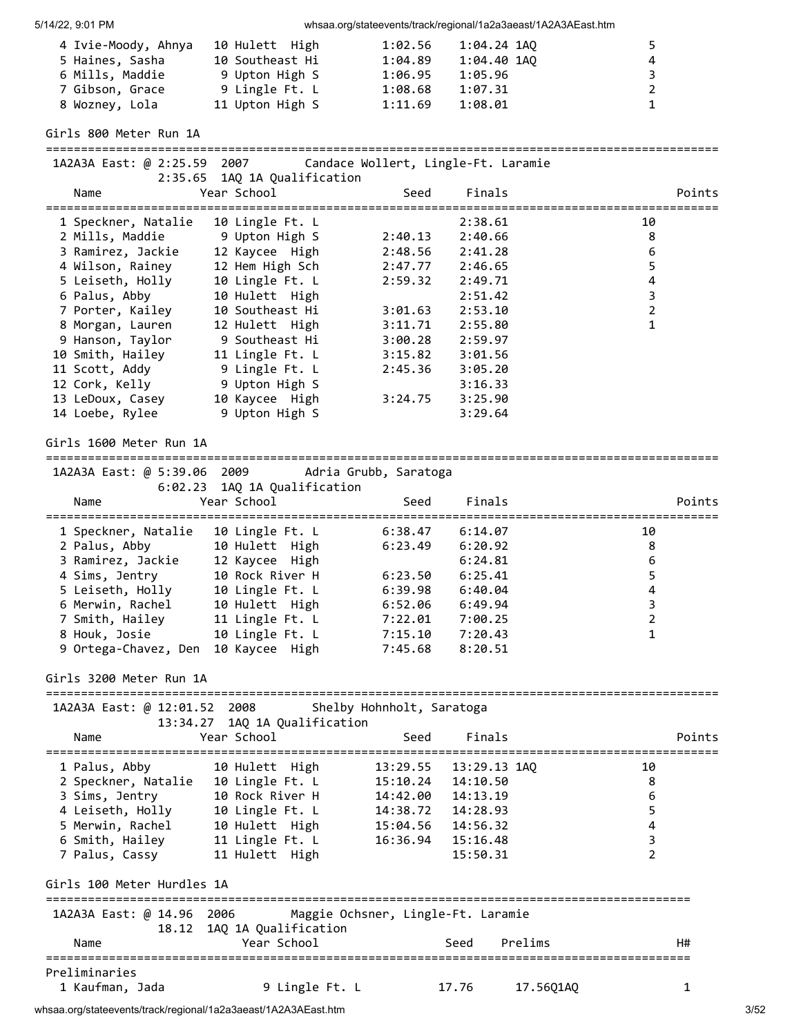| Place | Name | Year | School | Seed | Finals | | Points |
|---|---|---|---|---|---|---|---|
| 4 | Ivie-Moody, Ahnya | 10 | Hulett High | 1:02.56 | 1:04.24 | 1AQ | 5 |
| 5 | Haines, Sasha | 10 | Southeast Hi | 1:04.89 | 1:04.40 | 1AQ | 4 |
| 6 | Mills, Maddie | 9 | Upton High S | 1:06.95 | 1:05.96 | | 3 |
| 7 | Gibson, Grace | 9 | Lingle Ft. L | 1:08.68 | 1:07.31 | | 2 |
| 8 | Wozney, Lola | 11 | Upton High S | 1:11.69 | 1:08.01 | | 1 |

## Girls 800 Meter Run 1A

1A2A3A East: @ 2:25.59 2007 Candace Wollert, Lingle-Ft. Laramie
2:35.65 1AQ 1A Qualification

| Place | Name | Year | School | Seed | Finals | Points |
|---|---|---|---|---|---|---|
| 1 | Speckner, Natalie | 10 | Lingle Ft. L | | 2:38.61 | 10 |
| 2 | Mills, Maddie | 9 | Upton High S | 2:40.13 | 2:40.66 | 8 |
| 3 | Ramirez, Jackie | 12 | Kaycee High | 2:48.56 | 2:41.28 | 6 |
| 4 | Wilson, Rainey | 12 | Hem High Sch | 2:47.77 | 2:46.65 | 5 |
| 5 | Leiseth, Holly | 10 | Lingle Ft. L | 2:59.32 | 2:49.71 | 4 |
| 6 | Palus, Abby | 10 | Hulett High | | 2:51.42 | 3 |
| 7 | Porter, Kailey | 10 | Southeast Hi | 3:01.63 | 2:53.10 | 2 |
| 8 | Morgan, Lauren | 12 | Hulett High | 3:11.71 | 2:55.80 | 1 |
| 9 | Hanson, Taylor | 9 | Southeast Hi | 3:00.28 | 2:59.97 | |
| 10 | Smith, Hailey | 11 | Lingle Ft. L | 3:15.82 | 3:01.56 | |
| 11 | Scott, Addy | 9 | Lingle Ft. L | 2:45.36 | 3:05.20 | |
| 12 | Cork, Kelly | 9 | Upton High S | | 3:16.33 | |
| 13 | LeDoux, Casey | 10 | Kaycee High | 3:24.75 | 3:25.90 | |
| 14 | Loebe, Rylee | 9 | Upton High S | | 3:29.64 | |

## Girls 1600 Meter Run 1A

1A2A3A East: @ 5:39.06 2009 Adria Grubb, Saratoga
6:02.23 1AQ 1A Qualification

| Place | Name | Year | School | Seed | Finals | Points |
|---|---|---|---|---|---|---|
| 1 | Speckner, Natalie | 10 | Lingle Ft. L | 6:38.47 | 6:14.07 | 10 |
| 2 | Palus, Abby | 10 | Hulett High | 6:23.49 | 6:20.92 | 8 |
| 3 | Ramirez, Jackie | 12 | Kaycee High | | 6:24.81 | 6 |
| 4 | Sims, Jentry | 10 | Rock River H | 6:23.50 | 6:25.41 | 5 |
| 5 | Leiseth, Holly | 10 | Lingle Ft. L | 6:39.98 | 6:40.04 | 4 |
| 6 | Merwin, Rachel | 10 | Hulett High | 6:52.06 | 6:49.94 | 3 |
| 7 | Smith, Hailey | 11 | Lingle Ft. L | 7:22.01 | 7:00.25 | 2 |
| 8 | Houk, Josie | 10 | Lingle Ft. L | 7:15.10 | 7:20.43 | 1 |
| 9 | Ortega-Chavez, Den | 10 | Kaycee High | 7:45.68 | 8:20.51 | |

## Girls 3200 Meter Run 1A

1A2A3A East: @ 12:01.52 2008 Shelby Hohnholt, Saratoga
13:34.27 1AQ 1A Qualification

| Place | Name | Year | School | Seed | Finals | | Points |
|---|---|---|---|---|---|---|---|
| 1 | Palus, Abby | 10 | Hulett High | 13:29.55 | 13:29.13 | 1AQ | 10 |
| 2 | Speckner, Natalie | 10 | Lingle Ft. L | 15:10.24 | 14:10.50 | | 8 |
| 3 | Sims, Jentry | 10 | Rock River H | 14:42.00 | 14:13.19 | | 6 |
| 4 | Leiseth, Holly | 10 | Lingle Ft. L | 14:38.72 | 14:28.93 | | 5 |
| 5 | Merwin, Rachel | 10 | Hulett High | 15:04.56 | 14:56.32 | | 4 |
| 6 | Smith, Hailey | 11 | Lingle Ft. L | 16:36.94 | 15:16.48 | | 3 |
| 7 | Palus, Cassy | 11 | Hulett High | | 15:50.31 | | 2 |

## Girls 100 Meter Hurdles 1A

1A2A3A East: @ 14.96 2006 Maggie Ochsner, Lingle-Ft. Laramie
18.12 1AQ 1A Qualification

Preliminaries

| Place | Name | Year | School | Seed | Prelims | H# |
|---|---|---|---|---|---|---|
| 1 | Kaufman, Jada | 9 | Lingle Ft. L | 17.76 | 17.56Q1AQ | 1 |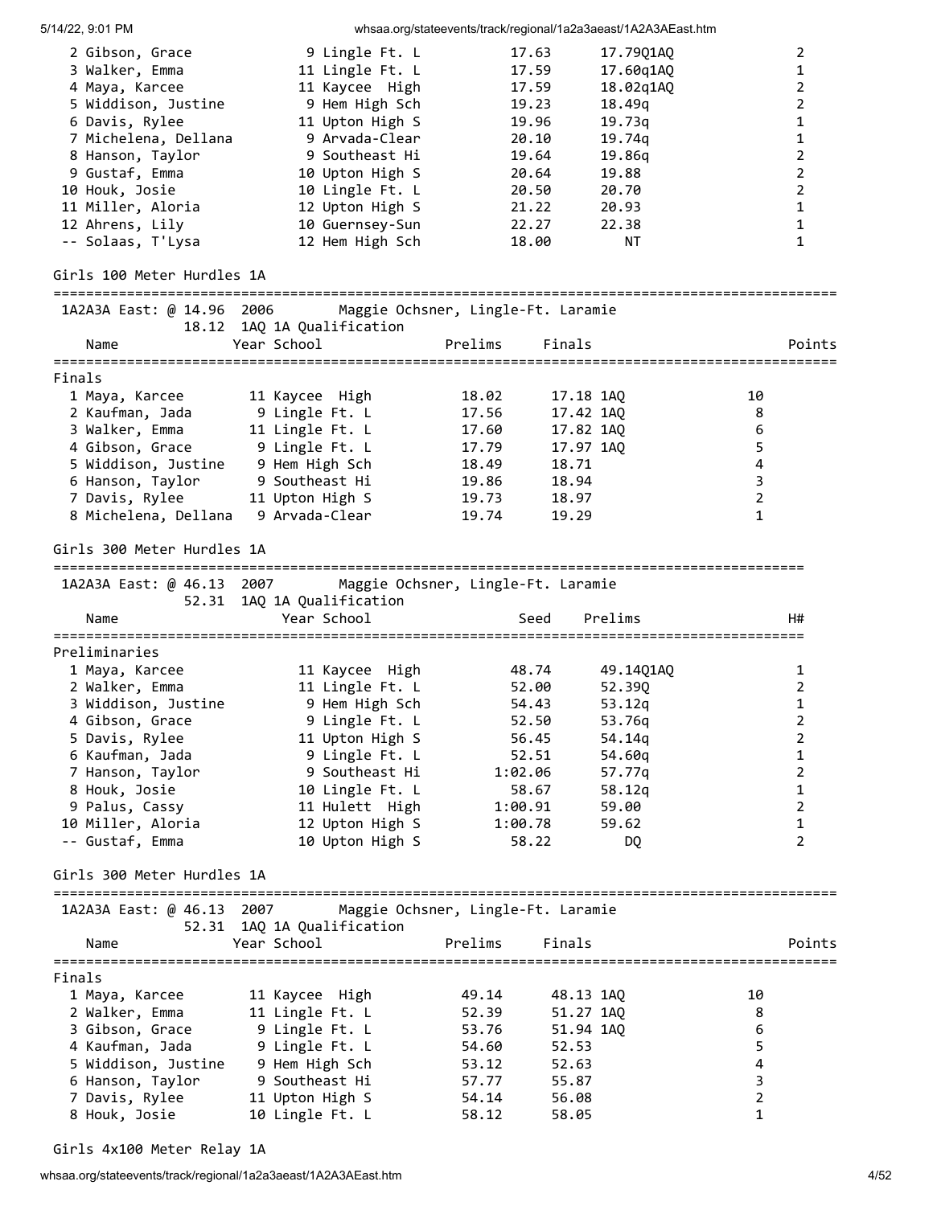| Place | Name | Year | School | Seed | Prelims | H# |
|---|---|---|---|---|---|---|
| 2 | Gibson, Grace | 9 | Lingle Ft. L | 17.63 | 17.79Q1AQ | 2 |
| 3 | Walker, Emma | 11 | Lingle Ft. L | 17.59 | 17.60q1AQ | 1 |
| 4 | Maya, Karcee | 11 | Kaycee High | 17.59 | 18.02q1AQ | 2 |
| 5 | Widdison, Justine | 9 | Hem High Sch | 19.23 | 18.49q | 2 |
| 6 | Davis, Rylee | 11 | Upton High S | 19.96 | 19.73q | 1 |
| 7 | Michelena, Dellana | 9 | Arvada-Clear | 20.10 | 19.74q | 1 |
| 8 | Hanson, Taylor | 9 | Southeast Hi | 19.64 | 19.86q | 2 |
| 9 | Gustaf, Emma | 10 | Upton High S | 20.64 | 19.88 | 2 |
| 10 | Houk, Josie | 10 | Lingle Ft. L | 20.50 | 20.70 | 2 |
| 11 | Miller, Aloria | 12 | Upton High S | 21.22 | 20.93 | 1 |
| 12 | Ahrens, Lily | 10 | Guernsey-Sun | 22.27 | 22.38 | 1 |
| -- | Solaas, T'Lysa | 12 | Hem High Sch | 18.00 | NT | 1 |

## Girls 100 Meter Hurdles 1A

1A2A3A East: @ 14.96 2006 Maggie Ochsner, Lingle-Ft. Laramie
18.12 1AQ 1A Qualification

**Finals**

| Place | Name | Year | School | Prelims | Finals | Points |
|---|---|---|---|---|---|---|
| 1 | Maya, Karcee | 11 | Kaycee High | 18.02 | 17.18 1AQ | 10 |
| 2 | Kaufman, Jada | 9 | Lingle Ft. L | 17.56 | 17.42 1AQ | 8 |
| 3 | Walker, Emma | 11 | Lingle Ft. L | 17.60 | 17.82 1AQ | 6 |
| 4 | Gibson, Grace | 9 | Lingle Ft. L | 17.79 | 17.97 1AQ | 5 |
| 5 | Widdison, Justine | 9 | Hem High Sch | 18.49 | 18.71 | 4 |
| 6 | Hanson, Taylor | 9 | Southeast Hi | 19.86 | 18.94 | 3 |
| 7 | Davis, Rylee | 11 | Upton High S | 19.73 | 18.97 | 2 |
| 8 | Michelena, Dellana | 9 | Arvada-Clear | 19.74 | 19.29 | 1 |

## Girls 300 Meter Hurdles 1A

1A2A3A East: @ 46.13 2007 Maggie Ochsner, Lingle-Ft. Laramie
52.31 1AQ 1A Qualification

**Preliminaries**

| Place | Name | Year | School | Seed | Prelims | H# |
|---|---|---|---|---|---|---|
| 1 | Maya, Karcee | 11 | Kaycee High | 48.74 | 49.14Q1AQ | 1 |
| 2 | Walker, Emma | 11 | Lingle Ft. L | 52.00 | 52.39Q | 2 |
| 3 | Widdison, Justine | 9 | Hem High Sch | 54.43 | 53.12q | 1 |
| 4 | Gibson, Grace | 9 | Lingle Ft. L | 52.50 | 53.76q | 2 |
| 5 | Davis, Rylee | 11 | Upton High S | 56.45 | 54.14q | 2 |
| 6 | Kaufman, Jada | 9 | Lingle Ft. L | 52.51 | 54.60q | 1 |
| 7 | Hanson, Taylor | 9 | Southeast Hi | 1:02.06 | 57.77q | 2 |
| 8 | Houk, Josie | 10 | Lingle Ft. L | 58.67 | 58.12q | 1 |
| 9 | Palus, Cassy | 11 | Hulett High | 1:00.91 | 59.00 | 2 |
| 10 | Miller, Aloria | 12 | Upton High S | 1:00.78 | 59.62 | 1 |
| -- | Gustaf, Emma | 10 | Upton High S | 58.22 | DQ | 2 |

## Girls 300 Meter Hurdles 1A

1A2A3A East: @ 46.13 2007 Maggie Ochsner, Lingle-Ft. Laramie
52.31 1AQ 1A Qualification

**Finals**

| Place | Name | Year | School | Prelims | Finals | Points |
|---|---|---|---|---|---|---|
| 1 | Maya, Karcee | 11 | Kaycee High | 49.14 | 48.13 1AQ | 10 |
| 2 | Walker, Emma | 11 | Lingle Ft. L | 52.39 | 51.27 1AQ | 8 |
| 3 | Gibson, Grace | 9 | Lingle Ft. L | 53.76 | 51.94 1AQ | 6 |
| 4 | Kaufman, Jada | 9 | Lingle Ft. L | 54.60 | 52.53 | 5 |
| 5 | Widdison, Justine | 9 | Hem High Sch | 53.12 | 52.63 | 4 |
| 6 | Hanson, Taylor | 9 | Southeast Hi | 57.77 | 55.87 | 3 |
| 7 | Davis, Rylee | 11 | Upton High S | 54.14 | 56.08 | 2 |
| 8 | Houk, Josie | 10 | Lingle Ft. L | 58.12 | 58.05 | 1 |

## Girls 4x100 Meter Relay 1A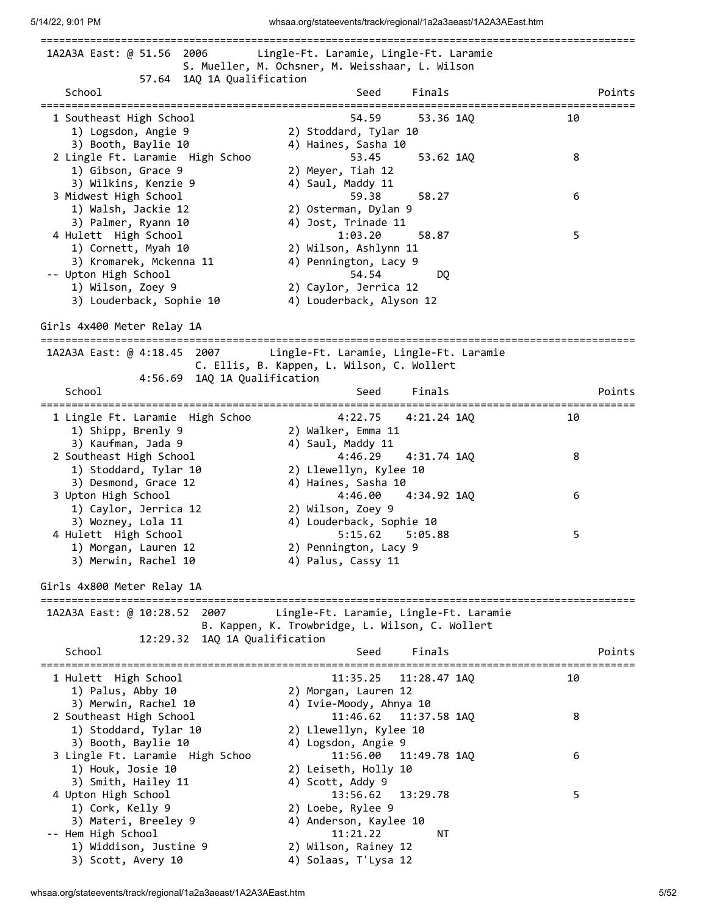1A2A3A East: @ 51.56 2006 Lingle-Ft. Laramie, Lingle-Ft. Laramie
S. Mueller, M. Ochsner, M. Weisshaar, L. Wilson
57.64 1AQ 1A Qualification

| Place | School | Seed | Finals | Points |
|---|---|---|---|---|
| 1 | Southeast High School | 54.59 | 53.36 1AQ | 10 |
| | 1) Logsdon, Angie 9; 2) Stoddard, Tylar 10; 3) Booth, Baylie 10; 4) Haines, Sasha 10 | | | |
| 2 | Lingle Ft. Laramie High Schoo | 53.45 | 53.62 1AQ | 8 |
| | 1) Gibson, Grace 9; 2) Meyer, Tiah 12; 3) Wilkins, Kenzie 9; 4) Saul, Maddy 11 | | | |
| 3 | Midwest High School | 59.38 | 58.27 | 6 |
| | 1) Walsh, Jackie 12; 2) Osterman, Dylan 9; 3) Palmer, Ryann 10; 4) Jost, Trinade 11 | | | |
| 4 | Hulett High School | 1:03.20 | 58.87 | 5 |
| | 1) Cornett, Myah 10; 2) Wilson, Ashlynn 11; 3) Kromarek, Mckenna 11; 4) Pennington, Lacy 9 | | | |
| -- | Upton High School | 54.54 | DQ | |
| | 1) Wilson, Zoey 9; 2) Caylor, Jerrica 12; 3) Louderback, Sophie 10; 4) Louderback, Alyson 12 | | | |

## Girls 4x400 Meter Relay 1A

1A2A3A East: @ 4:18.45 2007 Lingle-Ft. Laramie, Lingle-Ft. Laramie
C. Ellis, B. Kappen, L. Wilson, C. Wollert
4:56.69 1AQ 1A Qualification

| Place | School | Seed | Finals | Points |
|---|---|---|---|---|
| 1 | Lingle Ft. Laramie High Schoo | 4:22.75 | 4:21.24 1AQ | 10 |
| | 1) Shipp, Brenly 9; 2) Walker, Emma 11; 3) Kaufman, Jada 9; 4) Saul, Maddy 11 | | | |
| 2 | Southeast High School | 4:46.29 | 4:31.74 1AQ | 8 |
| | 1) Stoddard, Tylar 10; 2) Llewellyn, Kylee 10; 3) Desmond, Grace 12; 4) Haines, Sasha 10 | | | |
| 3 | Upton High School | 4:46.00 | 4:34.92 1AQ | 6 |
| | 1) Caylor, Jerrica 12; 2) Wilson, Zoey 9; 3) Wozney, Lola 11; 4) Louderback, Sophie 10 | | | |
| 4 | Hulett High School | 5:15.62 | 5:05.88 | 5 |
| | 1) Morgan, Lauren 12; 2) Pennington, Lacy 9; 3) Merwin, Rachel 10; 4) Palus, Cassy 11 | | | |

## Girls 4x800 Meter Relay 1A

1A2A3A East: @ 10:28.52 2007 Lingle-Ft. Laramie, Lingle-Ft. Laramie
B. Kappen, K. Trowbridge, L. Wilson, C. Wollert
12:29.32 1AQ 1A Qualification

| Place | School | Seed | Finals | Points |
|---|---|---|---|---|
| 1 | Hulett High School | 11:35.25 | 11:28.47 1AQ | 10 |
| | 1) Palus, Abby 10; 2) Morgan, Lauren 12; 3) Merwin, Rachel 10; 4) Ivie-Moody, Ahnya 10 | | | |
| 2 | Southeast High School | 11:46.62 | 11:37.58 1AQ | 8 |
| | 1) Stoddard, Tylar 10; 2) Llewellyn, Kylee 10; 3) Booth, Baylie 10; 4) Logsdon, Angie 9 | | | |
| 3 | Lingle Ft. Laramie High Schoo | 11:56.00 | 11:49.78 1AQ | 6 |
| | 1) Houk, Josie 10; 2) Leiseth, Holly 10; 3) Smith, Hailey 11; 4) Scott, Addy 9 | | | |
| 4 | Upton High School | 13:56.62 | 13:29.78 | 5 |
| | 1) Cork, Kelly 9; 2) Loebe, Rylee 9; 3) Materi, Breeley 9; 4) Anderson, Kaylee 10 | | | |
| -- | Hem High School | 11:21.22 | NT | |
| | 1) Widdison, Justine 9; 2) Wilson, Rainey 12; 3) Scott, Avery 10; 4) Solaas, T'Lysa 12 | | | |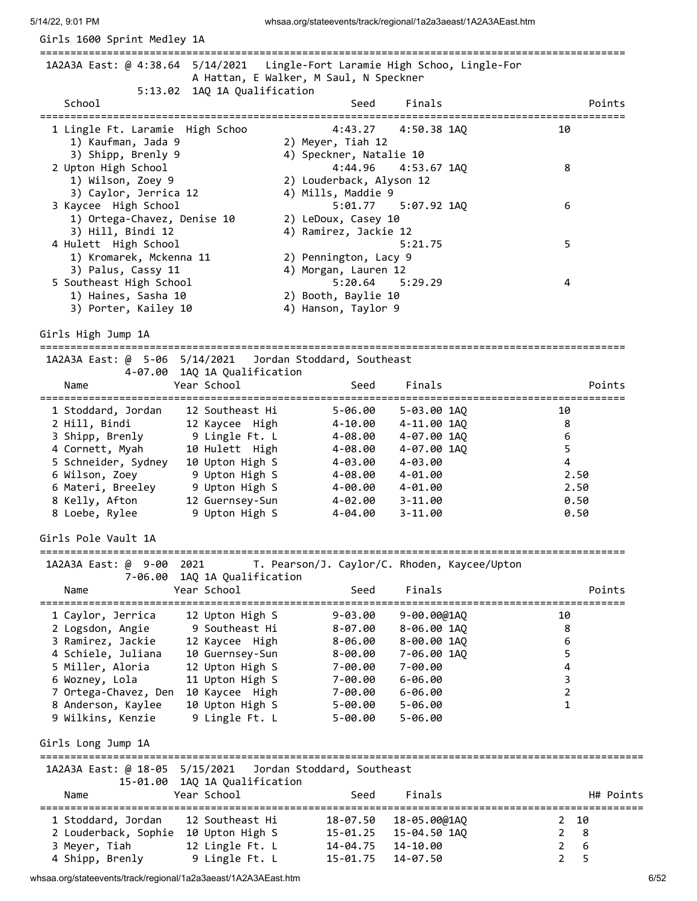## Girls 1600 Sprint Medley 1A

1A2A3A East: @ 4:38.64  5/14/2021  Lingle-Fort Laramie High Schoo, Lingle-For
A Hattan, E Walker, M Saul, N Speckner
5:13.02  1AQ 1A Qualification

| | School | Seed | Finals | Points |
|---|---|---|---|---|
| 1 | Lingle Ft. Laramie High Schoo | 4:43.27 | 4:50.38 1AQ | 10 |
| | 1) Kaufman, Jada 9; 2) Meyer, Tiah 12; 3) Shipp, Brenly 9; 4) Speckner, Natalie 10 | | | |
| 2 | Upton High School | 4:44.96 | 4:53.67 1AQ | 8 |
| | 1) Wilson, Zoey 9; 2) Louderback, Alyson 12; 3) Caylor, Jerrica 12; 4) Mills, Maddie 9 | | | |
| 3 | Kaycee High School | 5:01.77 | 5:07.92 1AQ | 6 |
| | 1) Ortega-Chavez, Denise 10; 2) LeDoux, Casey 10; 3) Hill, Bindi 12; 4) Ramirez, Jackie 12 | | | |
| 4 | Hulett High School | | 5:21.75 | 5 |
| | 1) Kromarek, Mckenna 11; 2) Pennington, Lacy 9; 3) Palus, Cassy 11; 4) Morgan, Lauren 12 | | | |
| 5 | Southeast High School | 5:20.64 | 5:29.29 | 4 |
| | 1) Haines, Sasha 10; 2) Booth, Baylie 10; 3) Porter, Kailey 10; 4) Hanson, Taylor 9 | | | |

## Girls High Jump 1A

1A2A3A East: @ 5-06  5/14/2021  Jordan Stoddard, Southeast
4-07.00  1AQ 1A Qualification

| | Name | Year | School | Seed | Finals | Points |
|---|---|---|---|---|---|---|
| 1 | Stoddard, Jordan | 12 | Southeast Hi | 5-06.00 | 5-03.00 1AQ | 10 |
| 2 | Hill, Bindi | 12 | Kaycee High | 4-10.00 | 4-11.00 1AQ | 8 |
| 3 | Shipp, Brenly | 9 | Lingle Ft. L | 4-08.00 | 4-07.00 1AQ | 6 |
| 4 | Cornett, Myah | 10 | Hulett High | 4-08.00 | 4-07.00 1AQ | 5 |
| 5 | Schneider, Sydney | 10 | Upton High S | 4-03.00 | 4-03.00 | 4 |
| 6 | Wilson, Zoey | 9 | Upton High S | 4-08.00 | 4-01.00 | 2.50 |
| 6 | Materi, Breeley | 9 | Upton High S | 4-00.00 | 4-01.00 | 2.50 |
| 8 | Kelly, Afton | 12 | Guernsey-Sun | 4-02.00 | 3-11.00 | 0.50 |
| 8 | Loebe, Rylee | 9 | Upton High S | 4-04.00 | 3-11.00 | 0.50 |

## Girls Pole Vault 1A

1A2A3A East: @ 9-00  2021  T. Pearson/J. Caylor/C. Rhoden, Kaycee/Upton
7-06.00  1AQ 1A Qualification

| | Name | Year | School | Seed | Finals | Points |
|---|---|---|---|---|---|---|
| 1 | Caylor, Jerrica | 12 | Upton High S | 9-03.00 | 9-00.00@1AQ | 10 |
| 2 | Logsdon, Angie | 9 | Southeast Hi | 8-07.00 | 8-06.00 1AQ | 8 |
| 3 | Ramirez, Jackie | 12 | Kaycee High | 8-06.00 | 8-00.00 1AQ | 6 |
| 4 | Schiele, Juliana | 10 | Guernsey-Sun | 8-00.00 | 7-06.00 1AQ | 5 |
| 5 | Miller, Aloria | 12 | Upton High S | 7-00.00 | 7-00.00 | 4 |
| 6 | Wozney, Lola | 11 | Upton High S | 7-00.00 | 6-06.00 | 3 |
| 7 | Ortega-Chavez, Den | 10 | Kaycee High | 7-00.00 | 6-06.00 | 2 |
| 8 | Anderson, Kaylee | 10 | Upton High S | 5-00.00 | 5-06.00 | 1 |
| 9 | Wilkins, Kenzie | 9 | Lingle Ft. L | 5-00.00 | 5-06.00 | |

## Girls Long Jump 1A

1A2A3A East: @ 18-05  5/15/2021  Jordan Stoddard, Southeast
15-01.00  1AQ 1A Qualification

| | Name | Year | School | Seed | Finals | H# | Points |
|---|---|---|---|---|---|---|---|
| 1 | Stoddard, Jordan | 12 | Southeast Hi | 18-07.50 | 18-05.00@1AQ | 2 | 10 |
| 2 | Louderback, Sophie | 10 | Upton High S | 15-01.25 | 15-04.50 1AQ | 2 | 8 |
| 3 | Meyer, Tiah | 12 | Lingle Ft. L | 14-04.75 | 14-10.00 | 2 | 6 |
| 4 | Shipp, Brenly | 9 | Lingle Ft. L | 15-01.75 | 14-07.50 | 2 | 5 |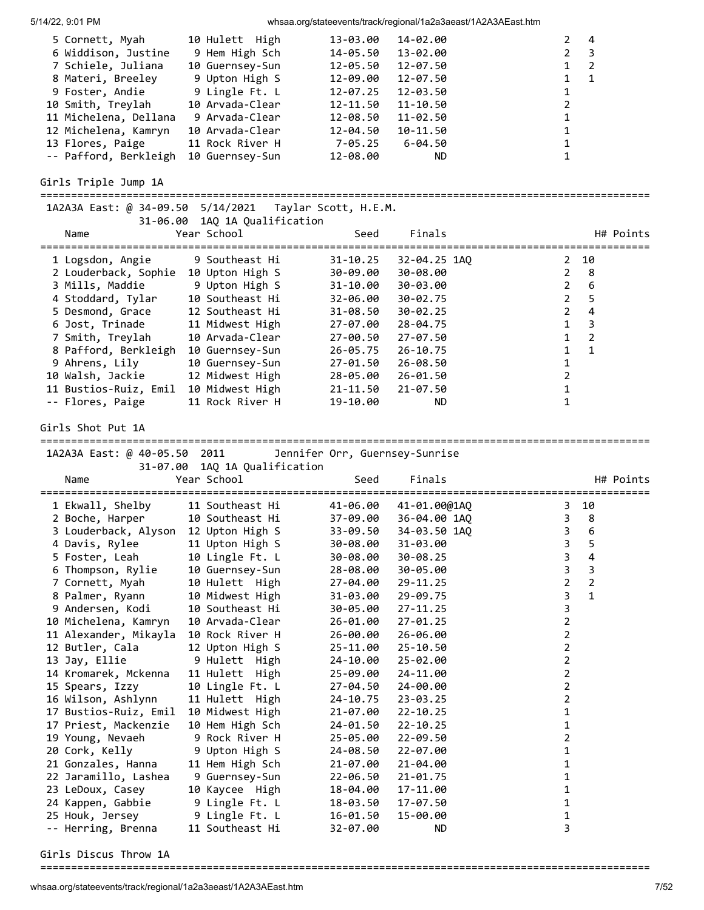| Place | Name | Year | School | Seed | Finals | H# | Points |
|---|---|---|---|---|---|---|---|
| 5 | Cornett, Myah | 10 | Hulett High | 13-03.00 | 14-02.00 | 2 | 4 |
| 6 | Widdison, Justine | 9 | Hem High Sch | 14-05.50 | 13-02.00 | 2 | 3 |
| 7 | Schiele, Juliana | 10 | Guernsey-Sun | 12-05.50 | 12-07.50 | 1 | 2 |
| 8 | Materi, Breeley | 9 | Upton High S | 12-09.00 | 12-07.50 | 1 | 1 |
| 9 | Foster, Andie | 9 | Lingle Ft. L | 12-07.25 | 12-03.50 | 1 | |
| 10 | Smith, Treylah | 10 | Arvada-Clear | 12-11.50 | 11-10.50 | 2 | |
| 11 | Michelena, Dellana | 9 | Arvada-Clear | 12-08.50 | 11-02.50 | 1 | |
| 12 | Michelena, Kamryn | 10 | Arvada-Clear | 12-04.50 | 10-11.50 | 1 | |
| 13 | Flores, Paige | 11 | Rock River H | 7-05.25 | 6-04.50 | 1 | |
| -- | Pafford, Berkleigh | 10 | Guernsey-Sun | 12-08.00 | ND | 1 | |

## Girls Triple Jump 1A

1A2A3A East: @ 34-09.50 5/14/2021 Taylar Scott, H.E.M.
31-06.00 1AQ 1A Qualification

| Place | Name | Year | School | Seed | Finals | H# | Points |
|---|---|---|---|---|---|---|---|
| 1 | Logsdon, Angie | 9 | Southeast Hi | 31-10.25 | 32-04.25 1AQ | 2 | 10 |
| 2 | Louderback, Sophie | 10 | Upton High S | 30-09.00 | 30-08.00 | 2 | 8 |
| 3 | Mills, Maddie | 9 | Upton High S | 31-10.00 | 30-03.00 | 2 | 6 |
| 4 | Stoddard, Tylar | 10 | Southeast Hi | 32-06.00 | 30-02.75 | 2 | 5 |
| 5 | Desmond, Grace | 12 | Southeast Hi | 31-08.50 | 30-02.25 | 2 | 4 |
| 6 | Jost, Trinade | 11 | Midwest High | 27-07.00 | 28-04.75 | 1 | 3 |
| 7 | Smith, Treylah | 10 | Arvada-Clear | 27-00.50 | 27-07.50 | 1 | 2 |
| 8 | Pafford, Berkleigh | 10 | Guernsey-Sun | 26-05.75 | 26-10.75 | 1 | 1 |
| 9 | Ahrens, Lily | 10 | Guernsey-Sun | 27-01.50 | 26-08.50 | 1 | |
| 10 | Walsh, Jackie | 12 | Midwest High | 28-05.00 | 26-01.50 | 2 | |
| 11 | Bustios-Ruiz, Emil | 10 | Midwest High | 21-11.50 | 21-07.50 | 1 | |
| -- | Flores, Paige | 11 | Rock River H | 19-10.00 | ND | 1 | |

## Girls Shot Put 1A

1A2A3A East: @ 40-05.50 2011 Jennifer Orr, Guernsey-Sunrise
31-07.00 1AQ 1A Qualification

| Place | Name | Year | School | Seed | Finals | H# | Points |
|---|---|---|---|---|---|---|---|
| 1 | Ekwall, Shelby | 11 | Southeast Hi | 41-06.00 | 41-01.00@1AQ | 3 | 10 |
| 2 | Boche, Harper | 10 | Southeast Hi | 37-09.00 | 36-04.00 1AQ | 3 | 8 |
| 3 | Louderback, Alyson | 12 | Upton High S | 33-09.50 | 34-03.50 1AQ | 3 | 6 |
| 4 | Davis, Rylee | 11 | Upton High S | 30-08.00 | 31-03.00 | 3 | 5 |
| 5 | Foster, Leah | 10 | Lingle Ft. L | 30-08.00 | 30-08.25 | 3 | 4 |
| 6 | Thompson, Rylie | 10 | Guernsey-Sun | 28-08.00 | 30-05.00 | 3 | 3 |
| 7 | Cornett, Myah | 10 | Hulett High | 27-04.00 | 29-11.25 | 2 | 2 |
| 8 | Palmer, Ryann | 10 | Midwest High | 31-03.00 | 29-09.75 | 3 | 1 |
| 9 | Andersen, Kodi | 10 | Southeast Hi | 30-05.00 | 27-11.25 | 3 | |
| 10 | Michelena, Kamryn | 10 | Arvada-Clear | 26-01.00 | 27-01.25 | 2 | |
| 11 | Alexander, Mikayla | 10 | Rock River H | 26-00.00 | 26-06.00 | 2 | |
| 12 | Butler, Cala | 12 | Upton High S | 25-11.00 | 25-10.50 | 2 | |
| 13 | Jay, Ellie | 9 | Hulett High | 24-10.00 | 25-02.00 | 2 | |
| 14 | Kromarek, Mckenna | 11 | Hulett High | 25-09.00 | 24-11.00 | 2 | |
| 15 | Spears, Izzy | 10 | Lingle Ft. L | 27-04.50 | 24-00.00 | 2 | |
| 16 | Wilson, Ashlynn | 11 | Hulett High | 24-10.75 | 23-03.25 | 2 | |
| 17 | Bustios-Ruiz, Emil | 10 | Midwest High | 21-07.00 | 22-10.25 | 1 | |
| 17 | Priest, Mackenzie | 10 | Hem High Sch | 24-01.50 | 22-10.25 | 1 | |
| 19 | Young, Nevaeh | 9 | Rock River H | 25-05.00 | 22-09.50 | 2 | |
| 20 | Cork, Kelly | 9 | Upton High S | 24-08.50 | 22-07.00 | 1 | |
| 21 | Gonzales, Hanna | 11 | Hem High Sch | 21-07.00 | 21-04.00 | 1 | |
| 22 | Jaramillo, Lashea | 9 | Guernsey-Sun | 22-06.50 | 21-01.75 | 1 | |
| 23 | LeDoux, Casey | 10 | Kaycee High | 18-04.00 | 17-11.00 | 1 | |
| 24 | Kappen, Gabbie | 9 | Lingle Ft. L | 18-03.50 | 17-07.50 | 1 | |
| 25 | Houk, Jersey | 9 | Lingle Ft. L | 16-01.50 | 15-00.00 | 1 | |
| -- | Herring, Brenna | 11 | Southeast Hi | 32-07.00 | ND | 3 | |

## Girls Discus Throw 1A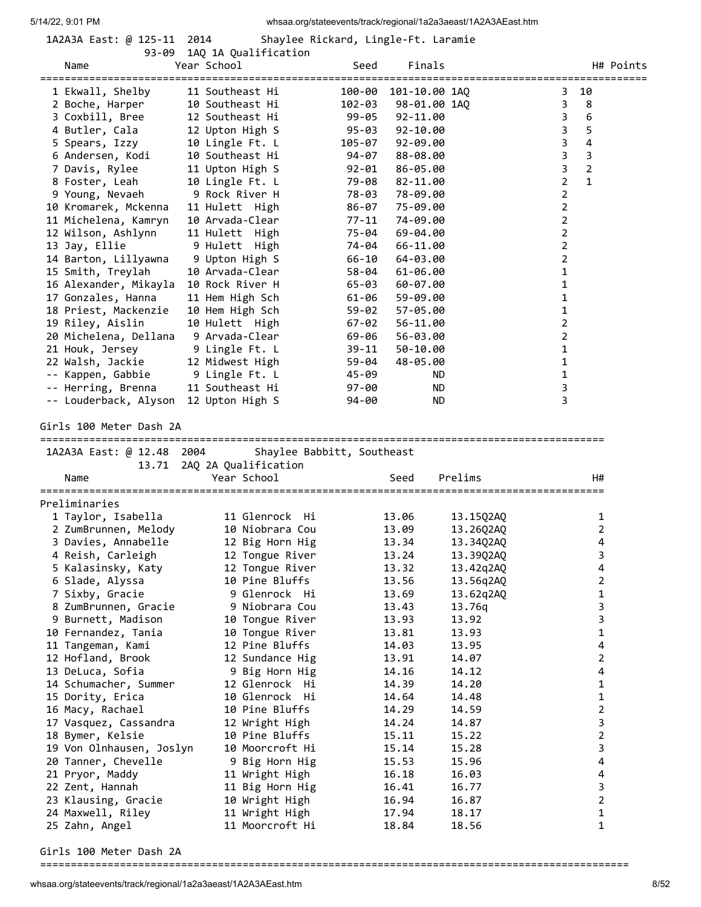1A2A3A East: @ 125-11 2014 Shaylee Rickard, Lingle-Ft. Laramie

93-09 1AQ 1A Qualification

| | Name | Year | School | Seed | Finals | | H# | Points |
|---|---|---|---|---|---|---|---|---|
| 1 | Ekwall, Shelby | 11 | Southeast Hi | 100-00 | 101-10.00 | 1AQ | 3 | 10 |
| 2 | Boche, Harper | 10 | Southeast Hi | 102-03 | 98-01.00 | 1AQ | 3 | 8 |
| 3 | Coxbill, Bree | 12 | Southeast Hi | 99-05 | 92-11.00 | | 3 | 6 |
| 4 | Butler, Cala | 12 | Upton High S | 95-03 | 92-10.00 | | 3 | 5 |
| 5 | Spears, Izzy | 10 | Lingle Ft. L | 105-07 | 92-09.00 | | 3 | 4 |
| 6 | Andersen, Kodi | 10 | Southeast Hi | 94-07 | 88-08.00 | | 3 | 3 |
| 7 | Davis, Rylee | 11 | Upton High S | 92-01 | 86-05.00 | | 3 | 2 |
| 8 | Foster, Leah | 10 | Lingle Ft. L | 79-08 | 82-11.00 | | 2 | 1 |
| 9 | Young, Nevaeh | 9 | Rock River H | 78-03 | 78-09.00 | | 2 | |
| 10 | Kromarek, Mckenna | 11 | Hulett High | 86-07 | 75-09.00 | | 2 | |
| 11 | Michelena, Kamryn | 10 | Arvada-Clear | 77-11 | 74-09.00 | | 2 | |
| 12 | Wilson, Ashlynn | 11 | Hulett High | 75-04 | 69-04.00 | | 2 | |
| 13 | Jay, Ellie | 9 | Hulett High | 74-04 | 66-11.00 | | 2 | |
| 14 | Barton, Lillyawna | 9 | Upton High S | 66-10 | 64-03.00 | | 2 | |
| 15 | Smith, Treylah | 10 | Arvada-Clear | 58-04 | 61-06.00 | | 1 | |
| 16 | Alexander, Mikayla | 10 | Rock River H | 65-03 | 60-07.00 | | 1 | |
| 17 | Gonzales, Hanna | 11 | Hem High Sch | 61-06 | 59-09.00 | | 1 | |
| 18 | Priest, Mackenzie | 10 | Hem High Sch | 59-02 | 57-05.00 | | 1 | |
| 19 | Riley, Aislin | 10 | Hulett High | 67-02 | 56-11.00 | | 2 | |
| 20 | Michelena, Dellana | 9 | Arvada-Clear | 69-06 | 56-03.00 | | 2 | |
| 21 | Houk, Jersey | 9 | Lingle Ft. L | 39-11 | 50-10.00 | | 1 | |
| 22 | Walsh, Jackie | 12 | Midwest High | 59-04 | 48-05.00 | | 1 | |
| -- | Kappen, Gabbie | 9 | Lingle Ft. L | 45-09 | ND | | 1 | |
| -- | Herring, Brenna | 11 | Southeast Hi | 97-00 | ND | | 3 | |
| -- | Louderback, Alyson | 12 | Upton High S | 94-00 | ND | | 3 | |

## Girls 100 Meter Dash 2A

1A2A3A East: @ 12.48 2004 Shaylee Babbitt, Southeast

13.71 2AQ 2A Qualification

Preliminaries

| | Name | Year | School | Seed | Prelims | H# |
|---|---|---|---|---|---|---|
| 1 | Taylor, Isabella | 11 | Glenrock Hi | 13.06 | 13.15Q2AQ | 1 |
| 2 | ZumBrunnen, Melody | 10 | Niobrara Cou | 13.09 | 13.26Q2AQ | 2 |
| 3 | Davies, Annabelle | 12 | Big Horn Hig | 13.34 | 13.34Q2AQ | 4 |
| 4 | Reish, Carleigh | 12 | Tongue River | 13.24 | 13.39Q2AQ | 3 |
| 5 | Kalasinsky, Katy | 12 | Tongue River | 13.32 | 13.42q2AQ | 4 |
| 6 | Slade, Alyssa | 10 | Pine Bluffs | 13.56 | 13.56q2AQ | 2 |
| 7 | Sixby, Gracie | 9 | Glenrock Hi | 13.69 | 13.62q2AQ | 1 |
| 8 | ZumBrunnen, Gracie | 9 | Niobrara Cou | 13.43 | 13.76q | 3 |
| 9 | Burnett, Madison | 10 | Tongue River | 13.93 | 13.92 | 3 |
| 10 | Fernandez, Tania | 10 | Tongue River | 13.81 | 13.93 | 1 |
| 11 | Tangeman, Kami | 12 | Pine Bluffs | 14.03 | 13.95 | 4 |
| 12 | Hofland, Brook | 12 | Sundance Hig | 13.91 | 14.07 | 2 |
| 13 | DeLuca, Sofia | 9 | Big Horn Hig | 14.16 | 14.12 | 4 |
| 14 | Schumacher, Summer | 12 | Glenrock Hi | 14.39 | 14.20 | 1 |
| 15 | Dority, Erica | 10 | Glenrock Hi | 14.64 | 14.48 | 1 |
| 16 | Macy, Rachael | 10 | Pine Bluffs | 14.29 | 14.59 | 2 |
| 17 | Vasquez, Cassandra | 12 | Wright High | 14.24 | 14.87 | 3 |
| 18 | Bymer, Kelsie | 10 | Pine Bluffs | 15.11 | 15.22 | 2 |
| 19 | Von Olnhausen, Joslyn | 10 | Moorcroft Hi | 15.14 | 15.28 | 3 |
| 20 | Tanner, Chevelle | 9 | Big Horn Hig | 15.53 | 15.96 | 4 |
| 21 | Pryor, Maddy | 11 | Wright High | 16.18 | 16.03 | 4 |
| 22 | Zent, Hannah | 11 | Big Horn Hig | 16.41 | 16.77 | 3 |
| 23 | Klausing, Gracie | 10 | Wright High | 16.94 | 16.87 | 2 |
| 24 | Maxwell, Riley | 11 | Wright High | 17.94 | 18.17 | 1 |
| 25 | Zahn, Angel | 11 | Moorcroft Hi | 18.84 | 18.56 | 1 |

## Girls 100 Meter Dash 2A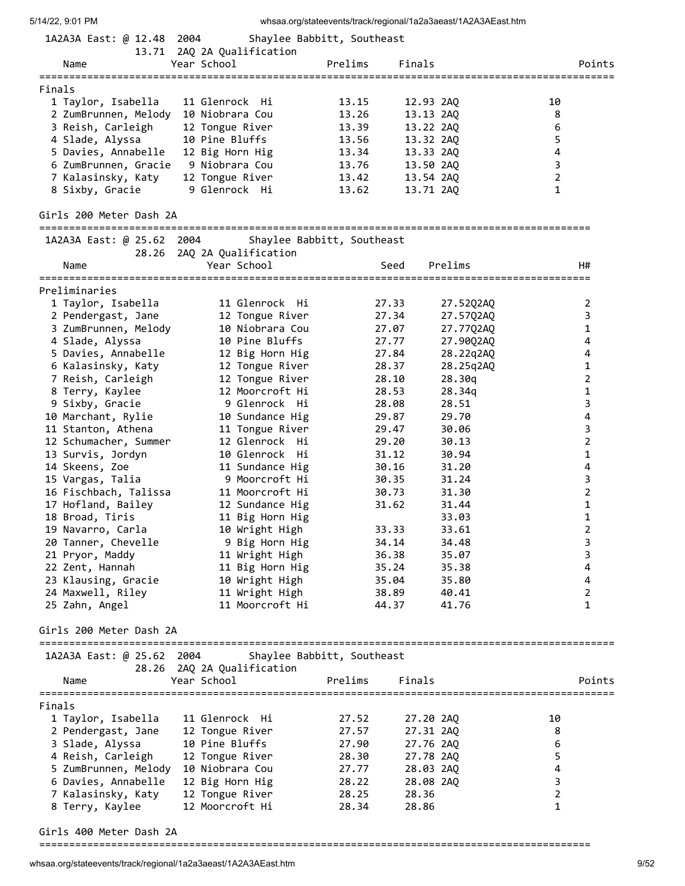1A2A3A East: @ 12.48 2004 Shaylee Babbitt, Southeast
13.71 2AQ 2A Qualification

| Name | Year | School | Prelims | Finals | | Points |
|---|---|---|---|---|---|---|
| **Finals** | | | | | | |
| 1 Taylor, Isabella | 11 | Glenrock Hi | 13.15 | 12.93 | 2AQ | 10 |
| 2 ZumBrunnen, Melody | 10 | Niobrara Cou | 13.26 | 13.13 | 2AQ | 8 |
| 3 Reish, Carleigh | 12 | Tongue River | 13.39 | 13.22 | 2AQ | 6 |
| 4 Slade, Alyssa | 10 | Pine Bluffs | 13.56 | 13.32 | 2AQ | 5 |
| 5 Davies, Annabelle | 12 | Big Horn Hig | 13.34 | 13.33 | 2AQ | 4 |
| 6 ZumBrunnen, Gracie | 9 | Niobrara Cou | 13.76 | 13.50 | 2AQ | 3 |
| 7 Kalasinsky, Katy | 12 | Tongue River | 13.42 | 13.54 | 2AQ | 2 |
| 8 Sixby, Gracie | 9 | Glenrock Hi | 13.62 | 13.71 | 2AQ | 1 |

## Girls 200 Meter Dash 2A

1A2A3A East: @ 25.62 2004 Shaylee Babbitt, Southeast
28.26 2AQ 2A Qualification

| Name | Year | School | Seed | Prelims | | H# |
|---|---|---|---|---|---|---|
| **Preliminaries** | | | | | | |
| 1 Taylor, Isabella | 11 | Glenrock Hi | 27.33 | 27.52 | Q2AQ | 2 |
| 2 Pendergast, Jane | 12 | Tongue River | 27.34 | 27.57 | Q2AQ | 3 |
| 3 ZumBrunnen, Melody | 10 | Niobrara Cou | 27.07 | 27.77 | Q2AQ | 1 |
| 4 Slade, Alyssa | 10 | Pine Bluffs | 27.77 | 27.90 | Q2AQ | 4 |
| 5 Davies, Annabelle | 12 | Big Horn Hig | 27.84 | 28.22 | q2AQ | 4 |
| 6 Kalasinsky, Katy | 12 | Tongue River | 28.37 | 28.25 | q2AQ | 1 |
| 7 Reish, Carleigh | 12 | Tongue River | 28.10 | 28.30 | q | 2 |
| 8 Terry, Kaylee | 12 | Moorcroft Hi | 28.53 | 28.34 | q | 1 |
| 9 Sixby, Gracie | 9 | Glenrock Hi | 28.08 | 28.51 | | 3 |
| 10 Marchant, Rylie | 10 | Sundance Hig | 29.87 | 29.70 | | 4 |
| 11 Stanton, Athena | 11 | Tongue River | 29.47 | 30.06 | | 3 |
| 12 Schumacher, Summer | 12 | Glenrock Hi | 29.20 | 30.13 | | 2 |
| 13 Survis, Jordyn | 10 | Glenrock Hi | 31.12 | 30.94 | | 1 |
| 14 Skeens, Zoe | 11 | Sundance Hig | 30.16 | 31.20 | | 4 |
| 15 Vargas, Talia | 9 | Moorcroft Hi | 30.35 | 31.24 | | 3 |
| 16 Fischbach, Talissa | 11 | Moorcroft Hi | 30.73 | 31.30 | | 2 |
| 17 Hofland, Bailey | 12 | Sundance Hig | 31.62 | 31.44 | | 1 |
| 18 Broad, Tiris | 11 | Big Horn Hig | | 33.03 | | 1 |
| 19 Navarro, Carla | 10 | Wright High | 33.33 | 33.61 | | 2 |
| 20 Tanner, Chevelle | 9 | Big Horn Hig | 34.14 | 34.48 | | 3 |
| 21 Pryor, Maddy | 11 | Wright High | 36.38 | 35.07 | | 3 |
| 22 Zent, Hannah | 11 | Big Horn Hig | 35.24 | 35.38 | | 4 |
| 23 Klausing, Gracie | 10 | Wright High | 35.04 | 35.80 | | 4 |
| 24 Maxwell, Riley | 11 | Wright High | 38.89 | 40.41 | | 2 |
| 25 Zahn, Angel | 11 | Moorcroft Hi | 44.37 | 41.76 | | 1 |

## Girls 200 Meter Dash 2A

1A2A3A East: @ 25.62 2004 Shaylee Babbitt, Southeast
28.26 2AQ 2A Qualification

| Name | Year | School | Prelims | Finals | | Points |
|---|---|---|---|---|---|---|
| **Finals** | | | | | | |
| 1 Taylor, Isabella | 11 | Glenrock Hi | 27.52 | 27.20 | 2AQ | 10 |
| 2 Pendergast, Jane | 12 | Tongue River | 27.57 | 27.31 | 2AQ | 8 |
| 3 Slade, Alyssa | 10 | Pine Bluffs | 27.90 | 27.76 | 2AQ | 6 |
| 4 Reish, Carleigh | 12 | Tongue River | 28.30 | 27.78 | 2AQ | 5 |
| 5 ZumBrunnen, Melody | 10 | Niobrara Cou | 27.77 | 28.03 | 2AQ | 4 |
| 6 Davies, Annabelle | 12 | Big Horn Hig | 28.22 | 28.08 | 2AQ | 3 |
| 7 Kalasinsky, Katy | 12 | Tongue River | 28.25 | 28.36 | | 2 |
| 8 Terry, Kaylee | 12 | Moorcroft Hi | 28.34 | 28.86 | | 1 |

## Girls 400 Meter Dash 2A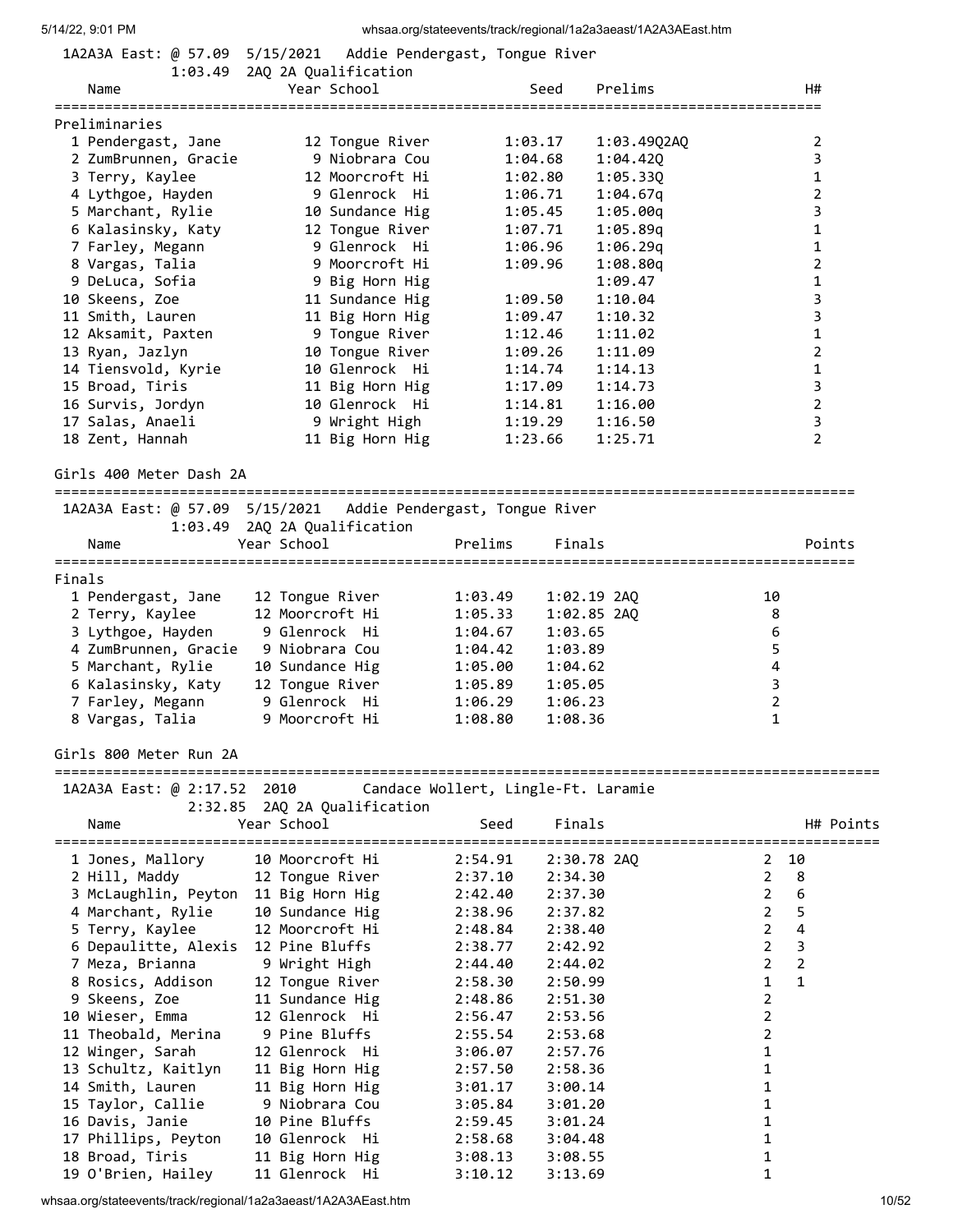1A2A3A East: @ 57.09 5/15/2021 Addie Pendergast, Tongue River
1:03.49 2AQ 2A Qualification

**Preliminaries**

| | Name | Year | School | Seed | Prelims | H# |
|---|---|---|---|---|---|---|
| 1 | Pendergast, Jane | 12 | Tongue River | 1:03.17 | 1:03.49Q2AQ | 2 |
| 2 | ZumBrunnen, Gracie | 9 | Niobrara Cou | 1:04.68 | 1:04.42Q | 3 |
| 3 | Terry, Kaylee | 12 | Moorcroft Hi | 1:02.80 | 1:05.33Q | 1 |
| 4 | Lythgoe, Hayden | 9 | Glenrock Hi | 1:06.71 | 1:04.67q | 2 |
| 5 | Marchant, Rylie | 10 | Sundance Hig | 1:05.45 | 1:05.00q | 3 |
| 6 | Kalasinsky, Katy | 12 | Tongue River | 1:07.71 | 1:05.89q | 1 |
| 7 | Farley, Megann | 9 | Glenrock Hi | 1:06.96 | 1:06.29q | 1 |
| 8 | Vargas, Talia | 9 | Moorcroft Hi | 1:09.96 | 1:08.80q | 2 |
| 9 | DeLuca, Sofia | 9 | Big Horn Hig | | 1:09.47 | 1 |
| 10 | Skeens, Zoe | 11 | Sundance Hig | 1:09.50 | 1:10.04 | 3 |
| 11 | Smith, Lauren | 11 | Big Horn Hig | 1:09.47 | 1:10.32 | 3 |
| 12 | Aksamit, Paxten | 9 | Tongue River | 1:12.46 | 1:11.02 | 1 |
| 13 | Ryan, Jazlyn | 10 | Tongue River | 1:09.26 | 1:11.09 | 2 |
| 14 | Tiensvold, Kyrie | 10 | Glenrock Hi | 1:14.74 | 1:14.13 | 1 |
| 15 | Broad, Tiris | 11 | Big Horn Hig | 1:17.09 | 1:14.73 | 3 |
| 16 | Survis, Jordyn | 10 | Glenrock Hi | 1:14.81 | 1:16.00 | 2 |
| 17 | Salas, Anaeli | 9 | Wright High | 1:19.29 | 1:16.50 | 3 |
| 18 | Zent, Hannah | 11 | Big Horn Hig | 1:23.66 | 1:25.71 | 2 |

## Girls 400 Meter Dash 2A

1A2A3A East: @ 57.09 5/15/2021 Addie Pendergast, Tongue River
1:03.49 2AQ 2A Qualification

**Finals**

| | Name | Year | School | Prelims | Finals | Points |
|---|---|---|---|---|---|---|
| 1 | Pendergast, Jane | 12 | Tongue River | 1:03.49 | 1:02.19 2AQ | 10 |
| 2 | Terry, Kaylee | 12 | Moorcroft Hi | 1:05.33 | 1:02.85 2AQ | 8 |
| 3 | Lythgoe, Hayden | 9 | Glenrock Hi | 1:04.67 | 1:03.65 | 6 |
| 4 | ZumBrunnen, Gracie | 9 | Niobrara Cou | 1:04.42 | 1:03.89 | 5 |
| 5 | Marchant, Rylie | 10 | Sundance Hig | 1:05.00 | 1:04.62 | 4 |
| 6 | Kalasinsky, Katy | 12 | Tongue River | 1:05.89 | 1:05.05 | 3 |
| 7 | Farley, Megann | 9 | Glenrock Hi | 1:06.29 | 1:06.23 | 2 |
| 8 | Vargas, Talia | 9 | Moorcroft Hi | 1:08.80 | 1:08.36 | 1 |

## Girls 800 Meter Run 2A

1A2A3A East: @ 2:17.52 2010 Candace Wollert, Lingle-Ft. Laramie
2:32.85 2AQ 2A Qualification

| | Name | Year | School | Seed | Finals | H# | Points |
|---|---|---|---|---|---|---|---|
| 1 | Jones, Mallory | 10 | Moorcroft Hi | 2:54.91 | 2:30.78 2AQ | 2 | 10 |
| 2 | Hill, Maddy | 12 | Tongue River | 2:37.10 | 2:34.30 | 2 | 8 |
| 3 | McLaughlin, Peyton | 11 | Big Horn Hig | 2:42.40 | 2:37.30 | 2 | 6 |
| 4 | Marchant, Rylie | 10 | Sundance Hig | 2:38.96 | 2:37.82 | 2 | 5 |
| 5 | Terry, Kaylee | 12 | Moorcroft Hi | 2:48.84 | 2:38.40 | 2 | 4 |
| 6 | Depaulitte, Alexis | 12 | Pine Bluffs | 2:38.77 | 2:42.92 | 2 | 3 |
| 7 | Meza, Brianna | 9 | Wright High | 2:44.40 | 2:44.02 | 2 | 2 |
| 8 | Rosics, Addison | 12 | Tongue River | 2:58.30 | 2:50.99 | 1 | 1 |
| 9 | Skeens, Zoe | 11 | Sundance Hig | 2:48.86 | 2:51.30 | 2 | |
| 10 | Wieser, Emma | 12 | Glenrock Hi | 2:56.47 | 2:53.56 | 2 | |
| 11 | Theobald, Merina | 9 | Pine Bluffs | 2:55.54 | 2:53.68 | 2 | |
| 12 | Winger, Sarah | 12 | Glenrock Hi | 3:06.07 | 2:57.76 | 1 | |
| 13 | Schultz, Kaitlyn | 11 | Big Horn Hig | 2:57.50 | 2:58.36 | 1 | |
| 14 | Smith, Lauren | 11 | Big Horn Hig | 3:01.17 | 3:00.14 | 1 | |
| 15 | Taylor, Callie | 9 | Niobrara Cou | 3:05.84 | 3:01.20 | 1 | |
| 16 | Davis, Janie | 10 | Pine Bluffs | 2:59.45 | 3:01.24 | 1 | |
| 17 | Phillips, Peyton | 10 | Glenrock Hi | 2:58.68 | 3:04.48 | 1 | |
| 18 | Broad, Tiris | 11 | Big Horn Hig | 3:08.13 | 3:08.55 | 1 | |
| 19 | O'Brien, Hailey | 11 | Glenrock Hi | 3:10.12 | 3:13.69 | 1 | |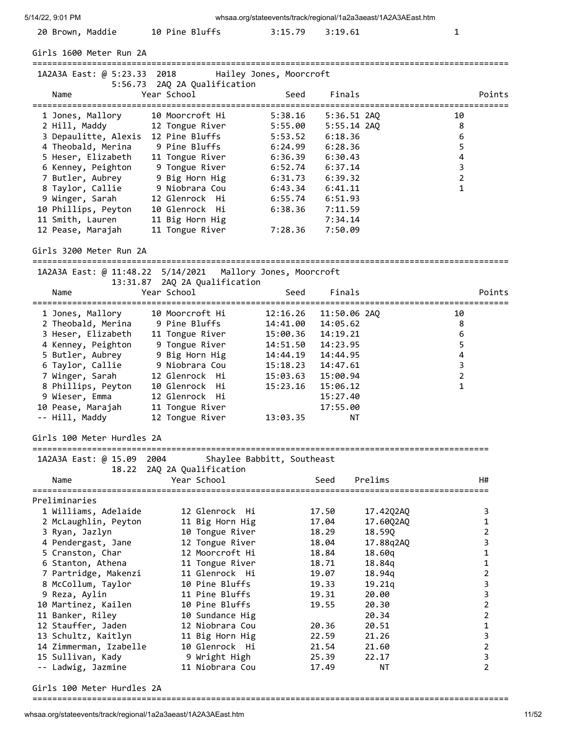| Name | Year School | Seed | Finals | Points |
|---|---|---|---|---|
| 20 Brown, Maddie | 10 Pine Bluffs | 3:15.79 | 3:19.61 | 1 |

## Girls 1600 Meter Run 2A

1A2A3A East: @ 5:23.33 2018 Hailey Jones, Moorcroft
5:56.73 2AQ 2A Qualification

| Name | Year School | Seed | Finals | Points |
|---|---|---|---|---|
| 1 Jones, Mallory | 10 Moorcroft Hi | 5:38.16 | 5:36.51 2AQ | 10 |
| 2 Hill, Maddy | 12 Tongue River | 5:55.00 | 5:55.14 2AQ | 8 |
| 3 Depaulitte, Alexis | 12 Pine Bluffs | 5:53.52 | 6:18.36 | 6 |
| 4 Theobald, Merina | 9 Pine Bluffs | 6:24.99 | 6:28.36 | 5 |
| 5 Heser, Elizabeth | 11 Tongue River | 6:36.39 | 6:30.43 | 4 |
| 6 Kenney, Peighton | 9 Tongue River | 6:52.74 | 6:37.14 | 3 |
| 7 Butler, Aubrey | 9 Big Horn Hig | 6:31.73 | 6:39.32 | 2 |
| 8 Taylor, Callie | 9 Niobrara Cou | 6:43.34 | 6:41.11 | 1 |
| 9 Winger, Sarah | 12 Glenrock Hi | 6:55.74 | 6:51.93 | |
| 10 Phillips, Peyton | 10 Glenrock Hi | 6:38.36 | 7:11.59 | |
| 11 Smith, Lauren | 11 Big Horn Hig | | 7:34.14 | |
| 12 Pease, Marajah | 11 Tongue River | 7:28.36 | 7:50.09 | |

## Girls 3200 Meter Run 2A

1A2A3A East: @ 11:48.22 5/14/2021 Mallory Jones, Moorcroft
13:31.87 2AQ 2A Qualification

| Name | Year School | Seed | Finals | Points |
|---|---|---|---|---|
| 1 Jones, Mallory | 10 Moorcroft Hi | 12:16.26 | 11:50.06 2AQ | 10 |
| 2 Theobald, Merina | 9 Pine Bluffs | 14:41.00 | 14:05.62 | 8 |
| 3 Heser, Elizabeth | 11 Tongue River | 15:00.36 | 14:19.21 | 6 |
| 4 Kenney, Peighton | 9 Tongue River | 14:51.50 | 14:23.95 | 5 |
| 5 Butler, Aubrey | 9 Big Horn Hig | 14:44.19 | 14:44.95 | 4 |
| 6 Taylor, Callie | 9 Niobrara Cou | 15:18.23 | 14:47.61 | 3 |
| 7 Winger, Sarah | 12 Glenrock Hi | 15:03.63 | 15:00.94 | 2 |
| 8 Phillips, Peyton | 10 Glenrock Hi | 15:23.16 | 15:06.12 | 1 |
| 9 Wieser, Emma | 12 Glenrock Hi | | 15:27.40 | |
| 10 Pease, Marajah | 11 Tongue River | | 17:55.00 | |
| -- Hill, Maddy | 12 Tongue River | 13:03.35 | NT | |

## Girls 100 Meter Hurdles 2A

1A2A3A East: @ 15.09 2004 Shaylee Babbitt, Southeast
18.22 2AQ 2A Qualification

Preliminaries

| Name | Year School | Seed | Prelims | H# |
|---|---|---|---|---|
| 1 Williams, Adelaide | 12 Glenrock Hi | 17.50 | 17.42Q2AQ | 3 |
| 2 McLaughlin, Peyton | 11 Big Horn Hig | 17.04 | 17.60Q2AQ | 1 |
| 3 Ryan, Jazlyn | 10 Tongue River | 18.29 | 18.59Q | 2 |
| 4 Pendergast, Jane | 12 Tongue River | 18.04 | 17.88q2AQ | 3 |
| 5 Cranston, Char | 12 Moorcroft Hi | 18.84 | 18.60q | 1 |
| 6 Stanton, Athena | 11 Tongue River | 18.71 | 18.84q | 1 |
| 7 Partridge, Makenzi | 11 Glenrock Hi | 19.07 | 18.94q | 2 |
| 8 McCollum, Taylor | 10 Pine Bluffs | 19.33 | 19.21q | 3 |
| 9 Reza, Aylin | 11 Pine Bluffs | 19.31 | 20.00 | 3 |
| 10 Martinez, Kailen | 10 Pine Bluffs | 19.55 | 20.30 | 2 |
| 11 Banker, Riley | 10 Sundance Hig | | 20.34 | 2 |
| 12 Stauffer, Jaden | 12 Niobrara Cou | 20.36 | 20.51 | 1 |
| 13 Schultz, Kaitlyn | 11 Big Horn Hig | 22.59 | 21.26 | 3 |
| 14 Zimmerman, Izabelle | 10 Glenrock Hi | 21.54 | 21.60 | 2 |
| 15 Sullivan, Kady | 9 Wright High | 25.39 | 22.17 | 3 |
| -- Ladwig, Jazmine | 11 Niobrara Cou | 17.49 | NT | 2 |

## Girls 100 Meter Hurdles 2A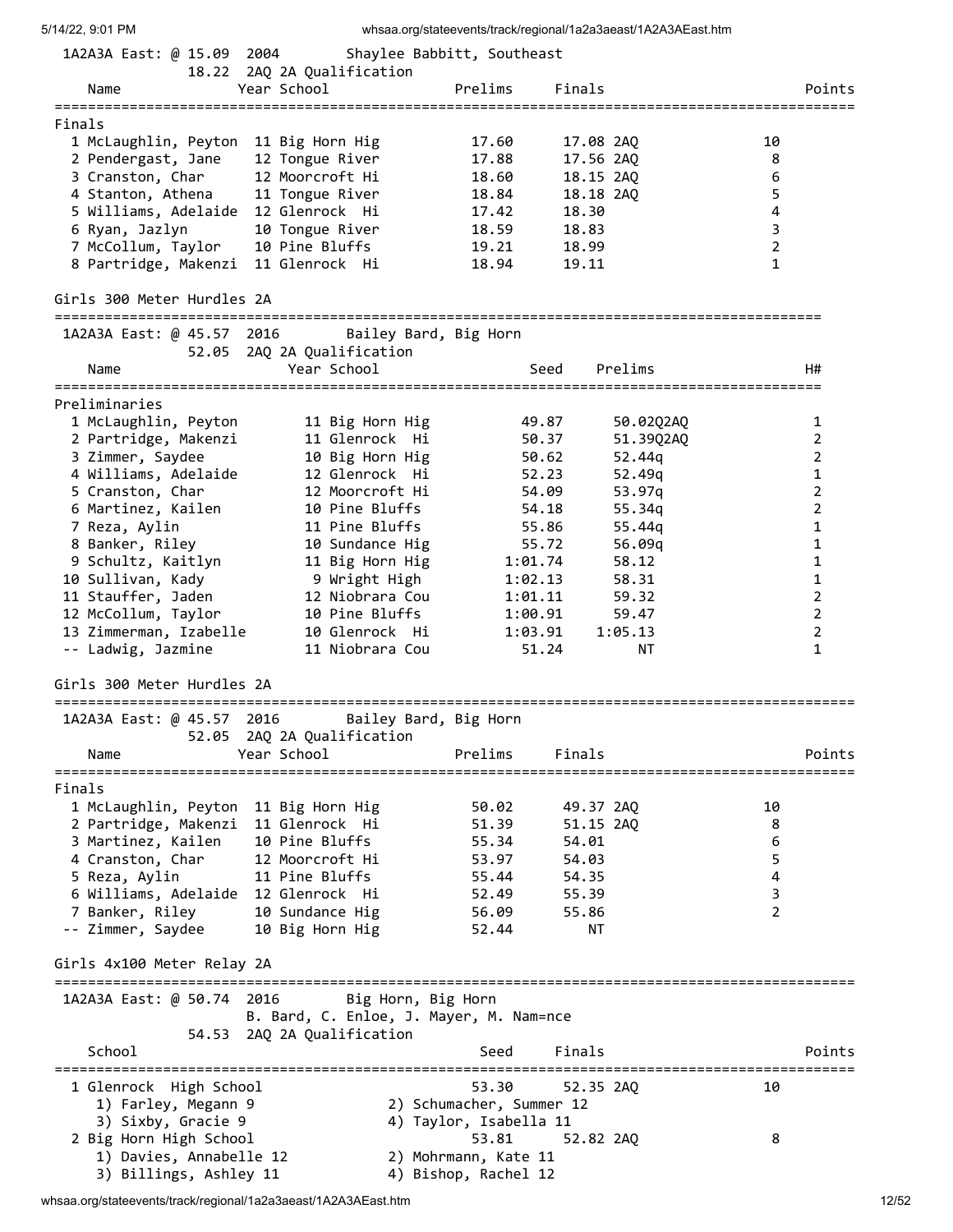1A2A3A East: @ 15.09 2004 Shaylee Babbitt, Southeast
18.22 2AQ 2A Qualification

| Name | Year | School | Prelims | Finals | Points |
|---|---|---|---|---|---|
| **Finals** | | | | | |
| 1 McLaughlin, Peyton | 11 | Big Horn Hig | 17.60 | 17.08 2AQ | 10 |
| 2 Pendergast, Jane | 12 | Tongue River | 17.88 | 17.56 2AQ | 8 |
| 3 Cranston, Char | 12 | Moorcroft Hi | 18.60 | 18.15 2AQ | 6 |
| 4 Stanton, Athena | 11 | Tongue River | 18.84 | 18.18 2AQ | 5 |
| 5 Williams, Adelaide | 12 | Glenrock Hi | 17.42 | 18.30 | 4 |
| 6 Ryan, Jazlyn | 10 | Tongue River | 18.59 | 18.83 | 3 |
| 7 McCollum, Taylor | 10 | Pine Bluffs | 19.21 | 18.99 | 2 |
| 8 Partridge, Makenzi | 11 | Glenrock Hi | 18.94 | 19.11 | 1 |

## Girls 300 Meter Hurdles 2A

1A2A3A East: @ 45.57 2016 Bailey Bard, Big Horn
52.05 2AQ 2A Qualification

| Name | Year | School | Seed | Prelims | H# |
|---|---|---|---|---|---|
| **Preliminaries** | | | | | |
| 1 McLaughlin, Peyton | 11 | Big Horn Hig | 49.87 | 50.02Q2AQ | 1 |
| 2 Partridge, Makenzi | 11 | Glenrock Hi | 50.37 | 51.39Q2AQ | 2 |
| 3 Zimmer, Saydee | 10 | Big Horn Hig | 50.62 | 52.44q | 2 |
| 4 Williams, Adelaide | 12 | Glenrock Hi | 52.23 | 52.49q | 1 |
| 5 Cranston, Char | 12 | Moorcroft Hi | 54.09 | 53.97q | 2 |
| 6 Martinez, Kailen | 10 | Pine Bluffs | 54.18 | 55.34q | 2 |
| 7 Reza, Aylin | 11 | Pine Bluffs | 55.86 | 55.44q | 1 |
| 8 Banker, Riley | 10 | Sundance Hig | 55.72 | 56.09q | 1 |
| 9 Schultz, Kaitlyn | 11 | Big Horn Hig | 1:01.74 | 58.12 | 1 |
| 10 Sullivan, Kady | 9 | Wright High | 1:02.13 | 58.31 | 1 |
| 11 Stauffer, Jaden | 12 | Niobrara Cou | 1:01.11 | 59.32 | 2 |
| 12 McCollum, Taylor | 10 | Pine Bluffs | 1:00.91 | 59.47 | 2 |
| 13 Zimmerman, Izabelle | 10 | Glenrock Hi | 1:03.91 | 1:05.13 | 2 |
| -- Ladwig, Jazmine | 11 | Niobrara Cou | 51.24 | NT | 1 |

## Girls 300 Meter Hurdles 2A

1A2A3A East: @ 45.57 2016 Bailey Bard, Big Horn
52.05 2AQ 2A Qualification

| Name | Year | School | Prelims | Finals | Points |
|---|---|---|---|---|---|
| **Finals** | | | | | |
| 1 McLaughlin, Peyton | 11 | Big Horn Hig | 50.02 | 49.37 2AQ | 10 |
| 2 Partridge, Makenzi | 11 | Glenrock Hi | 51.39 | 51.15 2AQ | 8 |
| 3 Martinez, Kailen | 10 | Pine Bluffs | 55.34 | 54.01 | 6 |
| 4 Cranston, Char | 12 | Moorcroft Hi | 53.97 | 54.03 | 5 |
| 5 Reza, Aylin | 11 | Pine Bluffs | 55.44 | 54.35 | 4 |
| 6 Williams, Adelaide | 12 | Glenrock Hi | 52.49 | 55.39 | 3 |
| 7 Banker, Riley | 10 | Sundance Hig | 56.09 | 55.86 | 2 |
| -- Zimmer, Saydee | 10 | Big Horn Hig | 52.44 | NT | |

## Girls 4x100 Meter Relay 2A

1A2A3A East: @ 50.74 2016 Big Horn, Big Horn
B. Bard, C. Enloe, J. Mayer, M. Nam=nce
54.53 2AQ 2A Qualification

| School | Seed | Finals | Points |
|---|---|---|---|
| 1 Glenrock High School | 53.30 | 52.35 2AQ | 10 |
| 1) Farley, Megann 9; 2) Schumacher, Summer 12; 3) Sixby, Gracie 9; 4) Taylor, Isabella 11 | | | |
| 2 Big Horn High School | 53.81 | 52.82 2AQ | 8 |
| 1) Davies, Annabelle 12; 2) Mohrmann, Kate 11; 3) Billings, Ashley 11; 4) Bishop, Rachel 12 | | | |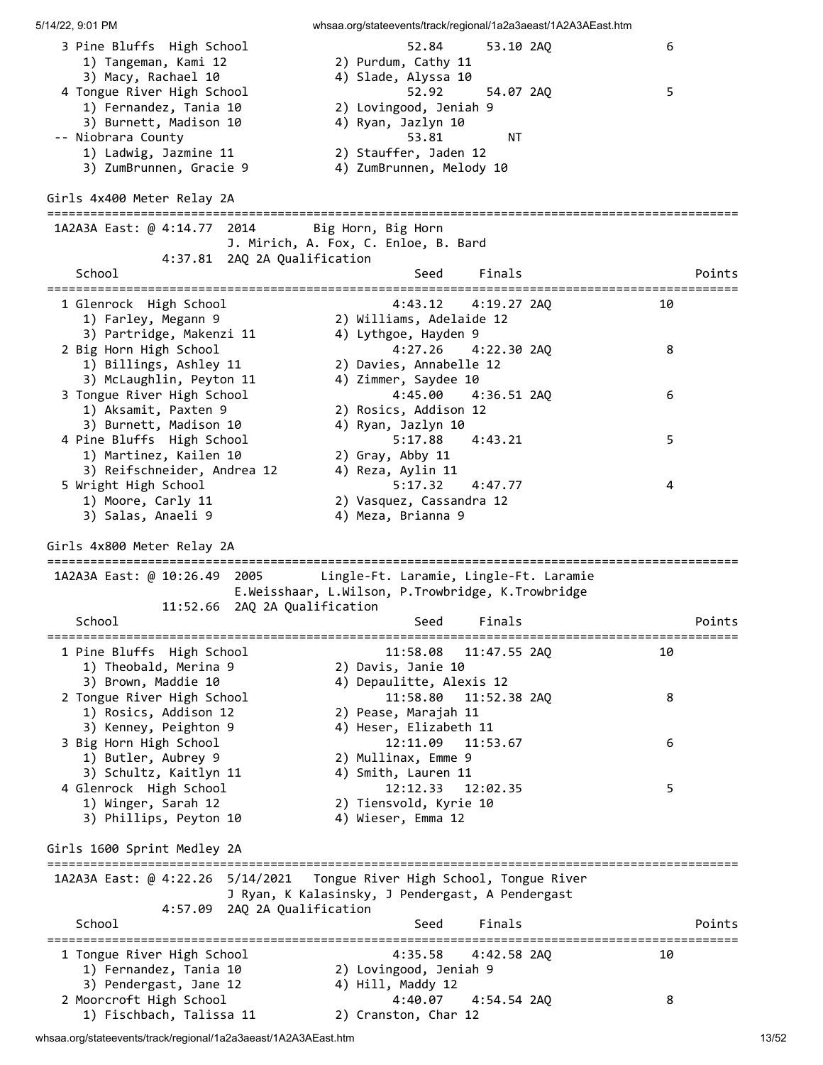```
  3 Pine Bluffs  High School                   52.84      53.10 2AQ               6
     1) Tangeman, Kami 12              2) Purdum, Cathy 11
     3) Macy, Rachael 10               4) Slade, Alyssa 10
  4 Tongue River High School                   52.92      54.07 2AQ               5
     1) Fernandez, Tania 10            2) Lovingood, Jeniah 9
     3) Burnett, Madison 10            4) Ryan, Jazlyn 10
 -- Niobrara County                            53.81         NT
     1) Ladwig, Jazmine 11             2) Stauffer, Jaden 12
     3) ZumBrunnen, Gracie 9           4) ZumBrunnen, Melody 10
```

Girls 4x400 Meter Relay 2A

```
==============================================================================================
 1A2A3A East: @ 4:14.77  2014       Big Horn, Big Horn
                         J. Mirich, A. Fox, C. Enloe, B. Bard
             4:37.81  2AQ 2A Qualification
    School                                      Seed     Finals                      Points
==============================================================================================
  1 Glenrock  High School                    4:43.12    4:19.27 2AQ              10
     1) Farley, Megann 9               2) Williams, Adelaide 12
     3) Partridge, Makenzi 11          4) Lythgoe, Hayden 9
  2 Big Horn High School                     4:27.26    4:22.30 2AQ               8
     1) Billings, Ashley 11            2) Davies, Annabelle 12
     3) McLaughlin, Peyton 11          4) Zimmer, Saydee 10
  3 Tongue River High School                 4:45.00    4:36.51 2AQ               6
     1) Aksamit, Paxten 9              2) Rosics, Addison 12
     3) Burnett, Madison 10            4) Ryan, Jazlyn 10
  4 Pine Bluffs  High School                 5:17.88    4:43.21                   5
     1) Martinez, Kailen 10            2) Gray, Abby 11
     3) Reifschneider, Andrea 12       4) Reza, Aylin 11
  5 Wright High School                       5:17.32    4:47.77                   4
     1) Moore, Carly 11                2) Vasquez, Cassandra 12
     3) Salas, Anaeli 9                4) Meza, Brianna 9
```

Girls 4x800 Meter Relay 2A

```
==============================================================================================
 1A2A3A East: @ 10:26.49  2005       Lingle-Ft. Laramie, Lingle-Ft. Laramie
                          E.Weisshaar, L.Wilson, P.Trowbridge, K.Trowbridge
             11:52.66  2AQ 2A Qualification
    School                                      Seed     Finals                      Points
==============================================================================================
  1 Pine Bluffs  High School                11:58.08   11:47.55 2AQ              10
     1) Theobald, Merina 9             2) Davis, Janie 10
     3) Brown, Maddie 10               4) Depaulitte, Alexis 12
  2 Tongue River High School                11:58.80   11:52.38 2AQ               8
     1) Rosics, Addison 12             2) Pease, Marajah 11
     3) Kenney, Peighton 9             4) Heser, Elizabeth 11
  3 Big Horn High School                    12:11.09   11:53.67                   6
     1) Butler, Aubrey 9               2) Mullinax, Emme 9
     3) Schultz, Kaitlyn 11            4) Smith, Lauren 11
  4 Glenrock  High School                   12:12.33   12:02.35                   5
     1) Winger, Sarah 12               2) Tiensvold, Kyrie 10
     3) Phillips, Peyton 10            4) Wieser, Emma 12
```

Girls 1600 Sprint Medley 2A

```
==============================================================================================
 1A2A3A East: @ 4:22.26  5/14/2021   Tongue River High School, Tongue River
                         J Ryan, K Kalasinsky, J Pendergast, A Pendergast
             4:57.09  2AQ 2A Qualification
    School                                      Seed     Finals                      Points
==============================================================================================
  1 Tongue River High School                 4:35.58    4:42.58 2AQ              10
     1) Fernandez, Tania 10            2) Lovingood, Jeniah 9
     3) Pendergast, Jane 12            4) Hill, Maddy 12
  2 Moorcroft High School                    4:40.07    4:54.54 2AQ               8
     1) Fischbach, Talissa 11          2) Cranston, Char 12
```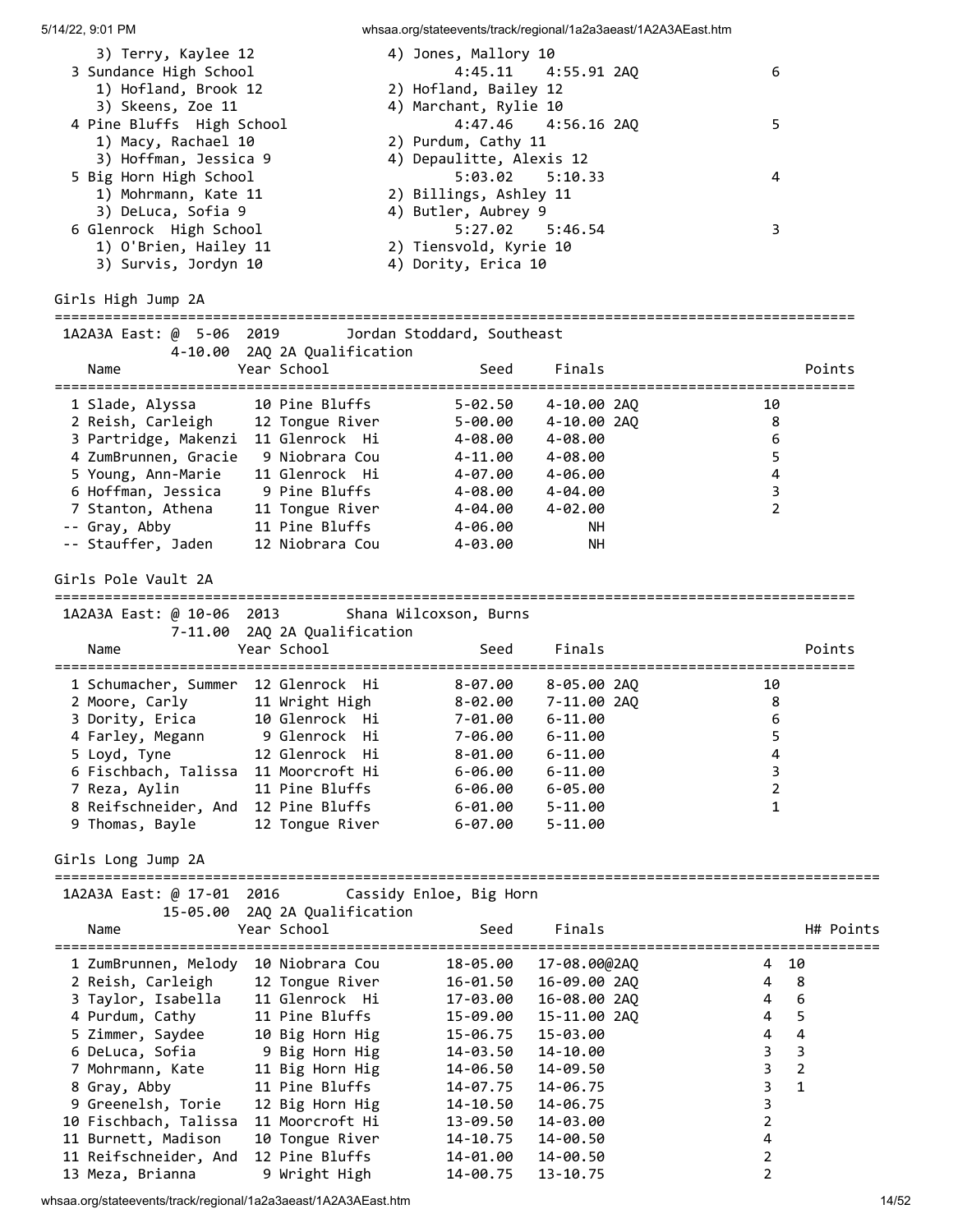3) Terry, Kaylee 12 — 4) Jones, Mallory 10

| Place | School | Seed | Finals | Points |
|---|---|---|---|---|
| 3 | Sundance High School | 4:45.11 | 4:55.91 2AQ | 6 |
| | 1) Hofland, Brook 12; 2) Hofland, Bailey 12; 3) Skeens, Zoe 11; 4) Marchant, Rylie 10 | | | |
| 4 | Pine Bluffs High School | 4:47.46 | 4:56.16 2AQ | 5 |
| | 1) Macy, Rachael 10; 2) Purdum, Cathy 11; 3) Hoffman, Jessica 9; 4) Depaulitte, Alexis 12 | | | |
| 5 | Big Horn High School | 5:03.02 | 5:10.33 | 4 |
| | 1) Mohrmann, Kate 11; 2) Billings, Ashley 11; 3) DeLuca, Sofia 9; 4) Butler, Aubrey 9 | | | |
| 6 | Glenrock High School | 5:27.02 | 5:46.54 | 3 |
| | 1) O'Brien, Hailey 11; 2) Tiensvold, Kyrie 10; 3) Survis, Jordyn 10; 4) Dority, Erica 10 | | | |

## Girls High Jump 2A

1A2A3A East: @ 5-06 2019 Jordan Stoddard, Southeast
4-10.00 2AQ 2A Qualification

| Place | Name | Year | School | Seed | Finals | Points |
|---|---|---|---|---|---|---|
| 1 | Slade, Alyssa | 10 | Pine Bluffs | 5-02.50 | 4-10.00 2AQ | 10 |
| 2 | Reish, Carleigh | 12 | Tongue River | 5-00.00 | 4-10.00 2AQ | 8 |
| 3 | Partridge, Makenzi | 11 | Glenrock Hi | 4-08.00 | 4-08.00 | 6 |
| 4 | ZumBrunnen, Gracie | 9 | Niobrara Cou | 4-11.00 | 4-08.00 | 5 |
| 5 | Young, Ann-Marie | 11 | Glenrock Hi | 4-07.00 | 4-06.00 | 4 |
| 6 | Hoffman, Jessica | 9 | Pine Bluffs | 4-08.00 | 4-04.00 | 3 |
| 7 | Stanton, Athena | 11 | Tongue River | 4-04.00 | 4-02.00 | 2 |
| -- | Gray, Abby | 11 | Pine Bluffs | 4-06.00 | NH | |
| -- | Stauffer, Jaden | 12 | Niobrara Cou | 4-03.00 | NH | |

## Girls Pole Vault 2A

1A2A3A East: @ 10-06 2013 Shana Wilcoxson, Burns
7-11.00 2AQ 2A Qualification

| Place | Name | Year | School | Seed | Finals | Points |
|---|---|---|---|---|---|---|
| 1 | Schumacher, Summer | 12 | Glenrock Hi | 8-07.00 | 8-05.00 2AQ | 10 |
| 2 | Moore, Carly | 11 | Wright High | 8-02.00 | 7-11.00 2AQ | 8 |
| 3 | Dority, Erica | 10 | Glenrock Hi | 7-01.00 | 6-11.00 | 6 |
| 4 | Farley, Megann | 9 | Glenrock Hi | 7-06.00 | 6-11.00 | 5 |
| 5 | Loyd, Tyne | 12 | Glenrock Hi | 8-01.00 | 6-11.00 | 4 |
| 6 | Fischbach, Talissa | 11 | Moorcroft Hi | 6-06.00 | 6-11.00 | 3 |
| 7 | Reza, Aylin | 11 | Pine Bluffs | 6-06.00 | 6-05.00 | 2 |
| 8 | Reifschneider, And | 12 | Pine Bluffs | 6-01.00 | 5-11.00 | 1 |
| 9 | Thomas, Bayle | 12 | Tongue River | 6-07.00 | 5-11.00 | |

## Girls Long Jump 2A

1A2A3A East: @ 17-01 2016 Cassidy Enloe, Big Horn
15-05.00 2AQ 2A Qualification

| Place | Name | Year | School | Seed | Finals | H# | Points |
|---|---|---|---|---|---|---|---|
| 1 | ZumBrunnen, Melody | 10 | Niobrara Cou | 18-05.00 | 17-08.00@2AQ | 4 | 10 |
| 2 | Reish, Carleigh | 12 | Tongue River | 16-01.50 | 16-09.00 2AQ | 4 | 8 |
| 3 | Taylor, Isabella | 11 | Glenrock Hi | 17-03.00 | 16-08.00 2AQ | 4 | 6 |
| 4 | Purdum, Cathy | 11 | Pine Bluffs | 15-09.00 | 15-11.00 2AQ | 4 | 5 |
| 5 | Zimmer, Saydee | 10 | Big Horn Hig | 15-06.75 | 15-03.00 | 4 | 4 |
| 6 | DeLuca, Sofia | 9 | Big Horn Hig | 14-03.50 | 14-10.00 | 3 | 3 |
| 7 | Mohrmann, Kate | 11 | Big Horn Hig | 14-06.50 | 14-09.50 | 3 | 2 |
| 8 | Gray, Abby | 11 | Pine Bluffs | 14-07.75 | 14-06.75 | 3 | 1 |
| 9 | Greenelsh, Torie | 12 | Big Horn Hig | 14-10.50 | 14-06.75 | 3 | |
| 10 | Fischbach, Talissa | 11 | Moorcroft Hi | 13-09.50 | 14-03.00 | 2 | |
| 11 | Burnett, Madison | 10 | Tongue River | 14-10.75 | 14-00.50 | 4 | |
| 11 | Reifschneider, And | 12 | Pine Bluffs | 14-01.00 | 14-00.50 | 2 | |
| 13 | Meza, Brianna | 9 | Wright High | 14-00.75 | 13-10.75 | 2 | |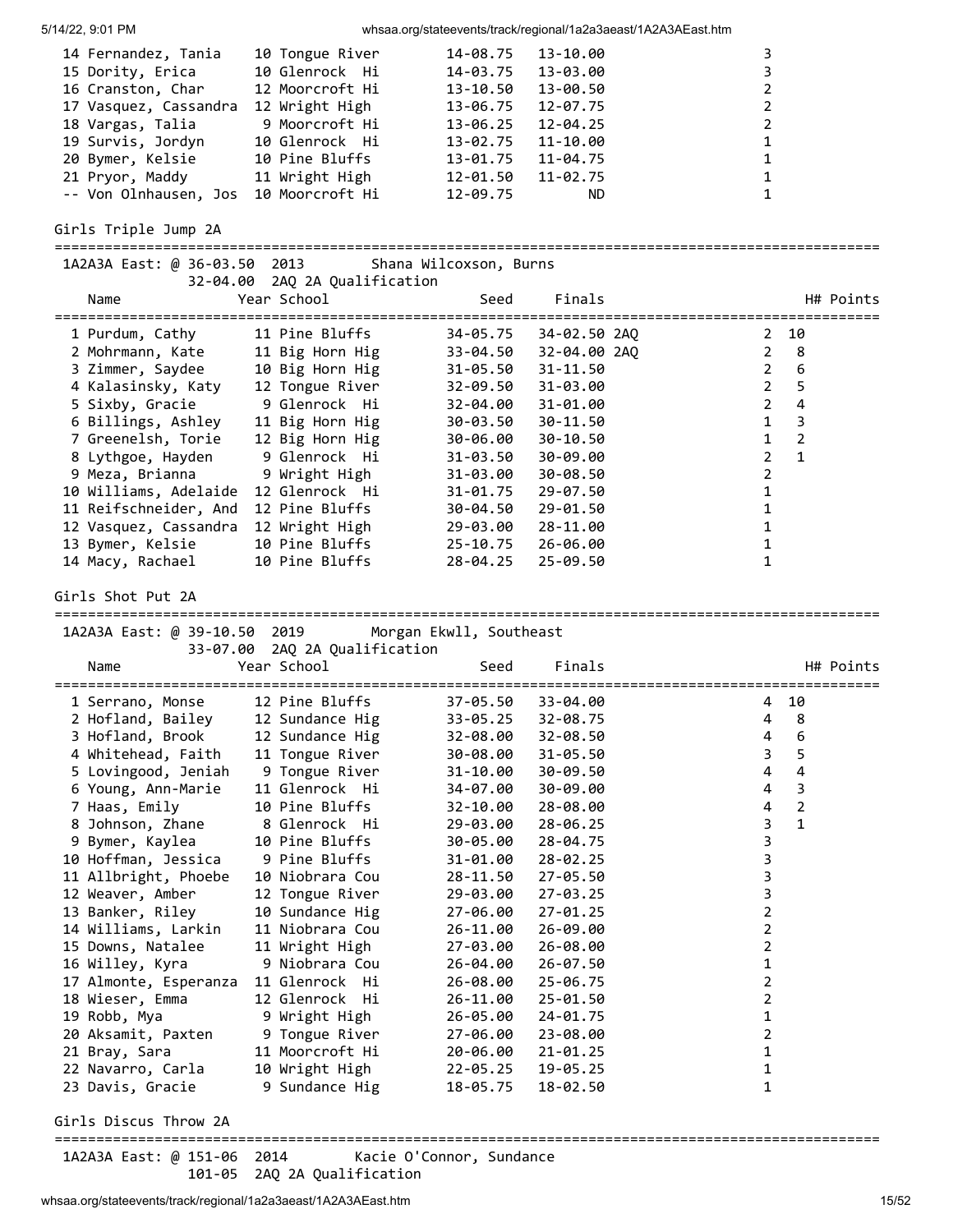| Place | Name | Year | School | Seed | Finals | H# | Points |
|---|---|---|---|---|---|---|---|
| 14 | Fernandez, Tania | 10 | Tongue River | 14-08.75 | 13-10.00 | 3 | |
| 15 | Dority, Erica | 10 | Glenrock Hi | 14-03.75 | 13-03.00 | 3 | |
| 16 | Cranston, Char | 12 | Moorcroft Hi | 13-10.50 | 13-00.50 | 2 | |
| 17 | Vasquez, Cassandra | 12 | Wright High | 13-06.75 | 12-07.75 | 2 | |
| 18 | Vargas, Talia | 9 | Moorcroft Hi | 13-06.25 | 12-04.25 | 2 | |
| 19 | Survis, Jordyn | 10 | Glenrock Hi | 13-02.75 | 11-10.00 | 1 | |
| 20 | Bymer, Kelsie | 10 | Pine Bluffs | 13-01.75 | 11-04.75 | 1 | |
| 21 | Pryor, Maddy | 11 | Wright High | 12-01.50 | 11-02.75 | 1 | |
| -- | Von Olnhausen, Jos | 10 | Moorcroft Hi | 12-09.75 | ND | 1 | |

## Girls Triple Jump 2A

1A2A3A East: @ 36-03.50 2013 Shana Wilcoxson, Burns
32-04.00 2AQ 2A Qualification

| Place | Name | Year | School | Seed | Finals | H# | Points |
|---|---|---|---|---|---|---|---|
| 1 | Purdum, Cathy | 11 | Pine Bluffs | 34-05.75 | 34-02.50 2AQ | 2 | 10 |
| 2 | Mohrmann, Kate | 11 | Big Horn Hig | 33-04.50 | 32-04.00 2AQ | 2 | 8 |
| 3 | Zimmer, Saydee | 10 | Big Horn Hig | 31-05.50 | 31-11.50 | 2 | 6 |
| 4 | Kalasinsky, Katy | 12 | Tongue River | 32-09.50 | 31-03.00 | 2 | 5 |
| 5 | Sixby, Gracie | 9 | Glenrock Hi | 32-04.00 | 31-01.00 | 2 | 4 |
| 6 | Billings, Ashley | 11 | Big Horn Hig | 30-03.50 | 30-11.50 | 1 | 3 |
| 7 | Greenelsh, Torie | 12 | Big Horn Hig | 30-06.00 | 30-10.50 | 1 | 2 |
| 8 | Lythgoe, Hayden | 9 | Glenrock Hi | 31-03.50 | 30-09.00 | 2 | 1 |
| 9 | Meza, Brianna | 9 | Wright High | 31-03.00 | 30-08.50 | 2 | |
| 10 | Williams, Adelaide | 12 | Glenrock Hi | 31-01.75 | 29-07.50 | 1 | |
| 11 | Reifschneider, And | 12 | Pine Bluffs | 30-04.50 | 29-01.50 | 1 | |
| 12 | Vasquez, Cassandra | 12 | Wright High | 29-03.00 | 28-11.00 | 1 | |
| 13 | Bymer, Kelsie | 10 | Pine Bluffs | 25-10.75 | 26-06.00 | 1 | |
| 14 | Macy, Rachael | 10 | Pine Bluffs | 28-04.25 | 25-09.50 | 1 | |

## Girls Shot Put 2A

1A2A3A East: @ 39-10.50 2019 Morgan Ekwll, Southeast
33-07.00 2AQ 2A Qualification

| Place | Name | Year | School | Seed | Finals | H# | Points |
|---|---|---|---|---|---|---|---|
| 1 | Serrano, Monse | 12 | Pine Bluffs | 37-05.50 | 33-04.00 | 4 | 10 |
| 2 | Hofland, Bailey | 12 | Sundance Hig | 33-05.25 | 32-08.75 | 4 | 8 |
| 3 | Hofland, Brook | 12 | Sundance Hig | 32-08.00 | 32-08.50 | 4 | 6 |
| 4 | Whitehead, Faith | 11 | Tongue River | 30-08.00 | 31-05.50 | 3 | 5 |
| 5 | Lovingood, Jeniah | 9 | Tongue River | 31-10.00 | 30-09.50 | 4 | 4 |
| 6 | Young, Ann-Marie | 11 | Glenrock Hi | 34-07.00 | 30-09.00 | 4 | 3 |
| 7 | Haas, Emily | 10 | Pine Bluffs | 32-10.00 | 28-08.00 | 4 | 2 |
| 8 | Johnson, Zhane | 8 | Glenrock Hi | 29-03.00 | 28-06.25 | 3 | 1 |
| 9 | Bymer, Kaylea | 10 | Pine Bluffs | 30-05.00 | 28-04.75 | 3 | |
| 10 | Hoffman, Jessica | 9 | Pine Bluffs | 31-01.00 | 28-02.25 | 3 | |
| 11 | Allbright, Phoebe | 10 | Niobrara Cou | 28-11.50 | 27-05.50 | 3 | |
| 12 | Weaver, Amber | 12 | Tongue River | 29-03.00 | 27-03.25 | 3 | |
| 13 | Banker, Riley | 10 | Sundance Hig | 27-06.00 | 27-01.25 | 2 | |
| 14 | Williams, Larkin | 11 | Niobrara Cou | 26-11.00 | 26-09.00 | 2 | |
| 15 | Downs, Natalee | 11 | Wright High | 27-03.00 | 26-08.00 | 2 | |
| 16 | Willey, Kyra | 9 | Niobrara Cou | 26-04.00 | 26-07.50 | 1 | |
| 17 | Almonte, Esperanza | 11 | Glenrock Hi | 26-08.00 | 25-06.75 | 2 | |
| 18 | Wieser, Emma | 12 | Glenrock Hi | 26-11.00 | 25-01.50 | 2 | |
| 19 | Robb, Mya | 9 | Wright High | 26-05.00 | 24-01.75 | 1 | |
| 20 | Aksamit, Paxten | 9 | Tongue River | 27-06.00 | 23-08.00 | 2 | |
| 21 | Bray, Sara | 11 | Moorcroft Hi | 20-06.00 | 21-01.25 | 1 | |
| 22 | Navarro, Carla | 10 | Wright High | 22-05.25 | 19-05.25 | 1 | |
| 23 | Davis, Gracie | 9 | Sundance Hig | 18-05.75 | 18-02.50 | 1 | |

## Girls Discus Throw 2A

1A2A3A East: @ 151-06 2014 Kacie O'Connor, Sundance
101-05 2AQ 2A Qualification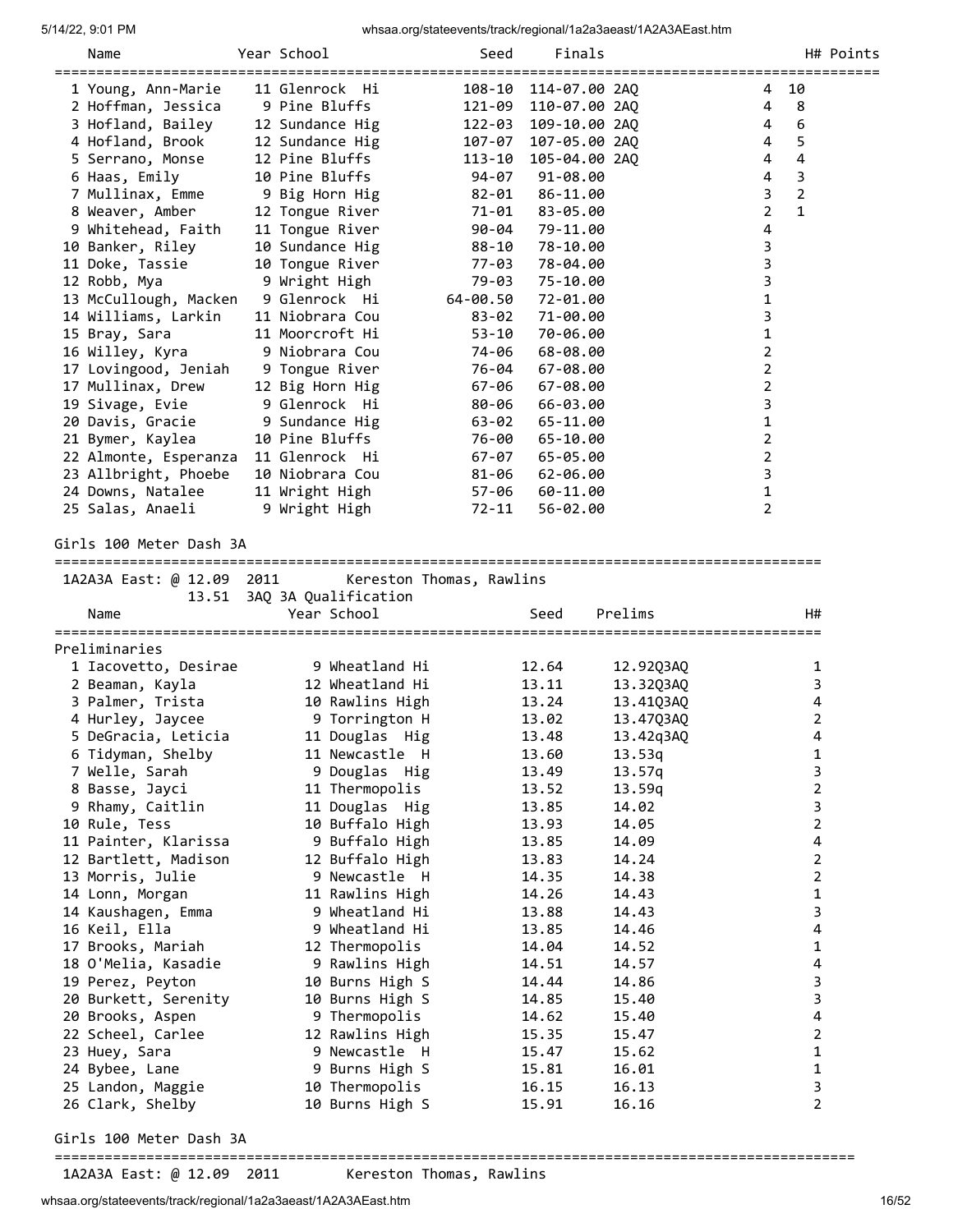| Name | Year | School | Seed | Finals | | H# | Points |
|---|---|---|---|---|---|---|---|
| 1 Young, Ann-Marie | 11 | Glenrock Hi | 108-10 | 114-07.00 | 2AQ | 4 | 10 |
| 2 Hoffman, Jessica | 9 | Pine Bluffs | 121-09 | 110-07.00 | 2AQ | 4 | 8 |
| 3 Hofland, Bailey | 12 | Sundance Hig | 122-03 | 109-10.00 | 2AQ | 4 | 6 |
| 4 Hofland, Brook | 12 | Sundance Hig | 107-07 | 107-05.00 | 2AQ | 4 | 5 |
| 5 Serrano, Monse | 12 | Pine Bluffs | 113-10 | 105-04.00 | 2AQ | 4 | 4 |
| 6 Haas, Emily | 10 | Pine Bluffs | 94-07 | 91-08.00 | | 4 | 3 |
| 7 Mullinax, Emme | 9 | Big Horn Hig | 82-01 | 86-11.00 | | 3 | 2 |
| 8 Weaver, Amber | 12 | Tongue River | 71-01 | 83-05.00 | | 2 | 1 |
| 9 Whitehead, Faith | 11 | Tongue River | 90-04 | 79-11.00 | | 4 | |
| 10 Banker, Riley | 10 | Sundance Hig | 88-10 | 78-10.00 | | 3 | |
| 11 Doke, Tassie | 10 | Tongue River | 77-03 | 78-04.00 | | 3 | |
| 12 Robb, Mya | 9 | Wright High | 79-03 | 75-10.00 | | 3 | |
| 13 McCullough, Macken | 9 | Glenrock Hi | 64-00.50 | 72-01.00 | | 1 | |
| 14 Williams, Larkin | 11 | Niobrara Cou | 83-02 | 71-00.00 | | 3 | |
| 15 Bray, Sara | 11 | Moorcroft Hi | 53-10 | 70-06.00 | | 1 | |
| 16 Willey, Kyra | 9 | Niobrara Cou | 74-06 | 68-08.00 | | 2 | |
| 17 Lovingood, Jeniah | 9 | Tongue River | 76-04 | 67-08.00 | | 2 | |
| 17 Mullinax, Drew | 12 | Big Horn Hig | 67-06 | 67-08.00 | | 2 | |
| 19 Sivage, Evie | 9 | Glenrock Hi | 80-06 | 66-03.00 | | 3 | |
| 20 Davis, Gracie | 9 | Sundance Hig | 63-02 | 65-11.00 | | 1 | |
| 21 Bymer, Kaylea | 10 | Pine Bluffs | 76-00 | 65-10.00 | | 2 | |
| 22 Almonte, Esperanza | 11 | Glenrock Hi | 67-07 | 65-05.00 | | 2 | |
| 23 Allbright, Phoebe | 10 | Niobrara Cou | 81-06 | 62-06.00 | | 3 | |
| 24 Downs, Natalee | 11 | Wright High | 57-06 | 60-11.00 | | 1 | |
| 25 Salas, Anaeli | 9 | Wright High | 72-11 | 56-02.00 | | 2 | |

## Girls 100 Meter Dash 3A

1A2A3A East: @ 12.09  2011  Kereston Thomas, Rawlins
13.51  3AQ 3A Qualification

Preliminaries

| Name | Year | School | Seed | Prelims | H# |
|---|---|---|---|---|---|
| 1 Iacovetto, Desirae | 9 | Wheatland Hi | 12.64 | 12.92Q3AQ | 1 |
| 2 Beaman, Kayla | 12 | Wheatland Hi | 13.11 | 13.32Q3AQ | 3 |
| 3 Palmer, Trista | 10 | Rawlins High | 13.24 | 13.41Q3AQ | 4 |
| 4 Hurley, Jaycee | 9 | Torrington H | 13.02 | 13.47Q3AQ | 2 |
| 5 DeGracia, Leticia | 11 | Douglas Hig | 13.48 | 13.42q3AQ | 4 |
| 6 Tidyman, Shelby | 11 | Newcastle H | 13.60 | 13.53q | 1 |
| 7 Welle, Sarah | 9 | Douglas Hig | 13.49 | 13.57q | 3 |
| 8 Basse, Jayci | 11 | Thermopolis | 13.52 | 13.59q | 2 |
| 9 Rhamy, Caitlin | 11 | Douglas Hig | 13.85 | 14.02 | 3 |
| 10 Rule, Tess | 10 | Buffalo High | 13.93 | 14.05 | 2 |
| 11 Painter, Klarissa | 9 | Buffalo High | 13.85 | 14.09 | 4 |
| 12 Bartlett, Madison | 12 | Buffalo High | 13.83 | 14.24 | 2 |
| 13 Morris, Julie | 9 | Newcastle H | 14.35 | 14.38 | 2 |
| 14 Lonn, Morgan | 11 | Rawlins High | 14.26 | 14.43 | 1 |
| 14 Kaushagen, Emma | 9 | Wheatland Hi | 13.88 | 14.43 | 3 |
| 16 Keil, Ella | 9 | Wheatland Hi | 13.85 | 14.46 | 4 |
| 17 Brooks, Mariah | 12 | Thermopolis | 14.04 | 14.52 | 1 |
| 18 O'Melia, Kasadie | 9 | Rawlins High | 14.51 | 14.57 | 4 |
| 19 Perez, Peyton | 10 | Burns High S | 14.44 | 14.86 | 3 |
| 20 Burkett, Serenity | 10 | Burns High S | 14.85 | 15.40 | 3 |
| 20 Brooks, Aspen | 9 | Thermopolis | 14.62 | 15.40 | 4 |
| 22 Scheel, Carlee | 12 | Rawlins High | 15.35 | 15.47 | 2 |
| 23 Huey, Sara | 9 | Newcastle H | 15.47 | 15.62 | 1 |
| 24 Bybee, Lane | 9 | Burns High S | 15.81 | 16.01 | 1 |
| 25 Landon, Maggie | 10 | Thermopolis | 16.15 | 16.13 | 3 |
| 26 Clark, Shelby | 10 | Burns High S | 15.91 | 16.16 | 2 |

## Girls 100 Meter Dash 3A

1A2A3A East: @ 12.09  2011  Kereston Thomas, Rawlins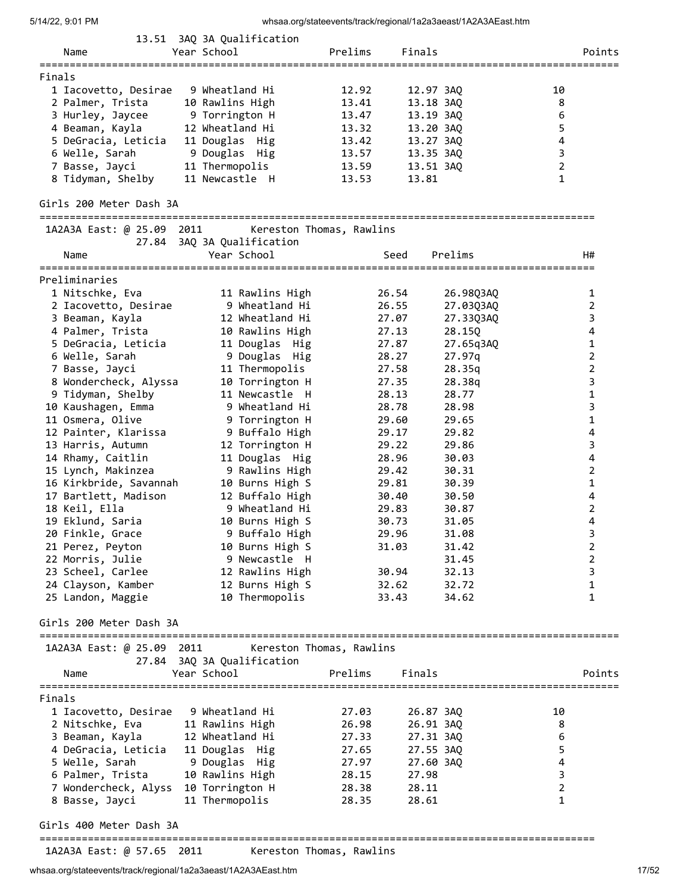13.51 3AQ 3A Qualification

Finals

| Place | Name | Year | School | Prelims | Finals | | Points |
|---|---|---|---|---|---|---|---|
| 1 | Iacovetto, Desirae | 9 | Wheatland Hi | 12.92 | 12.97 | 3AQ | 10 |
| 2 | Palmer, Trista | 10 | Rawlins High | 13.41 | 13.18 | 3AQ | 8 |
| 3 | Hurley, Jaycee | 9 | Torrington H | 13.47 | 13.19 | 3AQ | 6 |
| 4 | Beaman, Kayla | 12 | Wheatland Hi | 13.32 | 13.20 | 3AQ | 5 |
| 5 | DeGracia, Leticia | 11 | Douglas Hig | 13.42 | 13.27 | 3AQ | 4 |
| 6 | Welle, Sarah | 9 | Douglas Hig | 13.57 | 13.35 | 3AQ | 3 |
| 7 | Basse, Jayci | 11 | Thermopolis | 13.59 | 13.51 | 3AQ | 2 |
| 8 | Tidyman, Shelby | 11 | Newcastle H | 13.53 | 13.81 | | 1 |

## Girls 200 Meter Dash 3A

1A2A3A East: @ 25.09 2011 Kereston Thomas, Rawlins
27.84 3AQ 3A Qualification

Preliminaries

| Place | Name | Year | School | Seed | Prelims | | H# |
|---|---|---|---|---|---|---|---|
| 1 | Nitschke, Eva | 11 | Rawlins High | 26.54 | 26.98Q | 3AQ | 1 |
| 2 | Iacovetto, Desirae | 9 | Wheatland Hi | 26.55 | 27.03Q | 3AQ | 2 |
| 3 | Beaman, Kayla | 12 | Wheatland Hi | 27.07 | 27.33Q | 3AQ | 3 |
| 4 | Palmer, Trista | 10 | Rawlins High | 27.13 | 28.15Q | | 4 |
| 5 | DeGracia, Leticia | 11 | Douglas Hig | 27.87 | 27.65q | 3AQ | 1 |
| 6 | Welle, Sarah | 9 | Douglas Hig | 28.27 | 27.97q | | 2 |
| 7 | Basse, Jayci | 11 | Thermopolis | 27.58 | 28.35q | | 2 |
| 8 | Wondercheck, Alyssa | 10 | Torrington H | 27.35 | 28.38q | | 3 |
| 9 | Tidyman, Shelby | 11 | Newcastle H | 28.13 | 28.77 | | 1 |
| 10 | Kaushagen, Emma | 9 | Wheatland Hi | 28.78 | 28.98 | | 3 |
| 11 | Osmera, Olive | 9 | Torrington H | 29.60 | 29.65 | | 1 |
| 12 | Painter, Klarissa | 9 | Buffalo High | 29.17 | 29.82 | | 4 |
| 13 | Harris, Autumn | 12 | Torrington H | 29.22 | 29.86 | | 3 |
| 14 | Rhamy, Caitlin | 11 | Douglas Hig | 28.96 | 30.03 | | 4 |
| 15 | Lynch, Makinzea | 9 | Rawlins High | 29.42 | 30.31 | | 2 |
| 16 | Kirkbride, Savannah | 10 | Burns High S | 29.81 | 30.39 | | 1 |
| 17 | Bartlett, Madison | 12 | Buffalo High | 30.40 | 30.50 | | 4 |
| 18 | Keil, Ella | 9 | Wheatland Hi | 29.83 | 30.87 | | 2 |
| 19 | Eklund, Saria | 10 | Burns High S | 30.73 | 31.05 | | 4 |
| 20 | Finkle, Grace | 9 | Buffalo High | 29.96 | 31.08 | | 3 |
| 21 | Perez, Peyton | 10 | Burns High S | 31.03 | 31.42 | | 2 |
| 22 | Morris, Julie | 9 | Newcastle H | | 31.45 | | 2 |
| 23 | Scheel, Carlee | 12 | Rawlins High | 30.94 | 32.13 | | 3 |
| 24 | Clayson, Kamber | 12 | Burns High S | 32.62 | 32.72 | | 1 |
| 25 | Landon, Maggie | 10 | Thermopolis | 33.43 | 34.62 | | 1 |

## Girls 200 Meter Dash 3A

1A2A3A East: @ 25.09 2011 Kereston Thomas, Rawlins
27.84 3AQ 3A Qualification

Finals

| Place | Name | Year | School | Prelims | Finals | | Points |
|---|---|---|---|---|---|---|---|
| 1 | Iacovetto, Desirae | 9 | Wheatland Hi | 27.03 | 26.87 | 3AQ | 10 |
| 2 | Nitschke, Eva | 11 | Rawlins High | 26.98 | 26.91 | 3AQ | 8 |
| 3 | Beaman, Kayla | 12 | Wheatland Hi | 27.33 | 27.31 | 3AQ | 6 |
| 4 | DeGracia, Leticia | 11 | Douglas Hig | 27.65 | 27.55 | 3AQ | 5 |
| 5 | Welle, Sarah | 9 | Douglas Hig | 27.97 | 27.60 | 3AQ | 4 |
| 6 | Palmer, Trista | 10 | Rawlins High | 28.15 | 27.98 | | 3 |
| 7 | Wondercheck, Alyss | 10 | Torrington H | 28.38 | 28.11 | | 2 |
| 8 | Basse, Jayci | 11 | Thermopolis | 28.35 | 28.61 | | 1 |

## Girls 400 Meter Dash 3A

1A2A3A East: @ 57.65 2011 Kereston Thomas, Rawlins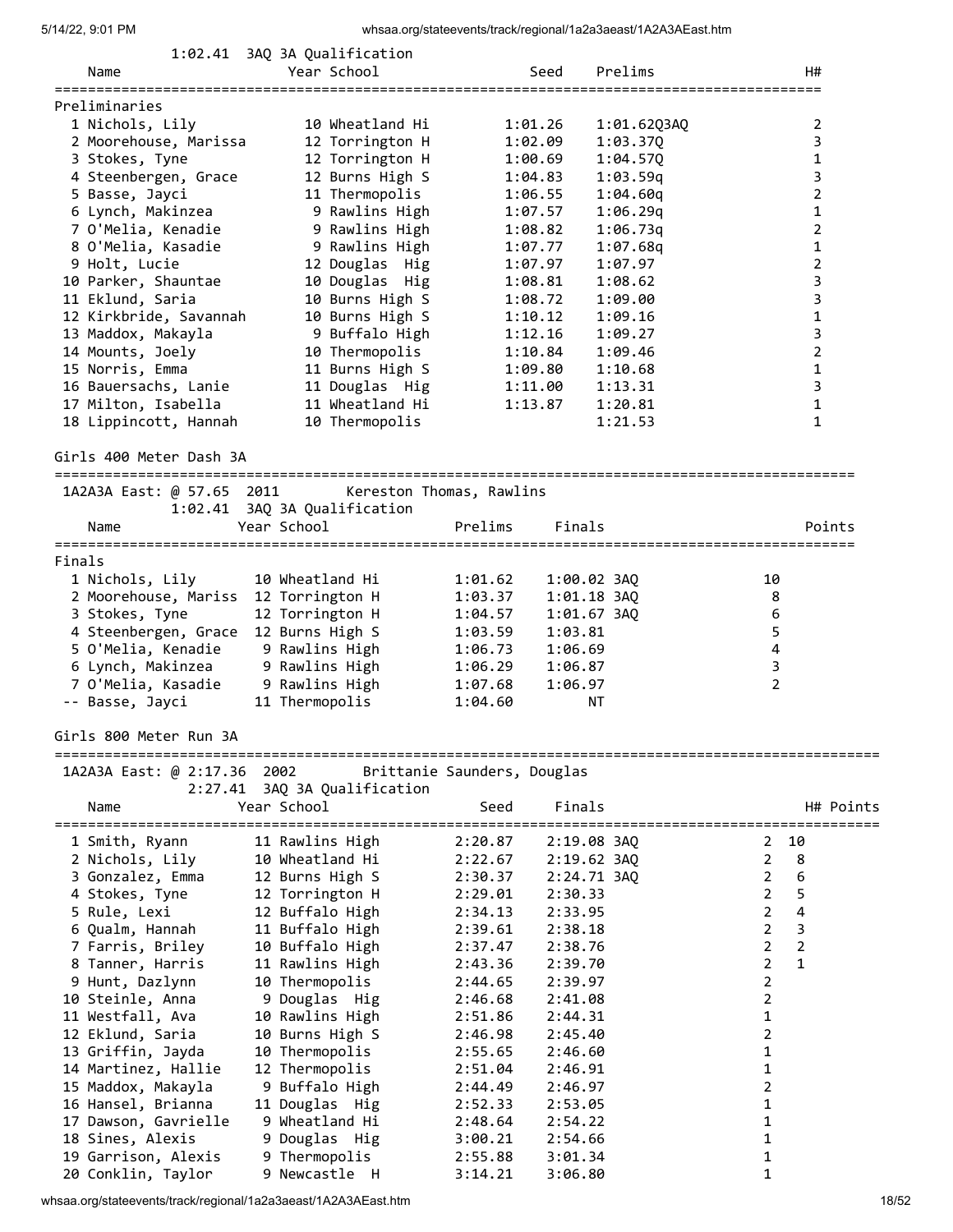1:02.41 3AQ 3A Qualification

| | Name | Year | School | Seed | Prelims | H# |
|---|---|---|---|---|---|---|
| **Preliminaries** | | | | | | |
| 1 | Nichols, Lily | 10 | Wheatland Hi | 1:01.26 | 1:01.62Q3AQ | 2 |
| 2 | Moorehouse, Marissa | 12 | Torrington H | 1:02.09 | 1:03.37Q | 3 |
| 3 | Stokes, Tyne | 12 | Torrington H | 1:00.69 | 1:04.57Q | 1 |
| 4 | Steenbergen, Grace | 12 | Burns High S | 1:04.83 | 1:03.59q | 3 |
| 5 | Basse, Jayci | 11 | Thermopolis | 1:06.55 | 1:04.60q | 2 |
| 6 | Lynch, Makinzea | 9 | Rawlins High | 1:07.57 | 1:06.29q | 1 |
| 7 | O'Melia, Kenadie | 9 | Rawlins High | 1:08.82 | 1:06.73q | 2 |
| 8 | O'Melia, Kasadie | 9 | Rawlins High | 1:07.77 | 1:07.68q | 1 |
| 9 | Holt, Lucie | 12 | Douglas Hig | 1:07.97 | 1:07.97 | 2 |
| 10 | Parker, Shauntae | 10 | Douglas Hig | 1:08.81 | 1:08.62 | 3 |
| 11 | Eklund, Saria | 10 | Burns High S | 1:08.72 | 1:09.00 | 3 |
| 12 | Kirkbride, Savannah | 10 | Burns High S | 1:10.12 | 1:09.16 | 1 |
| 13 | Maddox, Makayla | 9 | Buffalo High | 1:12.16 | 1:09.27 | 3 |
| 14 | Mounts, Joely | 10 | Thermopolis | 1:10.84 | 1:09.46 | 2 |
| 15 | Norris, Emma | 11 | Burns High S | 1:09.80 | 1:10.68 | 1 |
| 16 | Bauersachs, Lanie | 11 | Douglas Hig | 1:11.00 | 1:13.31 | 3 |
| 17 | Milton, Isabella | 11 | Wheatland Hi | 1:13.87 | 1:20.81 | 1 |
| 18 | Lippincott, Hannah | 10 | Thermopolis | | 1:21.53 | 1 |

## Girls 400 Meter Dash 3A

1A2A3A East: @ 57.65 2011 Kereston Thomas, Rawlins
1:02.41 3AQ 3A Qualification

| | Name | Year | School | Prelims | Finals | Points |
|---|---|---|---|---|---|---|
| **Finals** | | | | | | |
| 1 | Nichols, Lily | 10 | Wheatland Hi | 1:01.62 | 1:00.02 3AQ | 10 |
| 2 | Moorehouse, Mariss | 12 | Torrington H | 1:03.37 | 1:01.18 3AQ | 8 |
| 3 | Stokes, Tyne | 12 | Torrington H | 1:04.57 | 1:01.67 3AQ | 6 |
| 4 | Steenbergen, Grace | 12 | Burns High S | 1:03.59 | 1:03.81 | 5 |
| 5 | O'Melia, Kenadie | 9 | Rawlins High | 1:06.73 | 1:06.69 | 4 |
| 6 | Lynch, Makinzea | 9 | Rawlins High | 1:06.29 | 1:06.87 | 3 |
| 7 | O'Melia, Kasadie | 9 | Rawlins High | 1:07.68 | 1:06.97 | 2 |
| -- | Basse, Jayci | 11 | Thermopolis | 1:04.60 | NT | |

## Girls 800 Meter Run 3A

1A2A3A East: @ 2:17.36 2002 Brittanie Saunders, Douglas
2:27.41 3AQ 3A Qualification

| | Name | Year | School | Seed | Finals | H# | Points |
|---|---|---|---|---|---|---|---|
| 1 | Smith, Ryann | 11 | Rawlins High | 2:20.87 | 2:19.08 3AQ | 2 | 10 |
| 2 | Nichols, Lily | 10 | Wheatland Hi | 2:22.67 | 2:19.62 3AQ | 2 | 8 |
| 3 | Gonzalez, Emma | 12 | Burns High S | 2:30.37 | 2:24.71 3AQ | 2 | 6 |
| 4 | Stokes, Tyne | 12 | Torrington H | 2:29.01 | 2:30.33 | 2 | 5 |
| 5 | Rule, Lexi | 12 | Buffalo High | 2:34.13 | 2:33.95 | 2 | 4 |
| 6 | Qualm, Hannah | 11 | Buffalo High | 2:39.61 | 2:38.18 | 2 | 3 |
| 7 | Farris, Briley | 10 | Buffalo High | 2:37.47 | 2:38.76 | 2 | 2 |
| 8 | Tanner, Harris | 11 | Rawlins High | 2:43.36 | 2:39.70 | 2 | 1 |
| 9 | Hunt, Dazlynn | 10 | Thermopolis | 2:44.65 | 2:39.97 | 2 | |
| 10 | Steinle, Anna | 9 | Douglas Hig | 2:46.68 | 2:41.08 | 2 | |
| 11 | Westfall, Ava | 10 | Rawlins High | 2:51.86 | 2:44.31 | 1 | |
| 12 | Eklund, Saria | 10 | Burns High S | 2:46.98 | 2:45.40 | 2 | |
| 13 | Griffin, Jayda | 10 | Thermopolis | 2:55.65 | 2:46.60 | 1 | |
| 14 | Martinez, Hallie | 12 | Thermopolis | 2:51.04 | 2:46.91 | 1 | |
| 15 | Maddox, Makayla | 9 | Buffalo High | 2:44.49 | 2:46.97 | 2 | |
| 16 | Hansel, Brianna | 11 | Douglas Hig | 2:52.33 | 2:53.05 | 1 | |
| 17 | Dawson, Gavrielle | 9 | Wheatland Hi | 2:48.64 | 2:54.22 | 1 | |
| 18 | Sines, Alexis | 9 | Douglas Hig | 3:00.21 | 2:54.66 | 1 | |
| 19 | Garrison, Alexis | 9 | Thermopolis | 2:55.88 | 3:01.34 | 1 | |
| 20 | Conklin, Taylor | 9 | Newcastle H | 3:14.21 | 3:06.80 | 1 | |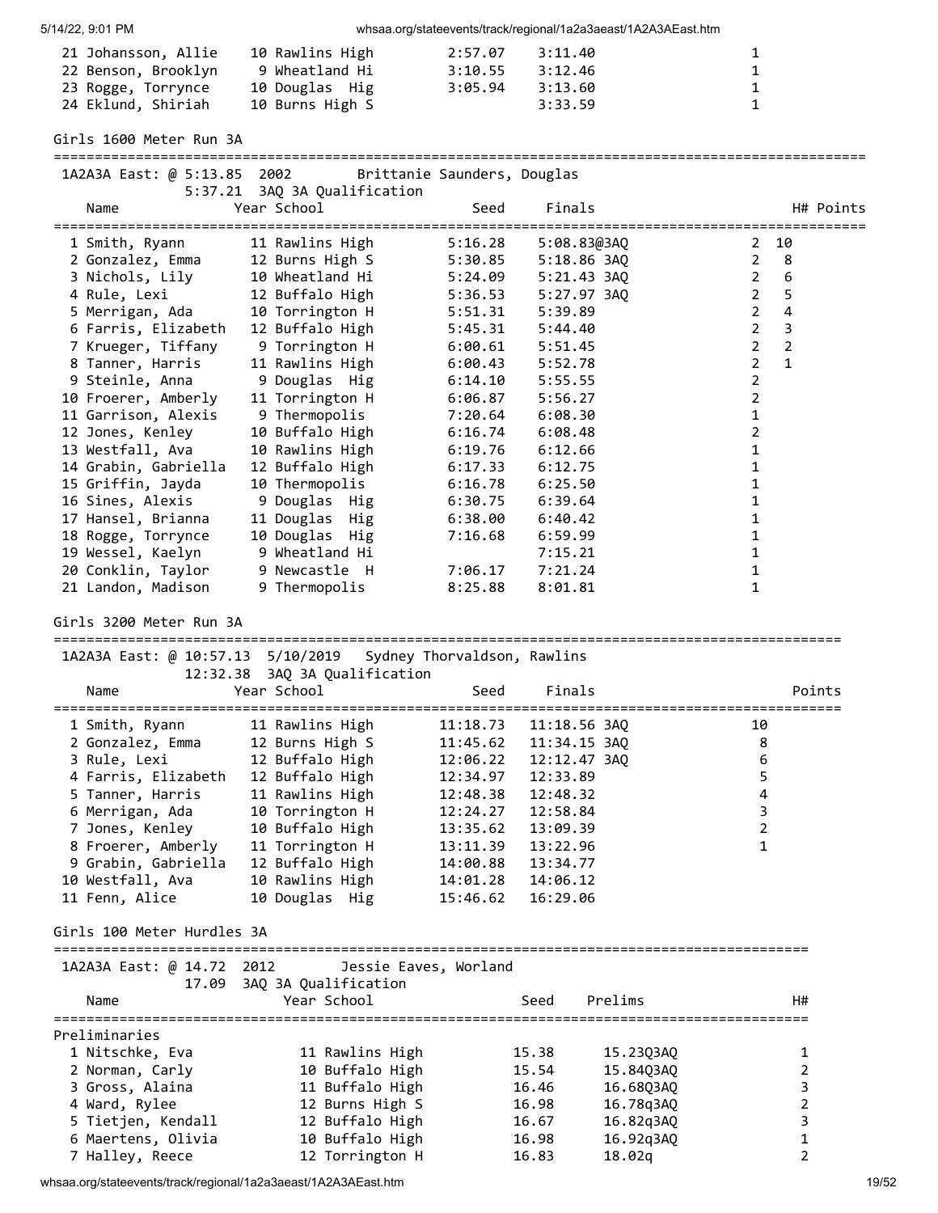| Place | Name | Year | School | Seed | Finals | H# | Points |
|---|---|---|---|---|---|---|---|
| 21 | Johansson, Allie | 10 | Rawlins High | 2:57.07 | 3:11.40 | 1 | |
| 22 | Benson, Brooklyn | 9 | Wheatland Hi | 3:10.55 | 3:12.46 | 1 | |
| 23 | Rogge, Torrynce | 10 | Douglas Hig | 3:05.94 | 3:13.60 | 1 | |
| 24 | Eklund, Shiriah | 10 | Burns High S | | 3:33.59 | 1 | |

## Girls 1600 Meter Run 3A

1A2A3A East: @ 5:13.85 2002 Brittanie Saunders, Douglas
5:37.21 3AQ 3A Qualification

| Place | Name | Year | School | Seed | Finals | H# | Points |
|---|---|---|---|---|---|---|---|
| 1 | Smith, Ryann | 11 | Rawlins High | 5:16.28 | 5:08.83@3AQ | 2 | 10 |
| 2 | Gonzalez, Emma | 12 | Burns High S | 5:30.85 | 5:18.86 3AQ | 2 | 8 |
| 3 | Nichols, Lily | 10 | Wheatland Hi | 5:24.09 | 5:21.43 3AQ | 2 | 6 |
| 4 | Rule, Lexi | 12 | Buffalo High | 5:36.53 | 5:27.97 3AQ | 2 | 5 |
| 5 | Merrigan, Ada | 10 | Torrington H | 5:51.31 | 5:39.89 | 2 | 4 |
| 6 | Farris, Elizabeth | 12 | Buffalo High | 5:45.31 | 5:44.40 | 2 | 3 |
| 7 | Krueger, Tiffany | 9 | Torrington H | 6:00.61 | 5:51.45 | 2 | 2 |
| 8 | Tanner, Harris | 11 | Rawlins High | 6:00.43 | 5:52.78 | 2 | 1 |
| 9 | Steinle, Anna | 9 | Douglas Hig | 6:14.10 | 5:55.55 | 2 | |
| 10 | Froerer, Amberly | 11 | Torrington H | 6:06.87 | 5:56.27 | 2 | |
| 11 | Garrison, Alexis | 9 | Thermopolis | 7:20.64 | 6:08.30 | 1 | |
| 12 | Jones, Kenley | 10 | Buffalo High | 6:16.74 | 6:08.48 | 2 | |
| 13 | Westfall, Ava | 10 | Rawlins High | 6:19.76 | 6:12.66 | 1 | |
| 14 | Grabin, Gabriella | 12 | Buffalo High | 6:17.33 | 6:12.75 | 1 | |
| 15 | Griffin, Jayda | 10 | Thermopolis | 6:16.78 | 6:25.50 | 1 | |
| 16 | Sines, Alexis | 9 | Douglas Hig | 6:30.75 | 6:39.64 | 1 | |
| 17 | Hansel, Brianna | 11 | Douglas Hig | 6:38.00 | 6:40.42 | 1 | |
| 18 | Rogge, Torrynce | 10 | Douglas Hig | 7:16.68 | 6:59.99 | 1 | |
| 19 | Wessel, Kaelyn | 9 | Wheatland Hi | | 7:15.21 | 1 | |
| 20 | Conklin, Taylor | 9 | Newcastle H | 7:06.17 | 7:21.24 | 1 | |
| 21 | Landon, Madison | 9 | Thermopolis | 8:25.88 | 8:01.81 | 1 | |

## Girls 3200 Meter Run 3A

1A2A3A East: @ 10:57.13 5/10/2019 Sydney Thorvaldson, Rawlins
12:32.38 3AQ 3A Qualification

| Place | Name | Year | School | Seed | Finals | Points |
|---|---|---|---|---|---|---|
| 1 | Smith, Ryann | 11 | Rawlins High | 11:18.73 | 11:18.56 3AQ | 10 |
| 2 | Gonzalez, Emma | 12 | Burns High S | 11:45.62 | 11:34.15 3AQ | 8 |
| 3 | Rule, Lexi | 12 | Buffalo High | 12:06.22 | 12:12.47 3AQ | 6 |
| 4 | Farris, Elizabeth | 12 | Buffalo High | 12:34.97 | 12:33.89 | 5 |
| 5 | Tanner, Harris | 11 | Rawlins High | 12:48.38 | 12:48.32 | 4 |
| 6 | Merrigan, Ada | 10 | Torrington H | 12:24.27 | 12:58.84 | 3 |
| 7 | Jones, Kenley | 10 | Buffalo High | 13:35.62 | 13:09.39 | 2 |
| 8 | Froerer, Amberly | 11 | Torrington H | 13:11.39 | 13:22.96 | 1 |
| 9 | Grabin, Gabriella | 12 | Buffalo High | 14:00.88 | 13:34.77 | |
| 10 | Westfall, Ava | 10 | Rawlins High | 14:01.28 | 14:06.12 | |
| 11 | Fenn, Alice | 10 | Douglas Hig | 15:46.62 | 16:29.06 | |

## Girls 100 Meter Hurdles 3A

1A2A3A East: @ 14.72 2012 Jessie Eaves, Worland
17.09 3AQ 3A Qualification

Preliminaries

| Place | Name | Year | School | Seed | Prelims | H# |
|---|---|---|---|---|---|---|
| 1 | Nitschke, Eva | 11 | Rawlins High | 15.38 | 15.23Q3AQ | 1 |
| 2 | Norman, Carly | 10 | Buffalo High | 15.54 | 15.84Q3AQ | 2 |
| 3 | Gross, Alaina | 11 | Buffalo High | 16.46 | 16.68Q3AQ | 3 |
| 4 | Ward, Rylee | 12 | Burns High S | 16.98 | 16.78q3AQ | 2 |
| 5 | Tietjen, Kendall | 12 | Buffalo High | 16.67 | 16.82q3AQ | 3 |
| 6 | Maertens, Olivia | 10 | Buffalo High | 16.98 | 16.92q3AQ | 1 |
| 7 | Halley, Reece | 12 | Torrington H | 16.83 | 18.02q | 2 |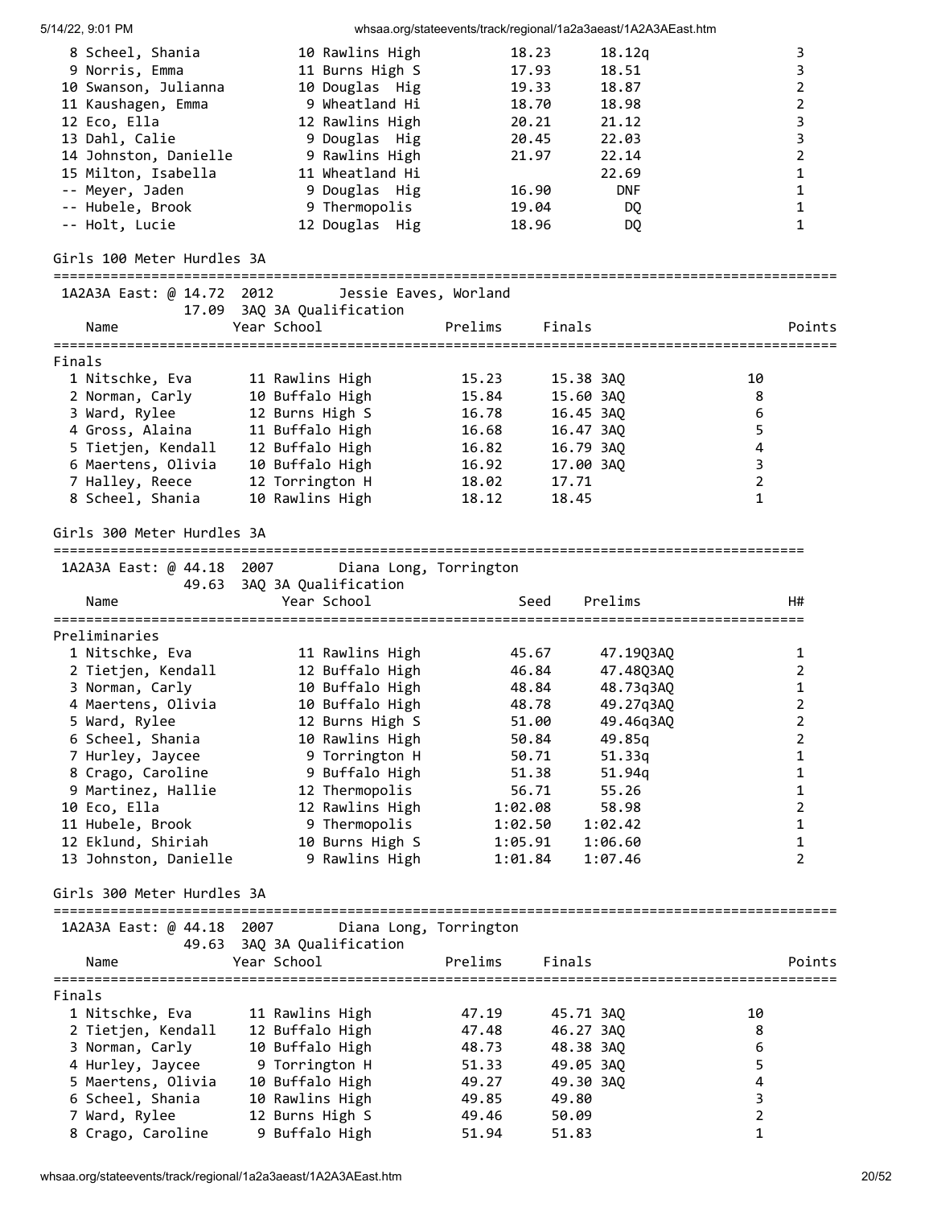| Name | Year | School | Seed | Prelims | H# |
|---|---|---|---|---|---|
| 8 Scheel, Shania | 10 | Rawlins High | 18.23 | 18.12q | 3 |
| 9 Norris, Emma | 11 | Burns High S | 17.93 | 18.51 | 3 |
| 10 Swanson, Julianna | 10 | Douglas Hig | 19.33 | 18.87 | 2 |
| 11 Kaushagen, Emma | 9 | Wheatland Hi | 18.70 | 18.98 | 2 |
| 12 Eco, Ella | 12 | Rawlins High | 20.21 | 21.12 | 3 |
| 13 Dahl, Calie | 9 | Douglas Hig | 20.45 | 22.03 | 3 |
| 14 Johnston, Danielle | 9 | Rawlins High | 21.97 | 22.14 | 2 |
| 15 Milton, Isabella | 11 | Wheatland Hi | | 22.69 | 1 |
| -- Meyer, Jaden | 9 | Douglas Hig | 16.90 | DNF | 1 |
| -- Hubele, Brook | 9 | Thermopolis | 19.04 | DQ | 1 |
| -- Holt, Lucie | 12 | Douglas Hig | 18.96 | DQ | 1 |

## Girls 100 Meter Hurdles 3A

1A2A3A East: @ 14.72 2012 Jessie Eaves, Worland
17.09 3AQ 3A Qualification

**Finals**

| Name | Year | School | Prelims | Finals | Points |
|---|---|---|---|---|---|
| 1 Nitschke, Eva | 11 | Rawlins High | 15.23 | 15.38 3AQ | 10 |
| 2 Norman, Carly | 10 | Buffalo High | 15.84 | 15.60 3AQ | 8 |
| 3 Ward, Rylee | 12 | Burns High S | 16.78 | 16.45 3AQ | 6 |
| 4 Gross, Alaina | 11 | Buffalo High | 16.68 | 16.47 3AQ | 5 |
| 5 Tietjen, Kendall | 12 | Buffalo High | 16.82 | 16.79 3AQ | 4 |
| 6 Maertens, Olivia | 10 | Buffalo High | 16.92 | 17.00 3AQ | 3 |
| 7 Halley, Reece | 12 | Torrington H | 18.02 | 17.71 | 2 |
| 8 Scheel, Shania | 10 | Rawlins High | 18.12 | 18.45 | 1 |

## Girls 300 Meter Hurdles 3A

1A2A3A East: @ 44.18 2007 Diana Long, Torrington
49.63 3AQ 3A Qualification

**Preliminaries**

| Name | Year | School | Seed | Prelims | H# |
|---|---|---|---|---|---|
| 1 Nitschke, Eva | 11 | Rawlins High | 45.67 | 47.19Q3AQ | 1 |
| 2 Tietjen, Kendall | 12 | Buffalo High | 46.84 | 47.48Q3AQ | 2 |
| 3 Norman, Carly | 10 | Buffalo High | 48.84 | 48.73q3AQ | 1 |
| 4 Maertens, Olivia | 10 | Buffalo High | 48.78 | 49.27q3AQ | 2 |
| 5 Ward, Rylee | 12 | Burns High S | 51.00 | 49.46q3AQ | 2 |
| 6 Scheel, Shania | 10 | Rawlins High | 50.84 | 49.85q | 2 |
| 7 Hurley, Jaycee | 9 | Torrington H | 50.71 | 51.33q | 1 |
| 8 Crago, Caroline | 9 | Buffalo High | 51.38 | 51.94q | 1 |
| 9 Martinez, Hallie | 12 | Thermopolis | 56.71 | 55.26 | 1 |
| 10 Eco, Ella | 12 | Rawlins High | 1:02.08 | 58.98 | 2 |
| 11 Hubele, Brook | 9 | Thermopolis | 1:02.50 | 1:02.42 | 1 |
| 12 Eklund, Shiriah | 10 | Burns High S | 1:05.91 | 1:06.60 | 1 |
| 13 Johnston, Danielle | 9 | Rawlins High | 1:01.84 | 1:07.46 | 2 |

## Girls 300 Meter Hurdles 3A

1A2A3A East: @ 44.18 2007 Diana Long, Torrington
49.63 3AQ 3A Qualification

**Finals**

| Name | Year | School | Prelims | Finals | Points |
|---|---|---|---|---|---|
| 1 Nitschke, Eva | 11 | Rawlins High | 47.19 | 45.71 3AQ | 10 |
| 2 Tietjen, Kendall | 12 | Buffalo High | 47.48 | 46.27 3AQ | 8 |
| 3 Norman, Carly | 10 | Buffalo High | 48.73 | 48.38 3AQ | 6 |
| 4 Hurley, Jaycee | 9 | Torrington H | 51.33 | 49.05 3AQ | 5 |
| 5 Maertens, Olivia | 10 | Buffalo High | 49.27 | 49.30 3AQ | 4 |
| 6 Scheel, Shania | 10 | Rawlins High | 49.85 | 49.80 | 3 |
| 7 Ward, Rylee | 12 | Burns High S | 49.46 | 50.09 | 2 |
| 8 Crago, Caroline | 9 | Buffalo High | 51.94 | 51.83 | 1 |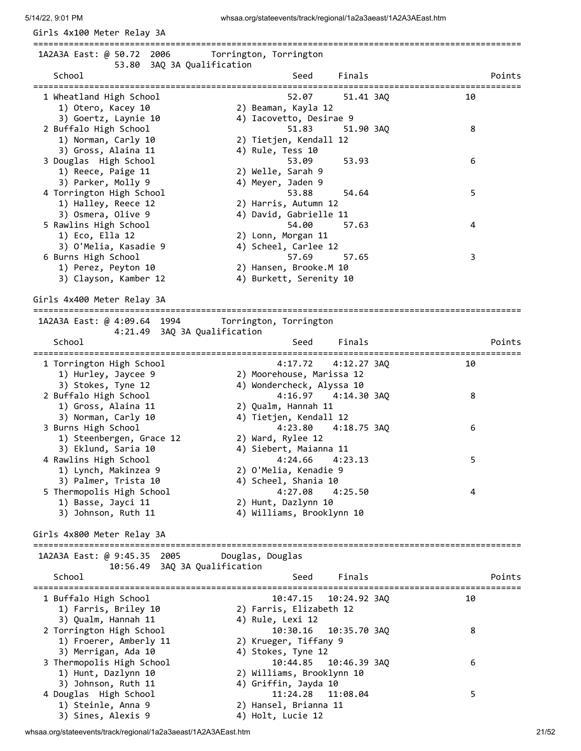## Girls 4x100 Meter Relay 3A

1A2A3A East: @ 50.72  2006  Torrington, Torrington
53.80  3AQ 3A Qualification

| Place | School | Seed | Finals | Points |
|---|---|---|---|---|
| 1 | Wheatland High School | 52.07 | 51.41 3AQ | 10 |
| | 1) Otero, Kacey 10; 2) Beaman, Kayla 12; 3) Goertz, Laynie 10; 4) Iacovetto, Desirae 9 | | | |
| 2 | Buffalo High School | 51.83 | 51.90 3AQ | 8 |
| | 1) Norman, Carly 10; 2) Tietjen, Kendall 12; 3) Gross, Alaina 11; 4) Rule, Tess 10 | | | |
| 3 | Douglas High School | 53.09 | 53.93 | 6 |
| | 1) Reece, Paige 11; 2) Welle, Sarah 9; 3) Parker, Molly 9; 4) Meyer, Jaden 9 | | | |
| 4 | Torrington High School | 53.88 | 54.64 | 5 |
| | 1) Halley, Reece 12; 2) Harris, Autumn 12; 3) Osmera, Olive 9; 4) David, Gabrielle 11 | | | |
| 5 | Rawlins High School | 54.00 | 57.63 | 4 |
| | 1) Eco, Ella 12; 2) Lonn, Morgan 11; 3) O'Melia, Kasadie 9; 4) Scheel, Carlee 12 | | | |
| 6 | Burns High School | 57.69 | 57.65 | 3 |
| | 1) Perez, Peyton 10; 2) Hansen, Brooke.M 10; 3) Clayson, Kamber 12; 4) Burkett, Serenity 10 | | | |

## Girls 4x400 Meter Relay 3A

1A2A3A East: @ 4:09.64  1994  Torrington, Torrington
4:21.49  3AQ 3A Qualification

| Place | School | Seed | Finals | Points |
|---|---|---|---|---|
| 1 | Torrington High School | 4:17.72 | 4:12.27 3AQ | 10 |
| | 1) Hurley, Jaycee 9; 2) Moorehouse, Marissa 12; 3) Stokes, Tyne 12; 4) Wondercheck, Alyssa 10 | | | |
| 2 | Buffalo High School | 4:16.97 | 4:14.30 3AQ | 8 |
| | 1) Gross, Alaina 11; 2) Qualm, Hannah 11; 3) Norman, Carly 10; 4) Tietjen, Kendall 12 | | | |
| 3 | Burns High School | 4:23.80 | 4:18.75 3AQ | 6 |
| | 1) Steenbergen, Grace 12; 2) Ward, Rylee 12; 3) Eklund, Saria 10; 4) Siebert, Maianna 11 | | | |
| 4 | Rawlins High School | 4:24.66 | 4:23.13 | 5 |
| | 1) Lynch, Makinzea 9; 2) O'Melia, Kenadie 9; 3) Palmer, Trista 10; 4) Scheel, Shania 10 | | | |
| 5 | Thermopolis High School | 4:27.08 | 4:25.50 | 4 |
| | 1) Basse, Jayci 11; 2) Hunt, Dazlynn 10; 3) Johnson, Ruth 11; 4) Williams, Brooklynn 10 | | | |

## Girls 4x800 Meter Relay 3A

1A2A3A East: @ 9:45.35  2005  Douglas, Douglas
10:56.49  3AQ 3A Qualification

| Place | School | Seed | Finals | Points |
|---|---|---|---|---|
| 1 | Buffalo High School | 10:47.15 | 10:24.92 3AQ | 10 |
| | 1) Farris, Briley 10; 2) Farris, Elizabeth 12; 3) Qualm, Hannah 11; 4) Rule, Lexi 12 | | | |
| 2 | Torrington High School | 10:30.16 | 10:35.70 3AQ | 8 |
| | 1) Froerer, Amberly 11; 2) Krueger, Tiffany 9; 3) Merrigan, Ada 10; 4) Stokes, Tyne 12 | | | |
| 3 | Thermopolis High School | 10:44.85 | 10:46.39 3AQ | 6 |
| | 1) Hunt, Dazlynn 10; 2) Williams, Brooklynn 10; 3) Johnson, Ruth 11; 4) Griffin, Jayda 10 | | | |
| 4 | Douglas High School | 11:24.28 | 11:08.04 | 5 |
| | 1) Steinle, Anna 9; 2) Hansel, Brianna 11; 3) Sines, Alexis 9; 4) Holt, Lucie 12 | | | |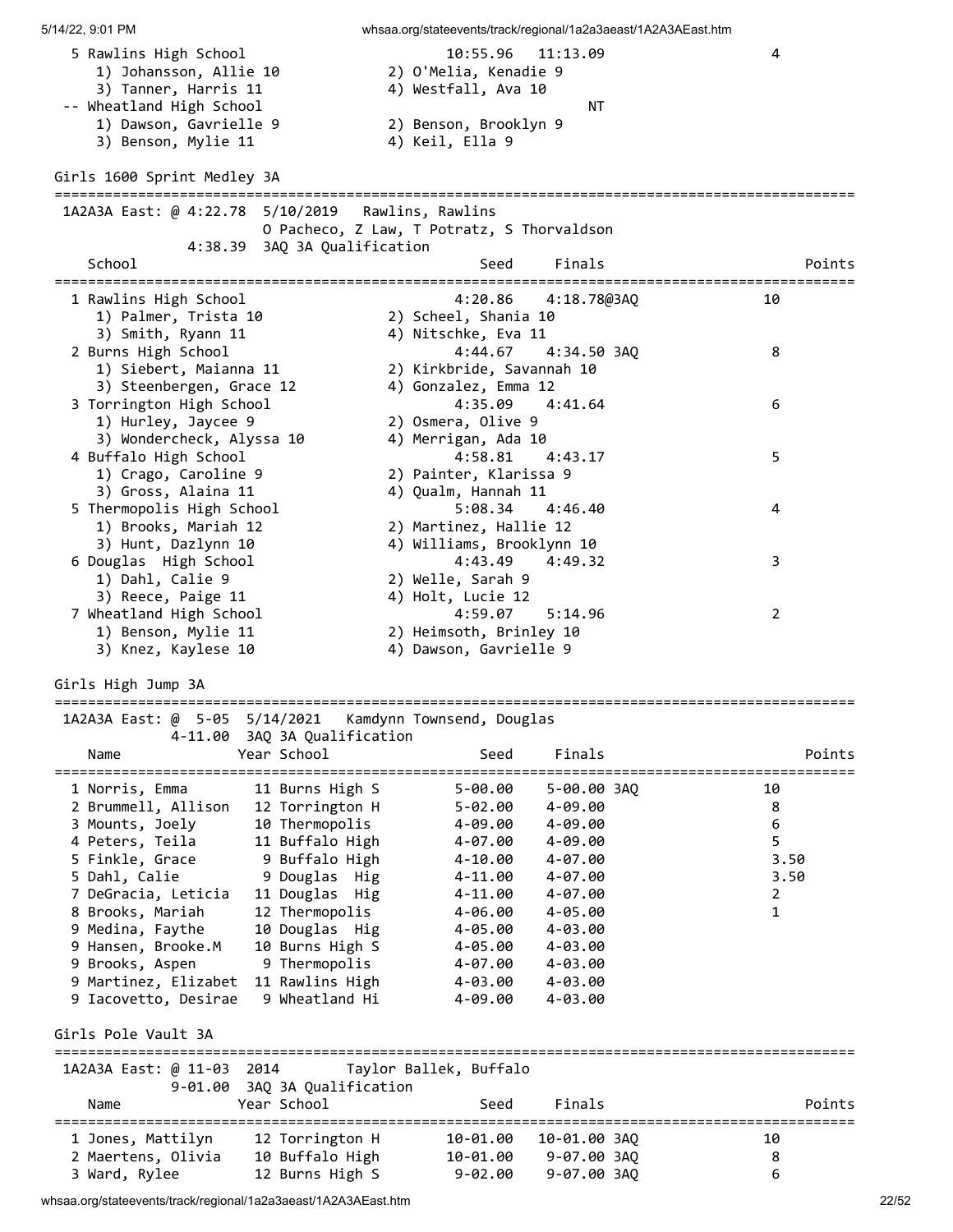| Place | School | Seed | Finals | Points |
|---|---|---|---|---|
| 5 | Rawlins High School | 10:55.96 | 11:13.09 | 4 |
| | 1) Johansson, Allie 10; 2) O'Melia, Kenadie 9; 3) Tanner, Harris 11; 4) Westfall, Ava 10 | | | |
| -- | Wheatland High School | | NT | |
| | 1) Dawson, Gavrielle 9; 2) Benson, Brooklyn 9; 3) Benson, Mylie 11; 4) Keil, Ella 9 | | | |

## Girls 1600 Sprint Medley 3A

1A2A3A East: @ 4:22.78 5/10/2019 Rawlins, Rawlins
O Pacheco, Z Law, T Potratz, S Thorvaldson
4:38.39 3AQ 3A Qualification

| Place | School | Seed | Finals | Points |
|---|---|---|---|---|
| 1 | Rawlins High School | 4:20.86 | 4:18.78@3AQ | 10 |
| | 1) Palmer, Trista 10; 2) Scheel, Shania 10; 3) Smith, Ryann 11; 4) Nitschke, Eva 11 | | | |
| 2 | Burns High School | 4:44.67 | 4:34.50 3AQ | 8 |
| | 1) Siebert, Maianna 11; 2) Kirkbride, Savannah 10; 3) Steenbergen, Grace 12; 4) Gonzalez, Emma 12 | | | |
| 3 | Torrington High School | 4:35.09 | 4:41.64 | 6 |
| | 1) Hurley, Jaycee 9; 2) Osmera, Olive 9; 3) Wondercheck, Alyssa 10; 4) Merrigan, Ada 10 | | | |
| 4 | Buffalo High School | 4:58.81 | 4:43.17 | 5 |
| | 1) Crago, Caroline 9; 2) Painter, Klarissa 9; 3) Gross, Alaina 11; 4) Qualm, Hannah 11 | | | |
| 5 | Thermopolis High School | 5:08.34 | 4:46.40 | 4 |
| | 1) Brooks, Mariah 12; 2) Martinez, Hallie 12; 3) Hunt, Dazlynn 10; 4) Williams, Brooklynn 10 | | | |
| 6 | Douglas High School | 4:43.49 | 4:49.32 | 3 |
| | 1) Dahl, Calie 9; 2) Welle, Sarah 9; 3) Reece, Paige 11; 4) Holt, Lucie 12 | | | |
| 7 | Wheatland High School | 4:59.07 | 5:14.96 | 2 |
| | 1) Benson, Mylie 11; 2) Heimsoth, Brinley 10; 3) Knez, Kaylese 10; 4) Dawson, Gavrielle 9 | | | |

## Girls High Jump 3A

1A2A3A East: @ 5-05 5/14/2021 Kamdynn Townsend, Douglas
4-11.00 3AQ 3A Qualification

| Place | Name | Year | School | Seed | Finals | Points |
|---|---|---|---|---|---|---|
| 1 | Norris, Emma | 11 | Burns High S | 5-00.00 | 5-00.00 3AQ | 10 |
| 2 | Brummell, Allison | 12 | Torrington H | 5-02.00 | 4-09.00 | 8 |
| 3 | Mounts, Joely | 10 | Thermopolis | 4-09.00 | 4-09.00 | 6 |
| 4 | Peters, Teila | 11 | Buffalo High | 4-07.00 | 4-09.00 | 5 |
| 5 | Finkle, Grace | 9 | Buffalo High | 4-10.00 | 4-07.00 | 3.50 |
| 5 | Dahl, Calie | 9 | Douglas Hig | 4-11.00 | 4-07.00 | 3.50 |
| 7 | DeGracia, Leticia | 11 | Douglas Hig | 4-11.00 | 4-07.00 | 2 |
| 8 | Brooks, Mariah | 12 | Thermopolis | 4-06.00 | 4-05.00 | 1 |
| 9 | Medina, Faythe | 10 | Douglas Hig | 4-05.00 | 4-03.00 | |
| 9 | Hansen, Brooke.M | 10 | Burns High S | 4-05.00 | 4-03.00 | |
| 9 | Brooks, Aspen | 9 | Thermopolis | 4-07.00 | 4-03.00 | |
| 9 | Martinez, Elizabet | 11 | Rawlins High | 4-03.00 | 4-03.00 | |
| 9 | Iacovetto, Desirae | 9 | Wheatland Hi | 4-09.00 | 4-03.00 | |

## Girls Pole Vault 3A

1A2A3A East: @ 11-03 2014 Taylor Ballek, Buffalo
9-01.00 3AQ 3A Qualification

| Place | Name | Year | School | Seed | Finals | Points |
|---|---|---|---|---|---|---|
| 1 | Jones, Mattilyn | 12 | Torrington H | 10-01.00 | 10-01.00 3AQ | 10 |
| 2 | Maertens, Olivia | 10 | Buffalo High | 10-01.00 | 9-07.00 3AQ | 8 |
| 3 | Ward, Rylee | 12 | Burns High S | 9-02.00 | 9-07.00 3AQ | 6 |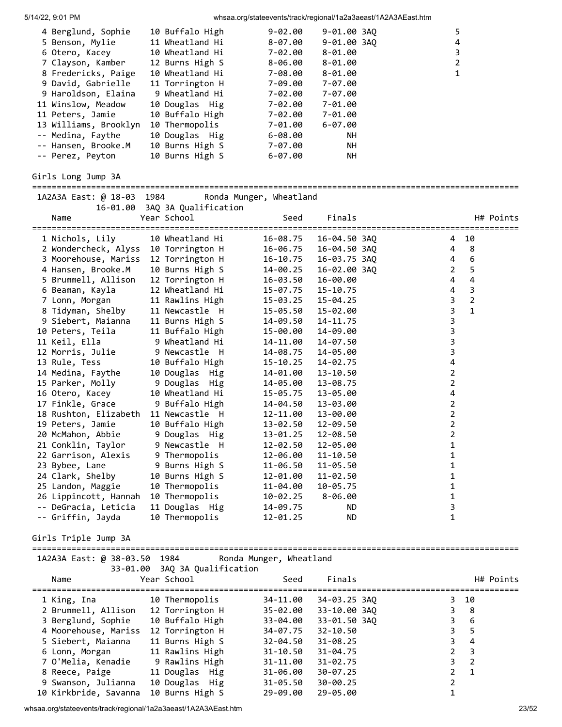| Place | Name | Year | School | Seed | Finals | Q | H# | Points |
|---|---|---|---|---|---|---|---|---|
| 4 | Berglund, Sophie | 10 | Buffalo High | 9-02.00 | 9-01.00 | 3AQ | | 5 |
| 5 | Benson, Mylie | 11 | Wheatland Hi | 8-07.00 | 9-01.00 | 3AQ | | 4 |
| 6 | Otero, Kacey | 10 | Wheatland Hi | 7-02.00 | 8-01.00 | | | 3 |
| 7 | Clayson, Kamber | 12 | Burns High S | 8-06.00 | 8-01.00 | | | 2 |
| 8 | Fredericks, Paige | 10 | Wheatland Hi | 7-08.00 | 8-01.00 | | | 1 |
| 9 | David, Gabrielle | 11 | Torrington H | 7-09.00 | 7-07.00 | | | |
| 9 | Haroldson, Elaina | 9 | Wheatland Hi | 7-02.00 | 7-07.00 | | | |
| 11 | Winslow, Meadow | 10 | Douglas Hig | 7-02.00 | 7-01.00 | | | |
| 11 | Peters, Jamie | 10 | Buffalo High | 7-02.00 | 7-01.00 | | | |
| 13 | Williams, Brooklyn | 10 | Thermopolis | 7-01.00 | 6-07.00 | | | |
| -- | Medina, Faythe | 10 | Douglas Hig | 6-08.00 | NH | | | |
| -- | Hansen, Brooke.M | 10 | Burns High S | 7-07.00 | NH | | | |
| -- | Perez, Peyton | 10 | Burns High S | 6-07.00 | NH | | | |

## Girls Long Jump 3A

1A2A3A East: @ 18-03 1984 Ronda Munger, Wheatland
16-01.00 3AQ 3A Qualification

| Place | Name | Year | School | Seed | Finals | Q | H# | Points |
|---|---|---|---|---|---|---|---|---|
| 1 | Nichols, Lily | 10 | Wheatland Hi | 16-08.75 | 16-04.50 | 3AQ | 4 | 10 |
| 2 | Wondercheck, Alyss | 10 | Torrington H | 16-06.75 | 16-04.50 | 3AQ | 4 | 8 |
| 3 | Moorehouse, Mariss | 12 | Torrington H | 16-10.75 | 16-03.75 | 3AQ | 4 | 6 |
| 4 | Hansen, Brooke.M | 10 | Burns High S | 14-00.25 | 16-02.00 | 3AQ | 2 | 5 |
| 5 | Brummell, Allison | 12 | Torrington H | 16-03.50 | 16-00.00 | | 4 | 4 |
| 6 | Beaman, Kayla | 12 | Wheatland Hi | 15-07.75 | 15-10.75 | | 4 | 3 |
| 7 | Lonn, Morgan | 11 | Rawlins High | 15-03.25 | 15-04.25 | | 3 | 2 |
| 8 | Tidyman, Shelby | 11 | Newcastle H | 15-05.50 | 15-02.00 | | 3 | 1 |
| 9 | Siebert, Maianna | 11 | Burns High S | 14-09.50 | 14-11.75 | | 3 | |
| 10 | Peters, Teila | 11 | Buffalo High | 15-00.00 | 14-09.00 | | 3 | |
| 11 | Keil, Ella | 9 | Wheatland Hi | 14-11.00 | 14-07.50 | | 3 | |
| 12 | Morris, Julie | 9 | Newcastle H | 14-08.75 | 14-05.00 | | 3 | |
| 13 | Rule, Tess | 10 | Buffalo High | 15-10.25 | 14-02.75 | | 4 | |
| 14 | Medina, Faythe | 10 | Douglas Hig | 14-01.00 | 13-10.50 | | 2 | |
| 15 | Parker, Molly | 9 | Douglas Hig | 14-05.00 | 13-08.75 | | 2 | |
| 16 | Otero, Kacey | 10 | Wheatland Hi | 15-05.75 | 13-05.00 | | 4 | |
| 17 | Finkle, Grace | 9 | Buffalo High | 14-04.50 | 13-03.00 | | 2 | |
| 18 | Rushton, Elizabeth | 11 | Newcastle H | 12-11.00 | 13-00.00 | | 2 | |
| 19 | Peters, Jamie | 10 | Buffalo High | 13-02.50 | 12-09.50 | | 2 | |
| 20 | McMahon, Abbie | 9 | Douglas Hig | 13-01.25 | 12-08.50 | | 2 | |
| 21 | Conklin, Taylor | 9 | Newcastle H | 12-02.50 | 12-05.00 | | 1 | |
| 22 | Garrison, Alexis | 9 | Thermopolis | 12-06.00 | 11-10.50 | | 1 | |
| 23 | Bybee, Lane | 9 | Burns High S | 11-06.50 | 11-05.50 | | 1 | |
| 24 | Clark, Shelby | 10 | Burns High S | 12-01.00 | 11-02.50 | | 1 | |
| 25 | Landon, Maggie | 10 | Thermopolis | 11-04.00 | 10-05.75 | | 1 | |
| 26 | Lippincott, Hannah | 10 | Thermopolis | 10-02.25 | 8-06.00 | | 1 | |
| -- | DeGracia, Leticia | 11 | Douglas Hig | 14-09.75 | ND | | 3 | |
| -- | Griffin, Jayda | 10 | Thermopolis | 12-01.25 | ND | | 1 | |

## Girls Triple Jump 3A

1A2A3A East: @ 38-03.50 1984 Ronda Munger, Wheatland
33-01.00 3AQ 3A Qualification

| Place | Name | Year | School | Seed | Finals | Q | H# | Points |
|---|---|---|---|---|---|---|---|---|
| 1 | King, Ina | 10 | Thermopolis | 34-11.00 | 34-03.25 | 3AQ | 3 | 10 |
| 2 | Brummell, Allison | 12 | Torrington H | 35-02.00 | 33-10.00 | 3AQ | 3 | 8 |
| 3 | Berglund, Sophie | 10 | Buffalo High | 33-04.00 | 33-01.50 | 3AQ | 3 | 6 |
| 4 | Moorehouse, Mariss | 12 | Torrington H | 34-07.75 | 32-10.50 | | 3 | 5 |
| 5 | Siebert, Maianna | 11 | Burns High S | 32-04.50 | 31-08.25 | | 3 | 4 |
| 6 | Lonn, Morgan | 11 | Rawlins High | 31-10.50 | 31-04.75 | | 2 | 3 |
| 7 | O'Melia, Kenadie | 9 | Rawlins High | 31-11.00 | 31-02.75 | | 3 | 2 |
| 8 | Reece, Paige | 11 | Douglas Hig | 31-06.00 | 30-07.25 | | 2 | 1 |
| 9 | Swanson, Julianna | 10 | Douglas Hig | 31-05.50 | 30-00.25 | | 2 | |
| 10 | Kirkbride, Savanna | 10 | Burns High S | 29-09.00 | 29-05.00 | | 1 | |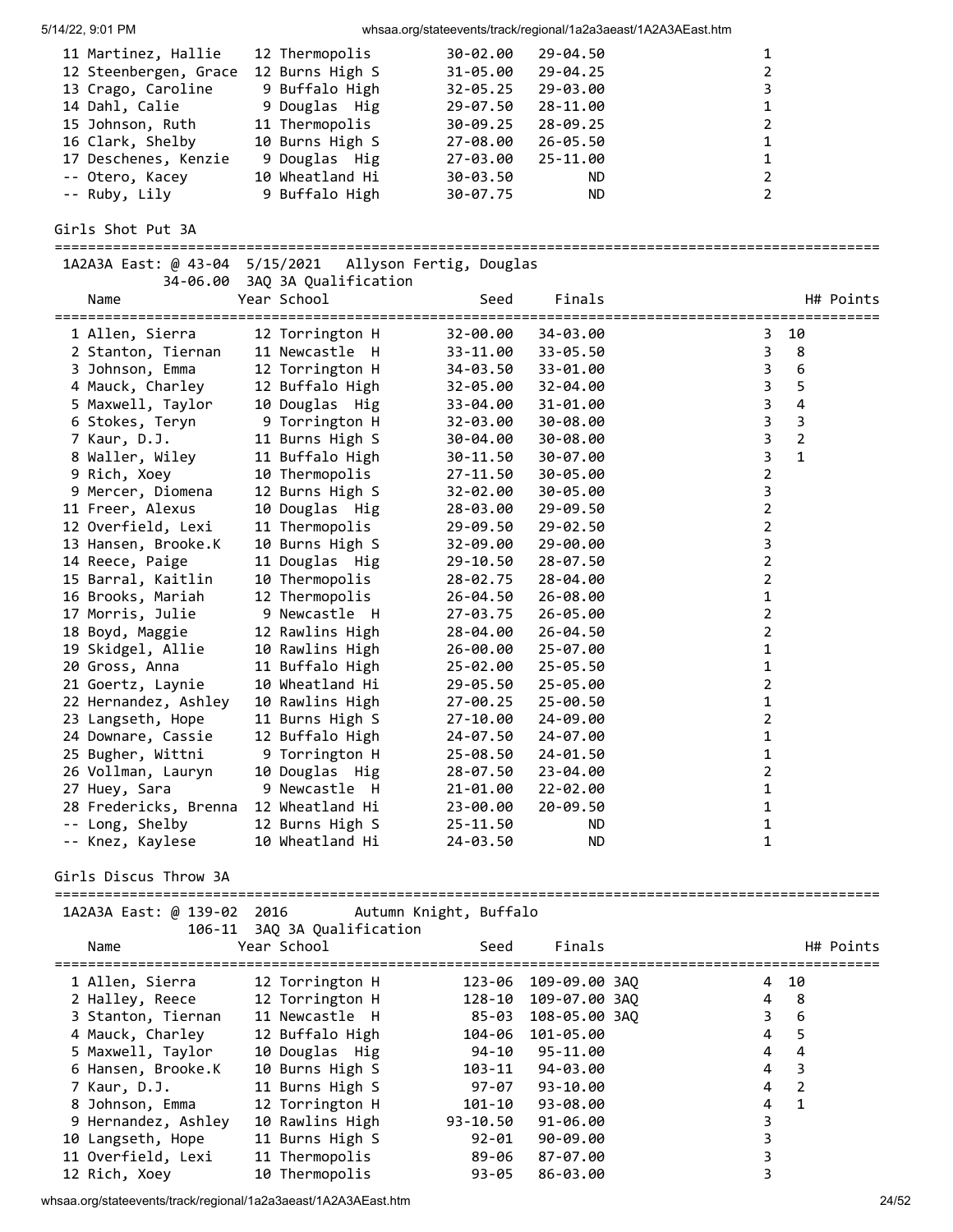| Place | Name | Year | School | Seed | Finals | H# | Points |
|---|---|---|---|---|---|---|---|
| 11 | Martinez, Hallie | 12 | Thermopolis | 30-02.00 | 29-04.50 | 1 | |
| 12 | Steenbergen, Grace | 12 | Burns High S | 31-05.00 | 29-04.25 | 2 | |
| 13 | Crago, Caroline | 9 | Buffalo High | 32-05.25 | 29-03.00 | 3 | |
| 14 | Dahl, Calie | 9 | Douglas Hig | 29-07.50 | 28-11.00 | 1 | |
| 15 | Johnson, Ruth | 11 | Thermopolis | 30-09.25 | 28-09.25 | 2 | |
| 16 | Clark, Shelby | 10 | Burns High S | 27-08.00 | 26-05.50 | 1 | |
| 17 | Deschenes, Kenzie | 9 | Douglas Hig | 27-03.00 | 25-11.00 | 1 | |
| -- | Otero, Kacey | 10 | Wheatland Hi | 30-03.50 | ND | 2 | |
| -- | Ruby, Lily | 9 | Buffalo High | 30-07.75 | ND | 2 | |

## Girls Shot Put 3A

1A2A3A East: @ 43-04 5/15/2021 Allyson Fertig, Douglas
34-06.00 3AQ 3A Qualification

| Place | Name | Year | School | Seed | Finals | H# | Points |
|---|---|---|---|---|---|---|---|
| 1 | Allen, Sierra | 12 | Torrington H | 32-00.00 | 34-03.00 | 3 | 10 |
| 2 | Stanton, Tiernan | 11 | Newcastle H | 33-11.00 | 33-05.50 | 3 | 8 |
| 3 | Johnson, Emma | 12 | Torrington H | 34-03.50 | 33-01.00 | 3 | 6 |
| 4 | Mauck, Charley | 12 | Buffalo High | 32-05.00 | 32-04.00 | 3 | 5 |
| 5 | Maxwell, Taylor | 10 | Douglas Hig | 33-04.00 | 31-01.00 | 3 | 4 |
| 6 | Stokes, Teryn | 9 | Torrington H | 32-03.00 | 30-08.00 | 3 | 3 |
| 7 | Kaur, D.J. | 11 | Burns High S | 30-04.00 | 30-08.00 | 3 | 2 |
| 8 | Waller, Wiley | 11 | Buffalo High | 30-11.50 | 30-07.00 | 3 | 1 |
| 9 | Rich, Xoey | 10 | Thermopolis | 27-11.50 | 30-05.00 | 2 | |
| 9 | Mercer, Diomena | 12 | Burns High S | 32-02.00 | 30-05.00 | 3 | |
| 11 | Freer, Alexus | 10 | Douglas Hig | 28-03.00 | 29-09.50 | 2 | |
| 12 | Overfield, Lexi | 11 | Thermopolis | 29-09.50 | 29-02.50 | 2 | |
| 13 | Hansen, Brooke.K | 10 | Burns High S | 32-09.00 | 29-00.00 | 3 | |
| 14 | Reece, Paige | 11 | Douglas Hig | 29-10.50 | 28-07.50 | 2 | |
| 15 | Barral, Kaitlin | 10 | Thermopolis | 28-02.75 | 28-04.00 | 2 | |
| 16 | Brooks, Mariah | 12 | Thermopolis | 26-04.50 | 26-08.00 | 1 | |
| 17 | Morris, Julie | 9 | Newcastle H | 27-03.75 | 26-05.00 | 2 | |
| 18 | Boyd, Maggie | 12 | Rawlins High | 28-04.00 | 26-04.50 | 2 | |
| 19 | Skidgel, Allie | 10 | Rawlins High | 26-00.00 | 25-07.00 | 1 | |
| 20 | Gross, Anna | 11 | Buffalo High | 25-02.00 | 25-05.50 | 1 | |
| 21 | Goertz, Laynie | 10 | Wheatland Hi | 29-05.50 | 25-05.00 | 2 | |
| 22 | Hernandez, Ashley | 10 | Rawlins High | 27-00.25 | 25-00.50 | 1 | |
| 23 | Langseth, Hope | 11 | Burns High S | 27-10.00 | 24-09.00 | 2 | |
| 24 | Downare, Cassie | 12 | Buffalo High | 24-07.50 | 24-07.00 | 1 | |
| 25 | Bugher, Wittni | 9 | Torrington H | 25-08.50 | 24-01.50 | 1 | |
| 26 | Vollman, Lauryn | 10 | Douglas Hig | 28-07.50 | 23-04.00 | 2 | |
| 27 | Huey, Sara | 9 | Newcastle H | 21-01.00 | 22-02.00 | 1 | |
| 28 | Fredericks, Brenna | 12 | Wheatland Hi | 23-00.00 | 20-09.50 | 1 | |
| -- | Long, Shelby | 12 | Burns High S | 25-11.50 | ND | 1 | |
| -- | Knez, Kaylese | 10 | Wheatland Hi | 24-03.50 | ND | 1 | |

## Girls Discus Throw 3A

1A2A3A East: @ 139-02 2016 Autumn Knight, Buffalo
106-11 3AQ 3A Qualification

| Place | Name | Year | School | Seed | Finals | H# | Points |
|---|---|---|---|---|---|---|---|
| 1 | Allen, Sierra | 12 | Torrington H | 123-06 | 109-09.00 3AQ | 4 | 10 |
| 2 | Halley, Reece | 12 | Torrington H | 128-10 | 109-07.00 3AQ | 4 | 8 |
| 3 | Stanton, Tiernan | 11 | Newcastle H | 85-03 | 108-05.00 3AQ | 3 | 6 |
| 4 | Mauck, Charley | 12 | Buffalo High | 104-06 | 101-05.00 | 4 | 5 |
| 5 | Maxwell, Taylor | 10 | Douglas Hig | 94-10 | 95-11.00 | 4 | 4 |
| 6 | Hansen, Brooke.K | 10 | Burns High S | 103-11 | 94-03.00 | 4 | 3 |
| 7 | Kaur, D.J. | 11 | Burns High S | 97-07 | 93-10.00 | 4 | 2 |
| 8 | Johnson, Emma | 12 | Torrington H | 101-10 | 93-08.00 | 4 | 1 |
| 9 | Hernandez, Ashley | 10 | Rawlins High | 93-10.50 | 91-06.00 | 3 | |
| 10 | Langseth, Hope | 11 | Burns High S | 92-01 | 90-09.00 | 3 | |
| 11 | Overfield, Lexi | 11 | Thermopolis | 89-06 | 87-07.00 | 3 | |
| 12 | Rich, Xoey | 10 | Thermopolis | 93-05 | 86-03.00 | 3 | |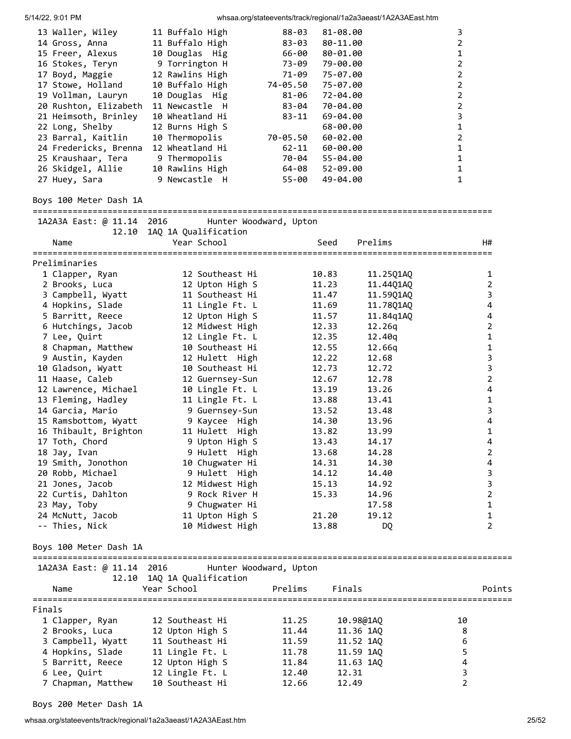| Place | Name | Year | School | Seed | Finals | H# |
|---|---|---|---|---|---|---|
| 13 | Waller, Wiley | 11 | Buffalo High | 88-03 | 81-08.00 | 3 |
| 14 | Gross, Anna | 11 | Buffalo High | 83-03 | 80-11.00 | 2 |
| 15 | Freer, Alexus | 10 | Douglas Hig | 66-00 | 80-01.00 | 1 |
| 16 | Stokes, Teryn | 9 | Torrington H | 73-09 | 79-00.00 | 2 |
| 17 | Boyd, Maggie | 12 | Rawlins High | 71-09 | 75-07.00 | 2 |
| 17 | Stowe, Holland | 10 | Buffalo High | 74-05.50 | 75-07.00 | 2 |
| 19 | Vollman, Lauryn | 10 | Douglas Hig | 81-06 | 72-04.00 | 2 |
| 20 | Rushton, Elizabeth | 11 | Newcastle H | 83-04 | 70-04.00 | 2 |
| 21 | Heimsoth, Brinley | 10 | Wheatland Hi | 83-11 | 69-04.00 | 3 |
| 22 | Long, Shelby | 12 | Burns High S | | 68-00.00 | 1 |
| 23 | Barral, Kaitlin | 10 | Thermopolis | 70-05.50 | 60-02.00 | 2 |
| 24 | Fredericks, Brenna | 12 | Wheatland Hi | 62-11 | 60-00.00 | 1 |
| 25 | Kraushaar, Tera | 9 | Thermopolis | 70-04 | 55-04.00 | 1 |
| 26 | Skidgel, Allie | 10 | Rawlins High | 64-08 | 52-09.00 | 1 |
| 27 | Huey, Sara | 9 | Newcastle H | 55-00 | 49-04.00 | 1 |

## Boys 100 Meter Dash 1A

1A2A3A East: @ 11.14 2016 Hunter Woodward, Upton
12.10 1AQ 1A Qualification

### Preliminaries

| Place | Name | Year | School | Seed | Prelims | H# |
|---|---|---|---|---|---|---|
| 1 | Clapper, Ryan | 12 | Southeast Hi | 10.83 | 11.25Q1AQ | 1 |
| 2 | Brooks, Luca | 12 | Upton High S | 11.23 | 11.44Q1AQ | 2 |
| 3 | Campbell, Wyatt | 11 | Southeast Hi | 11.47 | 11.59Q1AQ | 3 |
| 4 | Hopkins, Slade | 11 | Lingle Ft. L | 11.69 | 11.78Q1AQ | 4 |
| 5 | Barritt, Reece | 12 | Upton High S | 11.57 | 11.84q1AQ | 4 |
| 6 | Hutchings, Jacob | 12 | Midwest High | 12.33 | 12.26q | 2 |
| 7 | Lee, Quirt | 12 | Lingle Ft. L | 12.35 | 12.40q | 1 |
| 8 | Chapman, Matthew | 10 | Southeast Hi | 12.55 | 12.66q | 1 |
| 9 | Austin, Kayden | 12 | Hulett High | 12.22 | 12.68 | 3 |
| 10 | Gladson, Wyatt | 10 | Southeast Hi | 12.73 | 12.72 | 3 |
| 11 | Haase, Caleb | 12 | Guernsey-Sun | 12.67 | 12.78 | 2 |
| 12 | Lawrence, Michael | 10 | Lingle Ft. L | 13.19 | 13.26 | 4 |
| 13 | Fleming, Hadley | 11 | Lingle Ft. L | 13.88 | 13.41 | 1 |
| 14 | Garcia, Mario | 9 | Guernsey-Sun | 13.52 | 13.48 | 3 |
| 15 | Ramsbottom, Wyatt | 9 | Kaycee High | 14.30 | 13.96 | 4 |
| 16 | Thibault, Brighton | 11 | Hulett High | 13.82 | 13.99 | 1 |
| 17 | Toth, Chord | 9 | Upton High S | 13.43 | 14.17 | 4 |
| 18 | Jay, Ivan | 9 | Hulett High | 13.68 | 14.28 | 2 |
| 19 | Smith, Jonothon | 10 | Chugwater Hi | 14.31 | 14.30 | 4 |
| 20 | Robb, Michael | 9 | Hulett High | 14.12 | 14.40 | 3 |
| 21 | Jones, Jacob | 12 | Midwest High | 15.13 | 14.92 | 3 |
| 22 | Curtis, Dahlton | 9 | Rock River H | 15.33 | 14.96 | 2 |
| 23 | May, Toby | 9 | Chugwater Hi | | 17.58 | 1 |
| 24 | McNutt, Jacob | 11 | Upton High S | 21.20 | 19.12 | 1 |
| -- | Thies, Nick | 10 | Midwest High | 13.88 | DQ | 2 |

## Boys 100 Meter Dash 1A

1A2A3A East: @ 11.14 2016 Hunter Woodward, Upton
12.10 1AQ 1A Qualification

### Finals

| Place | Name | Year | School | Prelims | Finals | Points |
|---|---|---|---|---|---|---|
| 1 | Clapper, Ryan | 12 | Southeast Hi | 11.25 | 10.98@1AQ | 10 |
| 2 | Brooks, Luca | 12 | Upton High S | 11.44 | 11.36 1AQ | 8 |
| 3 | Campbell, Wyatt | 11 | Southeast Hi | 11.59 | 11.52 1AQ | 6 |
| 4 | Hopkins, Slade | 11 | Lingle Ft. L | 11.78 | 11.59 1AQ | 5 |
| 5 | Barritt, Reece | 12 | Upton High S | 11.84 | 11.63 1AQ | 4 |
| 6 | Lee, Quirt | 12 | Lingle Ft. L | 12.40 | 12.31 | 3 |
| 7 | Chapman, Matthew | 10 | Southeast Hi | 12.66 | 12.49 | 2 |

## Boys 200 Meter Dash 1A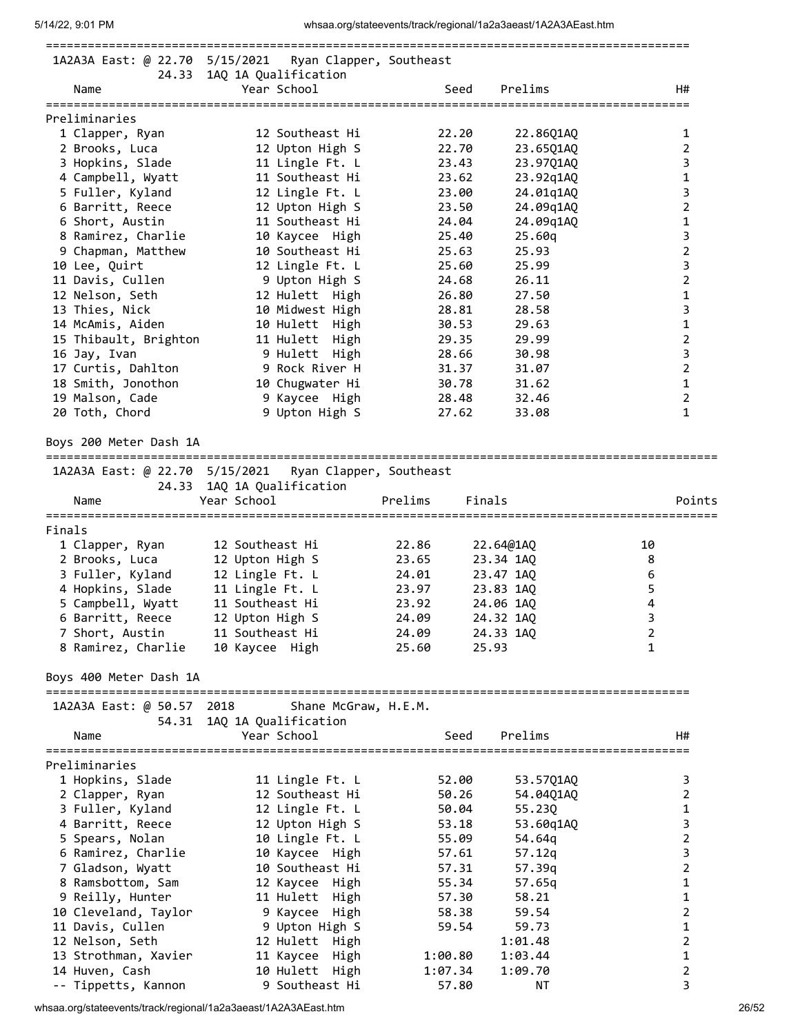1A2A3A East: @ 22.70  5/15/2021  Ryan Clapper, Southeast
24.33  1AQ 1A Qualification

| | Name | Year | School | Seed | Prelims | H# |
|---|---|---|---|---|---|---|
| **Preliminaries** | | | | | | |
| 1 | Clapper, Ryan | 12 | Southeast Hi | 22.20 | 22.86Q1AQ | 1 |
| 2 | Brooks, Luca | 12 | Upton High S | 22.70 | 23.65Q1AQ | 2 |
| 3 | Hopkins, Slade | 11 | Lingle Ft. L | 23.43 | 23.97Q1AQ | 3 |
| 4 | Campbell, Wyatt | 11 | Southeast Hi | 23.62 | 23.92q1AQ | 1 |
| 5 | Fuller, Kyland | 12 | Lingle Ft. L | 23.00 | 24.01q1AQ | 3 |
| 6 | Barritt, Reece | 12 | Upton High S | 23.50 | 24.09q1AQ | 2 |
| 6 | Short, Austin | 11 | Southeast Hi | 24.04 | 24.09q1AQ | 1 |
| 8 | Ramirez, Charlie | 10 | Kaycee High | 25.40 | 25.60q | 3 |
| 9 | Chapman, Matthew | 10 | Southeast Hi | 25.63 | 25.93 | 2 |
| 10 | Lee, Quirt | 12 | Lingle Ft. L | 25.60 | 25.99 | 3 |
| 11 | Davis, Cullen | 9 | Upton High S | 24.68 | 26.11 | 2 |
| 12 | Nelson, Seth | 12 | Hulett High | 26.80 | 27.50 | 1 |
| 13 | Thies, Nick | 10 | Midwest High | 28.81 | 28.58 | 3 |
| 14 | McAmis, Aiden | 10 | Hulett High | 30.53 | 29.63 | 1 |
| 15 | Thibault, Brighton | 11 | Hulett High | 29.35 | 29.99 | 2 |
| 16 | Jay, Ivan | 9 | Hulett High | 28.66 | 30.98 | 3 |
| 17 | Curtis, Dahlton | 9 | Rock River H | 31.37 | 31.07 | 2 |
| 18 | Smith, Jonothon | 10 | Chugwater Hi | 30.78 | 31.62 | 1 |
| 19 | Malson, Cade | 9 | Kaycee High | 28.48 | 32.46 | 2 |
| 20 | Toth, Chord | 9 | Upton High S | 27.62 | 33.08 | 1 |

## Boys 200 Meter Dash 1A

1A2A3A East: @ 22.70  5/15/2021  Ryan Clapper, Southeast
24.33  1AQ 1A Qualification

| | Name | Year | School | Prelims | Finals | Points |
|---|---|---|---|---|---|---|
| **Finals** | | | | | | |
| 1 | Clapper, Ryan | 12 | Southeast Hi | 22.86 | 22.64@1AQ | 10 |
| 2 | Brooks, Luca | 12 | Upton High S | 23.65 | 23.34 1AQ | 8 |
| 3 | Fuller, Kyland | 12 | Lingle Ft. L | 24.01 | 23.47 1AQ | 6 |
| 4 | Hopkins, Slade | 11 | Lingle Ft. L | 23.97 | 23.83 1AQ | 5 |
| 5 | Campbell, Wyatt | 11 | Southeast Hi | 23.92 | 24.06 1AQ | 4 |
| 6 | Barritt, Reece | 12 | Upton High S | 24.09 | 24.32 1AQ | 3 |
| 7 | Short, Austin | 11 | Southeast Hi | 24.09 | 24.33 1AQ | 2 |
| 8 | Ramirez, Charlie | 10 | Kaycee High | 25.60 | 25.93 | 1 |

## Boys 400 Meter Dash 1A

1A2A3A East: @ 50.57  2018  Shane McGraw, H.E.M.
54.31  1AQ 1A Qualification

| | Name | Year | School | Seed | Prelims | H# |
|---|---|---|---|---|---|---|
| **Preliminaries** | | | | | | |
| 1 | Hopkins, Slade | 11 | Lingle Ft. L | 52.00 | 53.57Q1AQ | 3 |
| 2 | Clapper, Ryan | 12 | Southeast Hi | 50.26 | 54.04Q1AQ | 2 |
| 3 | Fuller, Kyland | 12 | Lingle Ft. L | 50.04 | 55.23Q | 1 |
| 4 | Barritt, Reece | 12 | Upton High S | 53.18 | 53.60q1AQ | 3 |
| 5 | Spears, Nolan | 10 | Lingle Ft. L | 55.09 | 54.64q | 2 |
| 6 | Ramirez, Charlie | 10 | Kaycee High | 57.61 | 57.12q | 3 |
| 7 | Gladson, Wyatt | 10 | Southeast Hi | 57.31 | 57.39q | 2 |
| 8 | Ramsbottom, Sam | 12 | Kaycee High | 55.34 | 57.65q | 1 |
| 9 | Reilly, Hunter | 11 | Hulett High | 57.30 | 58.21 | 1 |
| 10 | Cleveland, Taylor | 9 | Kaycee High | 58.38 | 59.54 | 2 |
| 11 | Davis, Cullen | 9 | Upton High S | 59.54 | 59.73 | 1 |
| 12 | Nelson, Seth | 12 | Hulett High | | 1:01.48 | 2 |
| 13 | Strothman, Xavier | 11 | Kaycee High | 1:00.80 | 1:03.44 | 1 |
| 14 | Huven, Cash | 10 | Hulett High | 1:07.34 | 1:09.70 | 2 |
| -- | Tippetts, Kannon | 9 | Southeast Hi | 57.80 | NT | 3 |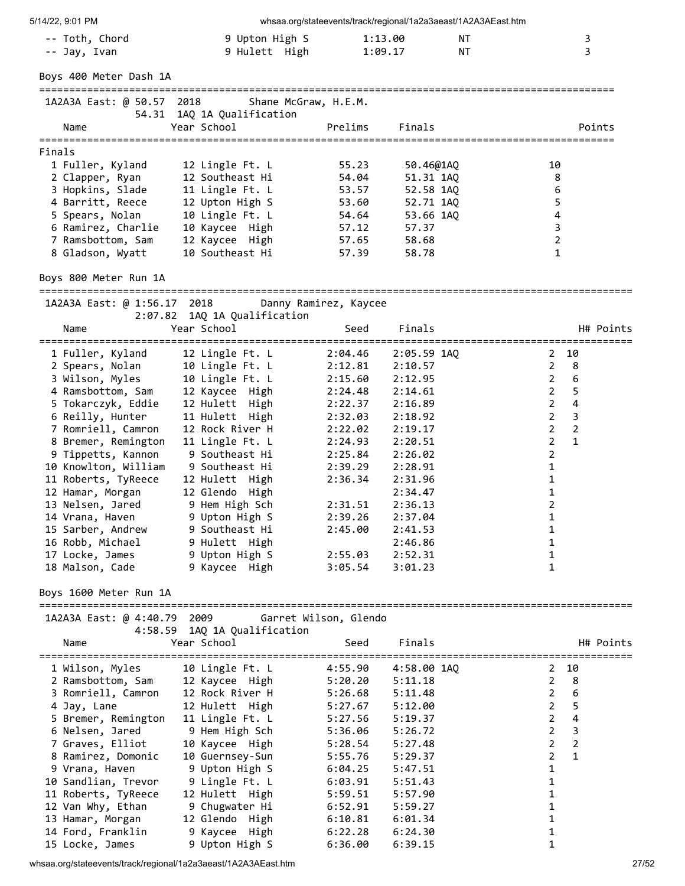| | Name | Year | School | Seed | Finals | H# | Points |
|---|---|---|---|---|---|---|---|
| -- | Toth, Chord | 9 | Upton High S | 1:13.00 | NT | 3 | |
| -- | Jay, Ivan | 9 | Hulett High | 1:09.17 | NT | 3 | |

## Boys 400 Meter Dash 1A

1A2A3A East: @ 50.57 2018 Shane McGraw, H.E.M.
54.31 1AQ 1A Qualification

**Finals**

| | Name | Year | School | Prelims | Finals | Points |
|---|---|---|---|---|---|---|
| 1 | Fuller, Kyland | 12 | Lingle Ft. L | 55.23 | 50.46@1AQ | 10 |
| 2 | Clapper, Ryan | 12 | Southeast Hi | 54.04 | 51.31 1AQ | 8 |
| 3 | Hopkins, Slade | 11 | Lingle Ft. L | 53.57 | 52.58 1AQ | 6 |
| 4 | Barritt, Reece | 12 | Upton High S | 53.60 | 52.71 1AQ | 5 |
| 5 | Spears, Nolan | 10 | Lingle Ft. L | 54.64 | 53.66 1AQ | 4 |
| 6 | Ramirez, Charlie | 10 | Kaycee High | 57.12 | 57.37 | 3 |
| 7 | Ramsbottom, Sam | 12 | Kaycee High | 57.65 | 58.68 | 2 |
| 8 | Gladson, Wyatt | 10 | Southeast Hi | 57.39 | 58.78 | 1 |

## Boys 800 Meter Run 1A

1A2A3A East: @ 1:56.17 2018 Danny Ramirez, Kaycee
2:07.82 1AQ 1A Qualification

| | Name | Year | School | Seed | Finals | H# | Points |
|---|---|---|---|---|---|---|---|
| 1 | Fuller, Kyland | 12 | Lingle Ft. L | 2:04.46 | 2:05.59 1AQ | 2 | 10 |
| 2 | Spears, Nolan | 10 | Lingle Ft. L | 2:12.81 | 2:10.57 | 2 | 8 |
| 3 | Wilson, Myles | 10 | Lingle Ft. L | 2:15.60 | 2:12.95 | 2 | 6 |
| 4 | Ramsbottom, Sam | 12 | Kaycee High | 2:24.48 | 2:14.61 | 2 | 5 |
| 5 | Tokarczyk, Eddie | 12 | Hulett High | 2:22.37 | 2:16.89 | 2 | 4 |
| 6 | Reilly, Hunter | 11 | Hulett High | 2:32.03 | 2:18.92 | 2 | 3 |
| 7 | Romriell, Camron | 12 | Rock River H | 2:22.02 | 2:19.17 | 2 | 2 |
| 8 | Bremer, Remington | 11 | Lingle Ft. L | 2:24.93 | 2:20.51 | 2 | 1 |
| 9 | Tippetts, Kannon | 9 | Southeast Hi | 2:25.84 | 2:26.02 | 2 | |
| 10 | Knowlton, William | 9 | Southeast Hi | 2:39.29 | 2:28.91 | 1 | |
| 11 | Roberts, TyReece | 12 | Hulett High | 2:36.34 | 2:31.96 | 1 | |
| 12 | Hamar, Morgan | 12 | Glendo High | | 2:34.47 | 1 | |
| 13 | Nelsen, Jared | 9 | Hem High Sch | 2:31.51 | 2:36.13 | 2 | |
| 14 | Vrana, Haven | 9 | Upton High S | 2:39.26 | 2:37.04 | 1 | |
| 15 | Sarber, Andrew | 9 | Southeast Hi | 2:45.00 | 2:41.53 | 1 | |
| 16 | Robb, Michael | 9 | Hulett High | | 2:46.86 | 1 | |
| 17 | Locke, James | 9 | Upton High S | 2:55.03 | 2:52.31 | 1 | |
| 18 | Malson, Cade | 9 | Kaycee High | 3:05.54 | 3:01.23 | 1 | |

## Boys 1600 Meter Run 1A

1A2A3A East: @ 4:40.79 2009 Garret Wilson, Glendo
4:58.59 1AQ 1A Qualification

| | Name | Year | School | Seed | Finals | H# | Points |
|---|---|---|---|---|---|---|---|
| 1 | Wilson, Myles | 10 | Lingle Ft. L | 4:55.90 | 4:58.00 1AQ | 2 | 10 |
| 2 | Ramsbottom, Sam | 12 | Kaycee High | 5:20.20 | 5:11.18 | 2 | 8 |
| 3 | Romriell, Camron | 12 | Rock River H | 5:26.68 | 5:11.48 | 2 | 6 |
| 4 | Jay, Lane | 12 | Hulett High | 5:27.67 | 5:12.00 | 2 | 5 |
| 5 | Bremer, Remington | 11 | Lingle Ft. L | 5:27.56 | 5:19.37 | 2 | 4 |
| 6 | Nelsen, Jared | 9 | Hem High Sch | 5:36.06 | 5:26.72 | 2 | 3 |
| 7 | Graves, Elliot | 10 | Kaycee High | 5:28.54 | 5:27.48 | 2 | 2 |
| 8 | Ramirez, Domonic | 10 | Guernsey-Sun | 5:55.76 | 5:29.37 | 2 | 1 |
| 9 | Vrana, Haven | 9 | Upton High S | 6:04.25 | 5:47.51 | 1 | |
| 10 | Sandlian, Trevor | 9 | Lingle Ft. L | 6:03.91 | 5:51.43 | 1 | |
| 11 | Roberts, TyReece | 12 | Hulett High | 5:59.51 | 5:57.90 | 1 | |
| 12 | Van Why, Ethan | 9 | Chugwater Hi | 6:52.91 | 5:59.27 | 1 | |
| 13 | Hamar, Morgan | 12 | Glendo High | 6:10.81 | 6:01.34 | 1 | |
| 14 | Ford, Franklin | 9 | Kaycee High | 6:22.28 | 6:24.30 | 1 | |
| 15 | Locke, James | 9 | Upton High S | 6:36.00 | 6:39.15 | 1 | |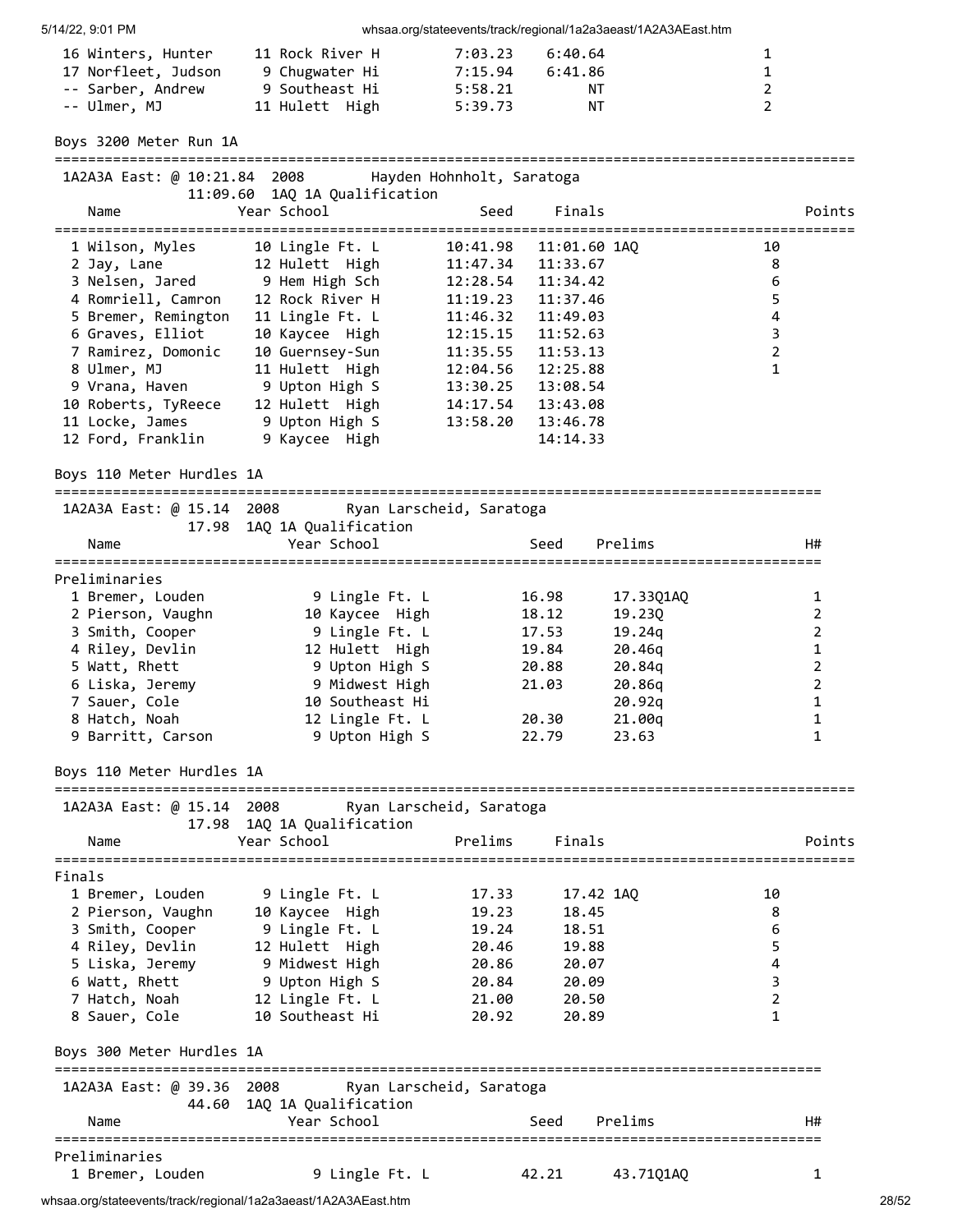| Place | Name | Year | School | Seed | Finals | | Points |
|---|---|---|---|---|---|---|---|
| 16 | Winters, Hunter | 11 | Rock River H | 7:03.23 | 6:40.64 | | 1 |
| 17 | Norfleet, Judson | 9 | Chugwater Hi | 7:15.94 | 6:41.86 | | 1 |
| -- | Sarber, Andrew | 9 | Southeast Hi | 5:58.21 | NT | | 2 |
| -- | Ulmer, MJ | 11 | Hulett High | 5:39.73 | NT | | 2 |

## Boys 3200 Meter Run 1A

1A2A3A East: @ 10:21.84 2008 Hayden Hohnholt, Saratoga
11:09.60 1AQ 1A Qualification

| Place | Name | Year | School | Seed | Finals | | Points |
|---|---|---|---|---|---|---|---|
| 1 | Wilson, Myles | 10 | Lingle Ft. L | 10:41.98 | 11:01.60 | 1AQ | 10 |
| 2 | Jay, Lane | 12 | Hulett High | 11:47.34 | 11:33.67 | | 8 |
| 3 | Nelsen, Jared | 9 | Hem High Sch | 12:28.54 | 11:34.42 | | 6 |
| 4 | Romriell, Camron | 12 | Rock River H | 11:19.23 | 11:37.46 | | 5 |
| 5 | Bremer, Remington | 11 | Lingle Ft. L | 11:46.32 | 11:49.03 | | 4 |
| 6 | Graves, Elliot | 10 | Kaycee High | 12:15.15 | 11:52.63 | | 3 |
| 7 | Ramirez, Domonic | 10 | Guernsey-Sun | 11:35.55 | 11:53.13 | | 2 |
| 8 | Ulmer, MJ | 11 | Hulett High | 12:04.56 | 12:25.88 | | 1 |
| 9 | Vrana, Haven | 9 | Upton High S | 13:30.25 | 13:08.54 | | |
| 10 | Roberts, TyReece | 12 | Hulett High | 14:17.54 | 13:43.08 | | |
| 11 | Locke, James | 9 | Upton High S | 13:58.20 | 13:46.78 | | |
| 12 | Ford, Franklin | 9 | Kaycee High | | 14:14.33 | | |

## Boys 110 Meter Hurdles 1A

1A2A3A East: @ 15.14 2008 Ryan Larscheid, Saratoga
17.98 1AQ 1A Qualification

### Preliminaries

| Place | Name | Year | School | Seed | Prelims | | H# |
|---|---|---|---|---|---|---|---|
| 1 | Bremer, Louden | 9 | Lingle Ft. L | 16.98 | 17.33 | Q1AQ | 1 |
| 2 | Pierson, Vaughn | 10 | Kaycee High | 18.12 | 19.23 | Q | 2 |
| 3 | Smith, Cooper | 9 | Lingle Ft. L | 17.53 | 19.24 | q | 2 |
| 4 | Riley, Devlin | 12 | Hulett High | 19.84 | 20.46 | q | 1 |
| 5 | Watt, Rhett | 9 | Upton High S | 20.88 | 20.84 | q | 2 |
| 6 | Liska, Jeremy | 9 | Midwest High | 21.03 | 20.86 | q | 2 |
| 7 | Sauer, Cole | 10 | Southeast Hi | | 20.92 | q | 1 |
| 8 | Hatch, Noah | 12 | Lingle Ft. L | 20.30 | 21.00 | q | 1 |
| 9 | Barritt, Carson | 9 | Upton High S | 22.79 | 23.63 | | 1 |

## Boys 110 Meter Hurdles 1A

1A2A3A East: @ 15.14 2008 Ryan Larscheid, Saratoga
17.98 1AQ 1A Qualification

### Finals

| Place | Name | Year | School | Prelims | Finals | | Points |
|---|---|---|---|---|---|---|---|
| 1 | Bremer, Louden | 9 | Lingle Ft. L | 17.33 | 17.42 | 1AQ | 10 |
| 2 | Pierson, Vaughn | 10 | Kaycee High | 19.23 | 18.45 | | 8 |
| 3 | Smith, Cooper | 9 | Lingle Ft. L | 19.24 | 18.51 | | 6 |
| 4 | Riley, Devlin | 12 | Hulett High | 20.46 | 19.88 | | 5 |
| 5 | Liska, Jeremy | 9 | Midwest High | 20.86 | 20.07 | | 4 |
| 6 | Watt, Rhett | 9 | Upton High S | 20.84 | 20.09 | | 3 |
| 7 | Hatch, Noah | 12 | Lingle Ft. L | 21.00 | 20.50 | | 2 |
| 8 | Sauer, Cole | 10 | Southeast Hi | 20.92 | 20.89 | | 1 |

## Boys 300 Meter Hurdles 1A

1A2A3A East: @ 39.36 2008 Ryan Larscheid, Saratoga
44.60 1AQ 1A Qualification

### Preliminaries

| Place | Name | Year | School | Seed | Prelims | | H# |
|---|---|---|---|---|---|---|---|
| 1 | Bremer, Louden | 9 | Lingle Ft. L | 42.21 | 43.71 | Q1AQ | 1 |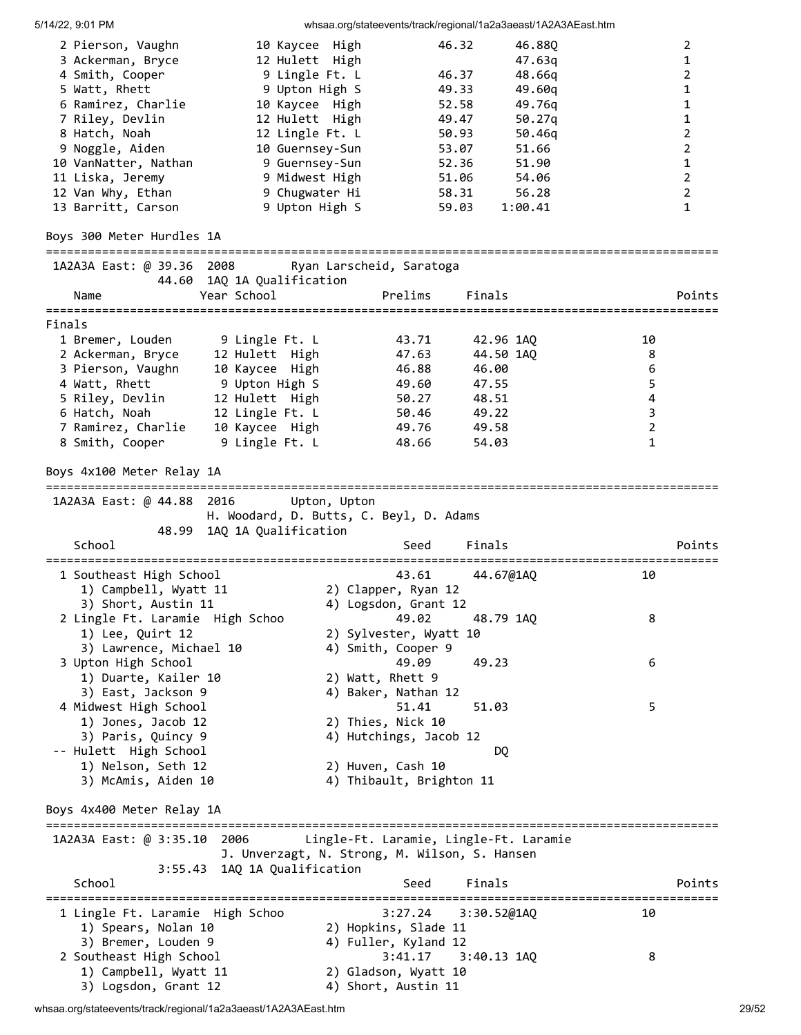| Place | Name | Year | School | Seed | Prelims | Heat |
|---|---|---|---|---|---|---|
| 2 | Pierson, Vaughn | 10 | Kaycee High | 46.32 | 46.88Q | 2 |
| 3 | Ackerman, Bryce | 12 | Hulett High | | 47.63q | 1 |
| 4 | Smith, Cooper | 9 | Lingle Ft. L | 46.37 | 48.66q | 2 |
| 5 | Watt, Rhett | 9 | Upton High S | 49.33 | 49.60q | 1 |
| 6 | Ramirez, Charlie | 10 | Kaycee High | 52.58 | 49.76q | 1 |
| 7 | Riley, Devlin | 12 | Hulett High | 49.47 | 50.27q | 1 |
| 8 | Hatch, Noah | 12 | Lingle Ft. L | 50.93 | 50.46q | 2 |
| 9 | Noggle, Aiden | 10 | Guernsey-Sun | 53.07 | 51.66 | 2 |
| 10 | VanNatter, Nathan | 9 | Guernsey-Sun | 52.36 | 51.90 | 1 |
| 11 | Liska, Jeremy | 9 | Midwest High | 51.06 | 54.06 | 2 |
| 12 | Van Why, Ethan | 9 | Chugwater Hi | 58.31 | 56.28 | 2 |
| 13 | Barritt, Carson | 9 | Upton High S | 59.03 | 1:00.41 | 1 |

## Boys 300 Meter Hurdles 1A

1A2A3A East: @ 39.36 2008 Ryan Larscheid, Saratoga
44.60 1AQ 1A Qualification

Finals

| Place | Name | Year | School | Prelims | Finals | Points |
|---|---|---|---|---|---|---|
| 1 | Bremer, Louden | 9 | Lingle Ft. L | 43.71 | 42.96 1AQ | 10 |
| 2 | Ackerman, Bryce | 12 | Hulett High | 47.63 | 44.50 1AQ | 8 |
| 3 | Pierson, Vaughn | 10 | Kaycee High | 46.88 | 46.00 | 6 |
| 4 | Watt, Rhett | 9 | Upton High S | 49.60 | 47.55 | 5 |
| 5 | Riley, Devlin | 12 | Hulett High | 50.27 | 48.51 | 4 |
| 6 | Hatch, Noah | 12 | Lingle Ft. L | 50.46 | 49.22 | 3 |
| 7 | Ramirez, Charlie | 10 | Kaycee High | 49.76 | 49.58 | 2 |
| 8 | Smith, Cooper | 9 | Lingle Ft. L | 48.66 | 54.03 | 1 |

## Boys 4x100 Meter Relay 1A

1A2A3A East: @ 44.88 2016 Upton, Upton
H. Woodard, D. Butts, C. Beyl, D. Adams
48.99 1AQ 1A Qualification

| Place | School | Seed | Finals | Points |
|---|---|---|---|---|
| 1 | Southeast High School | 43.61 | 44.67@1AQ | 10 |
| | 1) Campbell, Wyatt 11; 2) Clapper, Ryan 12; 3) Short, Austin 11; 4) Logsdon, Grant 12 | | | |
| 2 | Lingle Ft. Laramie High Schoo | 49.02 | 48.79 1AQ | 8 |
| | 1) Lee, Quirt 12; 2) Sylvester, Wyatt 10; 3) Lawrence, Michael 10; 4) Smith, Cooper 9 | | | |
| 3 | Upton High School | 49.09 | 49.23 | 6 |
| | 1) Duarte, Kailer 10; 2) Watt, Rhett 9; 3) East, Jackson 9; 4) Baker, Nathan 12 | | | |
| 4 | Midwest High School | 51.41 | 51.03 | 5 |
| | 1) Jones, Jacob 12; 2) Thies, Nick 10; 3) Paris, Quincy 9; 4) Hutchings, Jacob 12 | | | |
| -- | Hulett High School | | DQ | |
| | 1) Nelson, Seth 12; 2) Huven, Cash 10; 3) McAmis, Aiden 10; 4) Thibault, Brighton 11 | | | |

## Boys 4x400 Meter Relay 1A

1A2A3A East: @ 3:35.10 2006 Lingle-Ft. Laramie, Lingle-Ft. Laramie
J. Unverzagt, N. Strong, M. Wilson, S. Hansen
3:55.43 1AQ 1A Qualification

| Place | School | Seed | Finals | Points |
|---|---|---|---|---|
| 1 | Lingle Ft. Laramie High Schoo | 3:27.24 | 3:30.52@1AQ | 10 |
| | 1) Spears, Nolan 10; 2) Hopkins, Slade 11; 3) Bremer, Louden 9; 4) Fuller, Kyland 12 | | | |
| 2 | Southeast High School | 3:41.17 | 3:40.13 1AQ | 8 |
| | 1) Campbell, Wyatt 11; 2) Gladson, Wyatt 10; 3) Logsdon, Grant 12; 4) Short, Austin 11 | | | |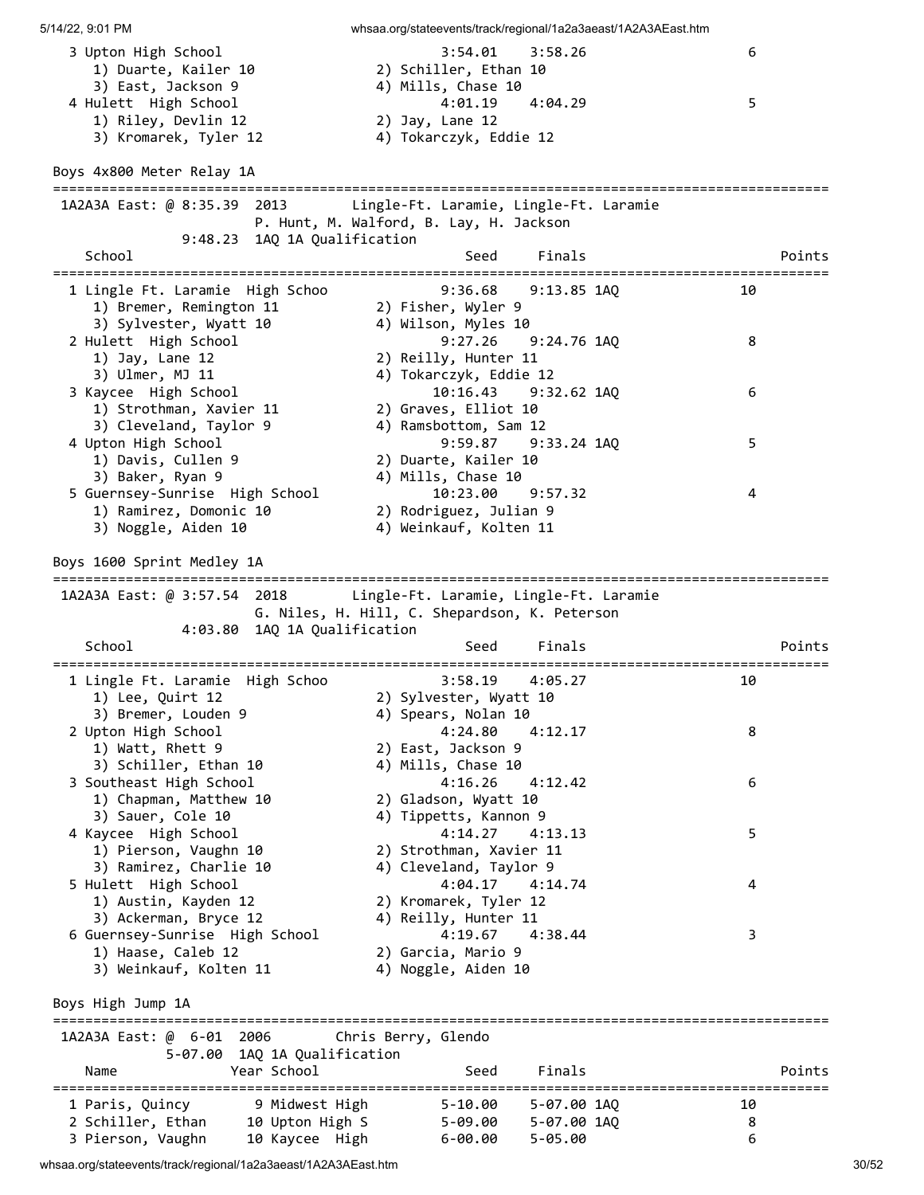| | | Seed | Finals | Points |
|---|---|---|---|---|
| 3 Upton High School | | 3:54.01 | 3:58.26 | 6 |
| 1) Duarte, Kailer 10 | 2) Schiller, Ethan 10 | | | |
| 3) East, Jackson 9 | 4) Mills, Chase 10 | | | |
| 4 Hulett High School | | 4:01.19 | 4:04.29 | 5 |
| 1) Riley, Devlin 12 | 2) Jay, Lane 12 | | | |
| 3) Kromarek, Tyler 12 | 4) Tokarczyk, Eddie 12 | | | |

## Boys 4x800 Meter Relay 1A

1A2A3A East: @ 8:35.39 2013 Lingle-Ft. Laramie, Lingle-Ft. Laramie
P. Hunt, M. Walford, B. Lay, H. Jackson
9:48.23 1AQ 1A Qualification

| School | | Seed | Finals | Points |
|---|---|---|---|---|
| 1 Lingle Ft. Laramie High Schoo | | 9:36.68 | 9:13.85 1AQ | 10 |
| 1) Bremer, Remington 11 | 2) Fisher, Wyler 9 | | | |
| 3) Sylvester, Wyatt 10 | 4) Wilson, Myles 10 | | | |
| 2 Hulett High School | | 9:27.26 | 9:24.76 1AQ | 8 |
| 1) Jay, Lane 12 | 2) Reilly, Hunter 11 | | | |
| 3) Ulmer, MJ 11 | 4) Tokarczyk, Eddie 12 | | | |
| 3 Kaycee High School | | 10:16.43 | 9:32.62 1AQ | 6 |
| 1) Strothman, Xavier 11 | 2) Graves, Elliot 10 | | | |
| 3) Cleveland, Taylor 9 | 4) Ramsbottom, Sam 12 | | | |
| 4 Upton High School | | 9:59.87 | 9:33.24 1AQ | 5 |
| 1) Davis, Cullen 9 | 2) Duarte, Kailer 10 | | | |
| 3) Baker, Ryan 9 | 4) Mills, Chase 10 | | | |
| 5 Guernsey-Sunrise High School | | 10:23.00 | 9:57.32 | 4 |
| 1) Ramirez, Domonic 10 | 2) Rodriguez, Julian 9 | | | |
| 3) Noggle, Aiden 10 | 4) Weinkauf, Kolten 11 | | | |

## Boys 1600 Sprint Medley 1A

1A2A3A East: @ 3:57.54 2018 Lingle-Ft. Laramie, Lingle-Ft. Laramie
G. Niles, H. Hill, C. Shepardson, K. Peterson
4:03.80 1AQ 1A Qualification

| School | | Seed | Finals | Points |
|---|---|---|---|---|
| 1 Lingle Ft. Laramie High Schoo | | 3:58.19 | 4:05.27 | 10 |
| 1) Lee, Quirt 12 | 2) Sylvester, Wyatt 10 | | | |
| 3) Bremer, Louden 9 | 4) Spears, Nolan 10 | | | |
| 2 Upton High School | | 4:24.80 | 4:12.17 | 8 |
| 1) Watt, Rhett 9 | 2) East, Jackson 9 | | | |
| 3) Schiller, Ethan 10 | 4) Mills, Chase 10 | | | |
| 3 Southeast High School | | 4:16.26 | 4:12.42 | 6 |
| 1) Chapman, Matthew 10 | 2) Gladson, Wyatt 10 | | | |
| 3) Sauer, Cole 10 | 4) Tippetts, Kannon 9 | | | |
| 4 Kaycee High School | | 4:14.27 | 4:13.13 | 5 |
| 1) Pierson, Vaughn 10 | 2) Strothman, Xavier 11 | | | |
| 3) Ramirez, Charlie 10 | 4) Cleveland, Taylor 9 | | | |
| 5 Hulett High School | | 4:04.17 | 4:14.74 | 4 |
| 1) Austin, Kayden 12 | 2) Kromarek, Tyler 12 | | | |
| 3) Ackerman, Bryce 12 | 4) Reilly, Hunter 11 | | | |
| 6 Guernsey-Sunrise High School | | 4:19.67 | 4:38.44 | 3 |
| 1) Haase, Caleb 12 | 2) Garcia, Mario 9 | | | |
| 3) Weinkauf, Kolten 11 | 4) Noggle, Aiden 10 | | | |

## Boys High Jump 1A

1A2A3A East: @ 6-01 2006 Chris Berry, Glendo
5-07.00 1AQ 1A Qualification

| Name | Year School | Seed | Finals | Points |
|---|---|---|---|---|
| 1 Paris, Quincy | 9 Midwest High | 5-10.00 | 5-07.00 1AQ | 10 |
| 2 Schiller, Ethan | 10 Upton High S | 5-09.00 | 5-07.00 1AQ | 8 |
| 3 Pierson, Vaughn | 10 Kaycee High | 6-00.00 | 5-05.00 | 6 |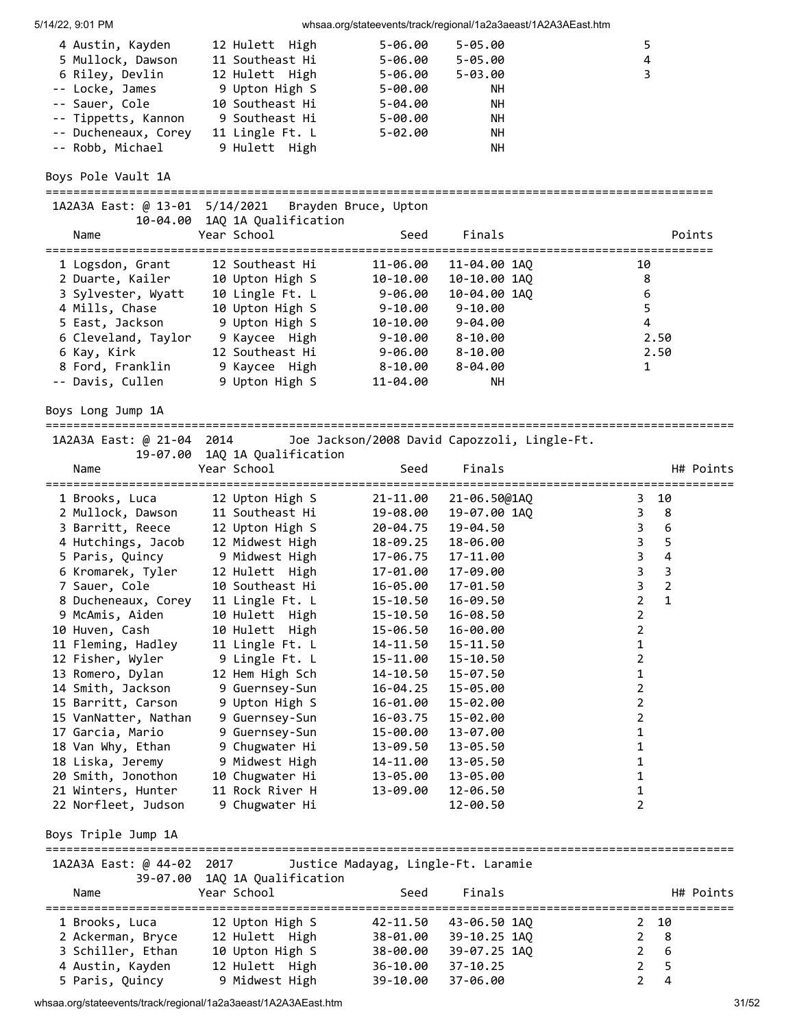| Place | Name | Year | School | Seed | Finals | Points |
|---|---|---|---|---|---|---|
| 4 | Austin, Kayden | 12 | Hulett High | 5-06.00 | 5-05.00 | 5 |
| 5 | Mullock, Dawson | 11 | Southeast Hi | 5-06.00 | 5-05.00 | 4 |
| 6 | Riley, Devlin | 12 | Hulett High | 5-06.00 | 5-03.00 | 3 |
| -- | Locke, James | 9 | Upton High S | 5-00.00 | NH | |
| -- | Sauer, Cole | 10 | Southeast Hi | 5-04.00 | NH | |
| -- | Tippetts, Kannon | 9 | Southeast Hi | 5-00.00 | NH | |
| -- | Ducheneaux, Corey | 11 | Lingle Ft. L | 5-02.00 | NH | |
| -- | Robb, Michael | 9 | Hulett High | | NH | |

## Boys Pole Vault 1A

1A2A3A East: @ 13-01 5/14/2021 Brayden Bruce, Upton
10-04.00 1AQ 1A Qualification

| Place | Name | Year | School | Seed | Finals | Points |
|---|---|---|---|---|---|---|
| 1 | Logsdon, Grant | 12 | Southeast Hi | 11-06.00 | 11-04.00 1AQ | 10 |
| 2 | Duarte, Kailer | 10 | Upton High S | 10-10.00 | 10-10.00 1AQ | 8 |
| 3 | Sylvester, Wyatt | 10 | Lingle Ft. L | 9-06.00 | 10-04.00 1AQ | 6 |
| 4 | Mills, Chase | 10 | Upton High S | 9-10.00 | 9-10.00 | 5 |
| 5 | East, Jackson | 9 | Upton High S | 10-10.00 | 9-04.00 | 4 |
| 6 | Cleveland, Taylor | 9 | Kaycee High | 9-10.00 | 8-10.00 | 2.50 |
| 6 | Kay, Kirk | 12 | Southeast Hi | 9-06.00 | 8-10.00 | 2.50 |
| 8 | Ford, Franklin | 9 | Kaycee High | 8-10.00 | 8-04.00 | 1 |
| -- | Davis, Cullen | 9 | Upton High S | 11-04.00 | NH | |

## Boys Long Jump 1A

1A2A3A East: @ 21-04 2014 Joe Jackson/2008 David Capozzoli, Lingle-Ft.
19-07.00 1AQ 1A Qualification

| Place | Name | Year | School | Seed | Finals | H# | Points |
|---|---|---|---|---|---|---|---|
| 1 | Brooks, Luca | 12 | Upton High S | 21-11.00 | 21-06.50@1AQ | 3 | 10 |
| 2 | Mullock, Dawson | 11 | Southeast Hi | 19-08.00 | 19-07.00 1AQ | 3 | 8 |
| 3 | Barritt, Reece | 12 | Upton High S | 20-04.75 | 19-04.50 | 3 | 6 |
| 4 | Hutchings, Jacob | 12 | Midwest High | 18-09.25 | 18-06.00 | 3 | 5 |
| 5 | Paris, Quincy | 9 | Midwest High | 17-06.75 | 17-11.00 | 3 | 4 |
| 6 | Kromarek, Tyler | 12 | Hulett High | 17-01.00 | 17-09.00 | 3 | 3 |
| 7 | Sauer, Cole | 10 | Southeast Hi | 16-05.00 | 17-01.50 | 3 | 2 |
| 8 | Ducheneaux, Corey | 11 | Lingle Ft. L | 15-10.50 | 16-09.50 | 2 | 1 |
| 9 | McAmis, Aiden | 10 | Hulett High | 15-10.50 | 16-08.50 | 2 | |
| 10 | Huven, Cash | 10 | Hulett High | 15-06.50 | 16-00.00 | 2 | |
| 11 | Fleming, Hadley | 11 | Lingle Ft. L | 14-11.50 | 15-11.50 | 1 | |
| 12 | Fisher, Wyler | 9 | Lingle Ft. L | 15-11.00 | 15-10.50 | 2 | |
| 13 | Romero, Dylan | 12 | Hem High Sch | 14-10.50 | 15-07.50 | 1 | |
| 14 | Smith, Jackson | 9 | Guernsey-Sun | 16-04.25 | 15-05.00 | 2 | |
| 15 | Barritt, Carson | 9 | Upton High S | 16-01.00 | 15-02.00 | 2 | |
| 15 | VanNatter, Nathan | 9 | Guernsey-Sun | 16-03.75 | 15-02.00 | 2 | |
| 17 | Garcia, Mario | 9 | Guernsey-Sun | 15-00.00 | 13-07.00 | 1 | |
| 18 | Van Why, Ethan | 9 | Chugwater Hi | 13-09.50 | 13-05.50 | 1 | |
| 18 | Liska, Jeremy | 9 | Midwest High | 14-11.00 | 13-05.50 | 1 | |
| 20 | Smith, Jonothon | 10 | Chugwater Hi | 13-05.00 | 13-05.00 | 1 | |
| 21 | Winters, Hunter | 11 | Rock River H | 13-09.00 | 12-06.50 | 1 | |
| 22 | Norfleet, Judson | 9 | Chugwater Hi | | 12-00.50 | 2 | |

## Boys Triple Jump 1A

1A2A3A East: @ 44-02 2017 Justice Madayag, Lingle-Ft. Laramie
39-07.00 1AQ 1A Qualification

| Place | Name | Year | School | Seed | Finals | H# | Points |
|---|---|---|---|---|---|---|---|
| 1 | Brooks, Luca | 12 | Upton High S | 42-11.50 | 43-06.50 1AQ | 2 | 10 |
| 2 | Ackerman, Bryce | 12 | Hulett High | 38-01.00 | 39-10.25 1AQ | 2 | 8 |
| 3 | Schiller, Ethan | 10 | Upton High S | 38-00.00 | 39-07.25 1AQ | 2 | 6 |
| 4 | Austin, Kayden | 12 | Hulett High | 36-10.00 | 37-10.25 | 2 | 5 |
| 5 | Paris, Quincy | 9 | Midwest High | 39-10.00 | 37-06.00 | 2 | 4 |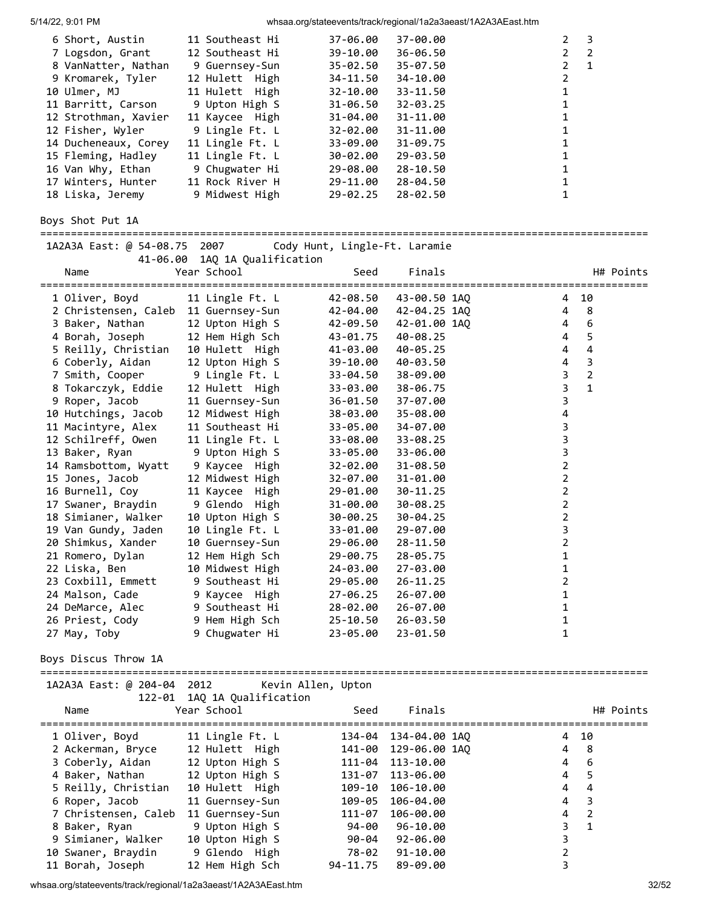| Place | Name | Year | School | Seed | Finals | H# | Points |
|---|---|---|---|---|---|---|---|
| 6 | Short, Austin | 11 | Southeast Hi | 37-06.00 | 37-00.00 | 2 | 3 |
| 7 | Logsdon, Grant | 12 | Southeast Hi | 39-10.00 | 36-06.50 | 2 | 2 |
| 8 | VanNatter, Nathan | 9 | Guernsey-Sun | 35-02.50 | 35-07.50 | 2 | 1 |
| 9 | Kromarek, Tyler | 12 | Hulett High | 34-11.50 | 34-10.00 | 2 | |
| 10 | Ulmer, MJ | 11 | Hulett High | 32-10.00 | 33-11.50 | 1 | |
| 11 | Barritt, Carson | 9 | Upton High S | 31-06.50 | 32-03.25 | 1 | |
| 12 | Strothman, Xavier | 11 | Kaycee High | 31-04.00 | 31-11.00 | 1 | |
| 12 | Fisher, Wyler | 9 | Lingle Ft. L | 32-02.00 | 31-11.00 | 1 | |
| 14 | Ducheneaux, Corey | 11 | Lingle Ft. L | 33-09.00 | 31-09.75 | 1 | |
| 15 | Fleming, Hadley | 11 | Lingle Ft. L | 30-02.00 | 29-03.50 | 1 | |
| 16 | Van Why, Ethan | 9 | Chugwater Hi | 29-08.00 | 28-10.50 | 1 | |
| 17 | Winters, Hunter | 11 | Rock River H | 29-11.00 | 28-04.50 | 1 | |
| 18 | Liska, Jeremy | 9 | Midwest High | 29-02.25 | 28-02.50 | 1 | |

## Boys Shot Put 1A

1A2A3A East: @ 54-08.75 2007 Cody Hunt, Lingle-Ft. Laramie
41-06.00 1AQ 1A Qualification

| Place | Name | Year | School | Seed | Finals | | H# | Points |
|---|---|---|---|---|---|---|---|---|
| 1 | Oliver, Boyd | 11 | Lingle Ft. L | 42-08.50 | 43-00.50 | 1AQ | 4 | 10 |
| 2 | Christensen, Caleb | 11 | Guernsey-Sun | 42-04.00 | 42-04.25 | 1AQ | 4 | 8 |
| 3 | Baker, Nathan | 12 | Upton High S | 42-09.50 | 42-01.00 | 1AQ | 4 | 6 |
| 4 | Borah, Joseph | 12 | Hem High Sch | 43-01.75 | 40-08.25 | | 4 | 5 |
| 5 | Reilly, Christian | 10 | Hulett High | 41-03.00 | 40-05.25 | | 4 | 4 |
| 6 | Coberly, Aidan | 12 | Upton High S | 39-10.00 | 40-03.50 | | 4 | 3 |
| 7 | Smith, Cooper | 9 | Lingle Ft. L | 33-04.50 | 38-09.00 | | 3 | 2 |
| 8 | Tokarczyk, Eddie | 12 | Hulett High | 33-03.00 | 38-06.75 | | 3 | 1 |
| 9 | Roper, Jacob | 11 | Guernsey-Sun | 36-01.50 | 37-07.00 | | 3 | |
| 10 | Hutchings, Jacob | 12 | Midwest High | 38-03.00 | 35-08.00 | | 4 | |
| 11 | Macintyre, Alex | 11 | Southeast Hi | 33-05.00 | 34-07.00 | | 3 | |
| 12 | Schilreff, Owen | 11 | Lingle Ft. L | 33-08.00 | 33-08.25 | | 3 | |
| 13 | Baker, Ryan | 9 | Upton High S | 33-05.00 | 33-06.00 | | 3 | |
| 14 | Ramsbottom, Wyatt | 9 | Kaycee High | 32-02.00 | 31-08.50 | | 2 | |
| 15 | Jones, Jacob | 12 | Midwest High | 32-07.00 | 31-01.00 | | 2 | |
| 16 | Burnell, Coy | 11 | Kaycee High | 29-01.00 | 30-11.25 | | 2 | |
| 17 | Swaner, Braydin | 9 | Glendo High | 31-00.00 | 30-08.25 | | 2 | |
| 18 | Simianer, Walker | 10 | Upton High S | 30-00.25 | 30-04.25 | | 2 | |
| 19 | Van Gundy, Jaden | 10 | Lingle Ft. L | 33-01.00 | 29-07.00 | | 3 | |
| 20 | Shimkus, Xander | 10 | Guernsey-Sun | 29-06.00 | 28-11.50 | | 2 | |
| 21 | Romero, Dylan | 12 | Hem High Sch | 29-00.75 | 28-05.75 | | 1 | |
| 22 | Liska, Ben | 10 | Midwest High | 24-03.00 | 27-03.00 | | 1 | |
| 23 | Coxbill, Emmett | 9 | Southeast Hi | 29-05.00 | 26-11.25 | | 2 | |
| 24 | Malson, Cade | 9 | Kaycee High | 27-06.25 | 26-07.00 | | 1 | |
| 24 | DeMarce, Alec | 9 | Southeast Hi | 28-02.00 | 26-07.00 | | 1 | |
| 26 | Priest, Cody | 9 | Hem High Sch | 25-10.50 | 26-03.50 | | 1 | |
| 27 | May, Toby | 9 | Chugwater Hi | 23-05.00 | 23-01.50 | | 1 | |

## Boys Discus Throw 1A

1A2A3A East: @ 204-04 2012 Kevin Allen, Upton
122-01 1AQ 1A Qualification

| Place | Name | Year | School | Seed | Finals | | H# | Points |
|---|---|---|---|---|---|---|---|---|
| 1 | Oliver, Boyd | 11 | Lingle Ft. L | 134-04 | 134-04.00 | 1AQ | 4 | 10 |
| 2 | Ackerman, Bryce | 12 | Hulett High | 141-00 | 129-06.00 | 1AQ | 4 | 8 |
| 3 | Coberly, Aidan | 12 | Upton High S | 111-04 | 113-10.00 | | 4 | 6 |
| 4 | Baker, Nathan | 12 | Upton High S | 131-07 | 113-06.00 | | 4 | 5 |
| 5 | Reilly, Christian | 10 | Hulett High | 109-10 | 106-10.00 | | 4 | 4 |
| 6 | Roper, Jacob | 11 | Guernsey-Sun | 109-05 | 106-04.00 | | 4 | 3 |
| 7 | Christensen, Caleb | 11 | Guernsey-Sun | 111-07 | 106-00.00 | | 4 | 2 |
| 8 | Baker, Ryan | 9 | Upton High S | 94-00 | 96-10.00 | | 3 | 1 |
| 9 | Simianer, Walker | 10 | Upton High S | 90-04 | 92-06.00 | | 3 | |
| 10 | Swaner, Braydin | 9 | Glendo High | 78-02 | 91-10.00 | | 2 | |
| 11 | Borah, Joseph | 12 | Hem High Sch | 94-11.75 | 89-09.00 | | 3 | |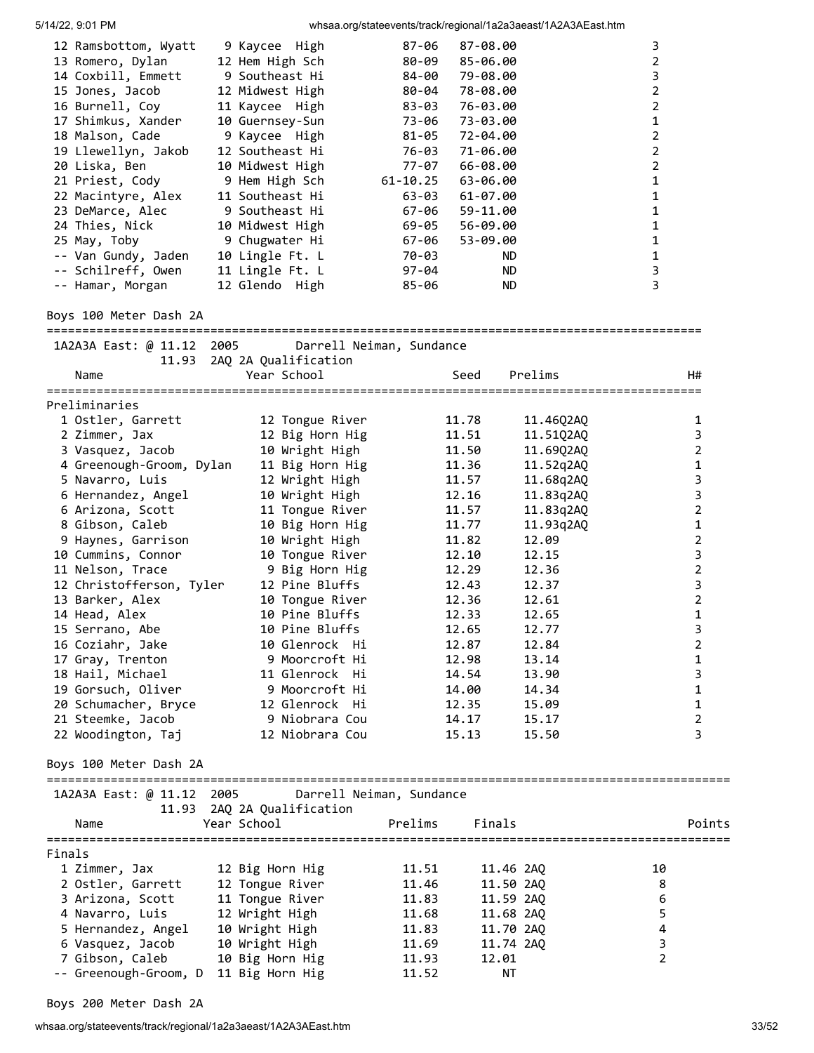| Place | Name | Year | School | Seed | Finals | H# |
|---|---|---|---|---|---|---|
| 12 | Ramsbottom, Wyatt | 9 | Kaycee High | 87-06 | 87-08.00 | 3 |
| 13 | Romero, Dylan | 12 | Hem High Sch | 80-09 | 85-06.00 | 2 |
| 14 | Coxbill, Emmett | 9 | Southeast Hi | 84-00 | 79-08.00 | 3 |
| 15 | Jones, Jacob | 12 | Midwest High | 80-04 | 78-08.00 | 2 |
| 16 | Burnell, Coy | 11 | Kaycee High | 83-03 | 76-03.00 | 2 |
| 17 | Shimkus, Xander | 10 | Guernsey-Sun | 73-06 | 73-03.00 | 1 |
| 18 | Malson, Cade | 9 | Kaycee High | 81-05 | 72-04.00 | 2 |
| 19 | Llewellyn, Jakob | 12 | Southeast Hi | 76-03 | 71-06.00 | 2 |
| 20 | Liska, Ben | 10 | Midwest High | 77-07 | 66-08.00 | 2 |
| 21 | Priest, Cody | 9 | Hem High Sch | 61-10.25 | 63-06.00 | 1 |
| 22 | Macintyre, Alex | 11 | Southeast Hi | 63-03 | 61-07.00 | 1 |
| 23 | DeMarce, Alec | 9 | Southeast Hi | 67-06 | 59-11.00 | 1 |
| 24 | Thies, Nick | 10 | Midwest High | 69-05 | 56-09.00 | 1 |
| 25 | May, Toby | 9 | Chugwater Hi | 67-06 | 53-09.00 | 1 |
| -- | Van Gundy, Jaden | 10 | Lingle Ft. L | 70-03 | ND | 1 |
| -- | Schilreff, Owen | 11 | Lingle Ft. L | 97-04 | ND | 3 |
| -- | Hamar, Morgan | 12 | Glendo High | 85-06 | ND | 3 |

## Boys 100 Meter Dash 2A

1A2A3A East: @ 11.12 2005 Darrell Neiman, Sundance
11.93 2AQ 2A Qualification

Preliminaries

| Place | Name | Year | School | Seed | Prelims | H# |
|---|---|---|---|---|---|---|
| 1 | Ostler, Garrett | 12 | Tongue River | 11.78 | 11.46Q2AQ | 1 |
| 2 | Zimmer, Jax | 12 | Big Horn Hig | 11.51 | 11.51Q2AQ | 3 |
| 3 | Vasquez, Jacob | 10 | Wright High | 11.50 | 11.69Q2AQ | 2 |
| 4 | Greenough-Groom, Dylan | 11 | Big Horn Hig | 11.36 | 11.52q2AQ | 1 |
| 5 | Navarro, Luis | 12 | Wright High | 11.57 | 11.68q2AQ | 3 |
| 6 | Hernandez, Angel | 10 | Wright High | 12.16 | 11.83q2AQ | 3 |
| 6 | Arizona, Scott | 11 | Tongue River | 11.57 | 11.83q2AQ | 2 |
| 8 | Gibson, Caleb | 10 | Big Horn Hig | 11.77 | 11.93q2AQ | 1 |
| 9 | Haynes, Garrison | 10 | Wright High | 11.82 | 12.09 | 2 |
| 10 | Cummins, Connor | 10 | Tongue River | 12.10 | 12.15 | 3 |
| 11 | Nelson, Trace | 9 | Big Horn Hig | 12.29 | 12.36 | 2 |
| 12 | Christofferson, Tyler | 12 | Pine Bluffs | 12.43 | 12.37 | 3 |
| 13 | Barker, Alex | 10 | Tongue River | 12.36 | 12.61 | 2 |
| 14 | Head, Alex | 10 | Pine Bluffs | 12.33 | 12.65 | 1 |
| 15 | Serrano, Abe | 10 | Pine Bluffs | 12.65 | 12.77 | 3 |
| 16 | Coziahr, Jake | 10 | Glenrock Hi | 12.87 | 12.84 | 2 |
| 17 | Gray, Trenton | 9 | Moorcroft Hi | 12.98 | 13.14 | 1 |
| 18 | Hail, Michael | 11 | Glenrock Hi | 14.54 | 13.90 | 3 |
| 19 | Gorsuch, Oliver | 9 | Moorcroft Hi | 14.00 | 14.34 | 1 |
| 20 | Schumacher, Bryce | 12 | Glenrock Hi | 12.35 | 15.09 | 1 |
| 21 | Steemke, Jacob | 9 | Niobrara Cou | 14.17 | 15.17 | 2 |
| 22 | Woodington, Taj | 12 | Niobrara Cou | 15.13 | 15.50 | 3 |

## Boys 100 Meter Dash 2A

1A2A3A East: @ 11.12 2005 Darrell Neiman, Sundance
11.93 2AQ 2A Qualification

Finals

| Place | Name | Year | School | Prelims | Finals | Points |
|---|---|---|---|---|---|---|
| 1 | Zimmer, Jax | 12 | Big Horn Hig | 11.51 | 11.46 2AQ | 10 |
| 2 | Ostler, Garrett | 12 | Tongue River | 11.46 | 11.50 2AQ | 8 |
| 3 | Arizona, Scott | 11 | Tongue River | 11.83 | 11.59 2AQ | 6 |
| 4 | Navarro, Luis | 12 | Wright High | 11.68 | 11.68 2AQ | 5 |
| 5 | Hernandez, Angel | 10 | Wright High | 11.83 | 11.70 2AQ | 4 |
| 6 | Vasquez, Jacob | 10 | Wright High | 11.69 | 11.74 2AQ | 3 |
| 7 | Gibson, Caleb | 10 | Big Horn Hig | 11.93 | 12.01 | 2 |
| -- | Greenough-Groom, D | 11 | Big Horn Hig | 11.52 | NT | |

## Boys 200 Meter Dash 2A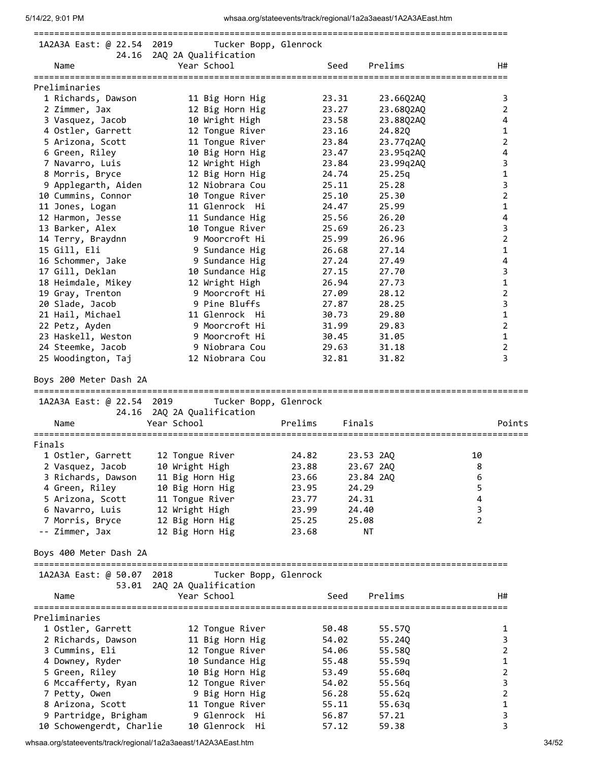1A2A3A East: @ 22.54 2019 Tucker Bopp, Glenrock
24.16 2AQ 2A Qualification

| Name | Year | School | Seed | Prelims | H# |
|---|---|---|---|---|---|
| **Preliminaries** | | | | | |
| 1 Richards, Dawson | 11 | Big Horn Hig | 23.31 | 23.66Q2AQ | 3 |
| 2 Zimmer, Jax | 12 | Big Horn Hig | 23.27 | 23.68Q2AQ | 2 |
| 3 Vasquez, Jacob | 10 | Wright High | 23.58 | 23.88Q2AQ | 4 |
| 4 Ostler, Garrett | 12 | Tongue River | 23.16 | 24.82Q | 1 |
| 5 Arizona, Scott | 11 | Tongue River | 23.84 | 23.77q2AQ | 2 |
| 6 Green, Riley | 10 | Big Horn Hig | 23.47 | 23.95q2AQ | 4 |
| 7 Navarro, Luis | 12 | Wright High | 23.84 | 23.99q2AQ | 3 |
| 8 Morris, Bryce | 12 | Big Horn Hig | 24.74 | 25.25q | 1 |
| 9 Applegarth, Aiden | 12 | Niobrara Cou | 25.11 | 25.28 | 3 |
| 10 Cummins, Connor | 10 | Tongue River | 25.10 | 25.30 | 2 |
| 11 Jones, Logan | 11 | Glenrock Hi | 24.47 | 25.99 | 1 |
| 12 Harmon, Jesse | 11 | Sundance Hig | 25.56 | 26.20 | 4 |
| 13 Barker, Alex | 10 | Tongue River | 25.69 | 26.23 | 3 |
| 14 Terry, Braydnn | 9 | Moorcroft Hi | 25.99 | 26.96 | 2 |
| 15 Gill, Eli | 9 | Sundance Hig | 26.68 | 27.14 | 1 |
| 16 Schommer, Jake | 9 | Sundance Hig | 27.24 | 27.49 | 4 |
| 17 Gill, Deklan | 10 | Sundance Hig | 27.15 | 27.70 | 3 |
| 18 Heimdale, Mikey | 12 | Wright High | 26.94 | 27.73 | 1 |
| 19 Gray, Trenton | 9 | Moorcroft Hi | 27.09 | 28.12 | 2 |
| 20 Slade, Jacob | 9 | Pine Bluffs | 27.87 | 28.25 | 3 |
| 21 Hail, Michael | 11 | Glenrock Hi | 30.73 | 29.80 | 1 |
| 22 Petz, Ayden | 9 | Moorcroft Hi | 31.99 | 29.83 | 2 |
| 23 Haskell, Weston | 9 | Moorcroft Hi | 30.45 | 31.05 | 1 |
| 24 Steemke, Jacob | 9 | Niobrara Cou | 29.63 | 31.18 | 2 |
| 25 Woodington, Taj | 12 | Niobrara Cou | 32.81 | 31.82 | 3 |

## Boys 200 Meter Dash 2A

1A2A3A East: @ 22.54 2019 Tucker Bopp, Glenrock
24.16 2AQ 2A Qualification

| Name | Year | School | Prelims | Finals | Points |
|---|---|---|---|---|---|
| **Finals** | | | | | |
| 1 Ostler, Garrett | 12 | Tongue River | 24.82 | 23.53 2AQ | 10 |
| 2 Vasquez, Jacob | 10 | Wright High | 23.88 | 23.67 2AQ | 8 |
| 3 Richards, Dawson | 11 | Big Horn Hig | 23.66 | 23.84 2AQ | 6 |
| 4 Green, Riley | 10 | Big Horn Hig | 23.95 | 24.29 | 5 |
| 5 Arizona, Scott | 11 | Tongue River | 23.77 | 24.31 | 4 |
| 6 Navarro, Luis | 12 | Wright High | 23.99 | 24.40 | 3 |
| 7 Morris, Bryce | 12 | Big Horn Hig | 25.25 | 25.08 | 2 |
| -- Zimmer, Jax | 12 | Big Horn Hig | 23.68 | NT | |

## Boys 400 Meter Dash 2A

1A2A3A East: @ 50.07 2018 Tucker Bopp, Glenrock
53.01 2AQ 2A Qualification

| Name | Year | School | Seed | Prelims | H# |
|---|---|---|---|---|---|
| **Preliminaries** | | | | | |
| 1 Ostler, Garrett | 12 | Tongue River | 50.48 | 55.57Q | 1 |
| 2 Richards, Dawson | 11 | Big Horn Hig | 54.02 | 55.24Q | 3 |
| 3 Cummins, Eli | 12 | Tongue River | 54.06 | 55.58Q | 2 |
| 4 Downey, Ryder | 10 | Sundance Hig | 55.48 | 55.59q | 1 |
| 5 Green, Riley | 10 | Big Horn Hig | 53.49 | 55.60q | 2 |
| 6 Mccafferty, Ryan | 12 | Tongue River | 54.02 | 55.56q | 3 |
| 7 Petty, Owen | 9 | Big Horn Hig | 56.28 | 55.62q | 2 |
| 8 Arizona, Scott | 11 | Tongue River | 55.11 | 55.63q | 1 |
| 9 Partridge, Brigham | 9 | Glenrock Hi | 56.87 | 57.21 | 3 |
| 10 Schowengerdt, Charlie | 10 | Glenrock Hi | 57.12 | 59.38 | 3 |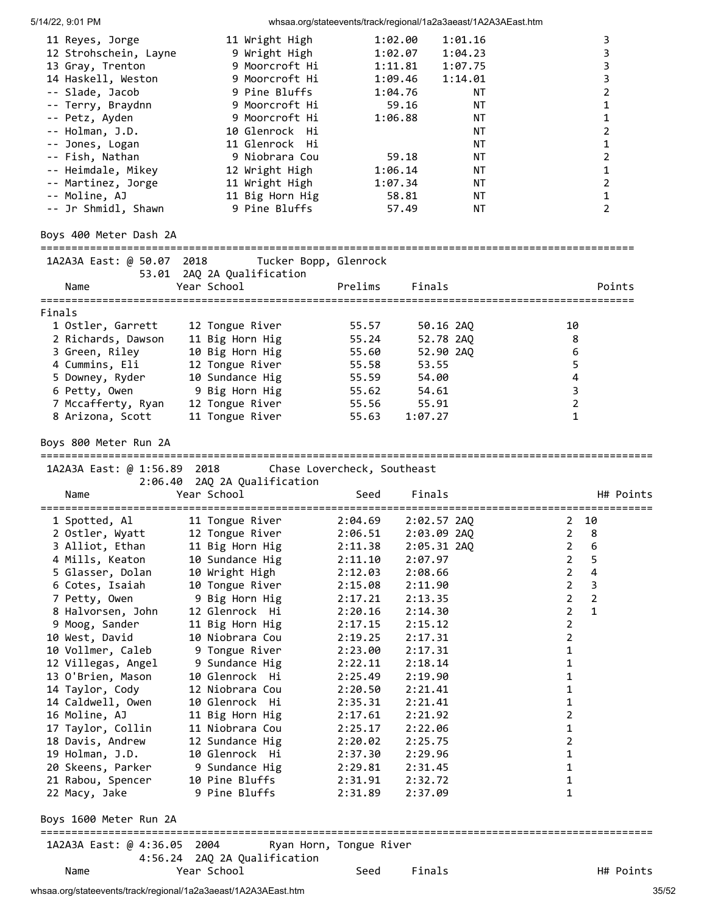| Place | Name | Year | School | Prelims | Finals | Points |
|---|---|---|---|---|---|---|
| 11 | Reyes, Jorge | 11 | Wright High | 1:02.00 | 1:01.16 | 3 |
| 12 | Strohschein, Layne | 9 | Wright High | 1:02.07 | 1:04.23 | 3 |
| 13 | Gray, Trenton | 9 | Moorcroft Hi | 1:11.81 | 1:07.75 | 3 |
| 14 | Haskell, Weston | 9 | Moorcroft Hi | 1:09.46 | 1:14.01 | 3 |
| -- | Slade, Jacob | 9 | Pine Bluffs | 1:04.76 | NT | 2 |
| -- | Terry, Braydnn | 9 | Moorcroft Hi | 59.16 | NT | 1 |
| -- | Petz, Ayden | 9 | Moorcroft Hi | 1:06.88 | NT | 1 |
| -- | Holman, J.D. | 10 | Glenrock Hi | | NT | 2 |
| -- | Jones, Logan | 11 | Glenrock Hi | | NT | 1 |
| -- | Fish, Nathan | 9 | Niobrara Cou | 59.18 | NT | 2 |
| -- | Heimdale, Mikey | 12 | Wright High | 1:06.14 | NT | 1 |
| -- | Martinez, Jorge | 11 | Wright High | 1:07.34 | NT | 2 |
| -- | Moline, AJ | 11 | Big Horn Hig | 58.81 | NT | 1 |
| -- | Jr Shmidl, Shawn | 9 | Pine Bluffs | 57.49 | NT | 2 |

## Boys 400 Meter Dash 2A

1A2A3A East: @ 50.07  2018  Tucker Bopp, Glenrock
53.01  2AQ 2A Qualification

**Finals**

| Place | Name | Year | School | Prelims | Finals | | Points |
|---|---|---|---|---|---|---|---|
| 1 | Ostler, Garrett | 12 | Tongue River | 55.57 | 50.16 | 2AQ | 10 |
| 2 | Richards, Dawson | 11 | Big Horn Hig | 55.24 | 52.78 | 2AQ | 8 |
| 3 | Green, Riley | 10 | Big Horn Hig | 55.60 | 52.90 | 2AQ | 6 |
| 4 | Cummins, Eli | 12 | Tongue River | 55.58 | 53.55 | | 5 |
| 5 | Downey, Ryder | 10 | Sundance Hig | 55.59 | 54.00 | | 4 |
| 6 | Petty, Owen | 9 | Big Horn Hig | 55.62 | 54.61 | | 3 |
| 7 | Mccafferty, Ryan | 12 | Tongue River | 55.56 | 55.91 | | 2 |
| 8 | Arizona, Scott | 11 | Tongue River | 55.63 | 1:07.27 | | 1 |

## Boys 800 Meter Run 2A

1A2A3A East: @ 1:56.89  2018  Chase Lovercheck, Southeast
2:06.40  2AQ 2A Qualification

| Place | Name | Year | School | Seed | Finals | | H# | Points |
|---|---|---|---|---|---|---|---|---|
| 1 | Spotted, Al | 11 | Tongue River | 2:04.69 | 2:02.57 | 2AQ | 2 | 10 |
| 2 | Ostler, Wyatt | 12 | Tongue River | 2:06.51 | 2:03.09 | 2AQ | 2 | 8 |
| 3 | Alliot, Ethan | 11 | Big Horn Hig | 2:11.38 | 2:05.31 | 2AQ | 2 | 6 |
| 4 | Mills, Keaton | 10 | Sundance Hig | 2:11.10 | 2:07.97 | | 2 | 5 |
| 5 | Glasser, Dolan | 10 | Wright High | 2:12.03 | 2:08.66 | | 2 | 4 |
| 6 | Cotes, Isaiah | 10 | Tongue River | 2:15.08 | 2:11.90 | | 2 | 3 |
| 7 | Petty, Owen | 9 | Big Horn Hig | 2:17.21 | 2:13.35 | | 2 | 2 |
| 8 | Halvorsen, John | 12 | Glenrock Hi | 2:20.16 | 2:14.30 | | 2 | 1 |
| 9 | Moog, Sander | 11 | Big Horn Hig | 2:17.15 | 2:15.12 | | 2 | |
| 10 | West, David | 10 | Niobrara Cou | 2:19.25 | 2:17.31 | | 2 | |
| 10 | Vollmer, Caleb | 9 | Tongue River | 2:23.00 | 2:17.31 | | 1 | |
| 12 | Villegas, Angel | 9 | Sundance Hig | 2:22.11 | 2:18.14 | | 1 | |
| 13 | O'Brien, Mason | 10 | Glenrock Hi | 2:25.49 | 2:19.90 | | 1 | |
| 14 | Taylor, Cody | 12 | Niobrara Cou | 2:20.50 | 2:21.41 | | 1 | |
| 14 | Caldwell, Owen | 10 | Glenrock Hi | 2:35.31 | 2:21.41 | | 1 | |
| 16 | Moline, AJ | 11 | Big Horn Hig | 2:17.61 | 2:21.92 | | 2 | |
| 17 | Taylor, Collin | 11 | Niobrara Cou | 2:25.17 | 2:22.06 | | 1 | |
| 18 | Davis, Andrew | 12 | Sundance Hig | 2:20.02 | 2:25.75 | | 2 | |
| 19 | Holman, J.D. | 10 | Glenrock Hi | 2:37.30 | 2:29.96 | | 1 | |
| 20 | Skeens, Parker | 9 | Sundance Hig | 2:29.81 | 2:31.45 | | 1 | |
| 21 | Rabou, Spencer | 10 | Pine Bluffs | 2:31.91 | 2:32.72 | | 1 | |
| 22 | Macy, Jake | 9 | Pine Bluffs | 2:31.89 | 2:37.09 | | 1 | |

## Boys 1600 Meter Run 2A

1A2A3A East: @ 4:36.05  2004  Ryan Horn, Tongue River
4:56.24  2AQ 2A Qualification

| Name | Year | School | Seed | Finals | H# | Points |
|---|---|---|---|---|---|---|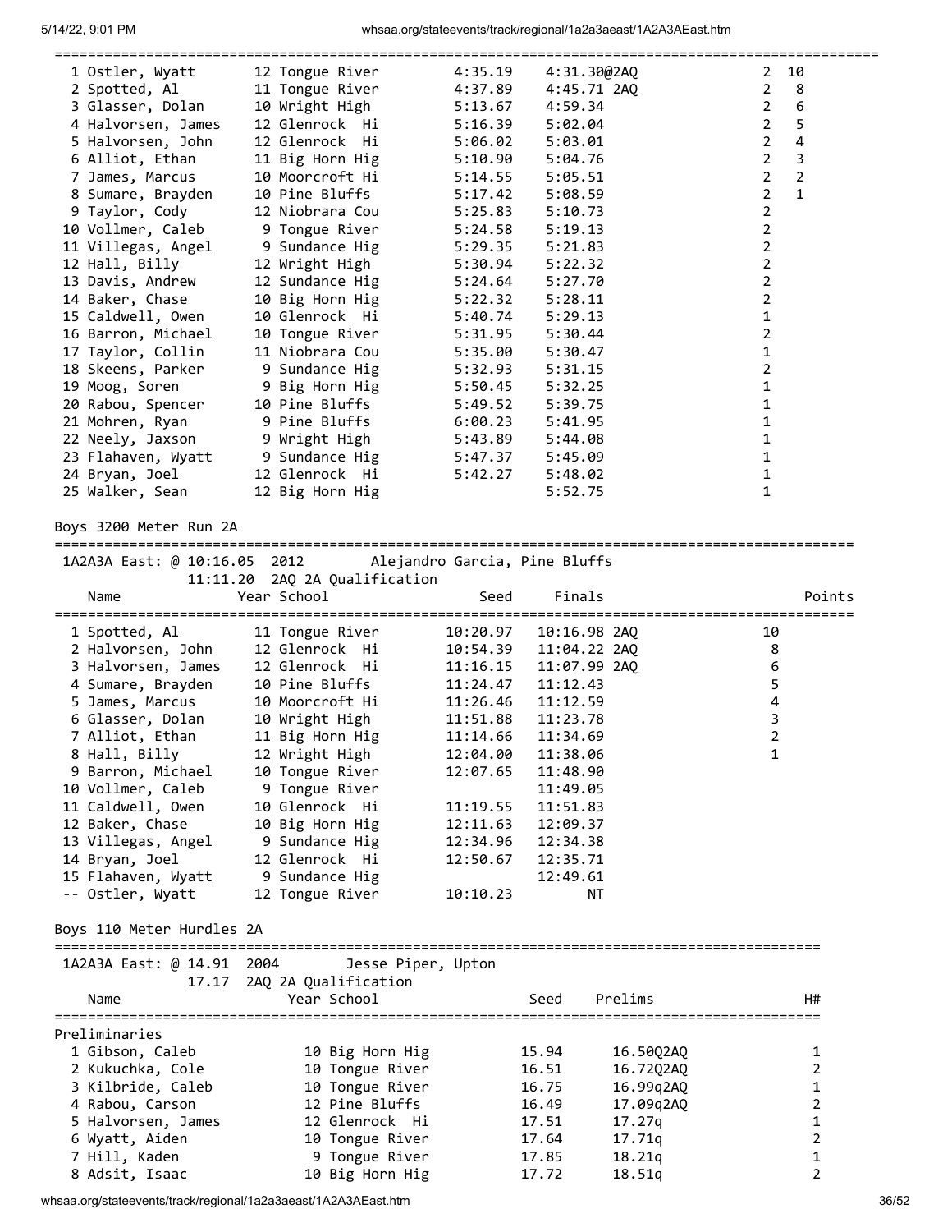| Place | Name | Year | School | Seed | Finals | H# | Points |
|---|---|---|---|---|---|---|---|
| 1 | Ostler, Wyatt | 12 | Tongue River | 4:35.19 | 4:31.30@2AQ | 2 | 10 |
| 2 | Spotted, Al | 11 | Tongue River | 4:37.89 | 4:45.71 2AQ | 2 | 8 |
| 3 | Glasser, Dolan | 10 | Wright High | 5:13.67 | 4:59.34 | 2 | 6 |
| 4 | Halvorsen, James | 12 | Glenrock Hi | 5:16.39 | 5:02.04 | 2 | 5 |
| 5 | Halvorsen, John | 12 | Glenrock Hi | 5:06.02 | 5:03.01 | 2 | 4 |
| 6 | Alliot, Ethan | 11 | Big Horn Hig | 5:10.90 | 5:04.76 | 2 | 3 |
| 7 | James, Marcus | 10 | Moorcroft Hi | 5:14.55 | 5:05.51 | 2 | 2 |
| 8 | Sumare, Brayden | 10 | Pine Bluffs | 5:17.42 | 5:08.59 | 2 | 1 |
| 9 | Taylor, Cody | 12 | Niobrara Cou | 5:25.83 | 5:10.73 | 2 | |
| 10 | Vollmer, Caleb | 9 | Tongue River | 5:24.58 | 5:19.13 | 2 | |
| 11 | Villegas, Angel | 9 | Sundance Hig | 5:29.35 | 5:21.83 | 2 | |
| 12 | Hall, Billy | 12 | Wright High | 5:30.94 | 5:22.32 | 2 | |
| 13 | Davis, Andrew | 12 | Sundance Hig | 5:24.64 | 5:27.70 | 2 | |
| 14 | Baker, Chase | 10 | Big Horn Hig | 5:22.32 | 5:28.11 | 2 | |
| 15 | Caldwell, Owen | 10 | Glenrock Hi | 5:40.74 | 5:29.13 | 1 | |
| 16 | Barron, Michael | 10 | Tongue River | 5:31.95 | 5:30.44 | 2 | |
| 17 | Taylor, Collin | 11 | Niobrara Cou | 5:35.00 | 5:30.47 | 1 | |
| 18 | Skeens, Parker | 9 | Sundance Hig | 5:32.93 | 5:31.15 | 2 | |
| 19 | Moog, Soren | 9 | Big Horn Hig | 5:50.45 | 5:32.25 | 1 | |
| 20 | Rabou, Spencer | 10 | Pine Bluffs | 5:49.52 | 5:39.75 | 1 | |
| 21 | Mohren, Ryan | 9 | Pine Bluffs | 6:00.23 | 5:41.95 | 1 | |
| 22 | Neely, Jaxson | 9 | Wright High | 5:43.89 | 5:44.08 | 1 | |
| 23 | Flahaven, Wyatt | 9 | Sundance Hig | 5:47.37 | 5:45.09 | 1 | |
| 24 | Bryan, Joel | 12 | Glenrock Hi | 5:42.27 | 5:48.02 | 1 | |
| 25 | Walker, Sean | 12 | Big Horn Hig | | 5:52.75 | 1 | |

## Boys 3200 Meter Run 2A

1A2A3A East: @ 10:16.05 2012 Alejandro Garcia, Pine Bluffs
11:11.20 2AQ 2A Qualification

| Place | Name | Year | School | Seed | Finals | Points |
|---|---|---|---|---|---|---|
| 1 | Spotted, Al | 11 | Tongue River | 10:20.97 | 10:16.98 2AQ | 10 |
| 2 | Halvorsen, John | 12 | Glenrock Hi | 10:54.39 | 11:04.22 2AQ | 8 |
| 3 | Halvorsen, James | 12 | Glenrock Hi | 11:16.15 | 11:07.99 2AQ | 6 |
| 4 | Sumare, Brayden | 10 | Pine Bluffs | 11:24.47 | 11:12.43 | 5 |
| 5 | James, Marcus | 10 | Moorcroft Hi | 11:26.46 | 11:12.59 | 4 |
| 6 | Glasser, Dolan | 10 | Wright High | 11:51.88 | 11:23.78 | 3 |
| 7 | Alliot, Ethan | 11 | Big Horn Hig | 11:14.66 | 11:34.69 | 2 |
| 8 | Hall, Billy | 12 | Wright High | 12:04.00 | 11:38.06 | 1 |
| 9 | Barron, Michael | 10 | Tongue River | 12:07.65 | 11:48.90 | |
| 10 | Vollmer, Caleb | 9 | Tongue River | | 11:49.05 | |
| 11 | Caldwell, Owen | 10 | Glenrock Hi | 11:19.55 | 11:51.83 | |
| 12 | Baker, Chase | 10 | Big Horn Hig | 12:11.63 | 12:09.37 | |
| 13 | Villegas, Angel | 9 | Sundance Hig | 12:34.96 | 12:34.38 | |
| 14 | Bryan, Joel | 12 | Glenrock Hi | 12:50.67 | 12:35.71 | |
| 15 | Flahaven, Wyatt | 9 | Sundance Hig | | 12:49.61 | |
| -- | Ostler, Wyatt | 12 | Tongue River | 10:10.23 | NT | |

## Boys 110 Meter Hurdles 2A

1A2A3A East: @ 14.91 2004 Jesse Piper, Upton
17.17 2AQ 2A Qualification

Preliminaries

| Place | Name | Year | School | Seed | Prelims | H# |
|---|---|---|---|---|---|---|
| 1 | Gibson, Caleb | 10 | Big Horn Hig | 15.94 | 16.50Q2AQ | 1 |
| 2 | Kukuchka, Cole | 10 | Tongue River | 16.51 | 16.72Q2AQ | 2 |
| 3 | Kilbride, Caleb | 10 | Tongue River | 16.75 | 16.99q2AQ | 1 |
| 4 | Rabou, Carson | 12 | Pine Bluffs | 16.49 | 17.09q2AQ | 2 |
| 5 | Halvorsen, James | 12 | Glenrock Hi | 17.51 | 17.27q | 1 |
| 6 | Wyatt, Aiden | 10 | Tongue River | 17.64 | 17.71q | 2 |
| 7 | Hill, Kaden | 9 | Tongue River | 17.85 | 18.21q | 1 |
| 8 | Adsit, Isaac | 10 | Big Horn Hig | 17.72 | 18.51q | 2 |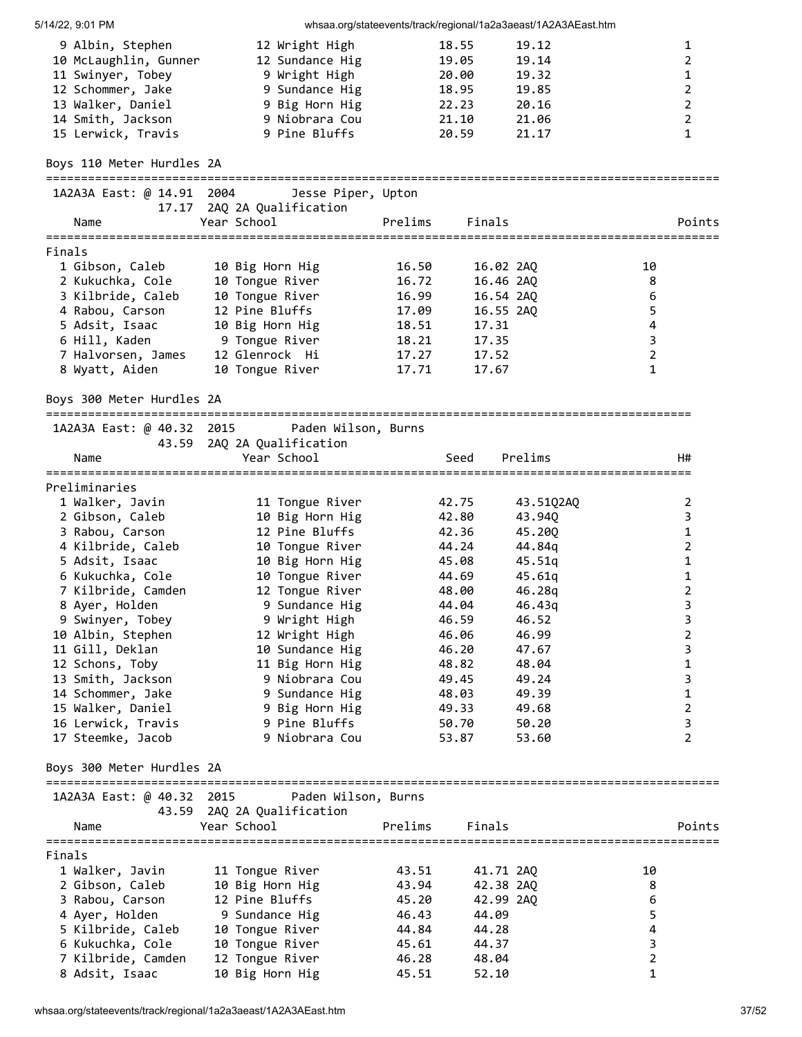| Name | Year School | Seed | Prelims | H# |
|---|---|---|---|---|
| 9 Albin, Stephen | 12 Wright High | 18.55 | 19.12 | 1 |
| 10 McLaughlin, Gunner | 12 Sundance Hig | 19.05 | 19.14 | 2 |
| 11 Swinyer, Tobey | 9 Wright High | 20.00 | 19.32 | 1 |
| 12 Schommer, Jake | 9 Sundance Hig | 18.95 | 19.85 | 2 |
| 13 Walker, Daniel | 9 Big Horn Hig | 22.23 | 20.16 | 2 |
| 14 Smith, Jackson | 9 Niobrara Cou | 21.10 | 21.06 | 2 |
| 15 Lerwick, Travis | 9 Pine Bluffs | 20.59 | 21.17 | 1 |

## Boys 110 Meter Hurdles 2A

1A2A3A East: @ 14.91 2004 Jesse Piper, Upton
17.17 2AQ 2A Qualification

**Finals**

| Name | Year School | Prelims | Finals | Points |
|---|---|---|---|---|
| 1 Gibson, Caleb | 10 Big Horn Hig | 16.50 | 16.02 2AQ | 10 |
| 2 Kukuchka, Cole | 10 Tongue River | 16.72 | 16.46 2AQ | 8 |
| 3 Kilbride, Caleb | 10 Tongue River | 16.99 | 16.54 2AQ | 6 |
| 4 Rabou, Carson | 12 Pine Bluffs | 17.09 | 16.55 2AQ | 5 |
| 5 Adsit, Isaac | 10 Big Horn Hig | 18.51 | 17.31 | 4 |
| 6 Hill, Kaden | 9 Tongue River | 18.21 | 17.35 | 3 |
| 7 Halvorsen, James | 12 Glenrock Hi | 17.27 | 17.52 | 2 |
| 8 Wyatt, Aiden | 10 Tongue River | 17.71 | 17.67 | 1 |

## Boys 300 Meter Hurdles 2A

1A2A3A East: @ 40.32 2015 Paden Wilson, Burns
43.59 2AQ 2A Qualification

**Preliminaries**

| Name | Year School | Seed | Prelims | H# |
|---|---|---|---|---|
| 1 Walker, Javin | 11 Tongue River | 42.75 | 43.51Q2AQ | 2 |
| 2 Gibson, Caleb | 10 Big Horn Hig | 42.80 | 43.94Q | 3 |
| 3 Rabou, Carson | 12 Pine Bluffs | 42.36 | 45.20Q | 1 |
| 4 Kilbride, Caleb | 10 Tongue River | 44.24 | 44.84q | 2 |
| 5 Adsit, Isaac | 10 Big Horn Hig | 45.08 | 45.51q | 1 |
| 6 Kukuchka, Cole | 10 Tongue River | 44.69 | 45.61q | 1 |
| 7 Kilbride, Camden | 12 Tongue River | 48.00 | 46.28q | 2 |
| 8 Ayer, Holden | 9 Sundance Hig | 44.04 | 46.43q | 3 |
| 9 Swinyer, Tobey | 9 Wright High | 46.59 | 46.52 | 3 |
| 10 Albin, Stephen | 12 Wright High | 46.06 | 46.99 | 2 |
| 11 Gill, Deklan | 10 Sundance Hig | 46.20 | 47.67 | 3 |
| 12 Schons, Toby | 11 Big Horn Hig | 48.82 | 48.04 | 1 |
| 13 Smith, Jackson | 9 Niobrara Cou | 49.45 | 49.24 | 3 |
| 14 Schommer, Jake | 9 Sundance Hig | 48.03 | 49.39 | 1 |
| 15 Walker, Daniel | 9 Big Horn Hig | 49.33 | 49.68 | 2 |
| 16 Lerwick, Travis | 9 Pine Bluffs | 50.70 | 50.20 | 3 |
| 17 Steemke, Jacob | 9 Niobrara Cou | 53.87 | 53.60 | 2 |

## Boys 300 Meter Hurdles 2A

1A2A3A East: @ 40.32 2015 Paden Wilson, Burns
43.59 2AQ 2A Qualification

**Finals**

| Name | Year School | Prelims | Finals | Points |
|---|---|---|---|---|
| 1 Walker, Javin | 11 Tongue River | 43.51 | 41.71 2AQ | 10 |
| 2 Gibson, Caleb | 10 Big Horn Hig | 43.94 | 42.38 2AQ | 8 |
| 3 Rabou, Carson | 12 Pine Bluffs | 45.20 | 42.99 2AQ | 6 |
| 4 Ayer, Holden | 9 Sundance Hig | 46.43 | 44.09 | 5 |
| 5 Kilbride, Caleb | 10 Tongue River | 44.84 | 44.28 | 4 |
| 6 Kukuchka, Cole | 10 Tongue River | 45.61 | 44.37 | 3 |
| 7 Kilbride, Camden | 12 Tongue River | 46.28 | 48.04 | 2 |
| 8 Adsit, Isaac | 10 Big Horn Hig | 45.51 | 52.10 | 1 |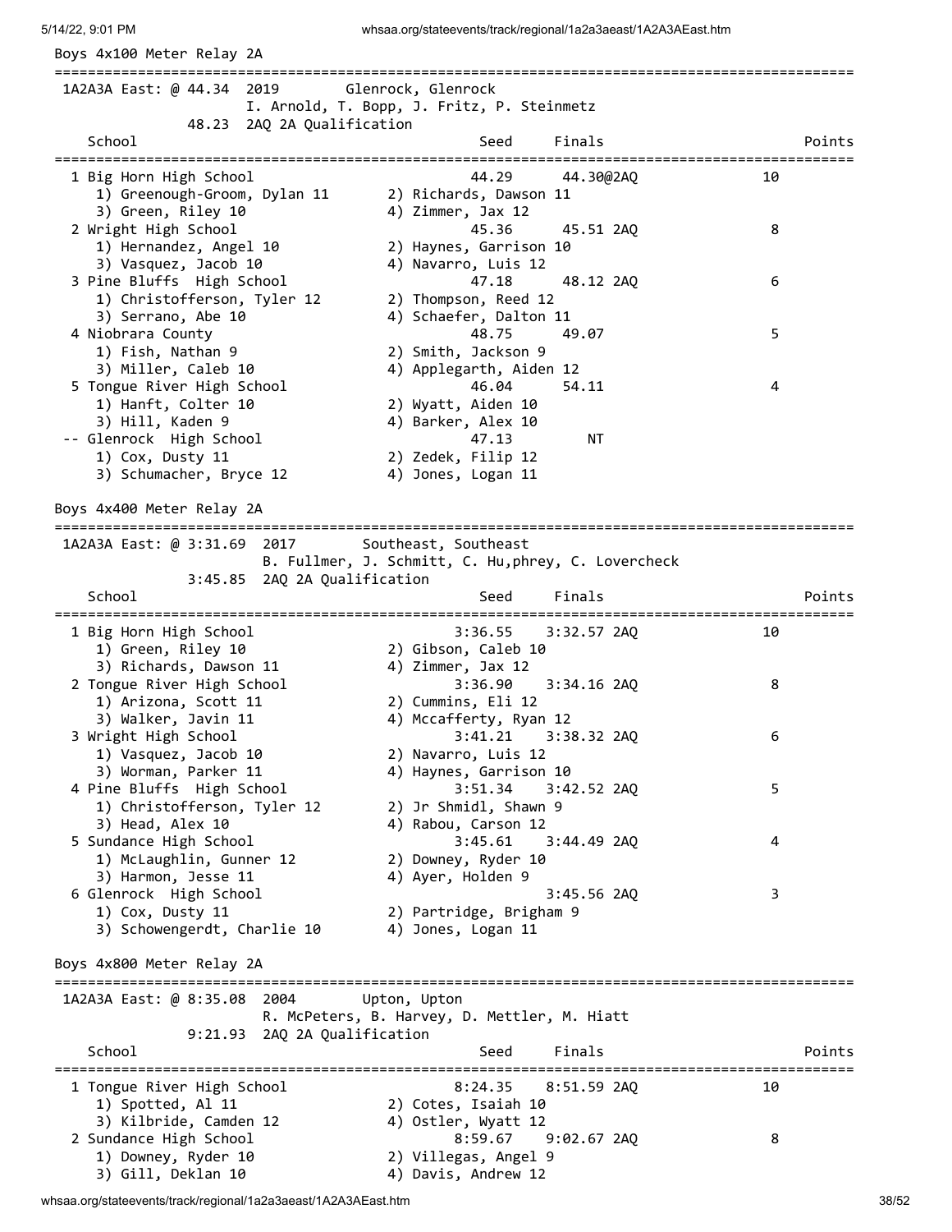## Boys 4x100 Meter Relay 2A

1A2A3A East: @ 44.34 2019 — Glenrock, Glenrock
I. Arnold, T. Bopp, J. Fritz, P. Steinmetz

48.23 2AQ 2A Qualification

| Place | School | Seed | Finals | Points |
|---|---|---|---|---|
| 1 | Big Horn High School | 44.29 | 44.30@2AQ | 10 |
| | 1) Greenough-Groom, Dylan 11; 2) Richards, Dawson 11; 3) Green, Riley 10; 4) Zimmer, Jax 12 | | | |
| 2 | Wright High School | 45.36 | 45.51 2AQ | 8 |
| | 1) Hernandez, Angel 10; 2) Haynes, Garrison 10; 3) Vasquez, Jacob 10; 4) Navarro, Luis 12 | | | |
| 3 | Pine Bluffs High School | 47.18 | 48.12 2AQ | 6 |
| | 1) Christofferson, Tyler 12; 2) Thompson, Reed 12; 3) Serrano, Abe 10; 4) Schaefer, Dalton 11 | | | |
| 4 | Niobrara County | 48.75 | 49.07 | 5 |
| | 1) Fish, Nathan 9; 2) Smith, Jackson 9; 3) Miller, Caleb 10; 4) Applegarth, Aiden 12 | | | |
| 5 | Tongue River High School | 46.04 | 54.11 | 4 |
| | 1) Hanft, Colter 10; 2) Wyatt, Aiden 10; 3) Hill, Kaden 9; 4) Barker, Alex 10 | | | |
| -- | Glenrock High School | 47.13 | NT | |
| | 1) Cox, Dusty 11; 2) Zedek, Filip 12; 3) Schumacher, Bryce 12; 4) Jones, Logan 11 | | | |

## Boys 4x400 Meter Relay 2A

1A2A3A East: @ 3:31.69 2017 — Southeast, Southeast
B. Fullmer, J. Schmitt, C. Hu,phrey, C. Lovercheck

3:45.85 2AQ 2A Qualification

| Place | School | Seed | Finals | Points |
|---|---|---|---|---|
| 1 | Big Horn High School | 3:36.55 | 3:32.57 2AQ | 10 |
| | 1) Green, Riley 10; 2) Gibson, Caleb 10; 3) Richards, Dawson 11; 4) Zimmer, Jax 12 | | | |
| 2 | Tongue River High School | 3:36.90 | 3:34.16 2AQ | 8 |
| | 1) Arizona, Scott 11; 2) Cummins, Eli 12; 3) Walker, Javin 11; 4) Mccafferty, Ryan 12 | | | |
| 3 | Wright High School | 3:41.21 | 3:38.32 2AQ | 6 |
| | 1) Vasquez, Jacob 10; 2) Navarro, Luis 12; 3) Worman, Parker 11; 4) Haynes, Garrison 10 | | | |
| 4 | Pine Bluffs High School | 3:51.34 | 3:42.52 2AQ | 5 |
| | 1) Christofferson, Tyler 12; 2) Jr Shmidl, Shawn 9; 3) Head, Alex 10; 4) Rabou, Carson 12 | | | |
| 5 | Sundance High School | 3:45.61 | 3:44.49 2AQ | 4 |
| | 1) McLaughlin, Gunner 12; 2) Downey, Ryder 10; 3) Harmon, Jesse 11; 4) Ayer, Holden 9 | | | |
| 6 | Glenrock High School | | 3:45.56 2AQ | 3 |
| | 1) Cox, Dusty 11; 2) Partridge, Brigham 9; 3) Schowengerdt, Charlie 10; 4) Jones, Logan 11 | | | |

## Boys 4x800 Meter Relay 2A

1A2A3A East: @ 8:35.08 2004 — Upton, Upton
R. McPeters, B. Harvey, D. Mettler, M. Hiatt

9:21.93 2AQ 2A Qualification

| Place | School | Seed | Finals | Points |
|---|---|---|---|---|
| 1 | Tongue River High School | 8:24.35 | 8:51.59 2AQ | 10 |
| | 1) Spotted, Al 11; 2) Cotes, Isaiah 10; 3) Kilbride, Camden 12; 4) Ostler, Wyatt 12 | | | |
| 2 | Sundance High School | 8:59.67 | 9:02.67 2AQ | 8 |
| | 1) Downey, Ryder 10; 2) Villegas, Angel 9; 3) Gill, Deklan 10; 4) Davis, Andrew 12 | | | |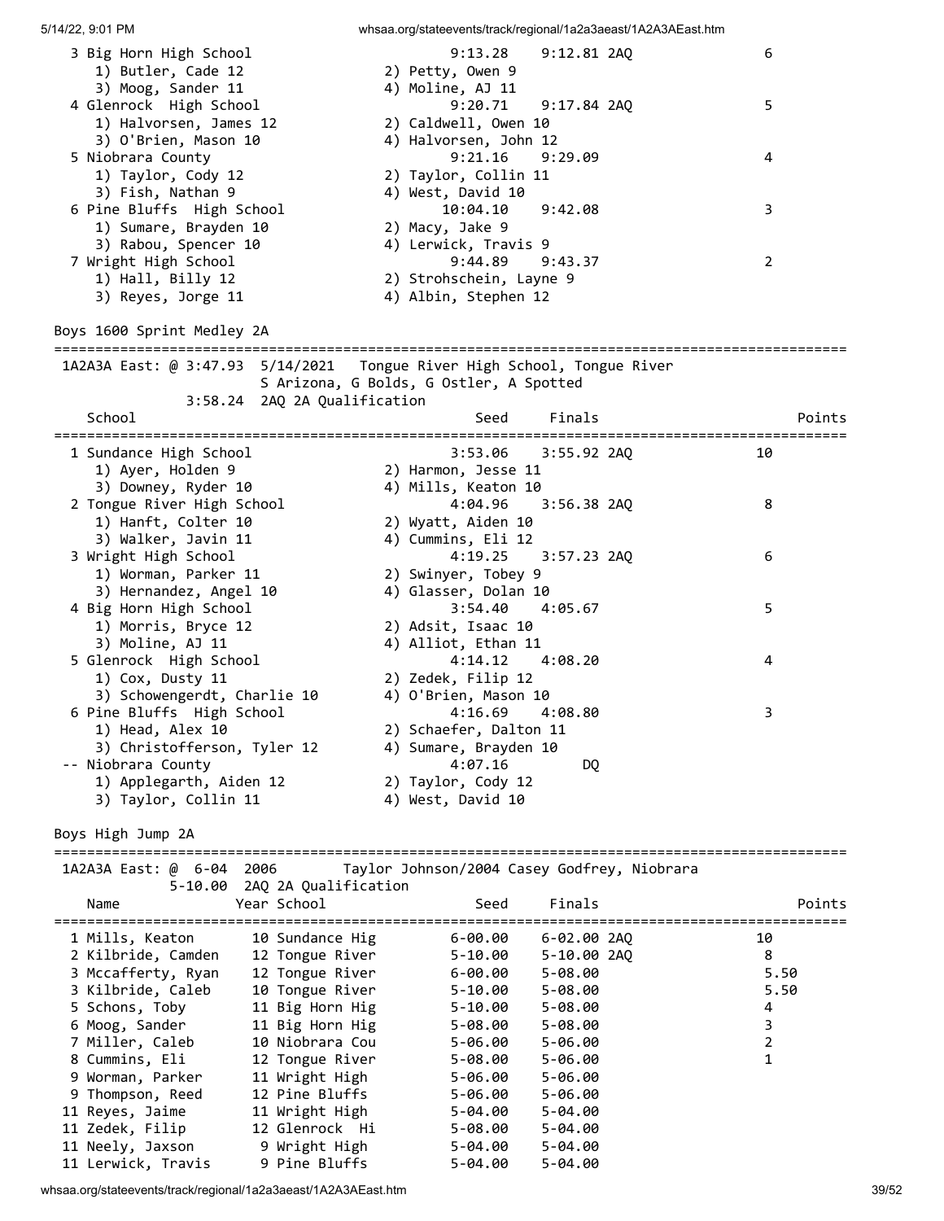| Place | School | Seed | Finals | Points |
|---|---|---|---|---|
| 3 | Big Horn High School | 9:13.28 | 9:12.81 2AQ | 6 |
| | 1) Butler, Cade 12; 2) Petty, Owen 9; 3) Moog, Sander 11; 4) Moline, AJ 11 | | | |
| 4 | Glenrock High School | 9:20.71 | 9:17.84 2AQ | 5 |
| | 1) Halvorsen, James 12; 2) Caldwell, Owen 10; 3) O'Brien, Mason 10; 4) Halvorsen, John 12 | | | |
| 5 | Niobrara County | 9:21.16 | 9:29.09 | 4 |
| | 1) Taylor, Cody 12; 2) Taylor, Collin 11; 3) Fish, Nathan 9; 4) West, David 10 | | | |
| 6 | Pine Bluffs High School | 10:04.10 | 9:42.08 | 3 |
| | 1) Sumare, Brayden 10; 2) Macy, Jake 9; 3) Rabou, Spencer 10; 4) Lerwick, Travis 9 | | | |
| 7 | Wright High School | 9:44.89 | 9:43.37 | 2 |
| | 1) Hall, Billy 12; 2) Strohschein, Layne 9; 3) Reyes, Jorge 11; 4) Albin, Stephen 12 | | | |

## Boys 1600 Sprint Medley 2A

1A2A3A East: @ 3:47.93 5/14/2021 Tongue River High School, Tongue River
S Arizona, G Bolds, G Ostler, A Spotted
3:58.24 2AQ 2A Qualification

| Place | School | Seed | Finals | Points |
|---|---|---|---|---|
| 1 | Sundance High School | 3:53.06 | 3:55.92 2AQ | 10 |
| | 1) Ayer, Holden 9; 2) Harmon, Jesse 11; 3) Downey, Ryder 10; 4) Mills, Keaton 10 | | | |
| 2 | Tongue River High School | 4:04.96 | 3:56.38 2AQ | 8 |
| | 1) Hanft, Colter 10; 2) Wyatt, Aiden 10; 3) Walker, Javin 11; 4) Cummins, Eli 12 | | | |
| 3 | Wright High School | 4:19.25 | 3:57.23 2AQ | 6 |
| | 1) Worman, Parker 11; 2) Swinyer, Tobey 9; 3) Hernandez, Angel 10; 4) Glasser, Dolan 10 | | | |
| 4 | Big Horn High School | 3:54.40 | 4:05.67 | 5 |
| | 1) Morris, Bryce 12; 2) Adsit, Isaac 10; 3) Moline, AJ 11; 4) Alliot, Ethan 11 | | | |
| 5 | Glenrock High School | 4:14.12 | 4:08.20 | 4 |
| | 1) Cox, Dusty 11; 2) Zedek, Filip 12; 3) Schowengerdt, Charlie 10; 4) O'Brien, Mason 10 | | | |
| 6 | Pine Bluffs High School | 4:16.69 | 4:08.80 | 3 |
| | 1) Head, Alex 10; 2) Schaefer, Dalton 11; 3) Christofferson, Tyler 12; 4) Sumare, Brayden 10 | | | |
| -- | Niobrara County | 4:07.16 | DQ | |
| | 1) Applegarth, Aiden 12; 2) Taylor, Cody 12; 3) Taylor, Collin 11; 4) West, David 10 | | | |

## Boys High Jump 2A

1A2A3A East: @ 6-04 2006 Taylor Johnson/2004 Casey Godfrey, Niobrara
5-10.00 2AQ 2A Qualification

| Place | Name | Year | School | Seed | Finals | Points |
|---|---|---|---|---|---|---|
| 1 | Mills, Keaton | 10 | Sundance Hig | 6-00.00 | 6-02.00 2AQ | 10 |
| 2 | Kilbride, Camden | 12 | Tongue River | 5-10.00 | 5-10.00 2AQ | 8 |
| 3 | Mccafferty, Ryan | 12 | Tongue River | 6-00.00 | 5-08.00 | 5.50 |
| 3 | Kilbride, Caleb | 10 | Tongue River | 5-10.00 | 5-08.00 | 5.50 |
| 5 | Schons, Toby | 11 | Big Horn Hig | 5-10.00 | 5-08.00 | 4 |
| 6 | Moog, Sander | 11 | Big Horn Hig | 5-08.00 | 5-08.00 | 3 |
| 7 | Miller, Caleb | 10 | Niobrara Cou | 5-06.00 | 5-06.00 | 2 |
| 8 | Cummins, Eli | 12 | Tongue River | 5-08.00 | 5-06.00 | 1 |
| 9 | Worman, Parker | 11 | Wright High | 5-06.00 | 5-06.00 | |
| 9 | Thompson, Reed | 12 | Pine Bluffs | 5-06.00 | 5-06.00 | |
| 11 | Reyes, Jaime | 11 | Wright High | 5-04.00 | 5-04.00 | |
| 11 | Zedek, Filip | 12 | Glenrock Hi | 5-08.00 | 5-04.00 | |
| 11 | Neely, Jaxson | 9 | Wright High | 5-04.00 | 5-04.00 | |
| 11 | Lerwick, Travis | 9 | Pine Bluffs | 5-04.00 | 5-04.00 | |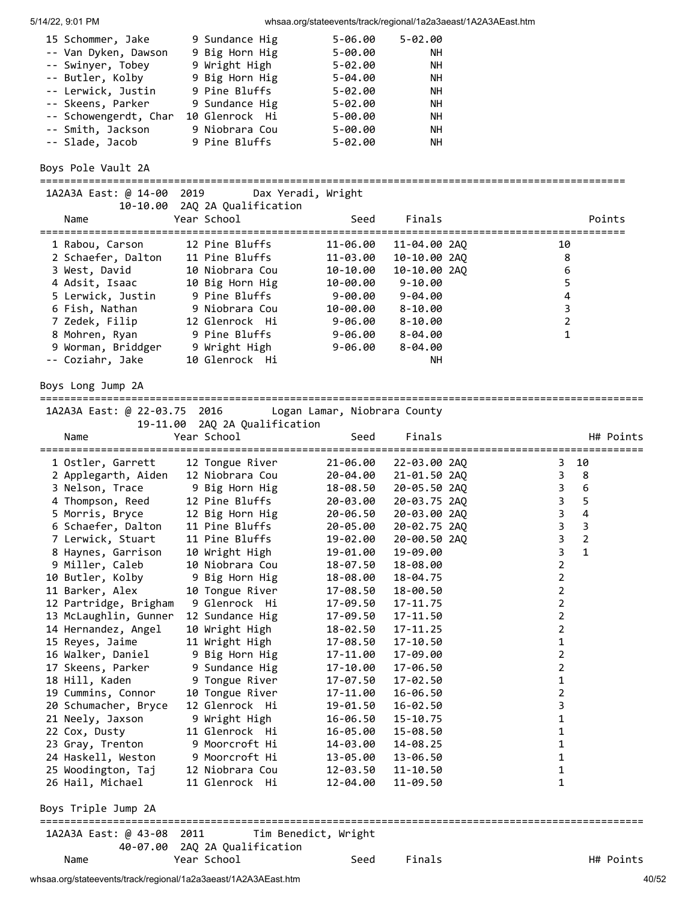| Place | Name | Year | School | Seed | Finals |
|---|---|---|---|---|---|
| 15 | Schommer, Jake | 9 | Sundance Hig | 5-06.00 | 5-02.00 |
| -- | Van Dyken, Dawson | 9 | Big Horn Hig | 5-00.00 | NH |
| -- | Swinyer, Tobey | 9 | Wright High | 5-02.00 | NH |
| -- | Butler, Kolby | 9 | Big Horn Hig | 5-04.00 | NH |
| -- | Lerwick, Justin | 9 | Pine Bluffs | 5-02.00 | NH |
| -- | Skeens, Parker | 9 | Sundance Hig | 5-02.00 | NH |
| -- | Schowengerdt, Char | 10 | Glenrock Hi | 5-00.00 | NH |
| -- | Smith, Jackson | 9 | Niobrara Cou | 5-00.00 | NH |
| -- | Slade, Jacob | 9 | Pine Bluffs | 5-02.00 | NH |

## Boys Pole Vault 2A

1A2A3A East: @ 14-00  2019  Dax Yeradi, Wright
10-10.00  2AQ 2A Qualification

| Place | Name | Year | School | Seed | Finals | | Points |
|---|---|---|---|---|---|---|---|
| 1 | Rabou, Carson | 12 | Pine Bluffs | 11-06.00 | 11-04.00 | 2AQ | 10 |
| 2 | Schaefer, Dalton | 11 | Pine Bluffs | 11-03.00 | 10-10.00 | 2AQ | 8 |
| 3 | West, David | 10 | Niobrara Cou | 10-10.00 | 10-10.00 | 2AQ | 6 |
| 4 | Adsit, Isaac | 10 | Big Horn Hig | 10-00.00 | 9-10.00 | | 5 |
| 5 | Lerwick, Justin | 9 | Pine Bluffs | 9-00.00 | 9-04.00 | | 4 |
| 6 | Fish, Nathan | 9 | Niobrara Cou | 10-00.00 | 8-10.00 | | 3 |
| 7 | Zedek, Filip | 12 | Glenrock Hi | 9-06.00 | 8-10.00 | | 2 |
| 8 | Mohren, Ryan | 9 | Pine Bluffs | 9-06.00 | 8-04.00 | | 1 |
| 9 | Worman, Briddger | 9 | Wright High | 9-06.00 | 8-04.00 | | |
| -- | Coziahr, Jake | 10 | Glenrock Hi | | NH | | |

## Boys Long Jump 2A

1A2A3A East: @ 22-03.75  2016  Logan Lamar, Niobrara County
19-11.00  2AQ 2A Qualification

| Place | Name | Year | School | Seed | Finals | | H# | Points |
|---|---|---|---|---|---|---|---|---|
| 1 | Ostler, Garrett | 12 | Tongue River | 21-06.00 | 22-03.00 | 2AQ | 3 | 10 |
| 2 | Applegarth, Aiden | 12 | Niobrara Cou | 20-04.00 | 21-01.50 | 2AQ | 3 | 8 |
| 3 | Nelson, Trace | 9 | Big Horn Hig | 18-08.50 | 20-05.50 | 2AQ | 3 | 6 |
| 4 | Thompson, Reed | 12 | Pine Bluffs | 20-03.00 | 20-03.75 | 2AQ | 3 | 5 |
| 5 | Morris, Bryce | 12 | Big Horn Hig | 20-06.50 | 20-03.00 | 2AQ | 3 | 4 |
| 6 | Schaefer, Dalton | 11 | Pine Bluffs | 20-05.00 | 20-02.75 | 2AQ | 3 | 3 |
| 7 | Lerwick, Stuart | 11 | Pine Bluffs | 19-02.00 | 20-00.50 | 2AQ | 3 | 2 |
| 8 | Haynes, Garrison | 10 | Wright High | 19-01.00 | 19-09.00 | | 3 | 1 |
| 9 | Miller, Caleb | 10 | Niobrara Cou | 18-07.50 | 18-08.00 | | 2 | |
| 10 | Butler, Kolby | 9 | Big Horn Hig | 18-08.00 | 18-04.75 | | 2 | |
| 11 | Barker, Alex | 10 | Tongue River | 17-08.50 | 18-00.50 | | 2 | |
| 12 | Partridge, Brigham | 9 | Glenrock Hi | 17-09.50 | 17-11.75 | | 2 | |
| 13 | McLaughlin, Gunner | 12 | Sundance Hig | 17-09.50 | 17-11.50 | | 2 | |
| 14 | Hernandez, Angel | 10 | Wright High | 18-02.50 | 17-11.25 | | 2 | |
| 15 | Reyes, Jaime | 11 | Wright High | 17-08.50 | 17-10.50 | | 1 | |
| 16 | Walker, Daniel | 9 | Big Horn Hig | 17-11.00 | 17-09.00 | | 2 | |
| 17 | Skeens, Parker | 9 | Sundance Hig | 17-10.00 | 17-06.50 | | 2 | |
| 18 | Hill, Kaden | 9 | Tongue River | 17-07.50 | 17-02.50 | | 1 | |
| 19 | Cummins, Connor | 10 | Tongue River | 17-11.00 | 16-06.50 | | 2 | |
| 20 | Schumacher, Bryce | 12 | Glenrock Hi | 19-01.50 | 16-02.50 | | 3 | |
| 21 | Neely, Jaxson | 9 | Wright High | 16-06.50 | 15-10.75 | | 1 | |
| 22 | Cox, Dusty | 11 | Glenrock Hi | 16-05.00 | 15-08.50 | | 1 | |
| 23 | Gray, Trenton | 9 | Moorcroft Hi | 14-03.00 | 14-08.25 | | 1 | |
| 24 | Haskell, Weston | 9 | Moorcroft Hi | 13-05.00 | 13-06.50 | | 1 | |
| 25 | Woodington, Taj | 12 | Niobrara Cou | 12-03.50 | 11-10.50 | | 1 | |
| 26 | Hail, Michael | 11 | Glenrock Hi | 12-04.00 | 11-09.50 | | 1 | |

## Boys Triple Jump 2A

1A2A3A East: @ 43-08  2011  Tim Benedict, Wright
40-07.00  2AQ 2A Qualification

| Name | Year | School | Seed | Finals | H# | Points |
|---|---|---|---|---|---|---|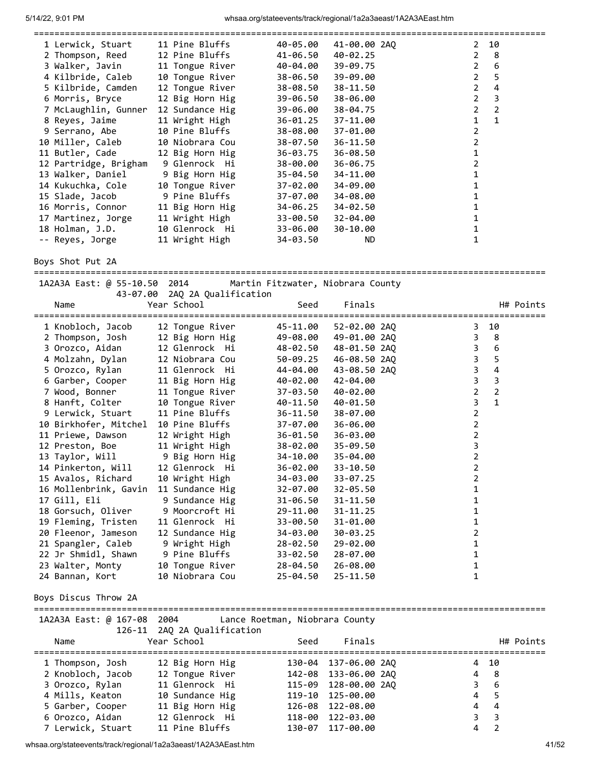| Place | Name | Year | School | Seed | Finals | H# | Points |
|---|---|---|---|---|---|---|---|
| 1 | Lerwick, Stuart | 11 | Pine Bluffs | 40-05.00 | 41-00.00 2AQ | 2 | 10 |
| 2 | Thompson, Reed | 12 | Pine Bluffs | 41-06.50 | 40-02.25 | 2 | 8 |
| 3 | Walker, Javin | 11 | Tongue River | 40-04.00 | 39-09.75 | 2 | 6 |
| 4 | Kilbride, Caleb | 10 | Tongue River | 38-06.50 | 39-09.00 | 2 | 5 |
| 5 | Kilbride, Camden | 12 | Tongue River | 38-08.50 | 38-11.50 | 2 | 4 |
| 6 | Morris, Bryce | 12 | Big Horn Hig | 39-06.50 | 38-06.00 | 2 | 3 |
| 7 | McLaughlin, Gunner | 12 | Sundance Hig | 39-06.00 | 38-04.75 | 2 | 2 |
| 8 | Reyes, Jaime | 11 | Wright High | 36-01.25 | 37-11.00 | 1 | 1 |
| 9 | Serrano, Abe | 10 | Pine Bluffs | 38-08.00 | 37-01.00 | 2 | |
| 10 | Miller, Caleb | 10 | Niobrara Cou | 38-07.50 | 36-11.50 | 2 | |
| 11 | Butler, Cade | 12 | Big Horn Hig | 36-03.75 | 36-08.50 | 1 | |
| 12 | Partridge, Brigham | 9 | Glenrock Hi | 38-00.00 | 36-06.75 | 2 | |
| 13 | Walker, Daniel | 9 | Big Horn Hig | 35-04.50 | 34-11.00 | 1 | |
| 14 | Kukuchka, Cole | 10 | Tongue River | 37-02.00 | 34-09.00 | 1 | |
| 15 | Slade, Jacob | 9 | Pine Bluffs | 37-07.00 | 34-08.00 | 1 | |
| 16 | Morris, Connor | 11 | Big Horn Hig | 34-06.25 | 34-02.50 | 1 | |
| 17 | Martinez, Jorge | 11 | Wright High | 33-00.50 | 32-04.00 | 1 | |
| 18 | Holman, J.D. | 10 | Glenrock Hi | 33-06.00 | 30-10.00 | 1 | |
| -- | Reyes, Jorge | 11 | Wright High | 34-03.50 | ND | 1 | |

## Boys Shot Put 2A

1A2A3A East: @ 55-10.50 2014 Martin Fitzwater, Niobrara County
43-07.00 2AQ 2A Qualification

| Place | Name | Year | School | Seed | Finals | H# | Points |
|---|---|---|---|---|---|---|---|
| 1 | Knobloch, Jacob | 12 | Tongue River | 45-11.00 | 52-02.00 2AQ | 3 | 10 |
| 2 | Thompson, Josh | 12 | Big Horn Hig | 49-08.00 | 49-01.00 2AQ | 3 | 8 |
| 3 | Orozco, Aidan | 12 | Glenrock Hi | 48-02.50 | 48-01.50 2AQ | 3 | 6 |
| 4 | Molzahn, Dylan | 12 | Niobrara Cou | 50-09.25 | 46-08.50 2AQ | 3 | 5 |
| 5 | Orozco, Rylan | 11 | Glenrock Hi | 44-04.00 | 43-08.50 2AQ | 3 | 4 |
| 6 | Garber, Cooper | 11 | Big Horn Hig | 40-02.00 | 42-04.00 | 3 | 3 |
| 7 | Wood, Bonner | 11 | Tongue River | 37-03.50 | 40-02.00 | 2 | 2 |
| 8 | Hanft, Colter | 10 | Tongue River | 40-11.50 | 40-01.50 | 3 | 1 |
| 9 | Lerwick, Stuart | 11 | Pine Bluffs | 36-11.50 | 38-07.00 | 2 | |
| 10 | Birkhofer, Mitchel | 10 | Pine Bluffs | 37-07.00 | 36-06.00 | 2 | |
| 11 | Priewe, Dawson | 12 | Wright High | 36-01.50 | 36-03.00 | 2 | |
| 12 | Preston, Boe | 11 | Wright High | 38-02.00 | 35-09.50 | 3 | |
| 13 | Taylor, Will | 9 | Big Horn Hig | 34-10.00 | 35-04.00 | 2 | |
| 14 | Pinkerton, Will | 12 | Glenrock Hi | 36-02.00 | 33-10.50 | 2 | |
| 15 | Avalos, Richard | 10 | Wright High | 34-03.00 | 33-07.25 | 2 | |
| 16 | Mollenbrink, Gavin | 11 | Sundance Hig | 32-07.00 | 32-05.50 | 1 | |
| 17 | Gill, Eli | 9 | Sundance Hig | 31-06.50 | 31-11.50 | 1 | |
| 18 | Gorsuch, Oliver | 9 | Moorcroft Hi | 29-11.00 | 31-11.25 | 1 | |
| 19 | Fleming, Tristen | 11 | Glenrock Hi | 33-00.50 | 31-01.00 | 1 | |
| 20 | Fleenor, Jameson | 12 | Sundance Hig | 34-03.00 | 30-03.25 | 2 | |
| 21 | Spangler, Caleb | 9 | Wright High | 28-02.50 | 29-02.00 | 1 | |
| 22 | Jr Shmidl, Shawn | 9 | Pine Bluffs | 33-02.50 | 28-07.00 | 1 | |
| 23 | Walter, Monty | 10 | Tongue River | 28-04.50 | 26-08.00 | 1 | |
| 24 | Bannan, Kort | 10 | Niobrara Cou | 25-04.50 | 25-11.50 | 1 | |

## Boys Discus Throw 2A

1A2A3A East: @ 167-08 2004 Lance Roetman, Niobrara County
126-11 2AQ 2A Qualification

| Place | Name | Year | School | Seed | Finals | H# | Points |
|---|---|---|---|---|---|---|---|
| 1 | Thompson, Josh | 12 | Big Horn Hig | 130-04 | 137-06.00 2AQ | 4 | 10 |
| 2 | Knobloch, Jacob | 12 | Tongue River | 142-08 | 133-06.00 2AQ | 4 | 8 |
| 3 | Orozco, Rylan | 11 | Glenrock Hi | 115-09 | 128-00.00 2AQ | 3 | 6 |
| 4 | Mills, Keaton | 10 | Sundance Hig | 119-10 | 125-00.00 | 4 | 5 |
| 5 | Garber, Cooper | 11 | Big Horn Hig | 126-08 | 122-08.00 | 4 | 4 |
| 6 | Orozco, Aidan | 12 | Glenrock Hi | 118-00 | 122-03.00 | 3 | 3 |
| 7 | Lerwick, Stuart | 11 | Pine Bluffs | 130-07 | 117-00.00 | 4 | 2 |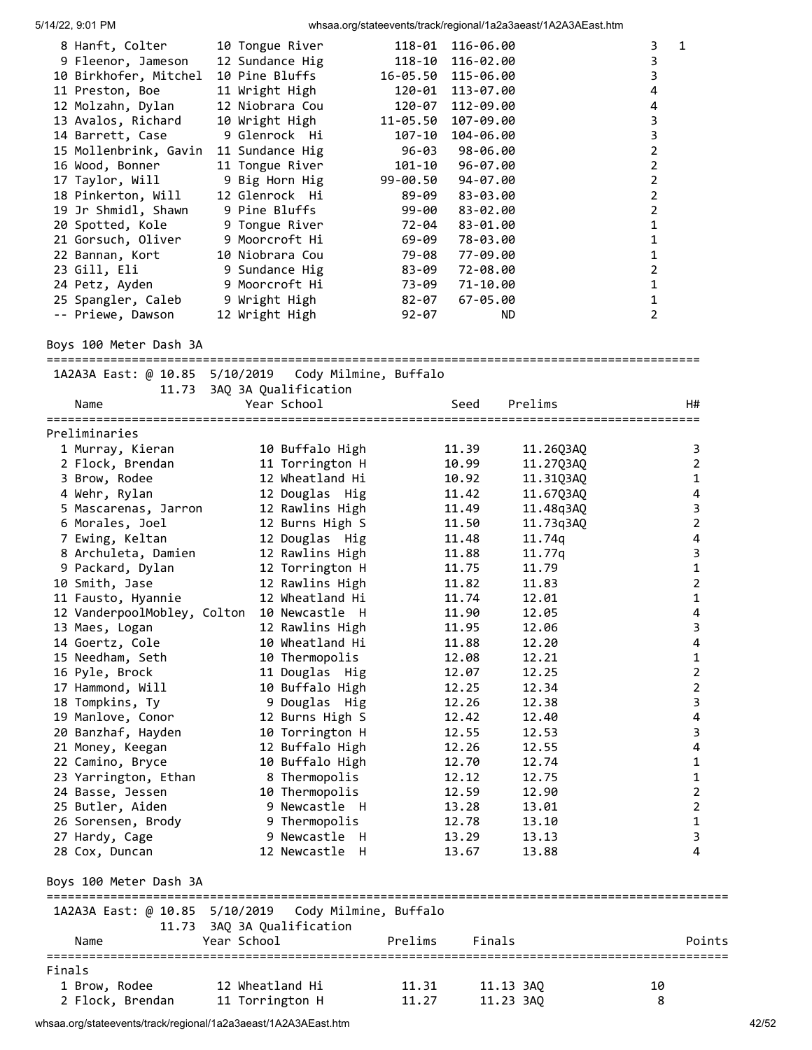| Place | Name | Year | School | Seed | Finals | H# | Points |
|---|---|---|---|---|---|---|---|
| 8 | Hanft, Colter | 10 | Tongue River | 118-01 | 116-06.00 | 3 | 1 |
| 9 | Fleenor, Jameson | 12 | Sundance Hig | 118-10 | 116-02.00 | 3 | |
| 10 | Birkhofer, Mitchel | 10 | Pine Bluffs | 16-05.50 | 115-06.00 | 3 | |
| 11 | Preston, Boe | 11 | Wright High | 120-01 | 113-07.00 | 4 | |
| 12 | Molzahn, Dylan | 12 | Niobrara Cou | 120-07 | 112-09.00 | 4 | |
| 13 | Avalos, Richard | 10 | Wright High | 11-05.50 | 107-09.00 | 3 | |
| 14 | Barrett, Case | 9 | Glenrock Hi | 107-10 | 104-06.00 | 3 | |
| 15 | Mollenbrink, Gavin | 11 | Sundance Hig | 96-03 | 98-06.00 | 2 | |
| 16 | Wood, Bonner | 11 | Tongue River | 101-10 | 96-07.00 | 2 | |
| 17 | Taylor, Will | 9 | Big Horn Hig | 99-00.50 | 94-07.00 | 2 | |
| 18 | Pinkerton, Will | 12 | Glenrock Hi | 89-09 | 83-03.00 | 2 | |
| 19 | Jr Shmidl, Shawn | 9 | Pine Bluffs | 99-00 | 83-02.00 | 2 | |
| 20 | Spotted, Kole | 9 | Tongue River | 72-04 | 83-01.00 | 1 | |
| 21 | Gorsuch, Oliver | 9 | Moorcroft Hi | 69-09 | 78-03.00 | 1 | |
| 22 | Bannan, Kort | 10 | Niobrara Cou | 79-08 | 77-09.00 | 1 | |
| 23 | Gill, Eli | 9 | Sundance Hig | 83-09 | 72-08.00 | 2 | |
| 24 | Petz, Ayden | 9 | Moorcroft Hi | 73-09 | 71-10.00 | 1 | |
| 25 | Spangler, Caleb | 9 | Wright High | 82-07 | 67-05.00 | 1 | |
| -- | Priewe, Dawson | 12 | Wright High | 92-07 | ND | 2 | |

## Boys 100 Meter Dash 3A

1A2A3A East: @ 10.85 5/10/2019 Cody Milmine, Buffalo
11.73 3AQ 3A Qualification

| Place | Name | Year | School | Seed | Prelims | H# |
|---|---|---|---|---|---|---|
| **Preliminaries** | | | | | | |
| 1 | Murray, Kieran | 10 | Buffalo High | 11.39 | 11.26Q3AQ | 3 |
| 2 | Flock, Brendan | 11 | Torrington H | 10.99 | 11.27Q3AQ | 2 |
| 3 | Brow, Rodee | 12 | Wheatland Hi | 10.92 | 11.31Q3AQ | 1 |
| 4 | Wehr, Rylan | 12 | Douglas Hig | 11.42 | 11.67Q3AQ | 4 |
| 5 | Mascarenas, Jarron | 12 | Rawlins High | 11.49 | 11.48q3AQ | 3 |
| 6 | Morales, Joel | 12 | Burns High S | 11.50 | 11.73q3AQ | 2 |
| 7 | Ewing, Keltan | 12 | Douglas Hig | 11.48 | 11.74q | 4 |
| 8 | Archuleta, Damien | 12 | Rawlins High | 11.88 | 11.77q | 3 |
| 9 | Packard, Dylan | 12 | Torrington H | 11.75 | 11.79 | 1 |
| 10 | Smith, Jase | 12 | Rawlins High | 11.82 | 11.83 | 2 |
| 11 | Fausto, Hyannie | 12 | Wheatland Hi | 11.74 | 12.01 | 1 |
| 12 | VanderpoolMobley, Colton | 10 | Newcastle H | 11.90 | 12.05 | 4 |
| 13 | Maes, Logan | 12 | Rawlins High | 11.95 | 12.06 | 3 |
| 14 | Goertz, Cole | 10 | Wheatland Hi | 11.88 | 12.20 | 4 |
| 15 | Needham, Seth | 10 | Thermopolis | 12.08 | 12.21 | 1 |
| 16 | Pyle, Brock | 11 | Douglas Hig | 12.07 | 12.25 | 2 |
| 17 | Hammond, Will | 10 | Buffalo High | 12.25 | 12.34 | 2 |
| 18 | Tompkins, Ty | 9 | Douglas Hig | 12.26 | 12.38 | 3 |
| 19 | Manlove, Conor | 12 | Burns High S | 12.42 | 12.40 | 4 |
| 20 | Banzhaf, Hayden | 10 | Torrington H | 12.55 | 12.53 | 3 |
| 21 | Money, Keegan | 12 | Buffalo High | 12.26 | 12.55 | 4 |
| 22 | Camino, Bryce | 10 | Buffalo High | 12.70 | 12.74 | 1 |
| 23 | Yarrington, Ethan | 8 | Thermopolis | 12.12 | 12.75 | 1 |
| 24 | Basse, Jessen | 10 | Thermopolis | 12.59 | 12.90 | 2 |
| 25 | Butler, Aiden | 9 | Newcastle H | 13.28 | 13.01 | 2 |
| 26 | Sorensen, Brody | 9 | Thermopolis | 12.78 | 13.10 | 1 |
| 27 | Hardy, Cage | 9 | Newcastle H | 13.29 | 13.13 | 3 |
| 28 | Cox, Duncan | 12 | Newcastle H | 13.67 | 13.88 | 4 |

## Boys 100 Meter Dash 3A

1A2A3A East: @ 10.85 5/10/2019 Cody Milmine, Buffalo
11.73 3AQ 3A Qualification

| Place | Name | Year | School | Prelims | Finals | Points |
|---|---|---|---|---|---|---|
| **Finals** | | | | | | |
| 1 | Brow, Rodee | 12 | Wheatland Hi | 11.31 | 11.13 3AQ | 10 |
| 2 | Flock, Brendan | 11 | Torrington H | 11.27 | 11.23 3AQ | 8 |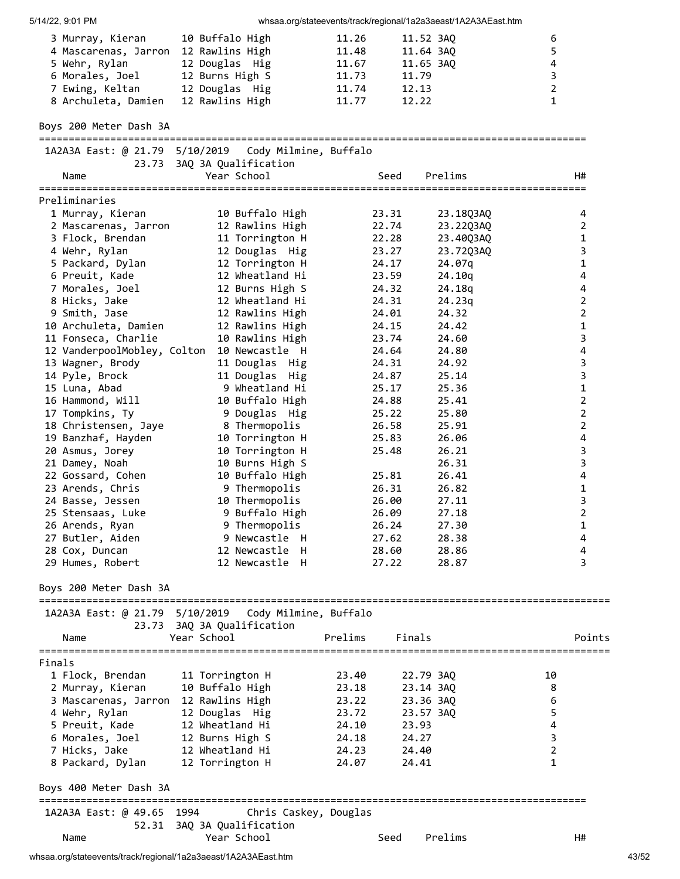| Place | Name | Year | School | Prelims | Finals | | Points |
|---|---|---|---|---|---|---|---|
| 3 | Murray, Kieran | 10 | Buffalo High | 11.26 | 11.52 | 3AQ | 6 |
| 4 | Mascarenas, Jarron | 12 | Rawlins High | 11.48 | 11.64 | 3AQ | 5 |
| 5 | Wehr, Rylan | 12 | Douglas Hig | 11.67 | 11.65 | 3AQ | 4 |
| 6 | Morales, Joel | 12 | Burns High S | 11.73 | 11.79 | | 3 |
| 7 | Ewing, Keltan | 12 | Douglas Hig | 11.74 | 12.13 | | 2 |
| 8 | Archuleta, Damien | 12 | Rawlins High | 11.77 | 12.22 | | 1 |

## Boys 200 Meter Dash 3A

1A2A3A East: @ 21.79 5/10/2019 Cody Milmine, Buffalo
23.73 3AQ 3A Qualification

Preliminaries

| Place | Name | Year | School | Seed | Prelims | | H# |
|---|---|---|---|---|---|---|---|
| 1 | Murray, Kieran | 10 | Buffalo High | 23.31 | 23.18 | Q3AQ | 4 |
| 2 | Mascarenas, Jarron | 12 | Rawlins High | 22.74 | 23.22 | Q3AQ | 2 |
| 3 | Flock, Brendan | 11 | Torrington H | 22.28 | 23.40 | Q3AQ | 1 |
| 4 | Wehr, Rylan | 12 | Douglas Hig | 23.27 | 23.72 | Q3AQ | 3 |
| 5 | Packard, Dylan | 12 | Torrington H | 24.17 | 24.07 | q | 1 |
| 6 | Preuit, Kade | 12 | Wheatland Hi | 23.59 | 24.10 | q | 4 |
| 7 | Morales, Joel | 12 | Burns High S | 24.32 | 24.18 | q | 4 |
| 8 | Hicks, Jake | 12 | Wheatland Hi | 24.31 | 24.23 | q | 2 |
| 9 | Smith, Jase | 12 | Rawlins High | 24.01 | 24.32 | | 2 |
| 10 | Archuleta, Damien | 12 | Rawlins High | 24.15 | 24.42 | | 1 |
| 11 | Fonseca, Charlie | 10 | Rawlins High | 23.74 | 24.60 | | 3 |
| 12 | VanderpoolMobley, Colton | 10 | Newcastle H | 24.64 | 24.80 | | 4 |
| 13 | Wagner, Brody | 11 | Douglas Hig | 24.31 | 24.92 | | 3 |
| 14 | Pyle, Brock | 11 | Douglas Hig | 24.87 | 25.14 | | 3 |
| 15 | Luna, Abad | 9 | Wheatland Hi | 25.17 | 25.36 | | 1 |
| 16 | Hammond, Will | 10 | Buffalo High | 24.88 | 25.41 | | 2 |
| 17 | Tompkins, Ty | 9 | Douglas Hig | 25.22 | 25.80 | | 2 |
| 18 | Christensen, Jaye | 8 | Thermopolis | 26.58 | 25.91 | | 2 |
| 19 | Banzhaf, Hayden | 10 | Torrington H | 25.83 | 26.06 | | 4 |
| 20 | Asmus, Jorey | 10 | Torrington H | 25.48 | 26.21 | | 3 |
| 21 | Damey, Noah | 10 | Burns High S | | 26.31 | | 3 |
| 22 | Gossard, Cohen | 10 | Buffalo High | 25.81 | 26.41 | | 4 |
| 23 | Arends, Chris | 9 | Thermopolis | 26.31 | 26.82 | | 1 |
| 24 | Basse, Jessen | 10 | Thermopolis | 26.00 | 27.11 | | 3 |
| 25 | Stensaas, Luke | 9 | Buffalo High | 26.09 | 27.18 | | 2 |
| 26 | Arends, Ryan | 9 | Thermopolis | 26.24 | 27.30 | | 1 |
| 27 | Butler, Aiden | 9 | Newcastle H | 27.62 | 28.38 | | 4 |
| 28 | Cox, Duncan | 12 | Newcastle H | 28.60 | 28.86 | | 4 |
| 29 | Humes, Robert | 12 | Newcastle H | 27.22 | 28.87 | | 3 |

## Boys 200 Meter Dash 3A

1A2A3A East: @ 21.79 5/10/2019 Cody Milmine, Buffalo
23.73 3AQ 3A Qualification

Finals

| Place | Name | Year | School | Prelims | Finals | | Points |
|---|---|---|---|---|---|---|---|
| 1 | Flock, Brendan | 11 | Torrington H | 23.40 | 22.79 | 3AQ | 10 |
| 2 | Murray, Kieran | 10 | Buffalo High | 23.18 | 23.14 | 3AQ | 8 |
| 3 | Mascarenas, Jarron | 12 | Rawlins High | 23.22 | 23.36 | 3AQ | 6 |
| 4 | Wehr, Rylan | 12 | Douglas Hig | 23.72 | 23.57 | 3AQ | 5 |
| 5 | Preuit, Kade | 12 | Wheatland Hi | 24.10 | 23.93 | | 4 |
| 6 | Morales, Joel | 12 | Burns High S | 24.18 | 24.27 | | 3 |
| 7 | Hicks, Jake | 12 | Wheatland Hi | 24.23 | 24.40 | | 2 |
| 8 | Packard, Dylan | 12 | Torrington H | 24.07 | 24.41 | | 1 |

## Boys 400 Meter Dash 3A

1A2A3A East: @ 49.65 1994 Chris Caskey, Douglas
52.31 3AQ 3A Qualification

| Name | Year | School | Seed | Prelims | H# |
|---|---|---|---|---|---|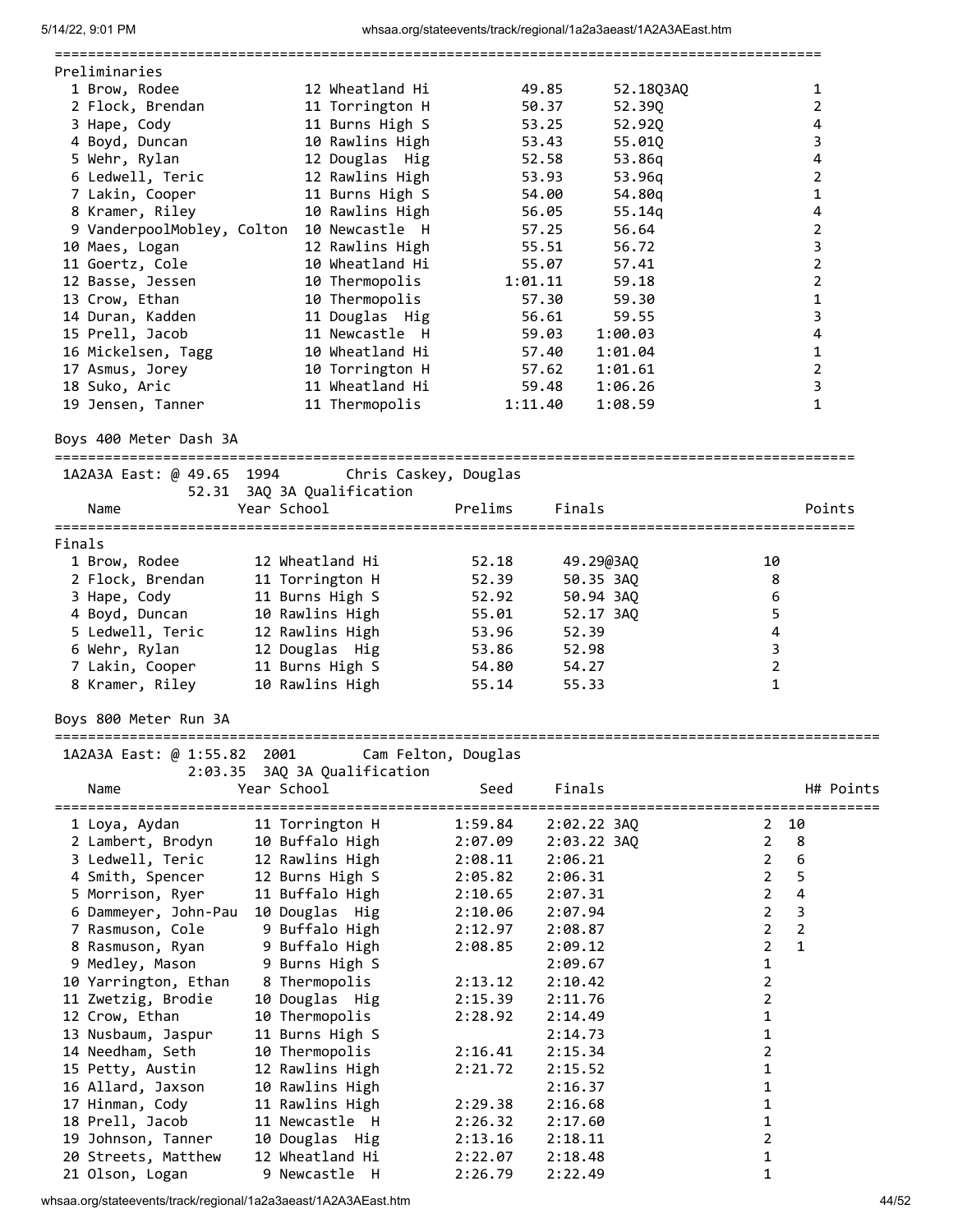Preliminaries

| | Name | Year | School | Seed | Prelims | H# |
|---|---|---|---|---|---|---|
| 1 | Brow, Rodee | 12 | Wheatland Hi | 49.85 | 52.18Q3AQ | 1 |
| 2 | Flock, Brendan | 11 | Torrington H | 50.37 | 52.39Q | 2 |
| 3 | Hape, Cody | 11 | Burns High S | 53.25 | 52.92Q | 4 |
| 4 | Boyd, Duncan | 10 | Rawlins High | 53.43 | 55.01Q | 3 |
| 5 | Wehr, Rylan | 12 | Douglas Hig | 52.58 | 53.86q | 4 |
| 6 | Ledwell, Teric | 12 | Rawlins High | 53.93 | 53.96q | 2 |
| 7 | Lakin, Cooper | 11 | Burns High S | 54.00 | 54.80q | 1 |
| 8 | Kramer, Riley | 10 | Rawlins High | 56.05 | 55.14q | 4 |
| 9 | VanderpoolMobley, Colton | 10 | Newcastle H | 57.25 | 56.64 | 2 |
| 10 | Maes, Logan | 12 | Rawlins High | 55.51 | 56.72 | 3 |
| 11 | Goertz, Cole | 10 | Wheatland Hi | 55.07 | 57.41 | 2 |
| 12 | Basse, Jessen | 10 | Thermopolis | 1:01.11 | 59.18 | 2 |
| 13 | Crow, Ethan | 10 | Thermopolis | 57.30 | 59.30 | 1 |
| 14 | Duran, Kadden | 11 | Douglas Hig | 56.61 | 59.55 | 3 |
| 15 | Prell, Jacob | 11 | Newcastle H | 59.03 | 1:00.03 | 4 |
| 16 | Mickelsen, Tagg | 10 | Wheatland Hi | 57.40 | 1:01.04 | 1 |
| 17 | Asmus, Jorey | 10 | Torrington H | 57.62 | 1:01.61 | 2 |
| 18 | Suko, Aric | 11 | Wheatland Hi | 59.48 | 1:06.26 | 3 |
| 19 | Jensen, Tanner | 11 | Thermopolis | 1:11.40 | 1:08.59 | 1 |

## Boys 400 Meter Dash 3A

1A2A3A East: @ 49.65 1994 Chris Caskey, Douglas
52.31 3AQ 3A Qualification

Finals

| | Name | Year | School | Prelims | Finals | Points |
|---|---|---|---|---|---|---|
| 1 | Brow, Rodee | 12 | Wheatland Hi | 52.18 | 49.29@3AQ | 10 |
| 2 | Flock, Brendan | 11 | Torrington H | 52.39 | 50.35 3AQ | 8 |
| 3 | Hape, Cody | 11 | Burns High S | 52.92 | 50.94 3AQ | 6 |
| 4 | Boyd, Duncan | 10 | Rawlins High | 55.01 | 52.17 3AQ | 5 |
| 5 | Ledwell, Teric | 12 | Rawlins High | 53.96 | 52.39 | 4 |
| 6 | Wehr, Rylan | 12 | Douglas Hig | 53.86 | 52.98 | 3 |
| 7 | Lakin, Cooper | 11 | Burns High S | 54.80 | 54.27 | 2 |
| 8 | Kramer, Riley | 10 | Rawlins High | 55.14 | 55.33 | 1 |

## Boys 800 Meter Run 3A

1A2A3A East: @ 1:55.82 2001 Cam Felton, Douglas
2:03.35 3AQ 3A Qualification

| | Name | Year | School | Seed | Finals | H# | Points |
|---|---|---|---|---|---|---|---|
| 1 | Loya, Aydan | 11 | Torrington H | 1:59.84 | 2:02.22 3AQ | 2 | 10 |
| 2 | Lambert, Brodyn | 10 | Buffalo High | 2:07.09 | 2:03.22 3AQ | 2 | 8 |
| 3 | Ledwell, Teric | 12 | Rawlins High | 2:08.11 | 2:06.21 | 2 | 6 |
| 4 | Smith, Spencer | 12 | Burns High S | 2:05.82 | 2:06.31 | 2 | 5 |
| 5 | Morrison, Ryer | 11 | Buffalo High | 2:10.65 | 2:07.31 | 2 | 4 |
| 6 | Dammeyer, John-Pau | 10 | Douglas Hig | 2:10.06 | 2:07.94 | 2 | 3 |
| 7 | Rasmuson, Cole | 9 | Buffalo High | 2:12.97 | 2:08.87 | 2 | 2 |
| 8 | Rasmuson, Ryan | 9 | Buffalo High | 2:08.85 | 2:09.12 | 2 | 1 |
| 9 | Medley, Mason | 9 | Burns High S | | 2:09.67 | 1 | |
| 10 | Yarrington, Ethan | 8 | Thermopolis | 2:13.12 | 2:10.42 | 2 | |
| 11 | Zwetzig, Brodie | 10 | Douglas Hig | 2:15.39 | 2:11.76 | 2 | |
| 12 | Crow, Ethan | 10 | Thermopolis | 2:28.92 | 2:14.49 | 1 | |
| 13 | Nusbaum, Jaspur | 11 | Burns High S | | 2:14.73 | 1 | |
| 14 | Needham, Seth | 10 | Thermopolis | 2:16.41 | 2:15.34 | 2 | |
| 15 | Petty, Austin | 12 | Rawlins High | 2:21.72 | 2:15.52 | 1 | |
| 16 | Allard, Jaxson | 10 | Rawlins High | | 2:16.37 | 1 | |
| 17 | Hinman, Cody | 11 | Rawlins High | 2:29.38 | 2:16.68 | 1 | |
| 18 | Prell, Jacob | 11 | Newcastle H | 2:26.32 | 2:17.60 | 1 | |
| 19 | Johnson, Tanner | 10 | Douglas Hig | 2:13.16 | 2:18.11 | 2 | |
| 20 | Streets, Matthew | 12 | Wheatland Hi | 2:22.07 | 2:18.48 | 1 | |
| 21 | Olson, Logan | 9 | Newcastle H | 2:26.79 | 2:22.49 | 1 | |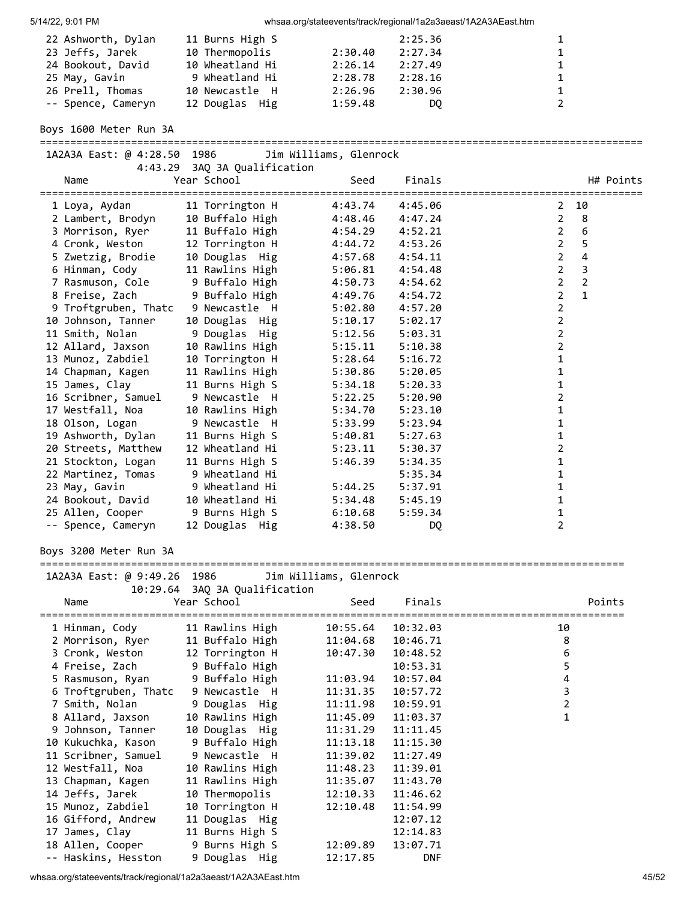| Place | Name | Year | School | Seed | Finals | H# | Points |
|---|---|---|---|---|---|---|---|
| 22 | Ashworth, Dylan | 11 | Burns High S | | 2:25.36 | 1 | |
| 23 | Jeffs, Jarek | 10 | Thermopolis | 2:30.40 | 2:27.34 | 1 | |
| 24 | Bookout, David | 10 | Wheatland Hi | 2:26.14 | 2:27.49 | 1 | |
| 25 | May, Gavin | 9 | Wheatland Hi | 2:28.78 | 2:28.16 | 1 | |
| 26 | Prell, Thomas | 10 | Newcastle H | 2:26.96 | 2:30.96 | 1 | |
| -- | Spence, Cameryn | 12 | Douglas Hig | 1:59.48 | DQ | 2 | |

## Boys 1600 Meter Run 3A

1A2A3A East: @ 4:28.50 1986 Jim Williams, Glenrock
4:43.29 3AQ 3A Qualification

| Place | Name | Year | School | Seed | Finals | H# | Points |
|---|---|---|---|---|---|---|---|
| 1 | Loya, Aydan | 11 | Torrington H | 4:43.74 | 4:45.06 | 2 | 10 |
| 2 | Lambert, Brodyn | 10 | Buffalo High | 4:48.46 | 4:47.24 | 2 | 8 |
| 3 | Morrison, Ryer | 11 | Buffalo High | 4:54.29 | 4:52.21 | 2 | 6 |
| 4 | Cronk, Weston | 12 | Torrington H | 4:44.72 | 4:53.26 | 2 | 5 |
| 5 | Zwetzig, Brodie | 10 | Douglas Hig | 4:57.68 | 4:54.11 | 2 | 4 |
| 6 | Hinman, Cody | 11 | Rawlins High | 5:06.81 | 4:54.48 | 2 | 3 |
| 7 | Rasmuson, Cole | 9 | Buffalo High | 4:50.73 | 4:54.62 | 2 | 2 |
| 8 | Freise, Zach | 9 | Buffalo High | 4:49.76 | 4:54.72 | 2 | 1 |
| 9 | Troftgruben, Thatc | 9 | Newcastle H | 5:02.80 | 4:57.20 | 2 | |
| 10 | Johnson, Tanner | 10 | Douglas Hig | 5:10.17 | 5:02.17 | 2 | |
| 11 | Smith, Nolan | 9 | Douglas Hig | 5:12.56 | 5:03.31 | 2 | |
| 12 | Allard, Jaxson | 10 | Rawlins High | 5:15.11 | 5:10.38 | 2 | |
| 13 | Munoz, Zabdiel | 10 | Torrington H | 5:28.64 | 5:16.72 | 1 | |
| 14 | Chapman, Kagen | 11 | Rawlins High | 5:30.86 | 5:20.05 | 1 | |
| 15 | James, Clay | 11 | Burns High S | 5:34.18 | 5:20.33 | 1 | |
| 16 | Scribner, Samuel | 9 | Newcastle H | 5:22.25 | 5:20.90 | 2 | |
| 17 | Westfall, Noa | 10 | Rawlins High | 5:34.70 | 5:23.10 | 1 | |
| 18 | Olson, Logan | 9 | Newcastle H | 5:33.99 | 5:23.94 | 1 | |
| 19 | Ashworth, Dylan | 11 | Burns High S | 5:40.81 | 5:27.63 | 1 | |
| 20 | Streets, Matthew | 12 | Wheatland Hi | 5:23.11 | 5:30.37 | 2 | |
| 21 | Stockton, Logan | 11 | Burns High S | 5:46.39 | 5:34.35 | 1 | |
| 22 | Martinez, Tomas | 9 | Wheatland Hi | | 5:35.34 | 1 | |
| 23 | May, Gavin | 9 | Wheatland Hi | 5:44.25 | 5:37.91 | 1 | |
| 24 | Bookout, David | 10 | Wheatland Hi | 5:34.48 | 5:45.19 | 1 | |
| 25 | Allen, Cooper | 9 | Burns High S | 6:10.68 | 5:59.34 | 1 | |
| -- | Spence, Cameryn | 12 | Douglas Hig | 4:38.50 | DQ | 2 | |

## Boys 3200 Meter Run 3A

1A2A3A East: @ 9:49.26 1986 Jim Williams, Glenrock
10:29.64 3AQ 3A Qualification

| Place | Name | Year | School | Seed | Finals | Points |
|---|---|---|---|---|---|---|
| 1 | Hinman, Cody | 11 | Rawlins High | 10:55.64 | 10:32.03 | 10 |
| 2 | Morrison, Ryer | 11 | Buffalo High | 11:04.68 | 10:46.71 | 8 |
| 3 | Cronk, Weston | 12 | Torrington H | 10:47.30 | 10:48.52 | 6 |
| 4 | Freise, Zach | 9 | Buffalo High | | 10:53.31 | 5 |
| 5 | Rasmuson, Ryan | 9 | Buffalo High | 11:03.94 | 10:57.04 | 4 |
| 6 | Troftgruben, Thatc | 9 | Newcastle H | 11:31.35 | 10:57.72 | 3 |
| 7 | Smith, Nolan | 9 | Douglas Hig | 11:11.98 | 10:59.91 | 2 |
| 8 | Allard, Jaxson | 10 | Rawlins High | 11:45.09 | 11:03.37 | 1 |
| 9 | Johnson, Tanner | 10 | Douglas Hig | 11:31.29 | 11:11.45 | |
| 10 | Kukuchka, Kason | 9 | Buffalo High | 11:13.18 | 11:15.30 | |
| 11 | Scribner, Samuel | 9 | Newcastle H | 11:39.02 | 11:27.49 | |
| 12 | Westfall, Noa | 10 | Rawlins High | 11:48.23 | 11:39.01 | |
| 13 | Chapman, Kagen | 11 | Rawlins High | 11:35.07 | 11:43.70 | |
| 14 | Jeffs, Jarek | 10 | Thermopolis | 12:10.33 | 11:46.62 | |
| 15 | Munoz, Zabdiel | 10 | Torrington H | 12:10.48 | 11:54.99 | |
| 16 | Gifford, Andrew | 11 | Douglas Hig | | 12:07.12 | |
| 17 | James, Clay | 11 | Burns High S | | 12:14.83 | |
| 18 | Allen, Cooper | 9 | Burns High S | 12:09.89 | 13:07.71 | |
| -- | Haskins, Hesston | 9 | Douglas Hig | 12:17.85 | DNF | |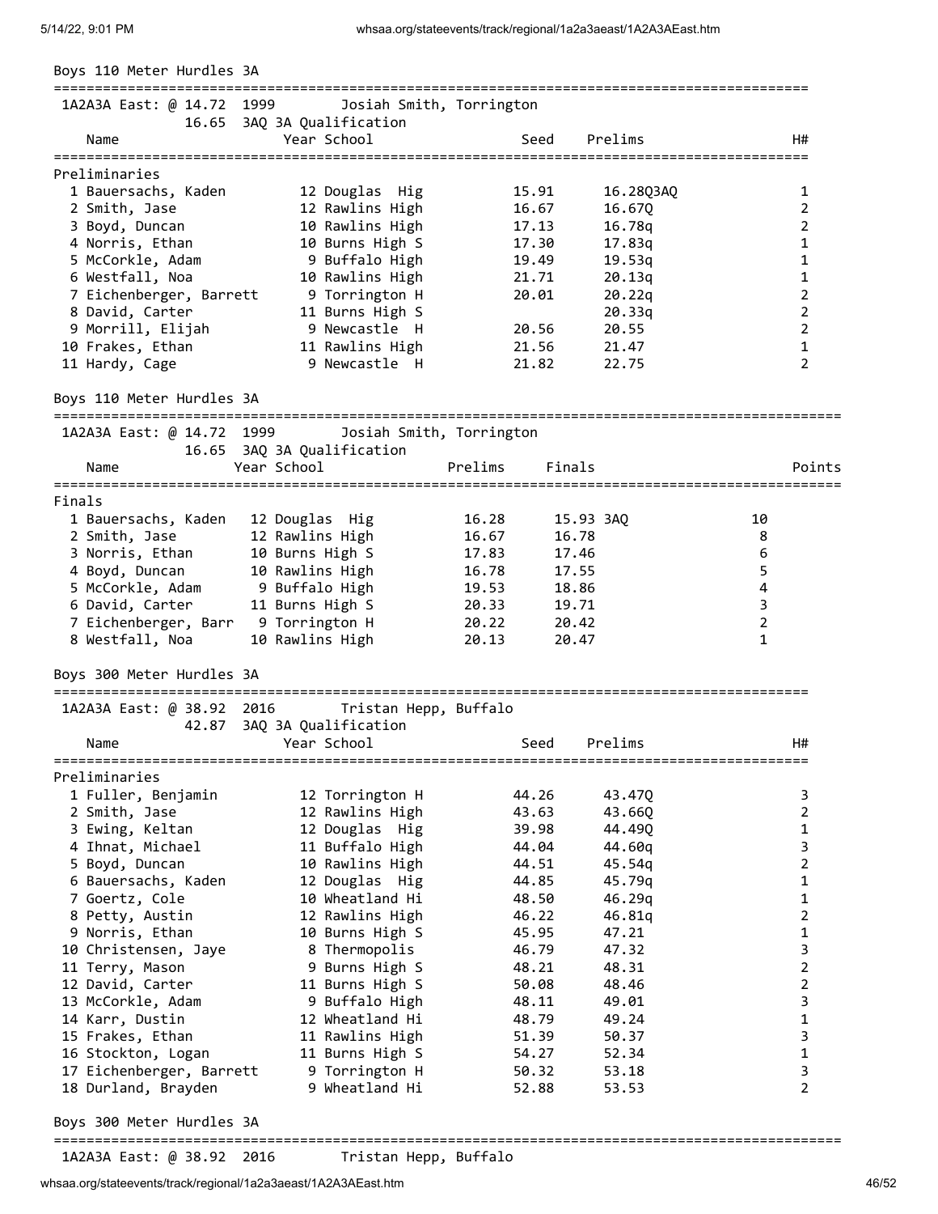## Boys 110 Meter Hurdles 3A

1A2A3A East: @ 14.72 1999 Josiah Smith, Torrington
16.65 3AQ 3A Qualification

**Preliminaries**

| Place | Name | Year | School | Seed | Prelims | H# |
|---|---|---|---|---|---|---|
| 1 | Bauersachs, Kaden | 12 | Douglas Hig | 15.91 | 16.28Q3AQ | 1 |
| 2 | Smith, Jase | 12 | Rawlins High | 16.67 | 16.67Q | 2 |
| 3 | Boyd, Duncan | 10 | Rawlins High | 17.13 | 16.78q | 2 |
| 4 | Norris, Ethan | 10 | Burns High S | 17.30 | 17.83q | 1 |
| 5 | McCorkle, Adam | 9 | Buffalo High | 19.49 | 19.53q | 1 |
| 6 | Westfall, Noa | 10 | Rawlins High | 21.71 | 20.13q | 1 |
| 7 | Eichenberger, Barrett | 9 | Torrington H | 20.01 | 20.22q | 2 |
| 8 | David, Carter | 11 | Burns High S | | 20.33q | 2 |
| 9 | Morrill, Elijah | 9 | Newcastle H | 20.56 | 20.55 | 2 |
| 10 | Frakes, Ethan | 11 | Rawlins High | 21.56 | 21.47 | 1 |
| 11 | Hardy, Cage | 9 | Newcastle H | 21.82 | 22.75 | 2 |

## Boys 110 Meter Hurdles 3A

1A2A3A East: @ 14.72 1999 Josiah Smith, Torrington
16.65 3AQ 3A Qualification

**Finals**

| Place | Name | Year | School | Prelims | Finals | Points |
|---|---|---|---|---|---|---|
| 1 | Bauersachs, Kaden | 12 | Douglas Hig | 16.28 | 15.93 3AQ | 10 |
| 2 | Smith, Jase | 12 | Rawlins High | 16.67 | 16.78 | 8 |
| 3 | Norris, Ethan | 10 | Burns High S | 17.83 | 17.46 | 6 |
| 4 | Boyd, Duncan | 10 | Rawlins High | 16.78 | 17.55 | 5 |
| 5 | McCorkle, Adam | 9 | Buffalo High | 19.53 | 18.86 | 4 |
| 6 | David, Carter | 11 | Burns High S | 20.33 | 19.71 | 3 |
| 7 | Eichenberger, Barr | 9 | Torrington H | 20.22 | 20.42 | 2 |
| 8 | Westfall, Noa | 10 | Rawlins High | 20.13 | 20.47 | 1 |

## Boys 300 Meter Hurdles 3A

1A2A3A East: @ 38.92 2016 Tristan Hepp, Buffalo
42.87 3AQ 3A Qualification

**Preliminaries**

| Place | Name | Year | School | Seed | Prelims | H# |
|---|---|---|---|---|---|---|
| 1 | Fuller, Benjamin | 12 | Torrington H | 44.26 | 43.47Q | 3 |
| 2 | Smith, Jase | 12 | Rawlins High | 43.63 | 43.66Q | 2 |
| 3 | Ewing, Keltan | 12 | Douglas Hig | 39.98 | 44.49Q | 1 |
| 4 | Ihnat, Michael | 11 | Buffalo High | 44.04 | 44.60q | 3 |
| 5 | Boyd, Duncan | 10 | Rawlins High | 44.51 | 45.54q | 2 |
| 6 | Bauersachs, Kaden | 12 | Douglas Hig | 44.85 | 45.79q | 1 |
| 7 | Goertz, Cole | 10 | Wheatland Hi | 48.50 | 46.29q | 1 |
| 8 | Petty, Austin | 12 | Rawlins High | 46.22 | 46.81q | 2 |
| 9 | Norris, Ethan | 10 | Burns High S | 45.95 | 47.21 | 1 |
| 10 | Christensen, Jaye | 8 | Thermopolis | 46.79 | 47.32 | 3 |
| 11 | Terry, Mason | 9 | Burns High S | 48.21 | 48.31 | 2 |
| 12 | David, Carter | 11 | Burns High S | 50.08 | 48.46 | 2 |
| 13 | McCorkle, Adam | 9 | Buffalo High | 48.11 | 49.01 | 3 |
| 14 | Karr, Dustin | 12 | Wheatland Hi | 48.79 | 49.24 | 1 |
| 15 | Frakes, Ethan | 11 | Rawlins High | 51.39 | 50.37 | 3 |
| 16 | Stockton, Logan | 11 | Burns High S | 54.27 | 52.34 | 1 |
| 17 | Eichenberger, Barrett | 9 | Torrington H | 50.32 | 53.18 | 3 |
| 18 | Durland, Brayden | 9 | Wheatland Hi | 52.88 | 53.53 | 2 |

## Boys 300 Meter Hurdles 3A

1A2A3A East: @ 38.92 2016 Tristan Hepp, Buffalo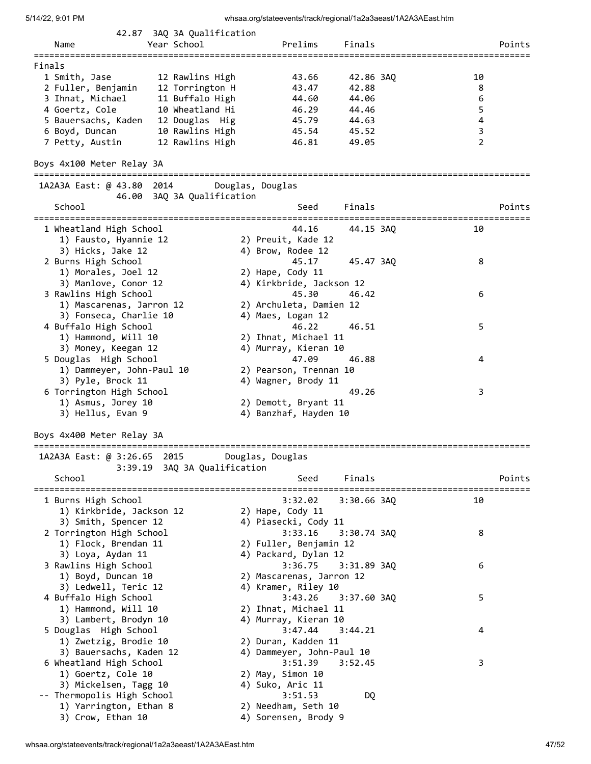42.87 3AQ 3A Qualification

| Name | Year | School | Prelims | Finals | Points |
|---|---|---|---|---|---|
| **Finals** | | | | | |
| 1 Smith, Jase | 12 | Rawlins High | 43.66 | 42.86 3AQ | 10 |
| 2 Fuller, Benjamin | 12 | Torrington H | 43.47 | 42.88 | 8 |
| 3 Ihnat, Michael | 11 | Buffalo High | 44.60 | 44.06 | 6 |
| 4 Goertz, Cole | 10 | Wheatland Hi | 46.29 | 44.46 | 5 |
| 5 Bauersachs, Kaden | 12 | Douglas Hig | 45.79 | 44.63 | 4 |
| 6 Boyd, Duncan | 10 | Rawlins High | 45.54 | 45.52 | 3 |
| 7 Petty, Austin | 12 | Rawlins High | 46.81 | 49.05 | 2 |

## Boys 4x100 Meter Relay 3A

1A2A3A East: @ 43.80 2014 Douglas, Douglas
46.00 3AQ 3A Qualification

| School | Seed | Finals | Points |
|---|---|---|---|
| 1 Wheatland High School | 44.16 | 44.15 3AQ | 10 |
| 1) Fausto, Hyannie 12; 2) Preuit, Kade 12; 3) Hicks, Jake 12; 4) Brow, Rodee 12 | | | |
| 2 Burns High School | 45.17 | 45.47 3AQ | 8 |
| 1) Morales, Joel 12; 2) Hape, Cody 11; 3) Manlove, Conor 12; 4) Kirkbride, Jackson 12 | | | |
| 3 Rawlins High School | 45.30 | 46.42 | 6 |
| 1) Mascarenas, Jarron 12; 2) Archuleta, Damien 12; 3) Fonseca, Charlie 10; 4) Maes, Logan 12 | | | |
| 4 Buffalo High School | 46.22 | 46.51 | 5 |
| 1) Hammond, Will 10; 2) Ihnat, Michael 11; 3) Money, Keegan 12; 4) Murray, Kieran 10 | | | |
| 5 Douglas High School | 47.09 | 46.88 | 4 |
| 1) Dammeyer, John-Paul 10; 2) Pearson, Trennan 10; 3) Pyle, Brock 11; 4) Wagner, Brody 11 | | | |
| 6 Torrington High School | | 49.26 | 3 |
| 1) Asmus, Jorey 10; 2) Demott, Bryant 11; 3) Hellus, Evan 9; 4) Banzhaf, Hayden 10 | | | |

## Boys 4x400 Meter Relay 3A

1A2A3A East: @ 3:26.65 2015 Douglas, Douglas
3:39.19 3AQ 3A Qualification

| School | Seed | Finals | Points |
|---|---|---|---|
| 1 Burns High School | 3:32.02 | 3:30.66 3AQ | 10 |
| 1) Kirkbride, Jackson 12; 2) Hape, Cody 11; 3) Smith, Spencer 12; 4) Piasecki, Cody 11 | | | |
| 2 Torrington High School | 3:33.16 | 3:30.74 3AQ | 8 |
| 1) Flock, Brendan 11; 2) Fuller, Benjamin 12; 3) Loya, Aydan 11; 4) Packard, Dylan 12 | | | |
| 3 Rawlins High School | 3:36.75 | 3:31.89 3AQ | 6 |
| 1) Boyd, Duncan 10; 2) Mascarenas, Jarron 12; 3) Ledwell, Teric 12; 4) Kramer, Riley 10 | | | |
| 4 Buffalo High School | 3:43.26 | 3:37.60 3AQ | 5 |
| 1) Hammond, Will 10; 2) Ihnat, Michael 11; 3) Lambert, Brodyn 10; 4) Murray, Kieran 10 | | | |
| 5 Douglas High School | 3:47.44 | 3:44.21 | 4 |
| 1) Zwetzig, Brodie 10; 2) Duran, Kadden 11; 3) Bauersachs, Kaden 12; 4) Dammeyer, John-Paul 10 | | | |
| 6 Wheatland High School | 3:51.39 | 3:52.45 | 3 |
| 1) Goertz, Cole 10; 2) May, Simon 10; 3) Mickelsen, Tagg 10; 4) Suko, Aric 11 | | | |
| -- Thermopolis High School | 3:51.53 | DQ | |
| 1) Yarrington, Ethan 8; 2) Needham, Seth 10; 3) Crow, Ethan 10; 4) Sorensen, Brody 9 | | | |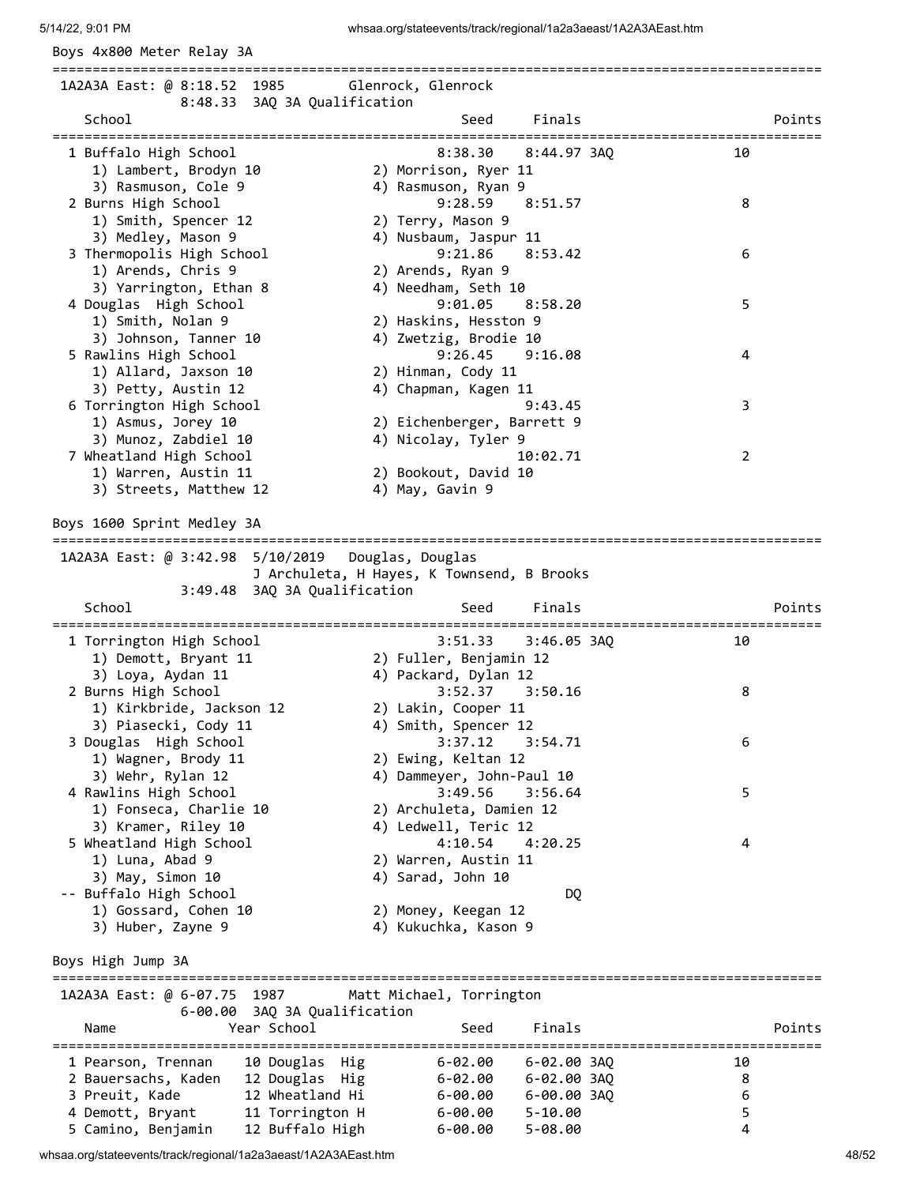## Boys 4x800 Meter Relay 3A

1A2A3A East: @ 8:18.52 1985 Glenrock, Glenrock
8:48.33 3AQ 3A Qualification

| Place | School | Seed | Finals | | Points |
|---|---|---|---|---|---|
| 1 | Buffalo High School | 8:38.30 | 8:44.97 | 3AQ | 10 |
| | 1) Lambert, Brodyn 10; 2) Morrison, Ryer 11; 3) Rasmuson, Cole 9; 4) Rasmuson, Ryan 9 | | | | |
| 2 | Burns High School | 9:28.59 | 8:51.57 | | 8 |
| | 1) Smith, Spencer 12; 2) Terry, Mason 9; 3) Medley, Mason 9; 4) Nusbaum, Jaspur 11 | | | | |
| 3 | Thermopolis High School | 9:21.86 | 8:53.42 | | 6 |
| | 1) Arends, Chris 9; 2) Arends, Ryan 9; 3) Yarrington, Ethan 8; 4) Needham, Seth 10 | | | | |
| 4 | Douglas High School | 9:01.05 | 8:58.20 | | 5 |
| | 1) Smith, Nolan 9; 2) Haskins, Hesston 9; 3) Johnson, Tanner 10; 4) Zwetzig, Brodie 10 | | | | |
| 5 | Rawlins High School | 9:26.45 | 9:16.08 | | 4 |
| | 1) Allard, Jaxson 10; 2) Hinman, Cody 11; 3) Petty, Austin 12; 4) Chapman, Kagen 11 | | | | |
| 6 | Torrington High School | | 9:43.45 | | 3 |
| | 1) Asmus, Jorey 10; 2) Eichenberger, Barrett 9; 3) Munoz, Zabdiel 10; 4) Nicolay, Tyler 9 | | | | |
| 7 | Wheatland High School | | 10:02.71 | | 2 |
| | 1) Warren, Austin 11; 2) Bookout, David 10; 3) Streets, Matthew 12; 4) May, Gavin 9 | | | | |

## Boys 1600 Sprint Medley 3A

1A2A3A East: @ 3:42.98 5/10/2019 Douglas, Douglas
J Archuleta, H Hayes, K Townsend, B Brooks
3:49.48 3AQ 3A Qualification

| Place | School | Seed | Finals | | Points |
|---|---|---|---|---|---|
| 1 | Torrington High School | 3:51.33 | 3:46.05 | 3AQ | 10 |
| | 1) Demott, Bryant 11; 2) Fuller, Benjamin 12; 3) Loya, Aydan 11; 4) Packard, Dylan 12 | | | | |
| 2 | Burns High School | 3:52.37 | 3:50.16 | | 8 |
| | 1) Kirkbride, Jackson 12; 2) Lakin, Cooper 11; 3) Piasecki, Cody 11; 4) Smith, Spencer 12 | | | | |
| 3 | Douglas High School | 3:37.12 | 3:54.71 | | 6 |
| | 1) Wagner, Brody 11; 2) Ewing, Keltan 12; 3) Wehr, Rylan 12; 4) Dammeyer, John-Paul 10 | | | | |
| 4 | Rawlins High School | 3:49.56 | 3:56.64 | | 5 |
| | 1) Fonseca, Charlie 10; 2) Archuleta, Damien 12; 3) Kramer, Riley 10; 4) Ledwell, Teric 12 | | | | |
| 5 | Wheatland High School | 4:10.54 | 4:20.25 | | 4 |
| | 1) Luna, Abad 9; 2) Warren, Austin 11; 3) May, Simon 10; 4) Sarad, John 10 | | | | |
| -- | Buffalo High School | | DQ | | |
| | 1) Gossard, Cohen 10; 2) Money, Keegan 12; 3) Huber, Zayne 9; 4) Kukuchka, Kason 9 | | | | |

## Boys High Jump 3A

1A2A3A East: @ 6-07.75 1987 Matt Michael, Torrington
6-00.00 3AQ 3A Qualification

| Place | Name | Year | School | Seed | Finals | | Points |
|---|---|---|---|---|---|---|---|
| 1 | Pearson, Trennan | 10 | Douglas Hig | 6-02.00 | 6-02.00 | 3AQ | 10 |
| 2 | Bauersachs, Kaden | 12 | Douglas Hig | 6-02.00 | 6-02.00 | 3AQ | 8 |
| 3 | Preuit, Kade | 12 | Wheatland Hi | 6-00.00 | 6-00.00 | 3AQ | 6 |
| 4 | Demott, Bryant | 11 | Torrington H | 6-00.00 | 5-10.00 | | 5 |
| 5 | Camino, Benjamin | 12 | Buffalo High | 6-00.00 | 5-08.00 | | 4 |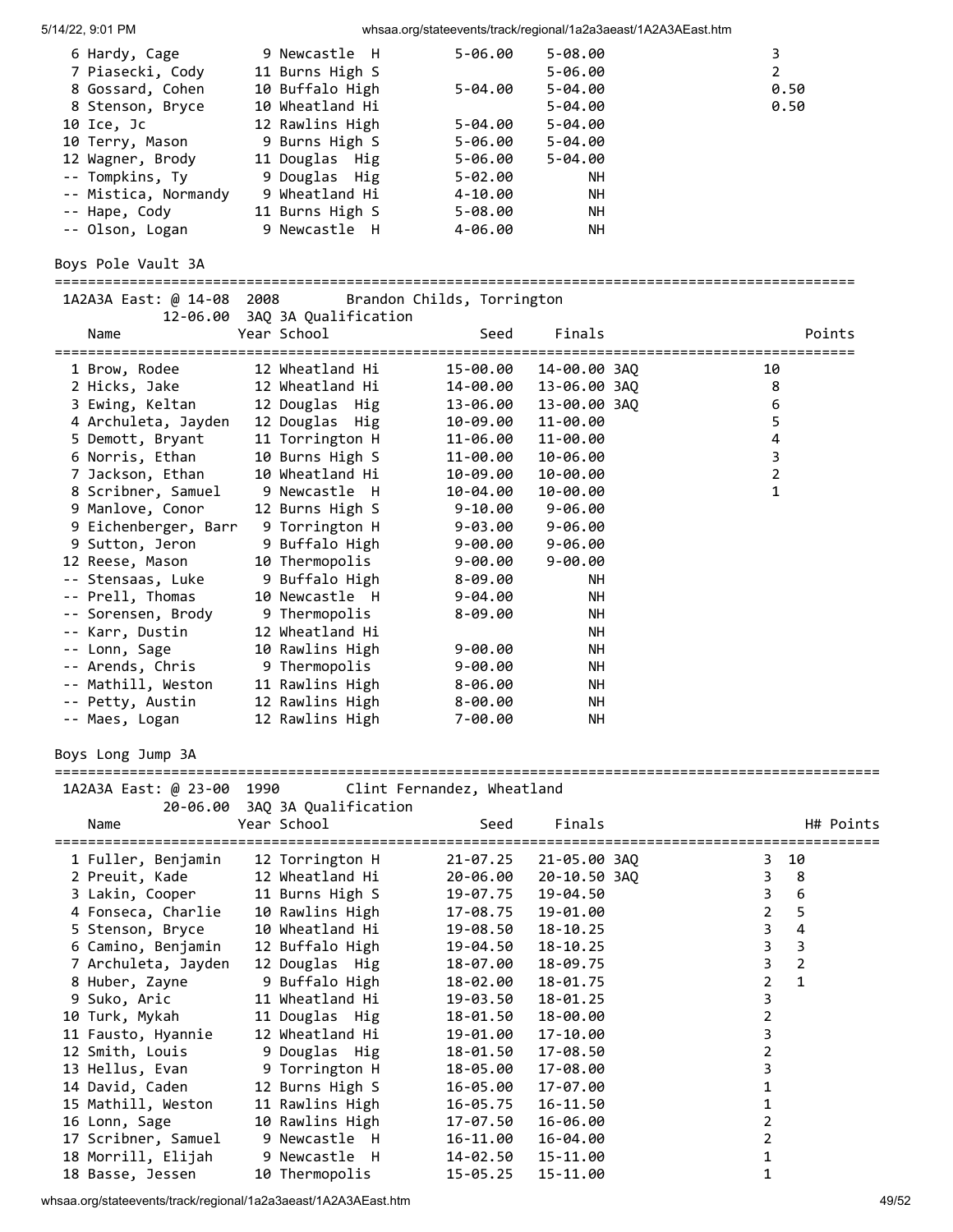| Place | Name | Year | School | Seed | Finals | Points |
|---|---|---|---|---|---|---|
| 6 | Hardy, Cage | 9 | Newcastle H | 5-06.00 | 5-08.00 | 3 |
| 7 | Piasecki, Cody | 11 | Burns High S | | 5-06.00 | 2 |
| 8 | Gossard, Cohen | 10 | Buffalo High | 5-04.00 | 5-04.00 | 0.50 |
| 8 | Stenson, Bryce | 10 | Wheatland Hi | | 5-04.00 | 0.50 |
| 10 | Ice, Jc | 12 | Rawlins High | 5-04.00 | 5-04.00 | |
| 10 | Terry, Mason | 9 | Burns High S | 5-06.00 | 5-04.00 | |
| 12 | Wagner, Brody | 11 | Douglas Hig | 5-06.00 | 5-04.00 | |
| -- | Tompkins, Ty | 9 | Douglas Hig | 5-02.00 | NH | |
| -- | Mistica, Normandy | 9 | Wheatland Hi | 4-10.00 | NH | |
| -- | Hape, Cody | 11 | Burns High S | 5-08.00 | NH | |
| -- | Olson, Logan | 9 | Newcastle H | 4-06.00 | NH | |

## Boys Pole Vault 3A

1A2A3A East: @ 14-08 2008 Brandon Childs, Torrington
12-06.00 3AQ 3A Qualification

| Place | Name | Year | School | Seed | Finals | | Points |
|---|---|---|---|---|---|---|---|
| 1 | Brow, Rodee | 12 | Wheatland Hi | 15-00.00 | 14-00.00 | 3AQ | 10 |
| 2 | Hicks, Jake | 12 | Wheatland Hi | 14-00.00 | 13-06.00 | 3AQ | 8 |
| 3 | Ewing, Keltan | 12 | Douglas Hig | 13-06.00 | 13-00.00 | 3AQ | 6 |
| 4 | Archuleta, Jayden | 12 | Douglas Hig | 10-09.00 | 11-00.00 | | 5 |
| 5 | Demott, Bryant | 11 | Torrington H | 11-06.00 | 11-00.00 | | 4 |
| 6 | Norris, Ethan | 10 | Burns High S | 11-00.00 | 10-06.00 | | 3 |
| 7 | Jackson, Ethan | 10 | Wheatland Hi | 10-09.00 | 10-00.00 | | 2 |
| 8 | Scribner, Samuel | 9 | Newcastle H | 10-04.00 | 10-00.00 | | 1 |
| 9 | Manlove, Conor | 12 | Burns High S | 9-10.00 | 9-06.00 | | |
| 9 | Eichenberger, Barr | 9 | Torrington H | 9-03.00 | 9-06.00 | | |
| 9 | Sutton, Jeron | 9 | Buffalo High | 9-00.00 | 9-06.00 | | |
| 12 | Reese, Mason | 10 | Thermopolis | 9-00.00 | 9-00.00 | | |
| -- | Stensaas, Luke | 9 | Buffalo High | 8-09.00 | NH | | |
| -- | Prell, Thomas | 10 | Newcastle H | 9-04.00 | NH | | |
| -- | Sorensen, Brody | 9 | Thermopolis | 8-09.00 | NH | | |
| -- | Karr, Dustin | 12 | Wheatland Hi | | NH | | |
| -- | Lonn, Sage | 10 | Rawlins High | 9-00.00 | NH | | |
| -- | Arends, Chris | 9 | Thermopolis | 9-00.00 | NH | | |
| -- | Mathill, Weston | 11 | Rawlins High | 8-06.00 | NH | | |
| -- | Petty, Austin | 12 | Rawlins High | 8-00.00 | NH | | |
| -- | Maes, Logan | 12 | Rawlins High | 7-00.00 | NH | | |

## Boys Long Jump 3A

1A2A3A East: @ 23-00 1990 Clint Fernandez, Wheatland
20-06.00 3AQ 3A Qualification

| Place | Name | Year | School | Seed | Finals | | H# | Points |
|---|---|---|---|---|---|---|---|---|
| 1 | Fuller, Benjamin | 12 | Torrington H | 21-07.25 | 21-05.00 | 3AQ | 3 | 10 |
| 2 | Preuit, Kade | 12 | Wheatland Hi | 20-06.00 | 20-10.50 | 3AQ | 3 | 8 |
| 3 | Lakin, Cooper | 11 | Burns High S | 19-07.75 | 19-04.50 | | 3 | 6 |
| 4 | Fonseca, Charlie | 10 | Rawlins High | 17-08.75 | 19-01.00 | | 2 | 5 |
| 5 | Stenson, Bryce | 10 | Wheatland Hi | 19-08.50 | 18-10.25 | | 3 | 4 |
| 6 | Camino, Benjamin | 12 | Buffalo High | 19-04.50 | 18-10.25 | | 3 | 3 |
| 7 | Archuleta, Jayden | 12 | Douglas Hig | 18-07.00 | 18-09.75 | | 3 | 2 |
| 8 | Huber, Zayne | 9 | Buffalo High | 18-02.00 | 18-01.75 | | 2 | 1 |
| 9 | Suko, Aric | 11 | Wheatland Hi | 19-03.50 | 18-01.25 | | 3 | |
| 10 | Turk, Mykah | 11 | Douglas Hig | 18-01.50 | 18-00.00 | | 2 | |
| 11 | Fausto, Hyannie | 12 | Wheatland Hi | 19-01.00 | 17-10.00 | | 3 | |
| 12 | Smith, Louis | 9 | Douglas Hig | 18-01.50 | 17-08.50 | | 2 | |
| 13 | Hellus, Evan | 9 | Torrington H | 18-05.00 | 17-08.00 | | 3 | |
| 14 | David, Caden | 12 | Burns High S | 16-05.00 | 17-07.00 | | 1 | |
| 15 | Mathill, Weston | 11 | Rawlins High | 16-05.75 | 16-11.50 | | 1 | |
| 16 | Lonn, Sage | 10 | Rawlins High | 17-07.50 | 16-06.00 | | 2 | |
| 17 | Scribner, Samuel | 9 | Newcastle H | 16-11.00 | 16-04.00 | | 2 | |
| 18 | Morrill, Elijah | 9 | Newcastle H | 14-02.50 | 15-11.00 | | 1 | |
| 18 | Basse, Jessen | 10 | Thermopolis | 15-05.25 | 15-11.00 | | 1 | |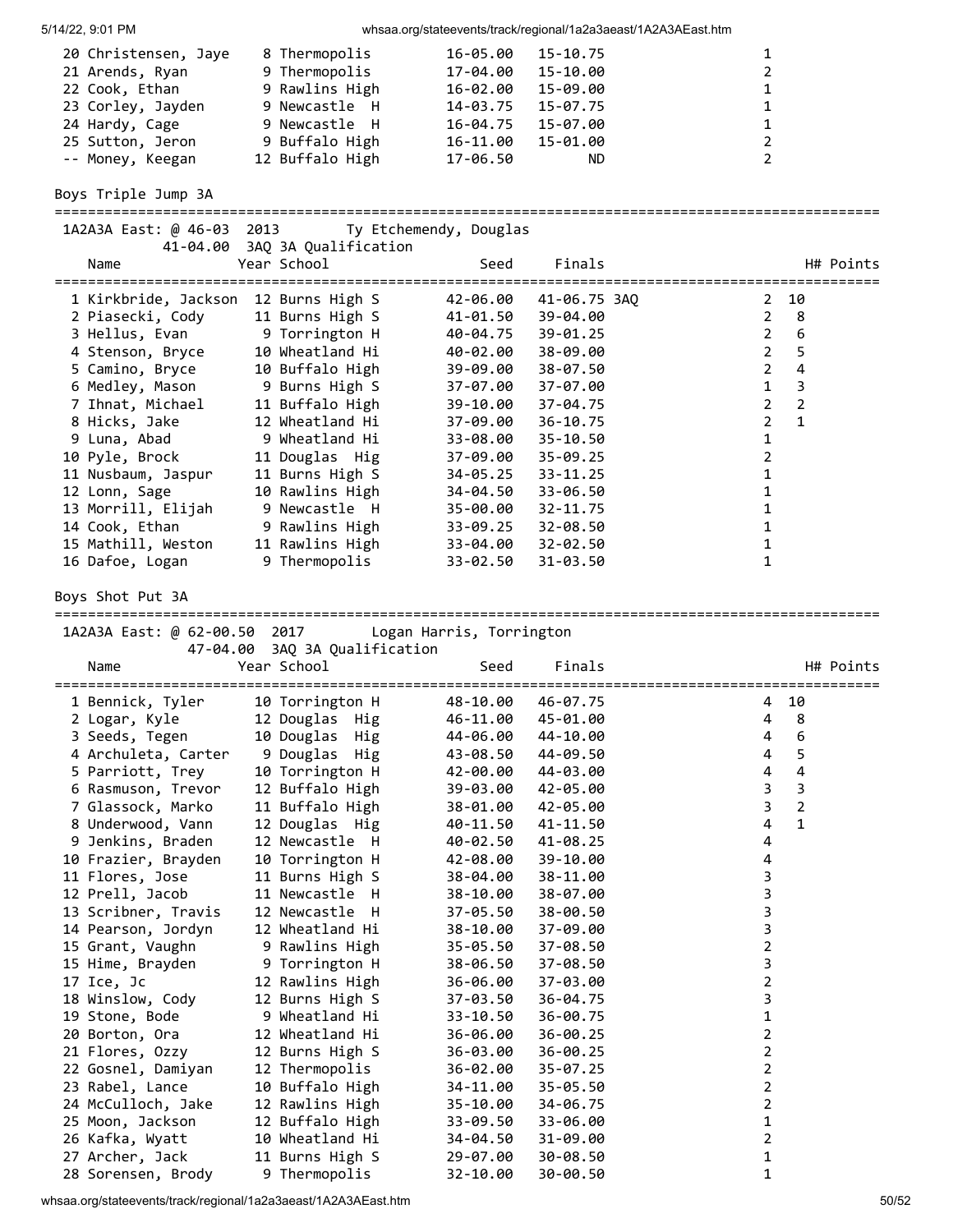| Place | Name | Year | School | Seed | Finals | H# | Points |
|---|---|---|---|---|---|---|---|
| 20 | Christensen, Jaye | 8 | Thermopolis | 16-05.00 | 15-10.75 | 1 | |
| 21 | Arends, Ryan | 9 | Thermopolis | 17-04.00 | 15-10.00 | 2 | |
| 22 | Cook, Ethan | 9 | Rawlins High | 16-02.00 | 15-09.00 | 1 | |
| 23 | Corley, Jayden | 9 | Newcastle H | 14-03.75 | 15-07.75 | 1 | |
| 24 | Hardy, Cage | 9 | Newcastle H | 16-04.75 | 15-07.00 | 1 | |
| 25 | Sutton, Jeron | 9 | Buffalo High | 16-11.00 | 15-01.00 | 2 | |
| -- | Money, Keegan | 12 | Buffalo High | 17-06.50 | ND | 2 | |

## Boys Triple Jump 3A

1A2A3A East: @ 46-03 2013 Ty Etchemendy, Douglas
41-04.00 3AQ 3A Qualification

| Place | Name | Year | School | Seed | Finals | H# | Points |
|---|---|---|---|---|---|---|---|
| 1 | Kirkbride, Jackson | 12 | Burns High S | 42-06.00 | 41-06.75 3AQ | 2 | 10 |
| 2 | Piasecki, Cody | 11 | Burns High S | 41-01.50 | 39-04.00 | 2 | 8 |
| 3 | Hellus, Evan | 9 | Torrington H | 40-04.75 | 39-01.25 | 2 | 6 |
| 4 | Stenson, Bryce | 10 | Wheatland Hi | 40-02.00 | 38-09.00 | 2 | 5 |
| 5 | Camino, Bryce | 10 | Buffalo High | 39-09.00 | 38-07.50 | 2 | 4 |
| 6 | Medley, Mason | 9 | Burns High S | 37-07.00 | 37-07.00 | 1 | 3 |
| 7 | Ihnat, Michael | 11 | Buffalo High | 39-10.00 | 37-04.75 | 2 | 2 |
| 8 | Hicks, Jake | 12 | Wheatland Hi | 37-09.00 | 36-10.75 | 2 | 1 |
| 9 | Luna, Abad | 9 | Wheatland Hi | 33-08.00 | 35-10.50 | 1 | |
| 10 | Pyle, Brock | 11 | Douglas Hig | 37-09.00 | 35-09.25 | 2 | |
| 11 | Nusbaum, Jaspur | 11 | Burns High S | 34-05.25 | 33-11.25 | 1 | |
| 12 | Lonn, Sage | 10 | Rawlins High | 34-04.50 | 33-06.50 | 1 | |
| 13 | Morrill, Elijah | 9 | Newcastle H | 35-00.00 | 32-11.75 | 1 | |
| 14 | Cook, Ethan | 9 | Rawlins High | 33-09.25 | 32-08.50 | 1 | |
| 15 | Mathill, Weston | 11 | Rawlins High | 33-04.00 | 32-02.50 | 1 | |
| 16 | Dafoe, Logan | 9 | Thermopolis | 33-02.50 | 31-03.50 | 1 | |

## Boys Shot Put 3A

1A2A3A East: @ 62-00.50 2017 Logan Harris, Torrington
47-04.00 3AQ 3A Qualification

| Place | Name | Year | School | Seed | Finals | H# | Points |
|---|---|---|---|---|---|---|---|
| 1 | Bennick, Tyler | 10 | Torrington H | 48-10.00 | 46-07.75 | 4 | 10 |
| 2 | Logar, Kyle | 12 | Douglas Hig | 46-11.00 | 45-01.00 | 4 | 8 |
| 3 | Seeds, Tegen | 10 | Douglas Hig | 44-06.00 | 44-10.00 | 4 | 6 |
| 4 | Archuleta, Carter | 9 | Douglas Hig | 43-08.50 | 44-09.50 | 4 | 5 |
| 5 | Parriott, Trey | 10 | Torrington H | 42-00.00 | 44-03.00 | 4 | 4 |
| 6 | Rasmuson, Trevor | 12 | Buffalo High | 39-03.00 | 42-05.00 | 3 | 3 |
| 7 | Glassock, Marko | 11 | Buffalo High | 38-01.00 | 42-05.00 | 3 | 2 |
| 8 | Underwood, Vann | 12 | Douglas Hig | 40-11.50 | 41-11.50 | 4 | 1 |
| 9 | Jenkins, Braden | 12 | Newcastle H | 40-02.50 | 41-08.25 | 4 | |
| 10 | Frazier, Brayden | 10 | Torrington H | 42-08.00 | 39-10.00 | 4 | |
| 11 | Flores, Jose | 11 | Burns High S | 38-04.00 | 38-11.00 | 3 | |
| 12 | Prell, Jacob | 11 | Newcastle H | 38-10.00 | 38-07.00 | 3 | |
| 13 | Scribner, Travis | 12 | Newcastle H | 37-05.50 | 38-00.50 | 3 | |
| 14 | Pearson, Jordyn | 12 | Wheatland Hi | 38-10.00 | 37-09.00 | 3 | |
| 15 | Grant, Vaughn | 9 | Rawlins High | 35-05.50 | 37-08.50 | 2 | |
| 15 | Hime, Brayden | 9 | Torrington H | 38-06.50 | 37-08.50 | 3 | |
| 17 | Ice, Jc | 12 | Rawlins High | 36-06.00 | 37-03.00 | 2 | |
| 18 | Winslow, Cody | 12 | Burns High S | 37-03.50 | 36-04.75 | 3 | |
| 19 | Stone, Bode | 9 | Wheatland Hi | 33-10.50 | 36-00.75 | 1 | |
| 20 | Borton, Ora | 12 | Wheatland Hi | 36-06.00 | 36-00.25 | 2 | |
| 21 | Flores, Ozzy | 12 | Burns High S | 36-03.00 | 36-00.25 | 2 | |
| 22 | Gosnel, Damiyan | 12 | Thermopolis | 36-02.00 | 35-07.25 | 2 | |
| 23 | Rabel, Lance | 10 | Buffalo High | 34-11.00 | 35-05.50 | 2 | |
| 24 | McCulloch, Jake | 12 | Rawlins High | 35-10.00 | 34-06.75 | 2 | |
| 25 | Moon, Jackson | 12 | Buffalo High | 33-09.50 | 33-06.00 | 1 | |
| 26 | Kafka, Wyatt | 10 | Wheatland Hi | 34-04.50 | 31-09.00 | 2 | |
| 27 | Archer, Jack | 11 | Burns High S | 29-07.00 | 30-08.50 | 1 | |
| 28 | Sorensen, Brody | 9 | Thermopolis | 32-10.00 | 30-00.50 | 1 | |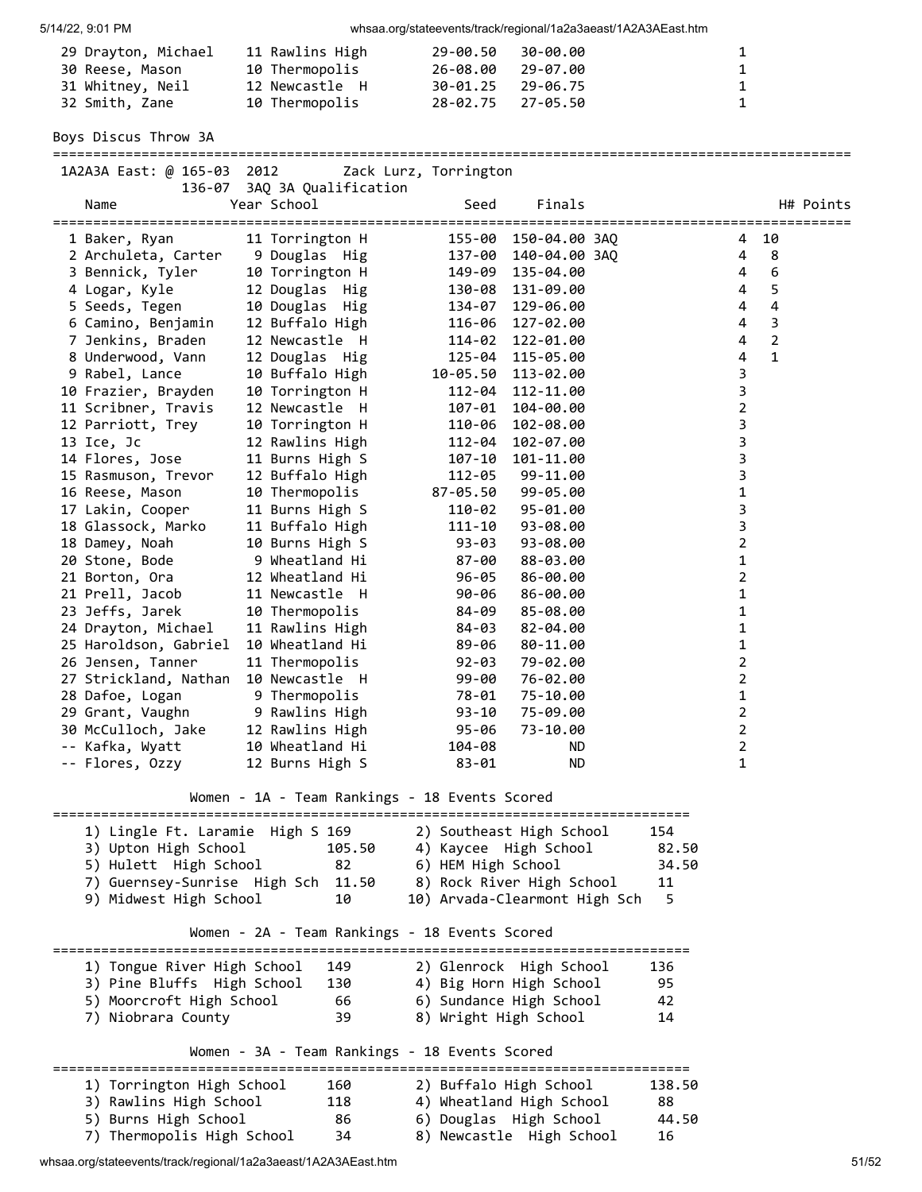| Place | Name | Year | School | Seed | Finals | H# | Points |
|---|---|---|---|---|---|---|---|
| 29 | Drayton, Michael | 11 | Rawlins High | 29-00.50 | 30-00.00 | 1 | |
| 30 | Reese, Mason | 10 | Thermopolis | 26-08.00 | 29-07.00 | 1 | |
| 31 | Whitney, Neil | 12 | Newcastle H | 30-01.25 | 29-06.75 | 1 | |
| 32 | Smith, Zane | 10 | Thermopolis | 28-02.75 | 27-05.50 | 1 | |

## Boys Discus Throw 3A

1A2A3A East: @ 165-03 2012 Zack Lurz, Torrington
136-07 3AQ 3A Qualification

| Place | Name | Year | School | Seed | Finals | H# | Points |
|---|---|---|---|---|---|---|---|
| 1 | Baker, Ryan | 11 | Torrington H | 155-00 | 150-04.00 3AQ | 4 | 10 |
| 2 | Archuleta, Carter | 9 | Douglas Hig | 137-00 | 140-04.00 3AQ | 4 | 8 |
| 3 | Bennick, Tyler | 10 | Torrington H | 149-09 | 135-04.00 | 4 | 6 |
| 4 | Logar, Kyle | 12 | Douglas Hig | 130-08 | 131-09.00 | 4 | 5 |
| 5 | Seeds, Tegen | 10 | Douglas Hig | 134-07 | 129-06.00 | 4 | 4 |
| 6 | Camino, Benjamin | 12 | Buffalo High | 116-06 | 127-02.00 | 4 | 3 |
| 7 | Jenkins, Braden | 12 | Newcastle H | 114-02 | 122-01.00 | 4 | 2 |
| 8 | Underwood, Vann | 12 | Douglas Hig | 125-04 | 115-05.00 | 4 | 1 |
| 9 | Rabel, Lance | 10 | Buffalo High | 10-05.50 | 113-02.00 | 3 | |
| 10 | Frazier, Brayden | 10 | Torrington H | 112-04 | 112-11.00 | 3 | |
| 11 | Scribner, Travis | 12 | Newcastle H | 107-01 | 104-00.00 | 2 | |
| 12 | Parriott, Trey | 10 | Torrington H | 110-06 | 102-08.00 | 3 | |
| 13 | Ice, Jc | 12 | Rawlins High | 112-04 | 102-07.00 | 3 | |
| 14 | Flores, Jose | 11 | Burns High S | 107-10 | 101-11.00 | 3 | |
| 15 | Rasmuson, Trevor | 12 | Buffalo High | 112-05 | 99-11.00 | 3 | |
| 16 | Reese, Mason | 10 | Thermopolis | 87-05.50 | 99-05.00 | 1 | |
| 17 | Lakin, Cooper | 11 | Burns High S | 110-02 | 95-01.00 | 3 | |
| 18 | Glassock, Marko | 11 | Buffalo High | 111-10 | 93-08.00 | 3 | |
| 18 | Damey, Noah | 10 | Burns High S | 93-03 | 93-08.00 | 2 | |
| 20 | Stone, Bode | 9 | Wheatland Hi | 87-00 | 88-03.00 | 1 | |
| 21 | Borton, Ora | 12 | Wheatland Hi | 96-05 | 86-00.00 | 2 | |
| 21 | Prell, Jacob | 11 | Newcastle H | 90-06 | 86-00.00 | 1 | |
| 23 | Jeffs, Jarek | 10 | Thermopolis | 84-09 | 85-08.00 | 1 | |
| 24 | Drayton, Michael | 11 | Rawlins High | 84-03 | 82-04.00 | 1 | |
| 25 | Haroldson, Gabriel | 10 | Wheatland Hi | 89-06 | 80-11.00 | 1 | |
| 26 | Jensen, Tanner | 11 | Thermopolis | 92-03 | 79-02.00 | 2 | |
| 27 | Strickland, Nathan | 10 | Newcastle H | 99-00 | 76-02.00 | 2 | |
| 28 | Dafoe, Logan | 9 | Thermopolis | 78-01 | 75-10.00 | 1 | |
| 29 | Grant, Vaughn | 9 | Rawlins High | 93-10 | 75-09.00 | 2 | |
| 30 | McCulloch, Jake | 12 | Rawlins High | 95-06 | 73-10.00 | 2 | |
| -- | Kafka, Wyatt | 10 | Wheatland Hi | 104-08 | ND | 2 | |
| -- | Flores, Ozzy | 12 | Burns High S | 83-01 | ND | 1 | |

## Women - 1A - Team Rankings - 18 Events Scored

| Rank | School | Points | Rank | School | Points |
|---|---|---|---|---|---|
| 1) | Lingle Ft. Laramie High S | 169 | 2) | Southeast High School | 154 |
| 3) | Upton High School | 105.50 | 4) | Kaycee High School | 82.50 |
| 5) | Hulett High School | 82 | 6) | HEM High School | 34.50 |
| 7) | Guernsey-Sunrise High Sch | 11.50 | 8) | Rock River High School | 11 |
| 9) | Midwest High School | 10 | 10) | Arvada-Clearmont High Sch | 5 |

## Women - 2A - Team Rankings - 18 Events Scored

| Rank | School | Points | Rank | School | Points |
|---|---|---|---|---|---|
| 1) | Tongue River High School | 149 | 2) | Glenrock High School | 136 |
| 3) | Pine Bluffs High School | 130 | 4) | Big Horn High School | 95 |
| 5) | Moorcroft High School | 66 | 6) | Sundance High School | 42 |
| 7) | Niobrara County | 39 | 8) | Wright High School | 14 |

## Women - 3A - Team Rankings - 18 Events Scored

| Rank | School | Points | Rank | School | Points |
|---|---|---|---|---|---|
| 1) | Torrington High School | 160 | 2) | Buffalo High School | 138.50 |
| 3) | Rawlins High School | 118 | 4) | Wheatland High School | 88 |
| 5) | Burns High School | 86 | 6) | Douglas High School | 44.50 |
| 7) | Thermopolis High School | 34 | 8) | Newcastle High School | 16 |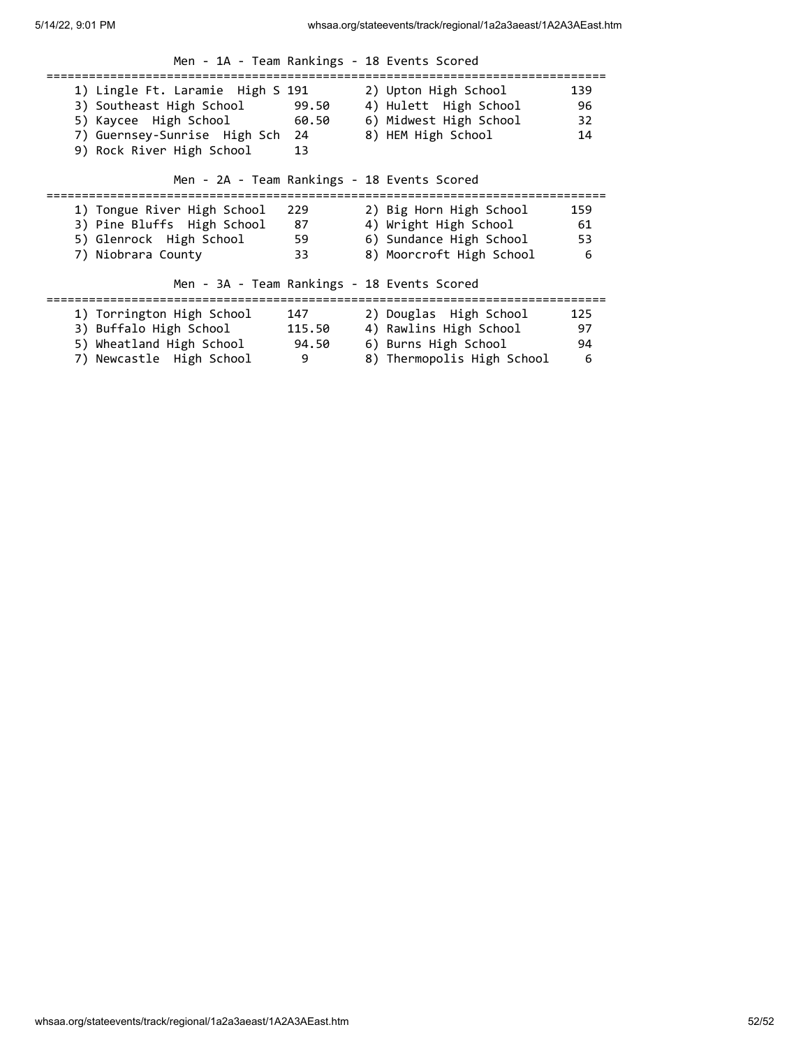## Men - 1A - Team Rankings - 18 Events Scored

| | | | |
|---|---|---|---|
| 1) Lingle Ft. Laramie High S | 191 | 2) Upton High School | 139 |
| 3) Southeast High School | 99.50 | 4) Hulett High School | 96 |
| 5) Kaycee High School | 60.50 | 6) Midwest High School | 32 |
| 7) Guernsey-Sunrise High Sch | 24 | 8) HEM High School | 14 |
| 9) Rock River High School | 13 | | |

## Men - 2A - Team Rankings - 18 Events Scored

| | | | |
|---|---|---|---|
| 1) Tongue River High School | 229 | 2) Big Horn High School | 159 |
| 3) Pine Bluffs High School | 87 | 4) Wright High School | 61 |
| 5) Glenrock High School | 59 | 6) Sundance High School | 53 |
| 7) Niobrara County | 33 | 8) Moorcroft High School | 6 |

## Men - 3A - Team Rankings - 18 Events Scored

| | | | |
|---|---|---|---|
| 1) Torrington High School | 147 | 2) Douglas High School | 125 |
| 3) Buffalo High School | 115.50 | 4) Rawlins High School | 97 |
| 5) Wheatland High School | 94.50 | 6) Burns High School | 94 |
| 7) Newcastle High School | 9 | 8) Thermopolis High School | 6 |